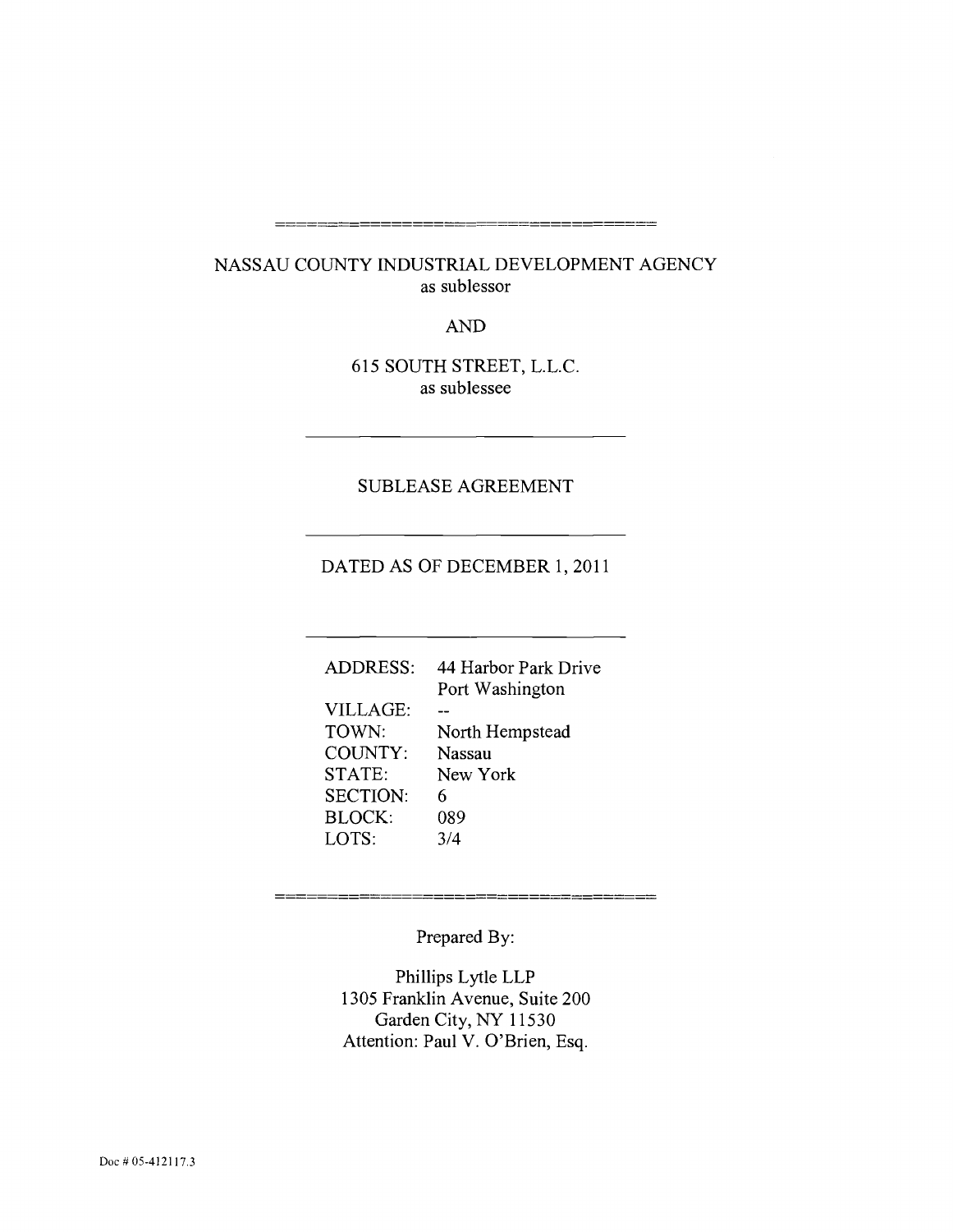NASSAU COUNTY INDUSTRIAL DEVELOPMENT AGENCY
as sublessor

AND

615 SOUTH STREET, L.L.C.
as sublessee

---

# SUBLEASE AGREEMENT

---

DATED AS OF DECEMBER 1, 2011

---

| | |
|---|---|
| ADDRESS: | 44 Harbor Park Drive<br>Port Washington |
| VILLAGE: | -- |
| TOWN: | North Hempstead |
| COUNTY: | Nassau |
| STATE: | New York |
| SECTION: | 6 |
| BLOCK: | 089 |
| LOTS: | 3/4 |

---

Prepared By:

Phillips Lytle LLP
1305 Franklin Avenue, Suite 200
Garden City, NY 11530
Attention: Paul V. O'Brien, Esq.

Doc # 05-412117.3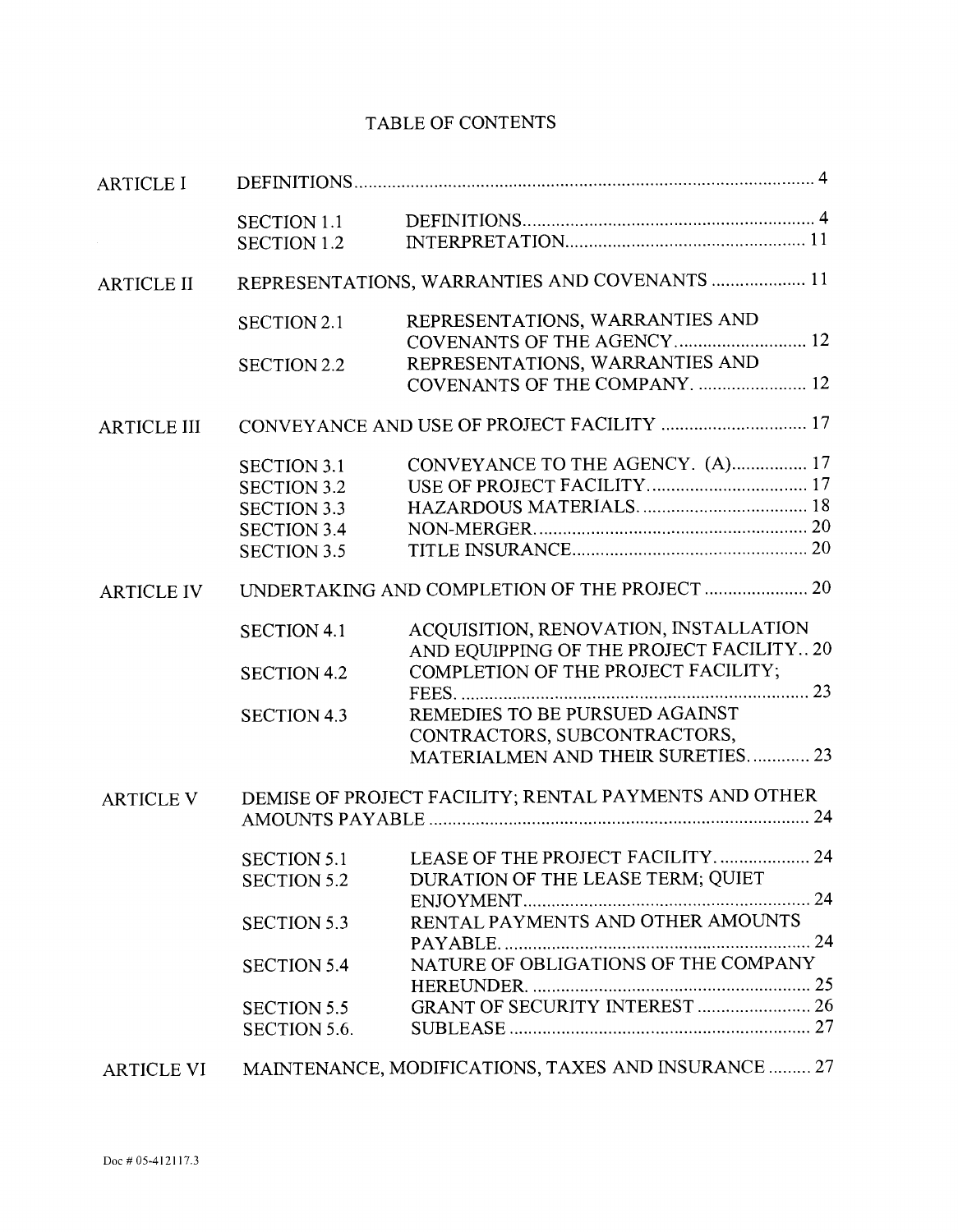# TABLE OF CONTENTS

| | | | |
|---|---|---|---|
| ARTICLE I | DEFINITIONS | | 4 |
| | SECTION 1.1 | DEFINITIONS | 4 |
| | SECTION 1.2 | INTERPRETATION | 11 |
| ARTICLE II | REPRESENTATIONS, WARRANTIES AND COVENANTS | | 11 |
| | SECTION 2.1 | REPRESENTATIONS, WARRANTIES AND COVENANTS OF THE AGENCY | 12 |
| | SECTION 2.2 | REPRESENTATIONS, WARRANTIES AND COVENANTS OF THE COMPANY. | 12 |
| ARTICLE III | CONVEYANCE AND USE OF PROJECT FACILITY | | 17 |
| | SECTION 3.1 | CONVEYANCE TO THE AGENCY. (A) | 17 |
| | SECTION 3.2 | USE OF PROJECT FACILITY. | 17 |
| | SECTION 3.3 | HAZARDOUS MATERIALS. | 18 |
| | SECTION 3.4 | NON-MERGER. | 20 |
| | SECTION 3.5 | TITLE INSURANCE | 20 |
| ARTICLE IV | UNDERTAKING AND COMPLETION OF THE PROJECT | | 20 |
| | SECTION 4.1 | ACQUISITION, RENOVATION, INSTALLATION AND EQUIPPING OF THE PROJECT FACILITY | 20 |
| | SECTION 4.2 | COMPLETION OF THE PROJECT FACILITY; FEES. | 23 |
| | SECTION 4.3 | REMEDIES TO BE PURSUED AGAINST CONTRACTORS, SUBCONTRACTORS, MATERIALMEN AND THEIR SURETIES. | 23 |
| ARTICLE V | DEMISE OF PROJECT FACILITY; RENTAL PAYMENTS AND OTHER AMOUNTS PAYABLE | | 24 |
| | SECTION 5.1 | LEASE OF THE PROJECT FACILITY. | 24 |
| | SECTION 5.2 | DURATION OF THE LEASE TERM; QUIET ENJOYMENT | 24 |
| | SECTION 5.3 | RENTAL PAYMENTS AND OTHER AMOUNTS PAYABLE. | 24 |
| | SECTION 5.4 | NATURE OF OBLIGATIONS OF THE COMPANY HEREUNDER. | 25 |
| | SECTION 5.5 | GRANT OF SECURITY INTEREST | 26 |
| | SECTION 5.6. | SUBLEASE | 27 |
| ARTICLE VI | MAINTENANCE, MODIFICATIONS, TAXES AND INSURANCE | | 27 |

Doc # 05-412117.3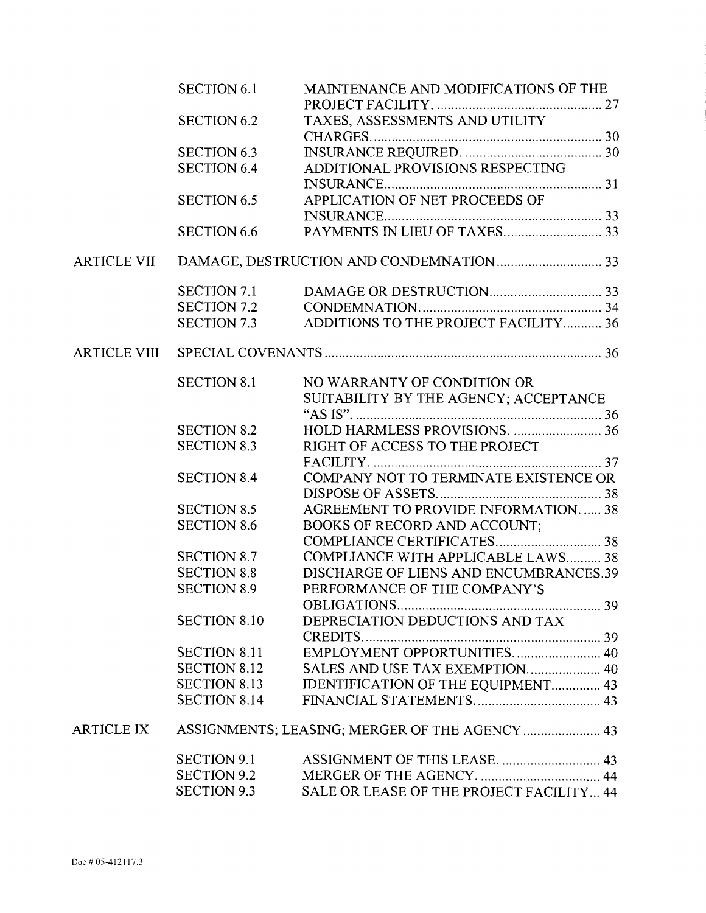| | | |
|---|---|---|
| | SECTION 6.1 | MAINTENANCE AND MODIFICATIONS OF THE PROJECT FACILITY. .... 27 |
| | SECTION 6.2 | TAXES, ASSESSMENTS AND UTILITY CHARGES. .... 30 |
| | SECTION 6.3 | INSURANCE REQUIRED. .... 30 |
| | SECTION 6.4 | ADDITIONAL PROVISIONS RESPECTING INSURANCE. .... 31 |
| | SECTION 6.5 | APPLICATION OF NET PROCEEDS OF INSURANCE. .... 33 |
| | SECTION 6.6 | PAYMENTS IN LIEU OF TAXES. .... 33 |
| ARTICLE VII | DAMAGE, DESTRUCTION AND CONDEMNATION .... 33 | |
| | SECTION 7.1 | DAMAGE OR DESTRUCTION. .... 33 |
| | SECTION 7.2 | CONDEMNATION. .... 34 |
| | SECTION 7.3 | ADDITIONS TO THE PROJECT FACILITY. .... 36 |
| ARTICLE VIII | SPECIAL COVENANTS .... 36 | |
| | SECTION 8.1 | NO WARRANTY OF CONDITION OR SUITABILITY BY THE AGENCY; ACCEPTANCE "AS IS". .... 36 |
| | SECTION 8.2 | HOLD HARMLESS PROVISIONS. .... 36 |
| | SECTION 8.3 | RIGHT OF ACCESS TO THE PROJECT FACILITY. .... 37 |
| | SECTION 8.4 | COMPANY NOT TO TERMINATE EXISTENCE OR DISPOSE OF ASSETS. .... 38 |
| | SECTION 8.5 | AGREEMENT TO PROVIDE INFORMATION. .... 38 |
| | SECTION 8.6 | BOOKS OF RECORD AND ACCOUNT; COMPLIANCE CERTIFICATES. .... 38 |
| | SECTION 8.7 | COMPLIANCE WITH APPLICABLE LAWS. .... 38 |
| | SECTION 8.8 | DISCHARGE OF LIENS AND ENCUMBRANCES. 39 |
| | SECTION 8.9 | PERFORMANCE OF THE COMPANY'S OBLIGATIONS. .... 39 |
| | SECTION 8.10 | DEPRECIATION DEDUCTIONS AND TAX CREDITS. .... 39 |
| | SECTION 8.11 | EMPLOYMENT OPPORTUNITIES. .... 40 |
| | SECTION 8.12 | SALES AND USE TAX EXEMPTION. .... 40 |
| | SECTION 8.13 | IDENTIFICATION OF THE EQUIPMENT. .... 43 |
| | SECTION 8.14 | FINANCIAL STATEMENTS. .... 43 |
| ARTICLE IX | ASSIGNMENTS; LEASING; MERGER OF THE AGENCY .... 43 | |
| | SECTION 9.1 | ASSIGNMENT OF THIS LEASE. .... 43 |
| | SECTION 9.2 | MERGER OF THE AGENCY. .... 44 |
| | SECTION 9.3 | SALE OR LEASE OF THE PROJECT FACILITY. .... 44 |

Doc # 05-412117.3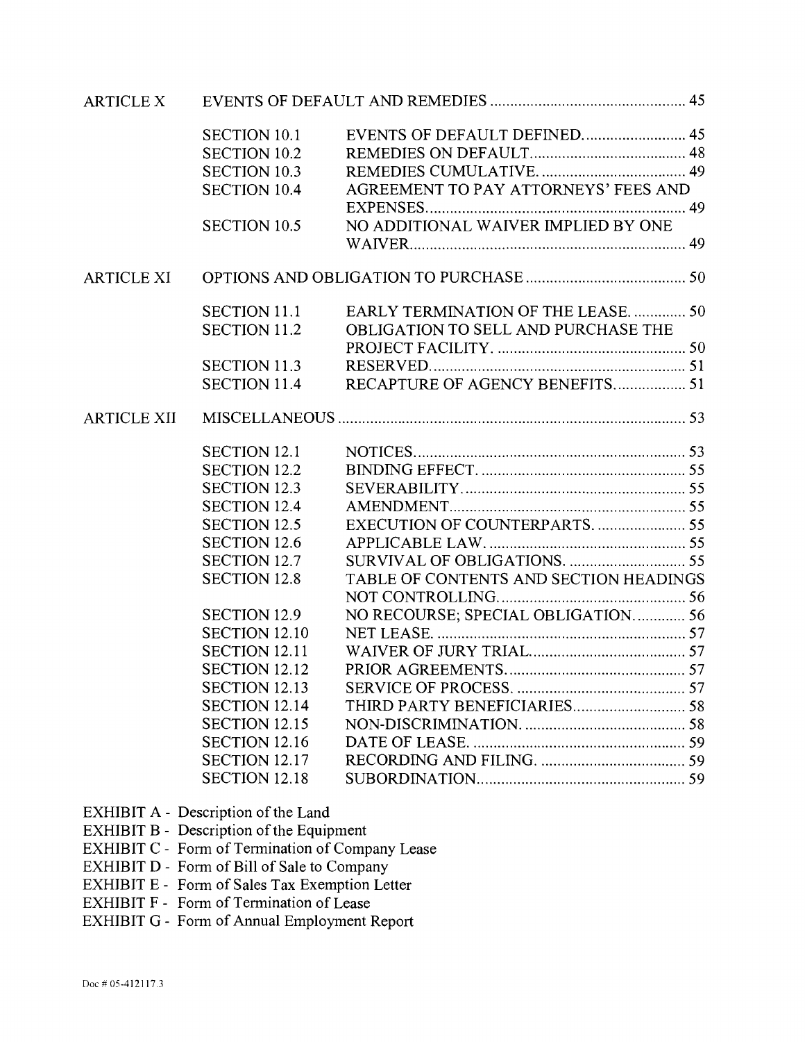| | | | |
|---|---|---|---|
| ARTICLE X | EVENTS OF DEFAULT AND REMEDIES | | 45 |
| | SECTION 10.1 | EVENTS OF DEFAULT DEFINED. | 45 |
| | SECTION 10.2 | REMEDIES ON DEFAULT. | 48 |
| | SECTION 10.3 | REMEDIES CUMULATIVE. | 49 |
| | SECTION 10.4 | AGREEMENT TO PAY ATTORNEYS' FEES AND EXPENSES. | 49 |
| | SECTION 10.5 | NO ADDITIONAL WAIVER IMPLIED BY ONE WAIVER. | 49 |
| ARTICLE XI | OPTIONS AND OBLIGATION TO PURCHASE | | 50 |
| | SECTION 11.1 | EARLY TERMINATION OF THE LEASE. | 50 |
| | SECTION 11.2 | OBLIGATION TO SELL AND PURCHASE THE PROJECT FACILITY. | 50 |
| | SECTION 11.3 | RESERVED. | 51 |
| | SECTION 11.4 | RECAPTURE OF AGENCY BENEFITS. | 51 |
| ARTICLE XII | MISCELLANEOUS | | 53 |
| | SECTION 12.1 | NOTICES. | 53 |
| | SECTION 12.2 | BINDING EFFECT. | 55 |
| | SECTION 12.3 | SEVERABILITY. | 55 |
| | SECTION 12.4 | AMENDMENT. | 55 |
| | SECTION 12.5 | EXECUTION OF COUNTERPARTS. | 55 |
| | SECTION 12.6 | APPLICABLE LAW. | 55 |
| | SECTION 12.7 | SURVIVAL OF OBLIGATIONS. | 55 |
| | SECTION 12.8 | TABLE OF CONTENTS AND SECTION HEADINGS NOT CONTROLLING. | 56 |
| | SECTION 12.9 | NO RECOURSE; SPECIAL OBLIGATION. | 56 |
| | SECTION 12.10 | NET LEASE. | 57 |
| | SECTION 12.11 | WAIVER OF JURY TRIAL. | 57 |
| | SECTION 12.12 | PRIOR AGREEMENTS. | 57 |
| | SECTION 12.13 | SERVICE OF PROCESS. | 57 |
| | SECTION 12.14 | THIRD PARTY BENEFICIARIES. | 58 |
| | SECTION 12.15 | NON-DISCRIMINATION. | 58 |
| | SECTION 12.16 | DATE OF LEASE. | 59 |
| | SECTION 12.17 | RECORDING AND FILING. | 59 |
| | SECTION 12.18 | SUBORDINATION. | 59 |

EXHIBIT A - Description of the Land
EXHIBIT B - Description of the Equipment
EXHIBIT C - Form of Termination of Company Lease
EXHIBIT D - Form of Bill of Sale to Company
EXHIBIT E - Form of Sales Tax Exemption Letter
EXHIBIT F - Form of Termination of Lease
EXHIBIT G - Form of Annual Employment Report

Doc # 05-412117.3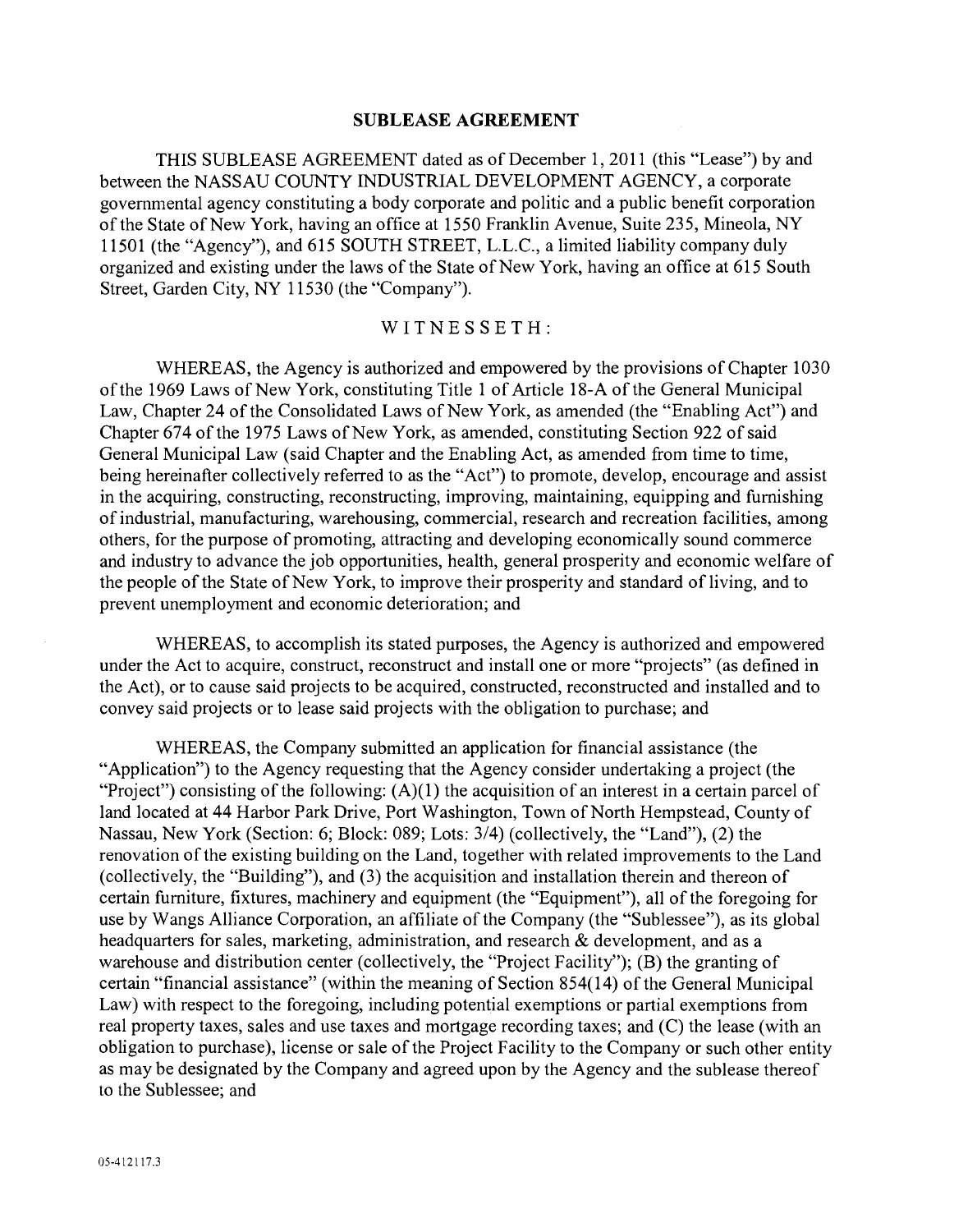# SUBLEASE AGREEMENT

THIS SUBLEASE AGREEMENT dated as of December 1, 2011 (this "Lease") by and between the NASSAU COUNTY INDUSTRIAL DEVELOPMENT AGENCY, a corporate governmental agency constituting a body corporate and politic and a public benefit corporation of the State of New York, having an office at 1550 Franklin Avenue, Suite 235, Mineola, NY 11501 (the "Agency"), and 615 SOUTH STREET, L.L.C., a limited liability company duly organized and existing under the laws of the State of New York, having an office at 615 South Street, Garden City, NY 11530 (the "Company").

WITNESSETH:

WHEREAS, the Agency is authorized and empowered by the provisions of Chapter 1030 of the 1969 Laws of New York, constituting Title 1 of Article 18-A of the General Municipal Law, Chapter 24 of the Consolidated Laws of New York, as amended (the "Enabling Act") and Chapter 674 of the 1975 Laws of New York, as amended, constituting Section 922 of said General Municipal Law (said Chapter and the Enabling Act, as amended from time to time, being hereinafter collectively referred to as the "Act") to promote, develop, encourage and assist in the acquiring, constructing, reconstructing, improving, maintaining, equipping and furnishing of industrial, manufacturing, warehousing, commercial, research and recreation facilities, among others, for the purpose of promoting, attracting and developing economically sound commerce and industry to advance the job opportunities, health, general prosperity and economic welfare of the people of the State of New York, to improve their prosperity and standard of living, and to prevent unemployment and economic deterioration; and

WHEREAS, to accomplish its stated purposes, the Agency is authorized and empowered under the Act to acquire, construct, reconstruct and install one or more "projects" (as defined in the Act), or to cause said projects to be acquired, constructed, reconstructed and installed and to convey said projects or to lease said projects with the obligation to purchase; and

WHEREAS, the Company submitted an application for financial assistance (the "Application") to the Agency requesting that the Agency consider undertaking a project (the "Project") consisting of the following: (A)(1) the acquisition of an interest in a certain parcel of land located at 44 Harbor Park Drive, Port Washington, Town of North Hempstead, County of Nassau, New York (Section: 6; Block: 089; Lots: 3/4) (collectively, the "Land"), (2) the renovation of the existing building on the Land, together with related improvements to the Land (collectively, the "Building"), and (3) the acquisition and installation therein and thereon of certain furniture, fixtures, machinery and equipment (the "Equipment"), all of the foregoing for use by Wangs Alliance Corporation, an affiliate of the Company (the "Sublessee"), as its global headquarters for sales, marketing, administration, and research & development, and as a warehouse and distribution center (collectively, the "Project Facility"); (B) the granting of certain "financial assistance" (within the meaning of Section 854(14) of the General Municipal Law) with respect to the foregoing, including potential exemptions or partial exemptions from real property taxes, sales and use taxes and mortgage recording taxes; and (C) the lease (with an obligation to purchase), license or sale of the Project Facility to the Company or such other entity as may be designated by the Company and agreed upon by the Agency and the sublease thereof to the Sublessee; and

05-412117.3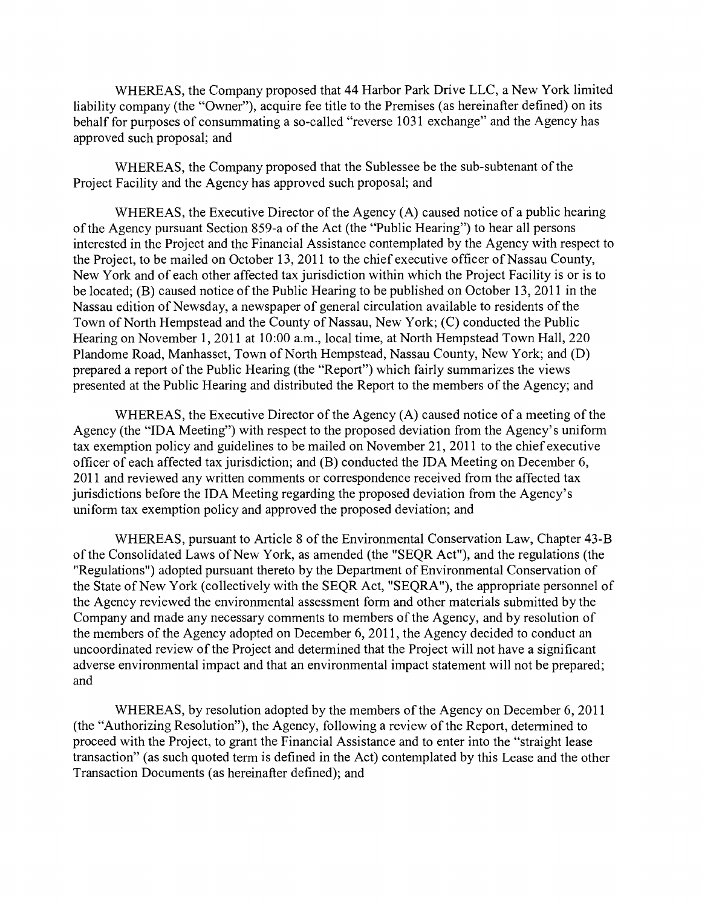WHEREAS, the Company proposed that 44 Harbor Park Drive LLC, a New York limited liability company (the "Owner"), acquire fee title to the Premises (as hereinafter defined) on its behalf for purposes of consummating a so-called "reverse 1031 exchange" and the Agency has approved such proposal; and

WHEREAS, the Company proposed that the Sublessee be the sub-subtenant of the Project Facility and the Agency has approved such proposal; and

WHEREAS, the Executive Director of the Agency (A) caused notice of a public hearing of the Agency pursuant Section 859-a of the Act (the "Public Hearing") to hear all persons interested in the Project and the Financial Assistance contemplated by the Agency with respect to the Project, to be mailed on October 13, 2011 to the chief executive officer of Nassau County, New York and of each other affected tax jurisdiction within which the Project Facility is or is to be located; (B) caused notice of the Public Hearing to be published on October 13, 2011 in the Nassau edition of Newsday, a newspaper of general circulation available to residents of the Town of North Hempstead and the County of Nassau, New York; (C) conducted the Public Hearing on November 1, 2011 at 10:00 a.m., local time, at North Hempstead Town Hall, 220 Plandome Road, Manhasset, Town of North Hempstead, Nassau County, New York; and (D) prepared a report of the Public Hearing (the "Report") which fairly summarizes the views presented at the Public Hearing and distributed the Report to the members of the Agency; and

WHEREAS, the Executive Director of the Agency (A) caused notice of a meeting of the Agency (the "IDA Meeting") with respect to the proposed deviation from the Agency's uniform tax exemption policy and guidelines to be mailed on November 21, 2011 to the chief executive officer of each affected tax jurisdiction; and (B) conducted the IDA Meeting on December 6, 2011 and reviewed any written comments or correspondence received from the affected tax jurisdictions before the IDA Meeting regarding the proposed deviation from the Agency's uniform tax exemption policy and approved the proposed deviation; and

WHEREAS, pursuant to Article 8 of the Environmental Conservation Law, Chapter 43-B of the Consolidated Laws of New York, as amended (the "SEQR Act"), and the regulations (the "Regulations") adopted pursuant thereto by the Department of Environmental Conservation of the State of New York (collectively with the SEQR Act, "SEQRA"), the appropriate personnel of the Agency reviewed the environmental assessment form and other materials submitted by the Company and made any necessary comments to members of the Agency, and by resolution of the members of the Agency adopted on December 6, 2011, the Agency decided to conduct an uncoordinated review of the Project and determined that the Project will not have a significant adverse environmental impact and that an environmental impact statement will not be prepared; and

WHEREAS, by resolution adopted by the members of the Agency on December 6, 2011 (the "Authorizing Resolution"), the Agency, following a review of the Report, determined to proceed with the Project, to grant the Financial Assistance and to enter into the "straight lease transaction" (as such quoted term is defined in the Act) contemplated by this Lease and the other Transaction Documents (as hereinafter defined); and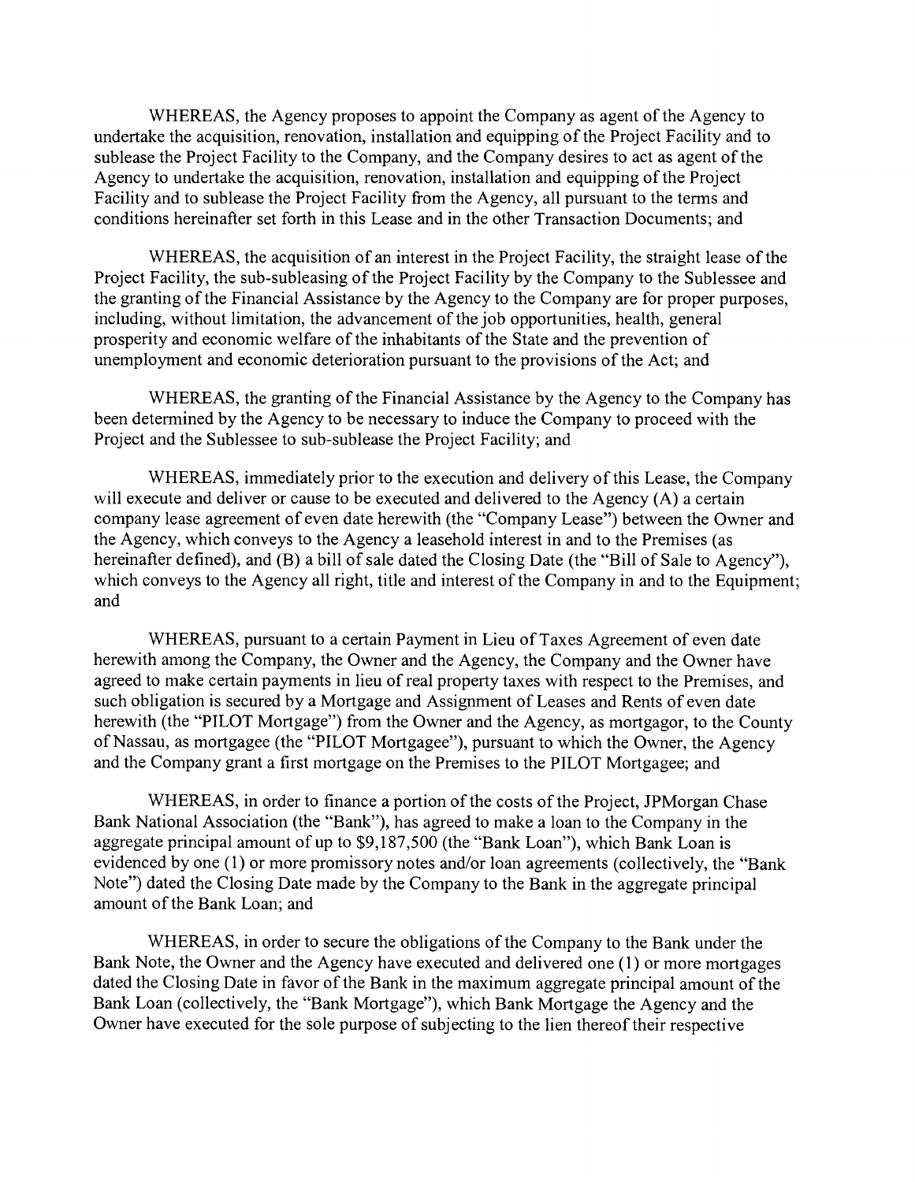WHEREAS, the Agency proposes to appoint the Company as agent of the Agency to undertake the acquisition, renovation, installation and equipping of the Project Facility and to sublease the Project Facility to the Company, and the Company desires to act as agent of the Agency to undertake the acquisition, renovation, installation and equipping of the Project Facility and to sublease the Project Facility from the Agency, all pursuant to the terms and conditions hereinafter set forth in this Lease and in the other Transaction Documents; and

WHEREAS, the acquisition of an interest in the Project Facility, the straight lease of the Project Facility, the sub-subleasing of the Project Facility by the Company to the Sublessee and the granting of the Financial Assistance by the Agency to the Company are for proper purposes, including, without limitation, the advancement of the job opportunities, health, general prosperity and economic welfare of the inhabitants of the State and the prevention of unemployment and economic deterioration pursuant to the provisions of the Act; and

WHEREAS, the granting of the Financial Assistance by the Agency to the Company has been determined by the Agency to be necessary to induce the Company to proceed with the Project and the Sublessee to sub-sublease the Project Facility; and

WHEREAS, immediately prior to the execution and delivery of this Lease, the Company will execute and deliver or cause to be executed and delivered to the Agency (A) a certain company lease agreement of even date herewith (the "Company Lease") between the Owner and the Agency, which conveys to the Agency a leasehold interest in and to the Premises (as hereinafter defined), and (B) a bill of sale dated the Closing Date (the "Bill of Sale to Agency"), which conveys to the Agency all right, title and interest of the Company in and to the Equipment; and

WHEREAS, pursuant to a certain Payment in Lieu of Taxes Agreement of even date herewith among the Company, the Owner and the Agency, the Company and the Owner have agreed to make certain payments in lieu of real property taxes with respect to the Premises, and such obligation is secured by a Mortgage and Assignment of Leases and Rents of even date herewith (the "PILOT Mortgage") from the Owner and the Agency, as mortgagor, to the County of Nassau, as mortgagee (the "PILOT Mortgagee"), pursuant to which the Owner, the Agency and the Company grant a first mortgage on the Premises to the PILOT Mortgagee; and

WHEREAS, in order to finance a portion of the costs of the Project, JPMorgan Chase Bank National Association (the "Bank"), has agreed to make a loan to the Company in the aggregate principal amount of up to $9,187,500 (the "Bank Loan"), which Bank Loan is evidenced by one (1) or more promissory notes and/or loan agreements (collectively, the "Bank Note") dated the Closing Date made by the Company to the Bank in the aggregate principal amount of the Bank Loan; and

WHEREAS, in order to secure the obligations of the Company to the Bank under the Bank Note, the Owner and the Agency have executed and delivered one (1) or more mortgages dated the Closing Date in favor of the Bank in the maximum aggregate principal amount of the Bank Loan (collectively, the "Bank Mortgage"), which Bank Mortgage the Agency and the Owner have executed for the sole purpose of subjecting to the lien thereof their respective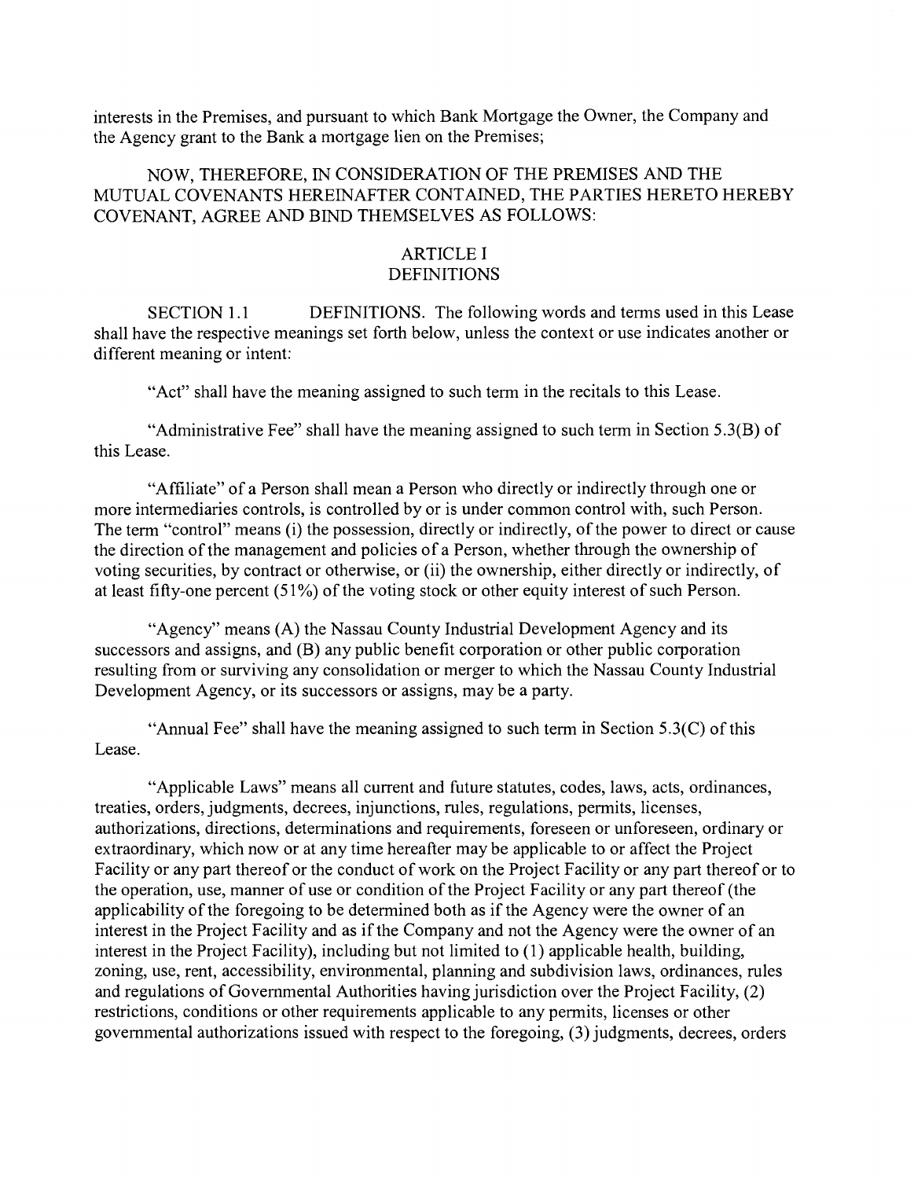interests in the Premises, and pursuant to which Bank Mortgage the Owner, the Company and the Agency grant to the Bank a mortgage lien on the Premises;

NOW, THEREFORE, IN CONSIDERATION OF THE PREMISES AND THE MUTUAL COVENANTS HEREINAFTER CONTAINED, THE PARTIES HERETO HEREBY COVENANT, AGREE AND BIND THEMSELVES AS FOLLOWS:

## ARTICLE I
## DEFINITIONS

SECTION 1.1 DEFINITIONS. The following words and terms used in this Lease shall have the respective meanings set forth below, unless the context or use indicates another or different meaning or intent:

"Act" shall have the meaning assigned to such term in the recitals to this Lease.

"Administrative Fee" shall have the meaning assigned to such term in Section 5.3(B) of this Lease.

"Affiliate" of a Person shall mean a Person who directly or indirectly through one or more intermediaries controls, is controlled by or is under common control with, such Person. The term "control" means (i) the possession, directly or indirectly, of the power to direct or cause the direction of the management and policies of a Person, whether through the ownership of voting securities, by contract or otherwise, or (ii) the ownership, either directly or indirectly, of at least fifty-one percent (51%) of the voting stock or other equity interest of such Person.

"Agency" means (A) the Nassau County Industrial Development Agency and its successors and assigns, and (B) any public benefit corporation or other public corporation resulting from or surviving any consolidation or merger to which the Nassau County Industrial Development Agency, or its successors or assigns, may be a party.

"Annual Fee" shall have the meaning assigned to such term in Section 5.3(C) of this Lease.

"Applicable Laws" means all current and future statutes, codes, laws, acts, ordinances, treaties, orders, judgments, decrees, injunctions, rules, regulations, permits, licenses, authorizations, directions, determinations and requirements, foreseen or unforeseen, ordinary or extraordinary, which now or at any time hereafter may be applicable to or affect the Project Facility or any part thereof or the conduct of work on the Project Facility or any part thereof or to the operation, use, manner of use or condition of the Project Facility or any part thereof (the applicability of the foregoing to be determined both as if the Agency were the owner of an interest in the Project Facility and as if the Company and not the Agency were the owner of an interest in the Project Facility), including but not limited to (1) applicable health, building, zoning, use, rent, accessibility, environmental, planning and subdivision laws, ordinances, rules and regulations of Governmental Authorities having jurisdiction over the Project Facility, (2) restrictions, conditions or other requirements applicable to any permits, licenses or other governmental authorizations issued with respect to the foregoing, (3) judgments, decrees, orders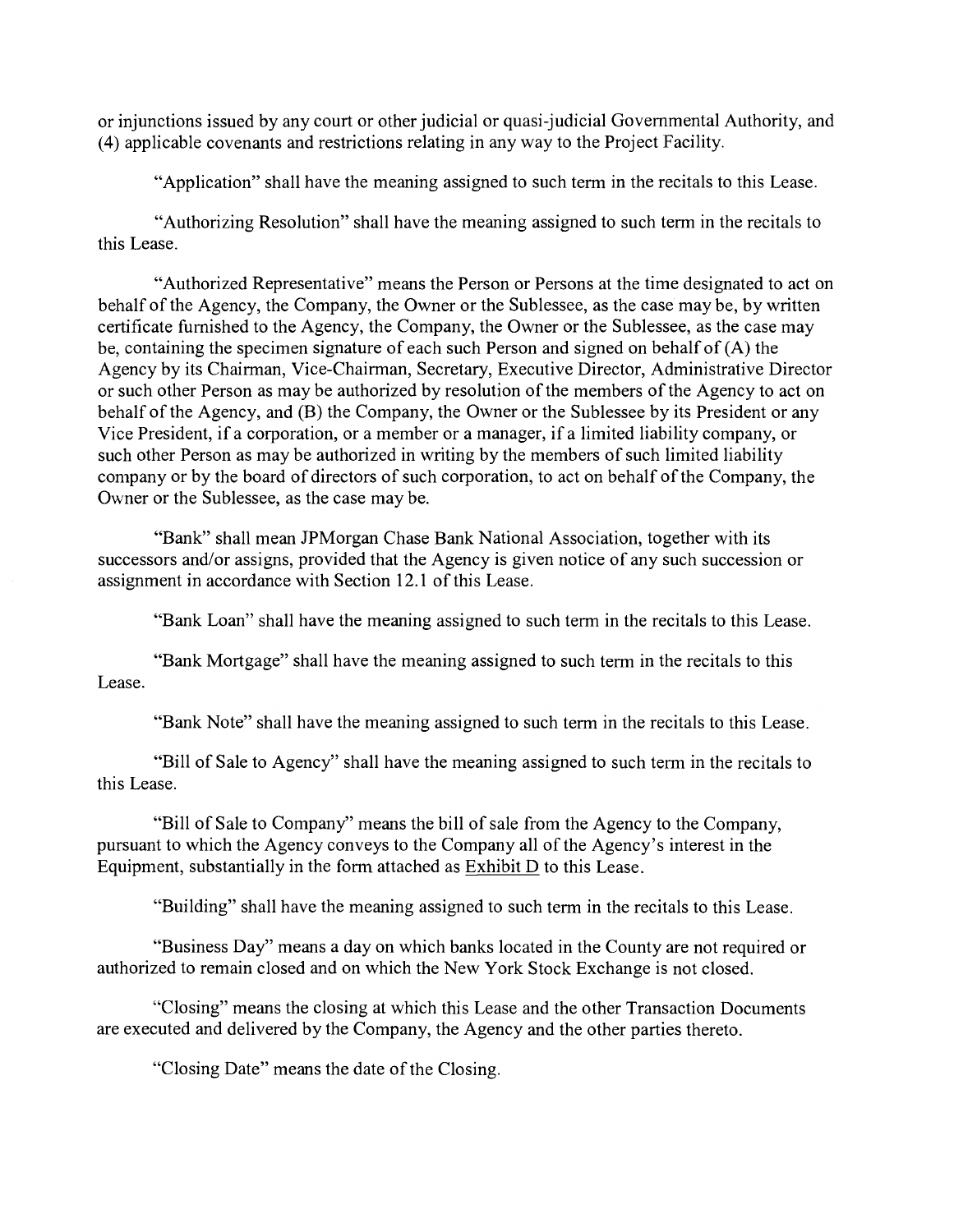or injunctions issued by any court or other judicial or quasi-judicial Governmental Authority, and (4) applicable covenants and restrictions relating in any way to the Project Facility.

"Application" shall have the meaning assigned to such term in the recitals to this Lease.

"Authorizing Resolution" shall have the meaning assigned to such term in the recitals to this Lease.

"Authorized Representative" means the Person or Persons at the time designated to act on behalf of the Agency, the Company, the Owner or the Sublessee, as the case may be, by written certificate furnished to the Agency, the Company, the Owner or the Sublessee, as the case may be, containing the specimen signature of each such Person and signed on behalf of (A) the Agency by its Chairman, Vice-Chairman, Secretary, Executive Director, Administrative Director or such other Person as may be authorized by resolution of the members of the Agency to act on behalf of the Agency, and (B) the Company, the Owner or the Sublessee by its President or any Vice President, if a corporation, or a member or a manager, if a limited liability company, or such other Person as may be authorized in writing by the members of such limited liability company or by the board of directors of such corporation, to act on behalf of the Company, the Owner or the Sublessee, as the case may be.

"Bank" shall mean JPMorgan Chase Bank National Association, together with its successors and/or assigns, provided that the Agency is given notice of any such succession or assignment in accordance with Section 12.1 of this Lease.

"Bank Loan" shall have the meaning assigned to such term in the recitals to this Lease.

"Bank Mortgage" shall have the meaning assigned to such term in the recitals to this Lease.

"Bank Note" shall have the meaning assigned to such term in the recitals to this Lease.

"Bill of Sale to Agency" shall have the meaning assigned to such term in the recitals to this Lease.

"Bill of Sale to Company" means the bill of sale from the Agency to the Company, pursuant to which the Agency conveys to the Company all of the Agency's interest in the Equipment, substantially in the form attached as Exhibit D to this Lease.

"Building" shall have the meaning assigned to such term in the recitals to this Lease.

"Business Day" means a day on which banks located in the County are not required or authorized to remain closed and on which the New York Stock Exchange is not closed.

"Closing" means the closing at which this Lease and the other Transaction Documents are executed and delivered by the Company, the Agency and the other parties thereto.

"Closing Date" means the date of the Closing.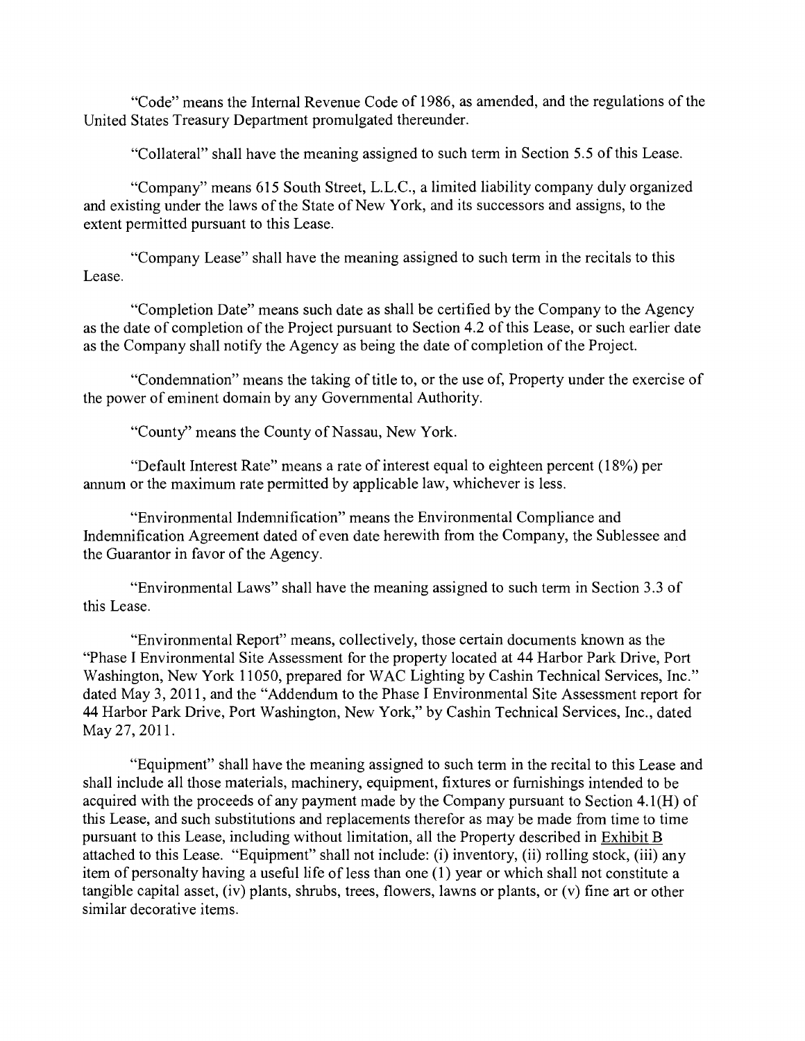"Code" means the Internal Revenue Code of 1986, as amended, and the regulations of the United States Treasury Department promulgated thereunder.

"Collateral" shall have the meaning assigned to such term in Section 5.5 of this Lease.

"Company" means 615 South Street, L.L.C., a limited liability company duly organized and existing under the laws of the State of New York, and its successors and assigns, to the extent permitted pursuant to this Lease.

"Company Lease" shall have the meaning assigned to such term in the recitals to this Lease.

"Completion Date" means such date as shall be certified by the Company to the Agency as the date of completion of the Project pursuant to Section 4.2 of this Lease, or such earlier date as the Company shall notify the Agency as being the date of completion of the Project.

"Condemnation" means the taking of title to, or the use of, Property under the exercise of the power of eminent domain by any Governmental Authority.

"County" means the County of Nassau, New York.

"Default Interest Rate" means a rate of interest equal to eighteen percent (18%) per annum or the maximum rate permitted by applicable law, whichever is less.

"Environmental Indemnification" means the Environmental Compliance and Indemnification Agreement dated of even date herewith from the Company, the Sublessee and the Guarantor in favor of the Agency.

"Environmental Laws" shall have the meaning assigned to such term in Section 3.3 of this Lease.

"Environmental Report" means, collectively, those certain documents known as the "Phase I Environmental Site Assessment for the property located at 44 Harbor Park Drive, Port Washington, New York 11050, prepared for WAC Lighting by Cashin Technical Services, Inc." dated May 3, 2011, and the "Addendum to the Phase I Environmental Site Assessment report for 44 Harbor Park Drive, Port Washington, New York," by Cashin Technical Services, Inc., dated May 27, 2011.

"Equipment" shall have the meaning assigned to such term in the recital to this Lease and shall include all those materials, machinery, equipment, fixtures or furnishings intended to be acquired with the proceeds of any payment made by the Company pursuant to Section 4.1(H) of this Lease, and such substitutions and replacements therefor as may be made from time to time pursuant to this Lease, including without limitation, all the Property described in Exhibit B attached to this Lease. "Equipment" shall not include: (i) inventory, (ii) rolling stock, (iii) any item of personalty having a useful life of less than one (1) year or which shall not constitute a tangible capital asset, (iv) plants, shrubs, trees, flowers, lawns or plants, or (v) fine art or other similar decorative items.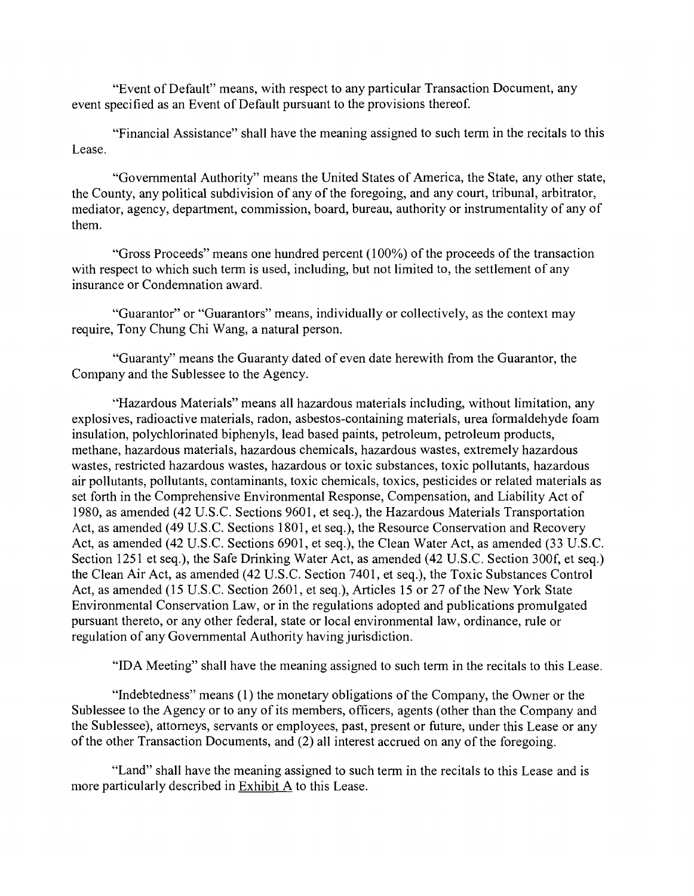"Event of Default" means, with respect to any particular Transaction Document, any event specified as an Event of Default pursuant to the provisions thereof.

"Financial Assistance" shall have the meaning assigned to such term in the recitals to this Lease.

"Governmental Authority" means the United States of America, the State, any other state, the County, any political subdivision of any of the foregoing, and any court, tribunal, arbitrator, mediator, agency, department, commission, board, bureau, authority or instrumentality of any of them.

"Gross Proceeds" means one hundred percent (100%) of the proceeds of the transaction with respect to which such term is used, including, but not limited to, the settlement of any insurance or Condemnation award.

"Guarantor" or "Guarantors" means, individually or collectively, as the context may require, Tony Chung Chi Wang, a natural person.

"Guaranty" means the Guaranty dated of even date herewith from the Guarantor, the Company and the Sublessee to the Agency.

"Hazardous Materials" means all hazardous materials including, without limitation, any explosives, radioactive materials, radon, asbestos-containing materials, urea formaldehyde foam insulation, polychlorinated biphenyls, lead based paints, petroleum, petroleum products, methane, hazardous materials, hazardous chemicals, hazardous wastes, extremely hazardous wastes, restricted hazardous wastes, hazardous or toxic substances, toxic pollutants, hazardous air pollutants, pollutants, contaminants, toxic chemicals, toxics, pesticides or related materials as set forth in the Comprehensive Environmental Response, Compensation, and Liability Act of 1980, as amended (42 U.S.C. Sections 9601, et seq.), the Hazardous Materials Transportation Act, as amended (49 U.S.C. Sections 1801, et seq.), the Resource Conservation and Recovery Act, as amended (42 U.S.C. Sections 6901, et seq.), the Clean Water Act, as amended (33 U.S.C. Section 1251 et seq.), the Safe Drinking Water Act, as amended (42 U.S.C. Section 300f, et seq.) the Clean Air Act, as amended (42 U.S.C. Section 7401, et seq.), the Toxic Substances Control Act, as amended (15 U.S.C. Section 2601, et seq.), Articles 15 or 27 of the New York State Environmental Conservation Law, or in the regulations adopted and publications promulgated pursuant thereto, or any other federal, state or local environmental law, ordinance, rule or regulation of any Governmental Authority having jurisdiction.

"IDA Meeting" shall have the meaning assigned to such term in the recitals to this Lease.

"Indebtedness" means (1) the monetary obligations of the Company, the Owner or the Sublessee to the Agency or to any of its members, officers, agents (other than the Company and the Sublessee), attorneys, servants or employees, past, present or future, under this Lease or any of the other Transaction Documents, and (2) all interest accrued on any of the foregoing.

"Land" shall have the meaning assigned to such term in the recitals to this Lease and is more particularly described in Exhibit A to this Lease.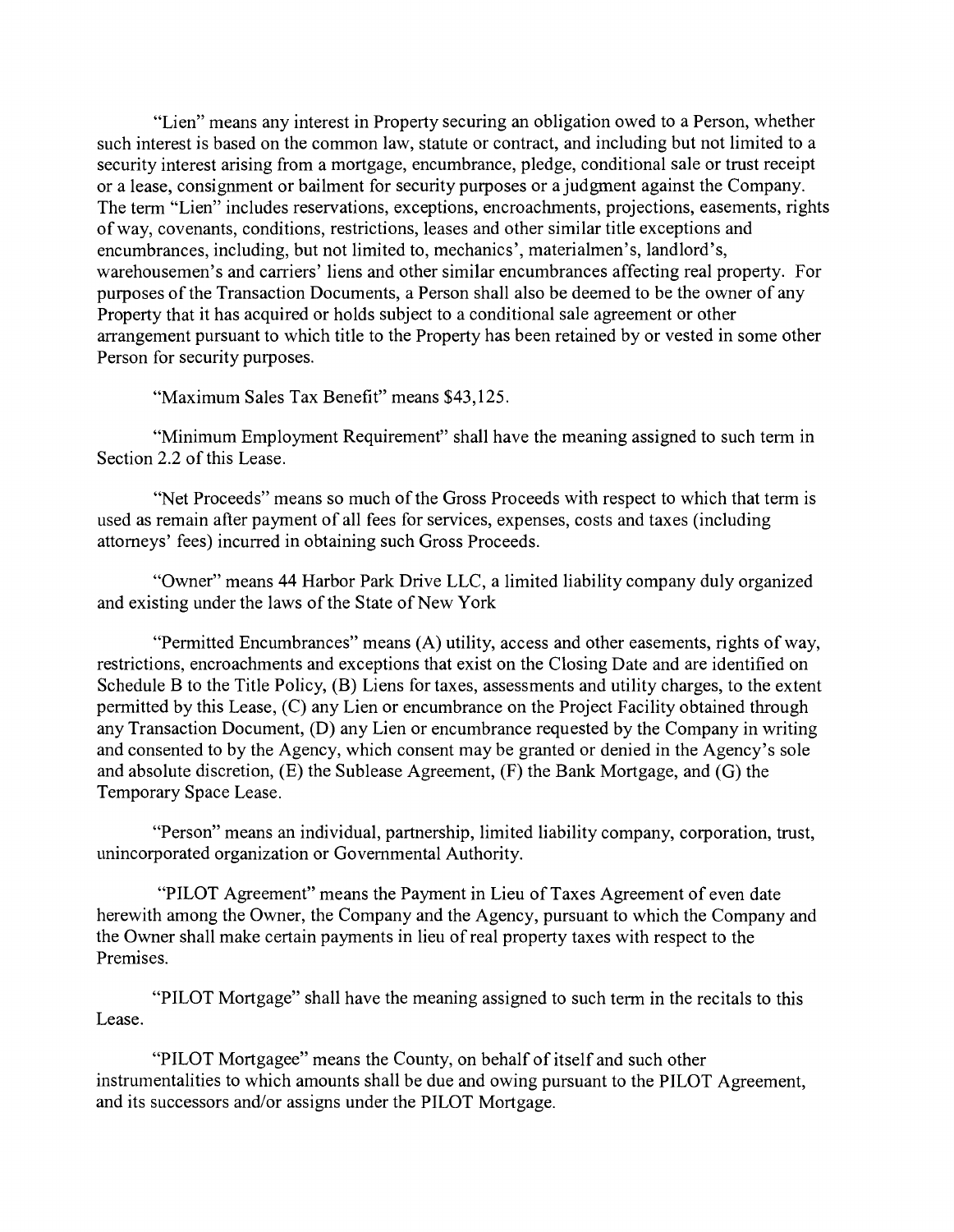"Lien" means any interest in Property securing an obligation owed to a Person, whether such interest is based on the common law, statute or contract, and including but not limited to a security interest arising from a mortgage, encumbrance, pledge, conditional sale or trust receipt or a lease, consignment or bailment for security purposes or a judgment against the Company. The term "Lien" includes reservations, exceptions, encroachments, projections, easements, rights of way, covenants, conditions, restrictions, leases and other similar title exceptions and encumbrances, including, but not limited to, mechanics', materialmen's, landlord's, warehousemen's and carriers' liens and other similar encumbrances affecting real property. For purposes of the Transaction Documents, a Person shall also be deemed to be the owner of any Property that it has acquired or holds subject to a conditional sale agreement or other arrangement pursuant to which title to the Property has been retained by or vested in some other Person for security purposes.

"Maximum Sales Tax Benefit" means $43,125.

"Minimum Employment Requirement" shall have the meaning assigned to such term in Section 2.2 of this Lease.

"Net Proceeds" means so much of the Gross Proceeds with respect to which that term is used as remain after payment of all fees for services, expenses, costs and taxes (including attorneys' fees) incurred in obtaining such Gross Proceeds.

"Owner" means 44 Harbor Park Drive LLC, a limited liability company duly organized and existing under the laws of the State of New York

"Permitted Encumbrances" means (A) utility, access and other easements, rights of way, restrictions, encroachments and exceptions that exist on the Closing Date and are identified on Schedule B to the Title Policy, (B) Liens for taxes, assessments and utility charges, to the extent permitted by this Lease, (C) any Lien or encumbrance on the Project Facility obtained through any Transaction Document, (D) any Lien or encumbrance requested by the Company in writing and consented to by the Agency, which consent may be granted or denied in the Agency's sole and absolute discretion, (E) the Sublease Agreement, (F) the Bank Mortgage, and (G) the Temporary Space Lease.

"Person" means an individual, partnership, limited liability company, corporation, trust, unincorporated organization or Governmental Authority.

"PILOT Agreement" means the Payment in Lieu of Taxes Agreement of even date herewith among the Owner, the Company and the Agency, pursuant to which the Company and the Owner shall make certain payments in lieu of real property taxes with respect to the Premises.

"PILOT Mortgage" shall have the meaning assigned to such term in the recitals to this Lease.

"PILOT Mortgagee" means the County, on behalf of itself and such other instrumentalities to which amounts shall be due and owing pursuant to the PILOT Agreement, and its successors and/or assigns under the PILOT Mortgage.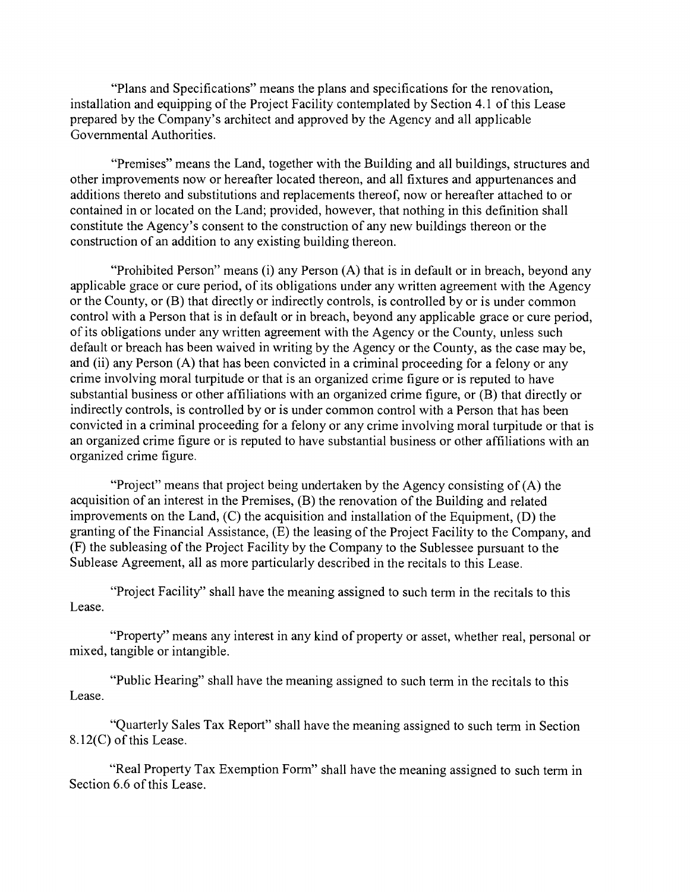"Plans and Specifications" means the plans and specifications for the renovation, installation and equipping of the Project Facility contemplated by Section 4.1 of this Lease prepared by the Company's architect and approved by the Agency and all applicable Governmental Authorities.

"Premises" means the Land, together with the Building and all buildings, structures and other improvements now or hereafter located thereon, and all fixtures and appurtenances and additions thereto and substitutions and replacements thereof, now or hereafter attached to or contained in or located on the Land; provided, however, that nothing in this definition shall constitute the Agency's consent to the construction of any new buildings thereon or the construction of an addition to any existing building thereon.

"Prohibited Person" means (i) any Person (A) that is in default or in breach, beyond any applicable grace or cure period, of its obligations under any written agreement with the Agency or the County, or (B) that directly or indirectly controls, is controlled by or is under common control with a Person that is in default or in breach, beyond any applicable grace or cure period, of its obligations under any written agreement with the Agency or the County, unless such default or breach has been waived in writing by the Agency or the County, as the case may be, and (ii) any Person (A) that has been convicted in a criminal proceeding for a felony or any crime involving moral turpitude or that is an organized crime figure or is reputed to have substantial business or other affiliations with an organized crime figure, or (B) that directly or indirectly controls, is controlled by or is under common control with a Person that has been convicted in a criminal proceeding for a felony or any crime involving moral turpitude or that is an organized crime figure or is reputed to have substantial business or other affiliations with an organized crime figure.

"Project" means that project being undertaken by the Agency consisting of (A) the acquisition of an interest in the Premises, (B) the renovation of the Building and related improvements on the Land, (C) the acquisition and installation of the Equipment, (D) the granting of the Financial Assistance, (E) the leasing of the Project Facility to the Company, and (F) the subleasing of the Project Facility by the Company to the Sublessee pursuant to the Sublease Agreement, all as more particularly described in the recitals to this Lease.

"Project Facility" shall have the meaning assigned to such term in the recitals to this Lease.

"Property" means any interest in any kind of property or asset, whether real, personal or mixed, tangible or intangible.

"Public Hearing" shall have the meaning assigned to such term in the recitals to this Lease.

"Quarterly Sales Tax Report" shall have the meaning assigned to such term in Section 8.12(C) of this Lease.

"Real Property Tax Exemption Form" shall have the meaning assigned to such term in Section 6.6 of this Lease.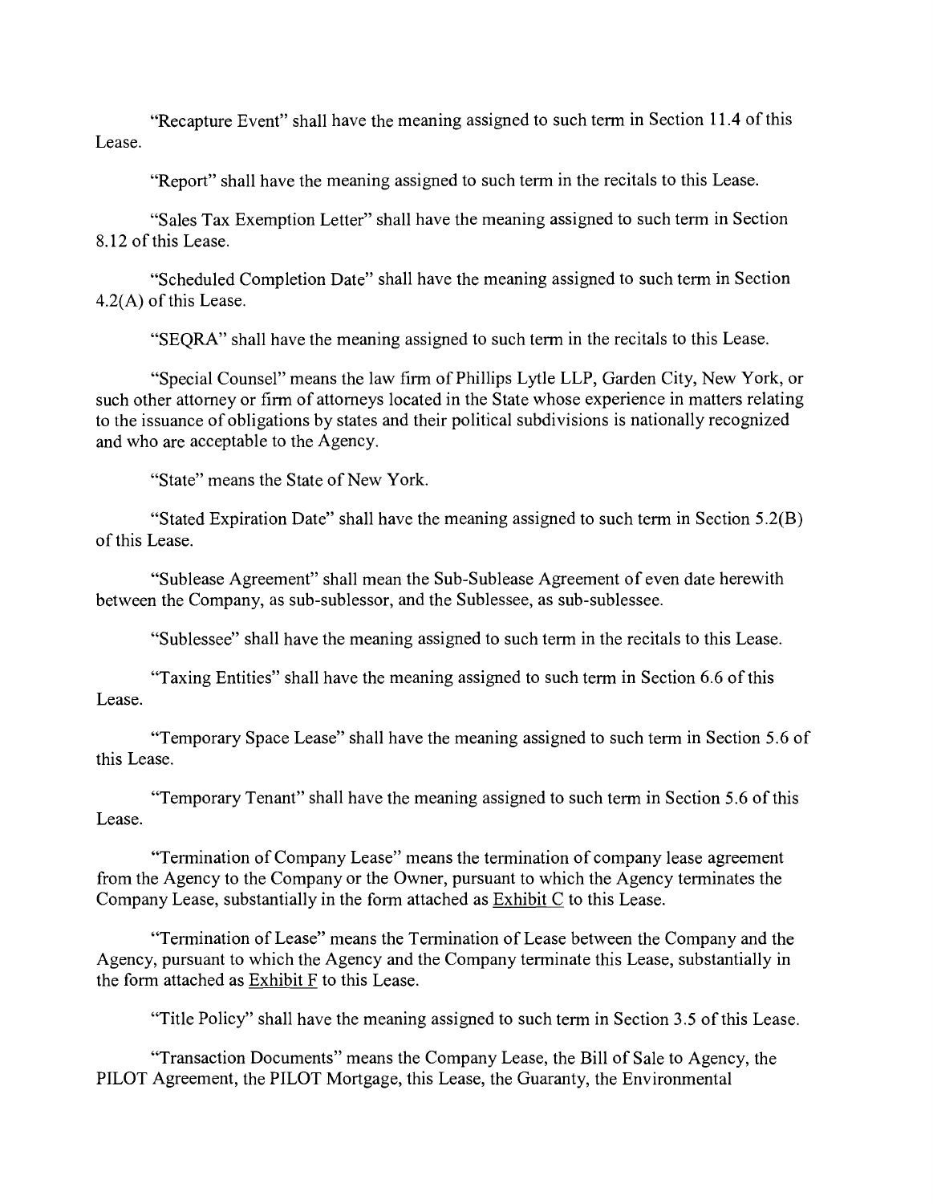"Recapture Event" shall have the meaning assigned to such term in Section 11.4 of this Lease.

"Report" shall have the meaning assigned to such term in the recitals to this Lease.

"Sales Tax Exemption Letter" shall have the meaning assigned to such term in Section 8.12 of this Lease.

"Scheduled Completion Date" shall have the meaning assigned to such term in Section 4.2(A) of this Lease.

"SEQRA" shall have the meaning assigned to such term in the recitals to this Lease.

"Special Counsel" means the law firm of Phillips Lytle LLP, Garden City, New York, or such other attorney or firm of attorneys located in the State whose experience in matters relating to the issuance of obligations by states and their political subdivisions is nationally recognized and who are acceptable to the Agency.

"State" means the State of New York.

"Stated Expiration Date" shall have the meaning assigned to such term in Section 5.2(B) of this Lease.

"Sublease Agreement" shall mean the Sub-Sublease Agreement of even date herewith between the Company, as sub-sublessor, and the Sublessee, as sub-sublessee.

"Sublessee" shall have the meaning assigned to such term in the recitals to this Lease.

"Taxing Entities" shall have the meaning assigned to such term in Section 6.6 of this Lease.

"Temporary Space Lease" shall have the meaning assigned to such term in Section 5.6 of this Lease.

"Temporary Tenant" shall have the meaning assigned to such term in Section 5.6 of this Lease.

"Termination of Company Lease" means the termination of company lease agreement from the Agency to the Company or the Owner, pursuant to which the Agency terminates the Company Lease, substantially in the form attached as Exhibit C to this Lease.

"Termination of Lease" means the Termination of Lease between the Company and the Agency, pursuant to which the Agency and the Company terminate this Lease, substantially in the form attached as Exhibit F to this Lease.

"Title Policy" shall have the meaning assigned to such term in Section 3.5 of this Lease.

"Transaction Documents" means the Company Lease, the Bill of Sale to Agency, the PILOT Agreement, the PILOT Mortgage, this Lease, the Guaranty, the Environmental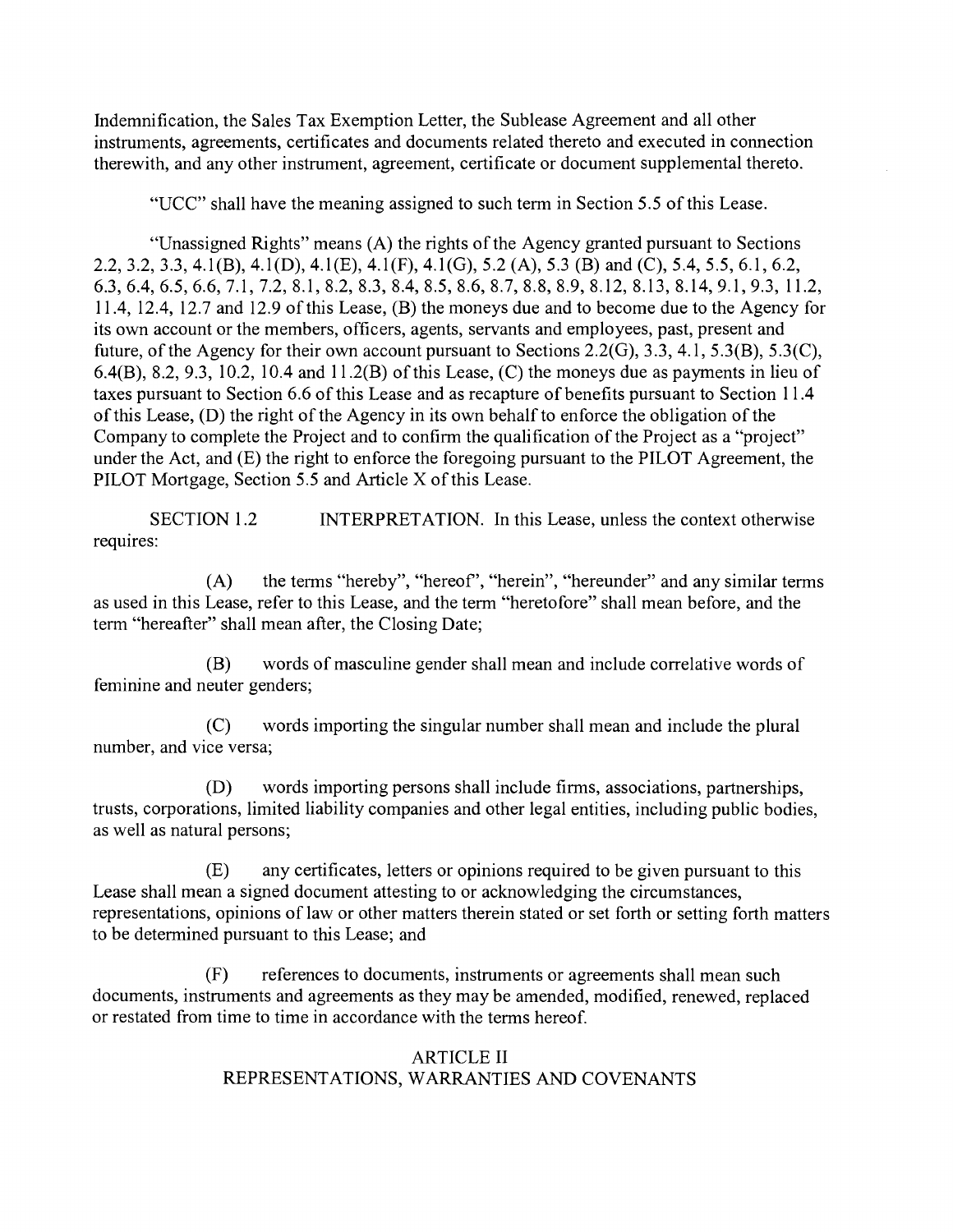Indemnification, the Sales Tax Exemption Letter, the Sublease Agreement and all other instruments, agreements, certificates and documents related thereto and executed in connection therewith, and any other instrument, agreement, certificate or document supplemental thereto.

"UCC" shall have the meaning assigned to such term in Section 5.5 of this Lease.

"Unassigned Rights" means (A) the rights of the Agency granted pursuant to Sections 2.2, 3.2, 3.3, 4.1(B), 4.1(D), 4.1(E), 4.1(F), 4.1(G), 5.2 (A), 5.3 (B) and (C), 5.4, 5.5, 6.1, 6.2, 6.3, 6.4, 6.5, 6.6, 7.1, 7.2, 8.1, 8.2, 8.3, 8.4, 8.5, 8.6, 8.7, 8.8, 8.9, 8.12, 8.13, 8.14, 9.1, 9.3, 11.2, 11.4, 12.4, 12.7 and 12.9 of this Lease, (B) the moneys due and to become due to the Agency for its own account or the members, officers, agents, servants and employees, past, present and future, of the Agency for their own account pursuant to Sections 2.2(G), 3.3, 4.1, 5.3(B), 5.3(C), 6.4(B), 8.2, 9.3, 10.2, 10.4 and 11.2(B) of this Lease, (C) the moneys due as payments in lieu of taxes pursuant to Section 6.6 of this Lease and as recapture of benefits pursuant to Section 11.4 of this Lease, (D) the right of the Agency in its own behalf to enforce the obligation of the Company to complete the Project and to confirm the qualification of the Project as a "project" under the Act, and (E) the right to enforce the foregoing pursuant to the PILOT Agreement, the PILOT Mortgage, Section 5.5 and Article X of this Lease.

SECTION 1.2 INTERPRETATION. In this Lease, unless the context otherwise requires:

(A) the terms "hereby", "hereof", "herein", "hereunder" and any similar terms as used in this Lease, refer to this Lease, and the term "heretofore" shall mean before, and the term "hereafter" shall mean after, the Closing Date;

(B) words of masculine gender shall mean and include correlative words of feminine and neuter genders;

(C) words importing the singular number shall mean and include the plural number, and vice versa;

(D) words importing persons shall include firms, associations, partnerships, trusts, corporations, limited liability companies and other legal entities, including public bodies, as well as natural persons;

(E) any certificates, letters or opinions required to be given pursuant to this Lease shall mean a signed document attesting to or acknowledging the circumstances, representations, opinions of law or other matters therein stated or set forth or setting forth matters to be determined pursuant to this Lease; and

(F) references to documents, instruments or agreements shall mean such documents, instruments and agreements as they may be amended, modified, renewed, replaced or restated from time to time in accordance with the terms hereof.

## ARTICLE II
## REPRESENTATIONS, WARRANTIES AND COVENANTS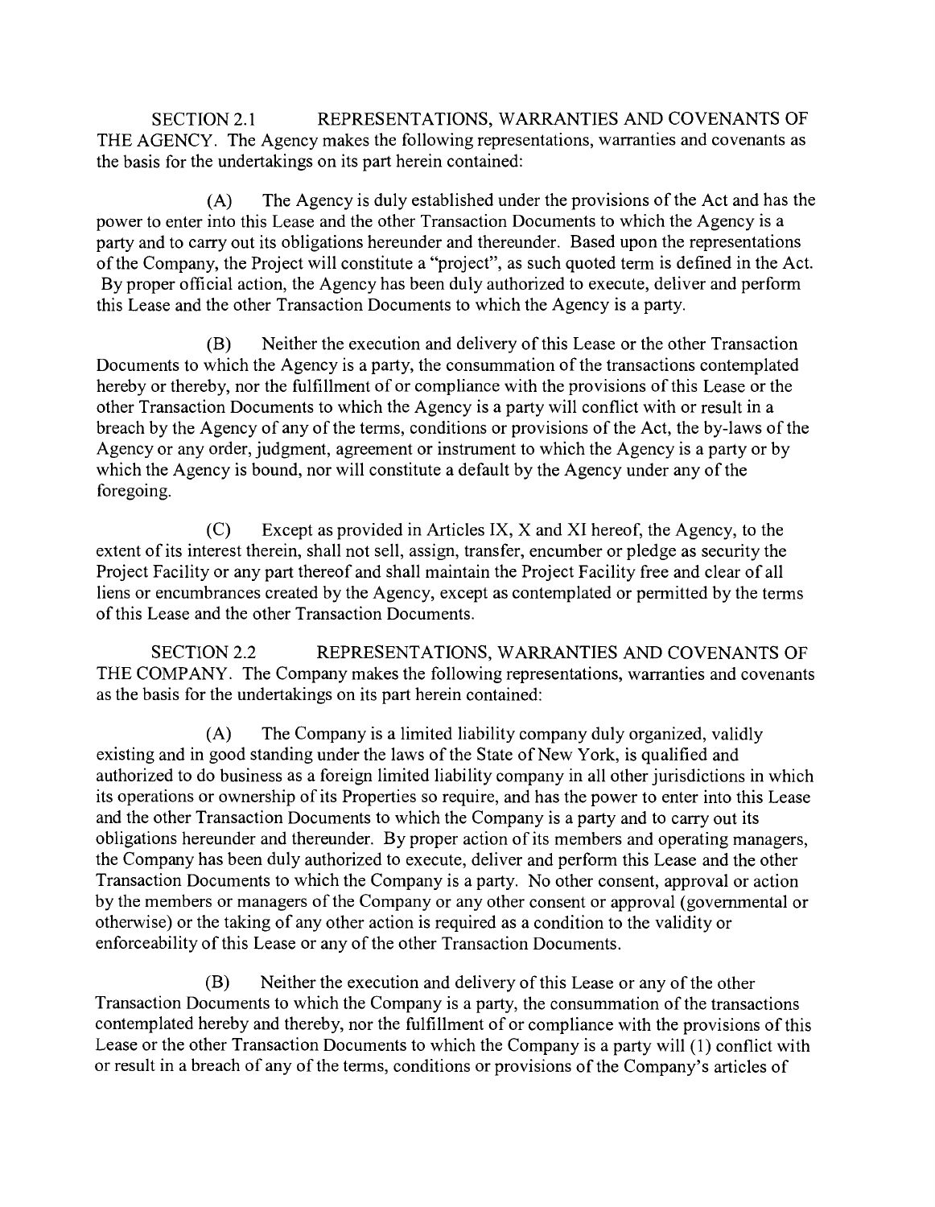SECTION 2.1 REPRESENTATIONS, WARRANTIES AND COVENANTS OF THE AGENCY. The Agency makes the following representations, warranties and covenants as the basis for the undertakings on its part herein contained:

(A) The Agency is duly established under the provisions of the Act and has the power to enter into this Lease and the other Transaction Documents to which the Agency is a party and to carry out its obligations hereunder and thereunder. Based upon the representations of the Company, the Project will constitute a "project", as such quoted term is defined in the Act. By proper official action, the Agency has been duly authorized to execute, deliver and perform this Lease and the other Transaction Documents to which the Agency is a party.

(B) Neither the execution and delivery of this Lease or the other Transaction Documents to which the Agency is a party, the consummation of the transactions contemplated hereby or thereby, nor the fulfillment of or compliance with the provisions of this Lease or the other Transaction Documents to which the Agency is a party will conflict with or result in a breach by the Agency of any of the terms, conditions or provisions of the Act, the by-laws of the Agency or any order, judgment, agreement or instrument to which the Agency is a party or by which the Agency is bound, nor will constitute a default by the Agency under any of the foregoing.

(C) Except as provided in Articles IX, X and XI hereof, the Agency, to the extent of its interest therein, shall not sell, assign, transfer, encumber or pledge as security the Project Facility or any part thereof and shall maintain the Project Facility free and clear of all liens or encumbrances created by the Agency, except as contemplated or permitted by the terms of this Lease and the other Transaction Documents.

SECTION 2.2 REPRESENTATIONS, WARRANTIES AND COVENANTS OF THE COMPANY. The Company makes the following representations, warranties and covenants as the basis for the undertakings on its part herein contained:

(A) The Company is a limited liability company duly organized, validly existing and in good standing under the laws of the State of New York, is qualified and authorized to do business as a foreign limited liability company in all other jurisdictions in which its operations or ownership of its Properties so require, and has the power to enter into this Lease and the other Transaction Documents to which the Company is a party and to carry out its obligations hereunder and thereunder. By proper action of its members and operating managers, the Company has been duly authorized to execute, deliver and perform this Lease and the other Transaction Documents to which the Company is a party. No other consent, approval or action by the members or managers of the Company or any other consent or approval (governmental or otherwise) or the taking of any other action is required as a condition to the validity or enforceability of this Lease or any of the other Transaction Documents.

(B) Neither the execution and delivery of this Lease or any of the other Transaction Documents to which the Company is a party, the consummation of the transactions contemplated hereby and thereby, nor the fulfillment of or compliance with the provisions of this Lease or the other Transaction Documents to which the Company is a party will (1) conflict with or result in a breach of any of the terms, conditions or provisions of the Company's articles of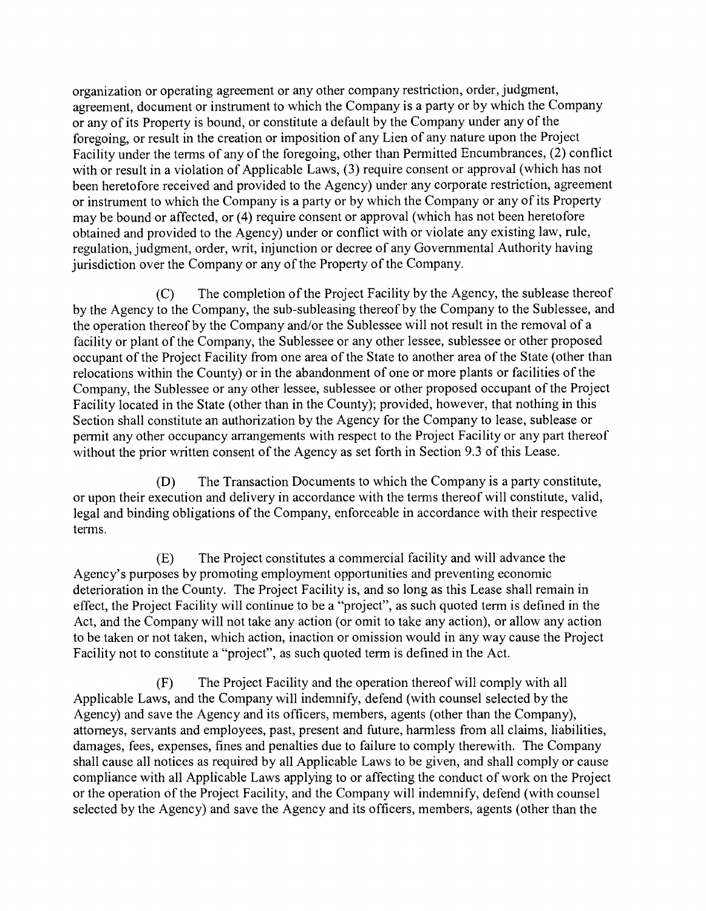organization or operating agreement or any other company restriction, order, judgment, agreement, document or instrument to which the Company is a party or by which the Company or any of its Property is bound, or constitute a default by the Company under any of the foregoing, or result in the creation or imposition of any Lien of any nature upon the Project Facility under the terms of any of the foregoing, other than Permitted Encumbrances, (2) conflict with or result in a violation of Applicable Laws, (3) require consent or approval (which has not been heretofore received and provided to the Agency) under any corporate restriction, agreement or instrument to which the Company is a party or by which the Company or any of its Property may be bound or affected, or (4) require consent or approval (which has not been heretofore obtained and provided to the Agency) under or conflict with or violate any existing law, rule, regulation, judgment, order, writ, injunction or decree of any Governmental Authority having jurisdiction over the Company or any of the Property of the Company.

(C) The completion of the Project Facility by the Agency, the sublease thereof by the Agency to the Company, the sub-subleasing thereof by the Company to the Sublessee, and the operation thereof by the Company and/or the Sublessee will not result in the removal of a facility or plant of the Company, the Sublessee or any other lessee, sublessee or other proposed occupant of the Project Facility from one area of the State to another area of the State (other than relocations within the County) or in the abandonment of one or more plants or facilities of the Company, the Sublessee or any other lessee, sublessee or other proposed occupant of the Project Facility located in the State (other than in the County); provided, however, that nothing in this Section shall constitute an authorization by the Agency for the Company to lease, sublease or permit any other occupancy arrangements with respect to the Project Facility or any part thereof without the prior written consent of the Agency as set forth in Section 9.3 of this Lease.

(D) The Transaction Documents to which the Company is a party constitute, or upon their execution and delivery in accordance with the terms thereof will constitute, valid, legal and binding obligations of the Company, enforceable in accordance with their respective terms.

(E) The Project constitutes a commercial facility and will advance the Agency's purposes by promoting employment opportunities and preventing economic deterioration in the County. The Project Facility is, and so long as this Lease shall remain in effect, the Project Facility will continue to be a "project", as such quoted term is defined in the Act, and the Company will not take any action (or omit to take any action), or allow any action to be taken or not taken, which action, inaction or omission would in any way cause the Project Facility not to constitute a "project", as such quoted term is defined in the Act.

(F) The Project Facility and the operation thereof will comply with all Applicable Laws, and the Company will indemnify, defend (with counsel selected by the Agency) and save the Agency and its officers, members, agents (other than the Company), attorneys, servants and employees, past, present and future, harmless from all claims, liabilities, damages, fees, expenses, fines and penalties due to failure to comply therewith. The Company shall cause all notices as required by all Applicable Laws to be given, and shall comply or cause compliance with all Applicable Laws applying to or affecting the conduct of work on the Project or the operation of the Project Facility, and the Company will indemnify, defend (with counsel selected by the Agency) and save the Agency and its officers, members, agents (other than the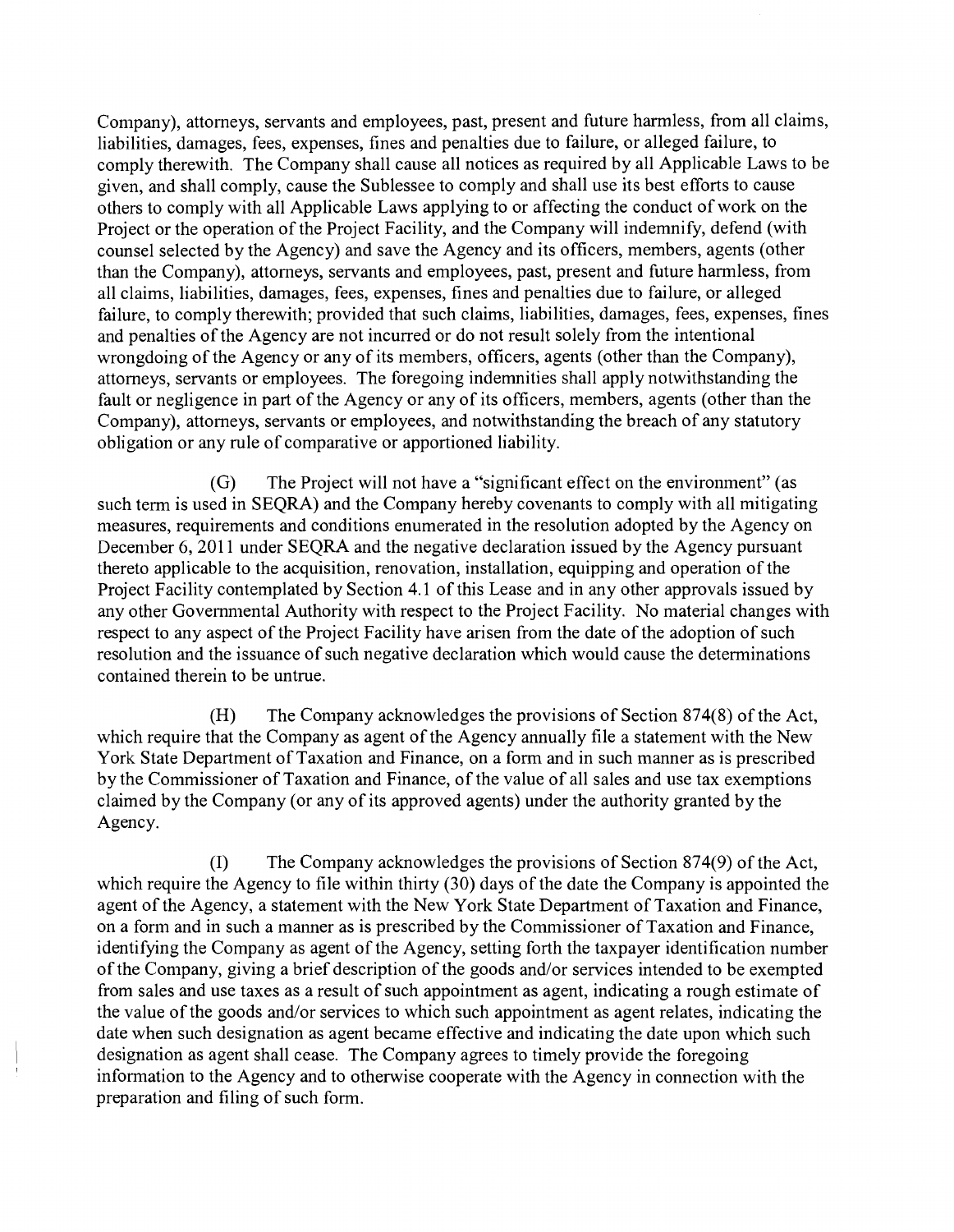Company), attorneys, servants and employees, past, present and future harmless, from all claims, liabilities, damages, fees, expenses, fines and penalties due to failure, or alleged failure, to comply therewith. The Company shall cause all notices as required by all Applicable Laws to be given, and shall comply, cause the Sublessee to comply and shall use its best efforts to cause others to comply with all Applicable Laws applying to or affecting the conduct of work on the Project or the operation of the Project Facility, and the Company will indemnify, defend (with counsel selected by the Agency) and save the Agency and its officers, members, agents (other than the Company), attorneys, servants and employees, past, present and future harmless, from all claims, liabilities, damages, fees, expenses, fines and penalties due to failure, or alleged failure, to comply therewith; provided that such claims, liabilities, damages, fees, expenses, fines and penalties of the Agency are not incurred or do not result solely from the intentional wrongdoing of the Agency or any of its members, officers, agents (other than the Company), attorneys, servants or employees. The foregoing indemnities shall apply notwithstanding the fault or negligence in part of the Agency or any of its officers, members, agents (other than the Company), attorneys, servants or employees, and notwithstanding the breach of any statutory obligation or any rule of comparative or apportioned liability.

(G) The Project will not have a "significant effect on the environment" (as such term is used in SEQRA) and the Company hereby covenants to comply with all mitigating measures, requirements and conditions enumerated in the resolution adopted by the Agency on December 6, 2011 under SEQRA and the negative declaration issued by the Agency pursuant thereto applicable to the acquisition, renovation, installation, equipping and operation of the Project Facility contemplated by Section 4.1 of this Lease and in any other approvals issued by any other Governmental Authority with respect to the Project Facility. No material changes with respect to any aspect of the Project Facility have arisen from the date of the adoption of such resolution and the issuance of such negative declaration which would cause the determinations contained therein to be untrue.

(H) The Company acknowledges the provisions of Section 874(8) of the Act, which require that the Company as agent of the Agency annually file a statement with the New York State Department of Taxation and Finance, on a form and in such manner as is prescribed by the Commissioner of Taxation and Finance, of the value of all sales and use tax exemptions claimed by the Company (or any of its approved agents) under the authority granted by the Agency.

(I) The Company acknowledges the provisions of Section 874(9) of the Act, which require the Agency to file within thirty (30) days of the date the Company is appointed the agent of the Agency, a statement with the New York State Department of Taxation and Finance, on a form and in such a manner as is prescribed by the Commissioner of Taxation and Finance, identifying the Company as agent of the Agency, setting forth the taxpayer identification number of the Company, giving a brief description of the goods and/or services intended to be exempted from sales and use taxes as a result of such appointment as agent, indicating a rough estimate of the value of the goods and/or services to which such appointment as agent relates, indicating the date when such designation as agent became effective and indicating the date upon which such designation as agent shall cease. The Company agrees to timely provide the foregoing information to the Agency and to otherwise cooperate with the Agency in connection with the preparation and filing of such form.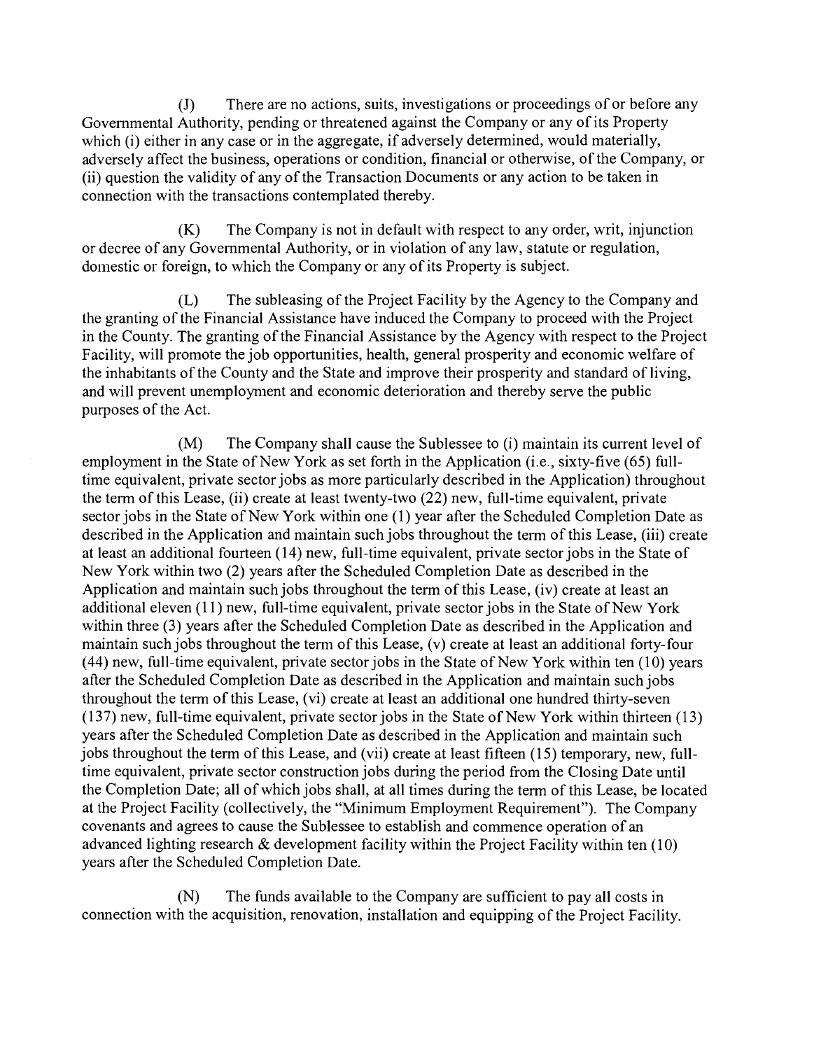(J) There are no actions, suits, investigations or proceedings of or before any Governmental Authority, pending or threatened against the Company or any of its Property which (i) either in any case or in the aggregate, if adversely determined, would materially, adversely affect the business, operations or condition, financial or otherwise, of the Company, or (ii) question the validity of any of the Transaction Documents or any action to be taken in connection with the transactions contemplated thereby.

(K) The Company is not in default with respect to any order, writ, injunction or decree of any Governmental Authority, or in violation of any law, statute or regulation, domestic or foreign, to which the Company or any of its Property is subject.

(L) The subleasing of the Project Facility by the Agency to the Company and the granting of the Financial Assistance have induced the Company to proceed with the Project in the County. The granting of the Financial Assistance by the Agency with respect to the Project Facility, will promote the job opportunities, health, general prosperity and economic welfare of the inhabitants of the County and the State and improve their prosperity and standard of living, and will prevent unemployment and economic deterioration and thereby serve the public purposes of the Act.

(M) The Company shall cause the Sublessee to (i) maintain its current level of employment in the State of New York as set forth in the Application (i.e., sixty-five (65) full-time equivalent, private sector jobs as more particularly described in the Application) throughout the term of this Lease, (ii) create at least twenty-two (22) new, full-time equivalent, private sector jobs in the State of New York within one (1) year after the Scheduled Completion Date as described in the Application and maintain such jobs throughout the term of this Lease, (iii) create at least an additional fourteen (14) new, full-time equivalent, private sector jobs in the State of New York within two (2) years after the Scheduled Completion Date as described in the Application and maintain such jobs throughout the term of this Lease, (iv) create at least an additional eleven (11) new, full-time equivalent, private sector jobs in the State of New York within three (3) years after the Scheduled Completion Date as described in the Application and maintain such jobs throughout the term of this Lease, (v) create at least an additional forty-four (44) new, full-time equivalent, private sector jobs in the State of New York within ten (10) years after the Scheduled Completion Date as described in the Application and maintain such jobs throughout the term of this Lease, (vi) create at least an additional one hundred thirty-seven (137) new, full-time equivalent, private sector jobs in the State of New York within thirteen (13) years after the Scheduled Completion Date as described in the Application and maintain such jobs throughout the term of this Lease, and (vii) create at least fifteen (15) temporary, new, full-time equivalent, private sector construction jobs during the period from the Closing Date until the Completion Date; all of which jobs shall, at all times during the term of this Lease, be located at the Project Facility (collectively, the "Minimum Employment Requirement"). The Company covenants and agrees to cause the Sublessee to establish and commence operation of an advanced lighting research & development facility within the Project Facility within ten (10) years after the Scheduled Completion Date.

(N) The funds available to the Company are sufficient to pay all costs in connection with the acquisition, renovation, installation and equipping of the Project Facility.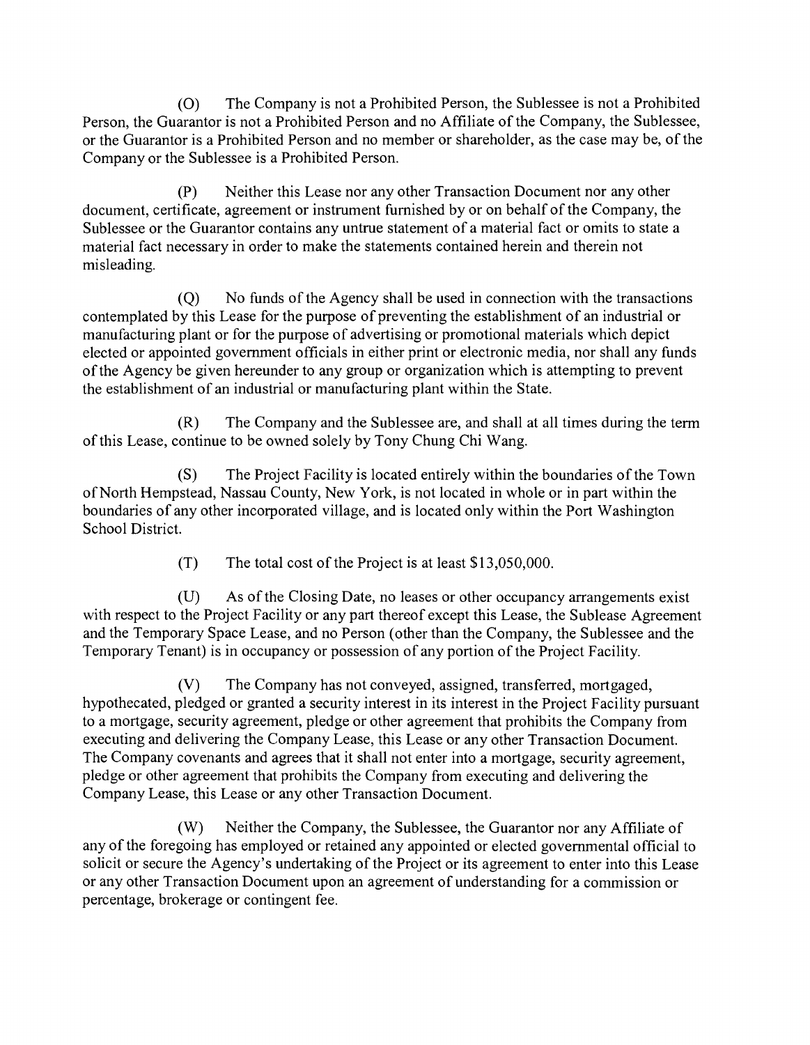(O) The Company is not a Prohibited Person, the Sublessee is not a Prohibited Person, the Guarantor is not a Prohibited Person and no Affiliate of the Company, the Sublessee, or the Guarantor is a Prohibited Person and no member or shareholder, as the case may be, of the Company or the Sublessee is a Prohibited Person.

(P) Neither this Lease nor any other Transaction Document nor any other document, certificate, agreement or instrument furnished by or on behalf of the Company, the Sublessee or the Guarantor contains any untrue statement of a material fact or omits to state a material fact necessary in order to make the statements contained herein and therein not misleading.

(Q) No funds of the Agency shall be used in connection with the transactions contemplated by this Lease for the purpose of preventing the establishment of an industrial or manufacturing plant or for the purpose of advertising or promotional materials which depict elected or appointed government officials in either print or electronic media, nor shall any funds of the Agency be given hereunder to any group or organization which is attempting to prevent the establishment of an industrial or manufacturing plant within the State.

(R) The Company and the Sublessee are, and shall at all times during the term of this Lease, continue to be owned solely by Tony Chung Chi Wang.

(S) The Project Facility is located entirely within the boundaries of the Town of North Hempstead, Nassau County, New York, is not located in whole or in part within the boundaries of any other incorporated village, and is located only within the Port Washington School District.

(T) The total cost of the Project is at least $13,050,000.

(U) As of the Closing Date, no leases or other occupancy arrangements exist with respect to the Project Facility or any part thereof except this Lease, the Sublease Agreement and the Temporary Space Lease, and no Person (other than the Company, the Sublessee and the Temporary Tenant) is in occupancy or possession of any portion of the Project Facility.

(V) The Company has not conveyed, assigned, transferred, mortgaged, hypothecated, pledged or granted a security interest in its interest in the Project Facility pursuant to a mortgage, security agreement, pledge or other agreement that prohibits the Company from executing and delivering the Company Lease, this Lease or any other Transaction Document. The Company covenants and agrees that it shall not enter into a mortgage, security agreement, pledge or other agreement that prohibits the Company from executing and delivering the Company Lease, this Lease or any other Transaction Document.

(W) Neither the Company, the Sublessee, the Guarantor nor any Affiliate of any of the foregoing has employed or retained any appointed or elected governmental official to solicit or secure the Agency's undertaking of the Project or its agreement to enter into this Lease or any other Transaction Document upon an agreement of understanding for a commission or percentage, brokerage or contingent fee.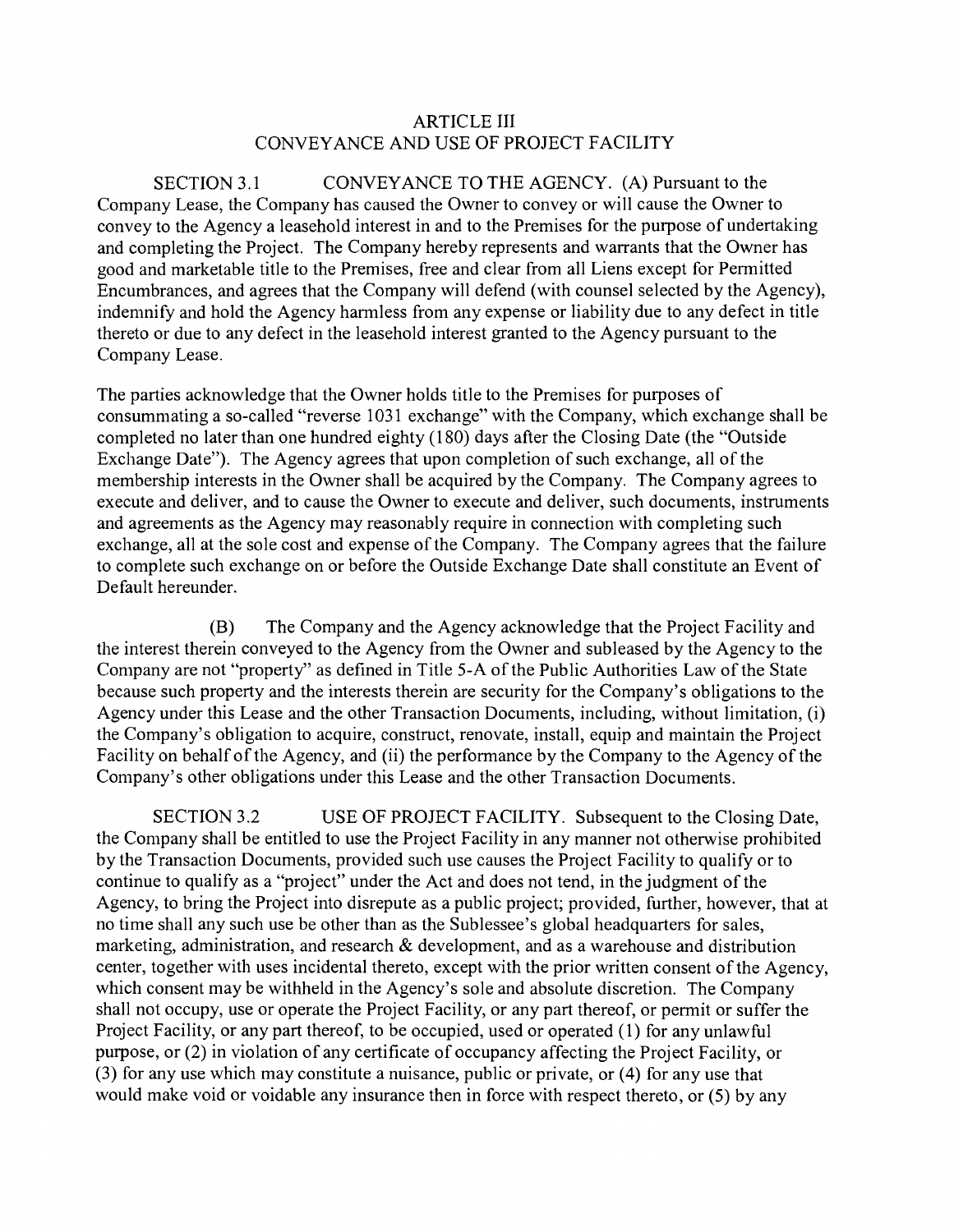## ARTICLE III
## CONVEYANCE AND USE OF PROJECT FACILITY

SECTION 3.1 CONVEYANCE TO THE AGENCY. (A) Pursuant to the Company Lease, the Company has caused the Owner to convey or will cause the Owner to convey to the Agency a leasehold interest in and to the Premises for the purpose of undertaking and completing the Project. The Company hereby represents and warrants that the Owner has good and marketable title to the Premises, free and clear from all Liens except for Permitted Encumbrances, and agrees that the Company will defend (with counsel selected by the Agency), indemnify and hold the Agency harmless from any expense or liability due to any defect in title thereto or due to any defect in the leasehold interest granted to the Agency pursuant to the Company Lease.

The parties acknowledge that the Owner holds title to the Premises for purposes of consummating a so-called "reverse 1031 exchange" with the Company, which exchange shall be completed no later than one hundred eighty (180) days after the Closing Date (the "Outside Exchange Date"). The Agency agrees that upon completion of such exchange, all of the membership interests in the Owner shall be acquired by the Company. The Company agrees to execute and deliver, and to cause the Owner to execute and deliver, such documents, instruments and agreements as the Agency may reasonably require in connection with completing such exchange, all at the sole cost and expense of the Company. The Company agrees that the failure to complete such exchange on or before the Outside Exchange Date shall constitute an Event of Default hereunder.

(B) The Company and the Agency acknowledge that the Project Facility and the interest therein conveyed to the Agency from the Owner and subleased by the Agency to the Company are not "property" as defined in Title 5-A of the Public Authorities Law of the State because such property and the interests therein are security for the Company's obligations to the Agency under this Lease and the other Transaction Documents, including, without limitation, (i) the Company's obligation to acquire, construct, renovate, install, equip and maintain the Project Facility on behalf of the Agency, and (ii) the performance by the Company to the Agency of the Company's other obligations under this Lease and the other Transaction Documents.

SECTION 3.2 USE OF PROJECT FACILITY. Subsequent to the Closing Date, the Company shall be entitled to use the Project Facility in any manner not otherwise prohibited by the Transaction Documents, provided such use causes the Project Facility to qualify or to continue to qualify as a "project" under the Act and does not tend, in the judgment of the Agency, to bring the Project into disrepute as a public project; provided, further, however, that at no time shall any such use be other than as the Sublessee's global headquarters for sales, marketing, administration, and research & development, and as a warehouse and distribution center, together with uses incidental thereto, except with the prior written consent of the Agency, which consent may be withheld in the Agency's sole and absolute discretion. The Company shall not occupy, use or operate the Project Facility, or any part thereof, or permit or suffer the Project Facility, or any part thereof, to be occupied, used or operated (1) for any unlawful purpose, or (2) in violation of any certificate of occupancy affecting the Project Facility, or (3) for any use which may constitute a nuisance, public or private, or (4) for any use that would make void or voidable any insurance then in force with respect thereto, or (5) by any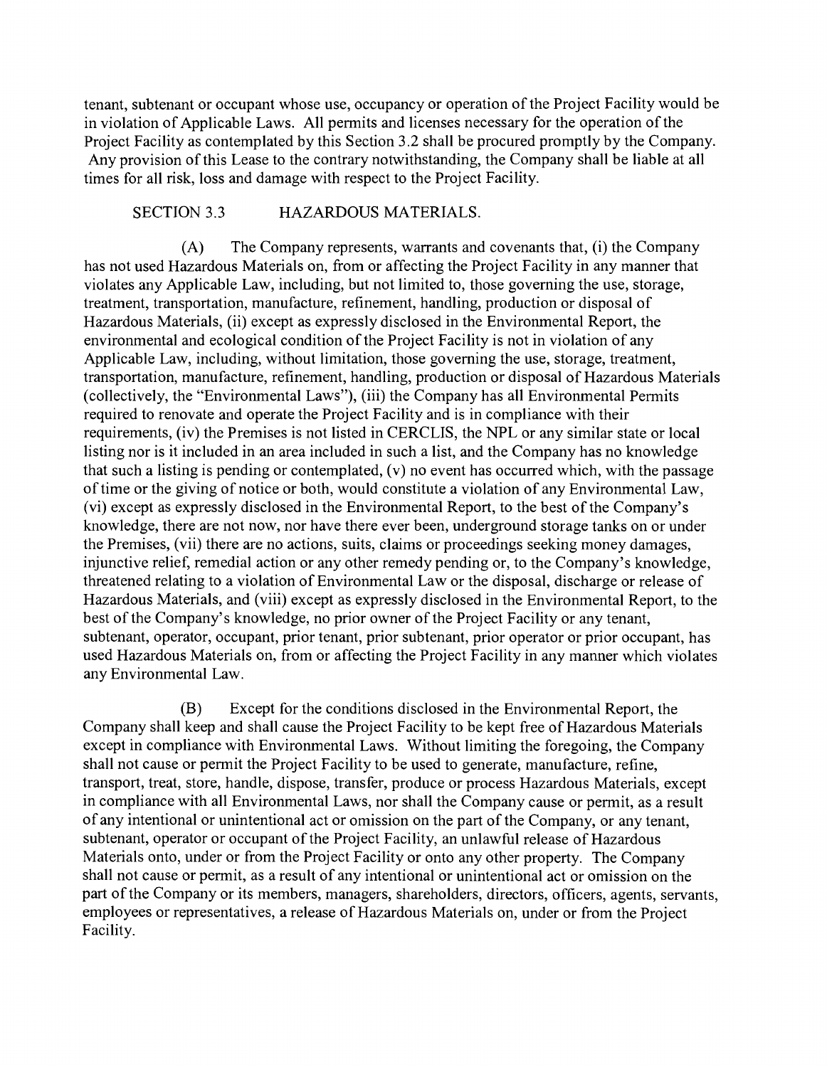tenant, subtenant or occupant whose use, occupancy or operation of the Project Facility would be in violation of Applicable Laws. All permits and licenses necessary for the operation of the Project Facility as contemplated by this Section 3.2 shall be procured promptly by the Company. Any provision of this Lease to the contrary notwithstanding, the Company shall be liable at all times for all risk, loss and damage with respect to the Project Facility.

SECTION 3.3 HAZARDOUS MATERIALS.

(A) The Company represents, warrants and covenants that, (i) the Company has not used Hazardous Materials on, from or affecting the Project Facility in any manner that violates any Applicable Law, including, but not limited to, those governing the use, storage, treatment, transportation, manufacture, refinement, handling, production or disposal of Hazardous Materials, (ii) except as expressly disclosed in the Environmental Report, the environmental and ecological condition of the Project Facility is not in violation of any Applicable Law, including, without limitation, those governing the use, storage, treatment, transportation, manufacture, refinement, handling, production or disposal of Hazardous Materials (collectively, the "Environmental Laws"), (iii) the Company has all Environmental Permits required to renovate and operate the Project Facility and is in compliance with their requirements, (iv) the Premises is not listed in CERCLIS, the NPL or any similar state or local listing nor is it included in an area included in such a list, and the Company has no knowledge that such a listing is pending or contemplated, (v) no event has occurred which, with the passage of time or the giving of notice or both, would constitute a violation of any Environmental Law, (vi) except as expressly disclosed in the Environmental Report, to the best of the Company's knowledge, there are not now, nor have there ever been, underground storage tanks on or under the Premises, (vii) there are no actions, suits, claims or proceedings seeking money damages, injunctive relief, remedial action or any other remedy pending or, to the Company's knowledge, threatened relating to a violation of Environmental Law or the disposal, discharge or release of Hazardous Materials, and (viii) except as expressly disclosed in the Environmental Report, to the best of the Company's knowledge, no prior owner of the Project Facility or any tenant, subtenant, operator, occupant, prior tenant, prior subtenant, prior operator or prior occupant, has used Hazardous Materials on, from or affecting the Project Facility in any manner which violates any Environmental Law.

(B) Except for the conditions disclosed in the Environmental Report, the Company shall keep and shall cause the Project Facility to be kept free of Hazardous Materials except in compliance with Environmental Laws. Without limiting the foregoing, the Company shall not cause or permit the Project Facility to be used to generate, manufacture, refine, transport, treat, store, handle, dispose, transfer, produce or process Hazardous Materials, except in compliance with all Environmental Laws, nor shall the Company cause or permit, as a result of any intentional or unintentional act or omission on the part of the Company, or any tenant, subtenant, operator or occupant of the Project Facility, an unlawful release of Hazardous Materials onto, under or from the Project Facility or onto any other property. The Company shall not cause or permit, as a result of any intentional or unintentional act or omission on the part of the Company or its members, managers, shareholders, directors, officers, agents, servants, employees or representatives, a release of Hazardous Materials on, under or from the Project Facility.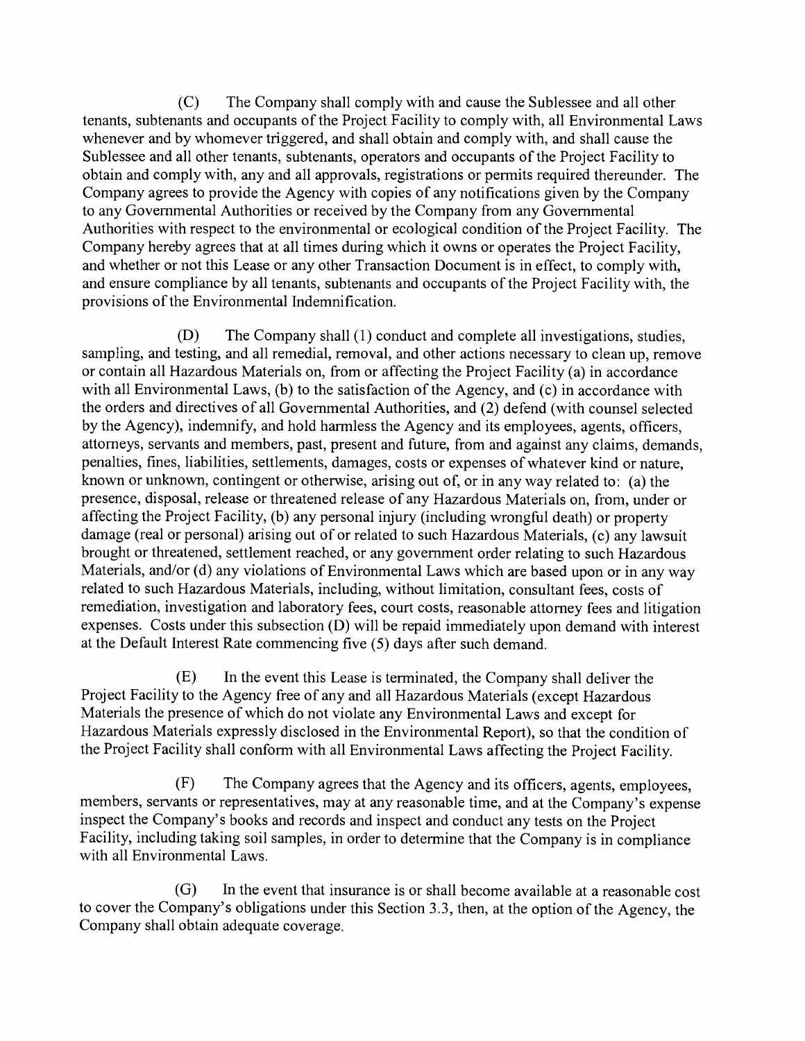(C) The Company shall comply with and cause the Sublessee and all other tenants, subtenants and occupants of the Project Facility to comply with, all Environmental Laws whenever and by whomever triggered, and shall obtain and comply with, and shall cause the Sublessee and all other tenants, subtenants, operators and occupants of the Project Facility to obtain and comply with, any and all approvals, registrations or permits required thereunder. The Company agrees to provide the Agency with copies of any notifications given by the Company to any Governmental Authorities or received by the Company from any Governmental Authorities with respect to the environmental or ecological condition of the Project Facility. The Company hereby agrees that at all times during which it owns or operates the Project Facility, and whether or not this Lease or any other Transaction Document is in effect, to comply with, and ensure compliance by all tenants, subtenants and occupants of the Project Facility with, the provisions of the Environmental Indemnification.

(D) The Company shall (1) conduct and complete all investigations, studies, sampling, and testing, and all remedial, removal, and other actions necessary to clean up, remove or contain all Hazardous Materials on, from or affecting the Project Facility (a) in accordance with all Environmental Laws, (b) to the satisfaction of the Agency, and (c) in accordance with the orders and directives of all Governmental Authorities, and (2) defend (with counsel selected by the Agency), indemnify, and hold harmless the Agency and its employees, agents, officers, attorneys, servants and members, past, present and future, from and against any claims, demands, penalties, fines, liabilities, settlements, damages, costs or expenses of whatever kind or nature, known or unknown, contingent or otherwise, arising out of, or in any way related to: (a) the presence, disposal, release or threatened release of any Hazardous Materials on, from, under or affecting the Project Facility, (b) any personal injury (including wrongful death) or property damage (real or personal) arising out of or related to such Hazardous Materials, (c) any lawsuit brought or threatened, settlement reached, or any government order relating to such Hazardous Materials, and/or (d) any violations of Environmental Laws which are based upon or in any way related to such Hazardous Materials, including, without limitation, consultant fees, costs of remediation, investigation and laboratory fees, court costs, reasonable attorney fees and litigation expenses. Costs under this subsection (D) will be repaid immediately upon demand with interest at the Default Interest Rate commencing five (5) days after such demand.

(E) In the event this Lease is terminated, the Company shall deliver the Project Facility to the Agency free of any and all Hazardous Materials (except Hazardous Materials the presence of which do not violate any Environmental Laws and except for Hazardous Materials expressly disclosed in the Environmental Report), so that the condition of the Project Facility shall conform with all Environmental Laws affecting the Project Facility.

(F) The Company agrees that the Agency and its officers, agents, employees, members, servants or representatives, may at any reasonable time, and at the Company's expense inspect the Company's books and records and inspect and conduct any tests on the Project Facility, including taking soil samples, in order to determine that the Company is in compliance with all Environmental Laws.

(G) In the event that insurance is or shall become available at a reasonable cost to cover the Company's obligations under this Section 3.3, then, at the option of the Agency, the Company shall obtain adequate coverage.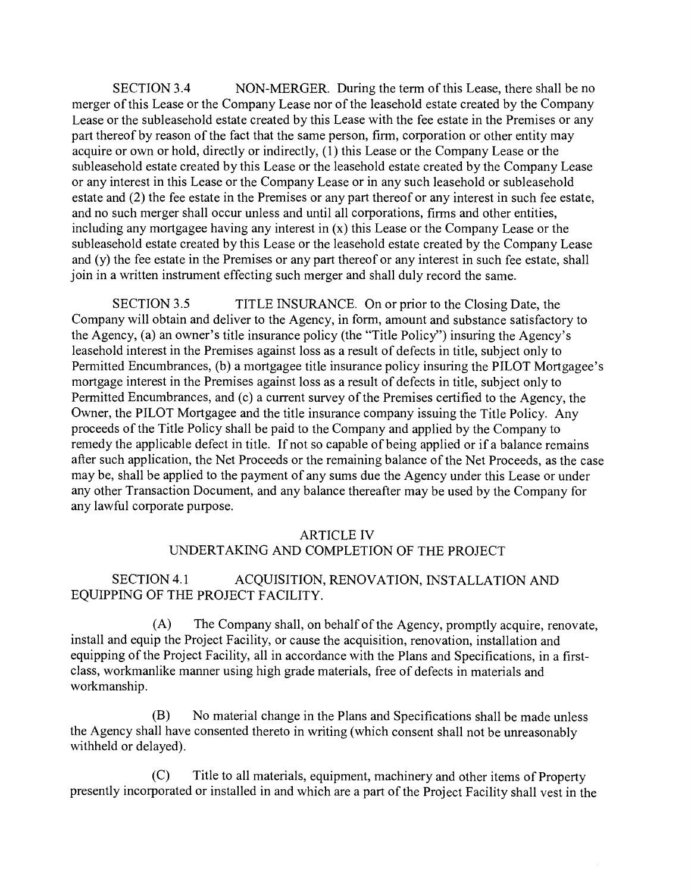SECTION 3.4 NON-MERGER. During the term of this Lease, there shall be no merger of this Lease or the Company Lease nor of the leasehold estate created by the Company Lease or the subleasehold estate created by this Lease with the fee estate in the Premises or any part thereof by reason of the fact that the same person, firm, corporation or other entity may acquire or own or hold, directly or indirectly, (1) this Lease or the Company Lease or the subleasehold estate created by this Lease or the leasehold estate created by the Company Lease or any interest in this Lease or the Company Lease or in any such leasehold or subleasehold estate and (2) the fee estate in the Premises or any part thereof or any interest in such fee estate, and no such merger shall occur unless and until all corporations, firms and other entities, including any mortgagee having any interest in (x) this Lease or the Company Lease or the subleasehold estate created by this Lease or the leasehold estate created by the Company Lease and (y) the fee estate in the Premises or any part thereof or any interest in such fee estate, shall join in a written instrument effecting such merger and shall duly record the same.

SECTION 3.5 TITLE INSURANCE. On or prior to the Closing Date, the Company will obtain and deliver to the Agency, in form, amount and substance satisfactory to the Agency, (a) an owner's title insurance policy (the "Title Policy") insuring the Agency's leasehold interest in the Premises against loss as a result of defects in title, subject only to Permitted Encumbrances, (b) a mortgagee title insurance policy insuring the PILOT Mortgagee's mortgage interest in the Premises against loss as a result of defects in title, subject only to Permitted Encumbrances, and (c) a current survey of the Premises certified to the Agency, the Owner, the PILOT Mortgagee and the title insurance company issuing the Title Policy. Any proceeds of the Title Policy shall be paid to the Company and applied by the Company to remedy the applicable defect in title. If not so capable of being applied or if a balance remains after such application, the Net Proceeds or the remaining balance of the Net Proceeds, as the case may be, shall be applied to the payment of any sums due the Agency under this Lease or under any other Transaction Document, and any balance thereafter may be used by the Company for any lawful corporate purpose.

## ARTICLE IV
## UNDERTAKING AND COMPLETION OF THE PROJECT

SECTION 4.1 ACQUISITION, RENOVATION, INSTALLATION AND EQUIPPING OF THE PROJECT FACILITY.

(A) The Company shall, on behalf of the Agency, promptly acquire, renovate, install and equip the Project Facility, or cause the acquisition, renovation, installation and equipping of the Project Facility, all in accordance with the Plans and Specifications, in a first-class, workmanlike manner using high grade materials, free of defects in materials and workmanship.

(B) No material change in the Plans and Specifications shall be made unless the Agency shall have consented thereto in writing (which consent shall not be unreasonably withheld or delayed).

(C) Title to all materials, equipment, machinery and other items of Property presently incorporated or installed in and which are a part of the Project Facility shall vest in the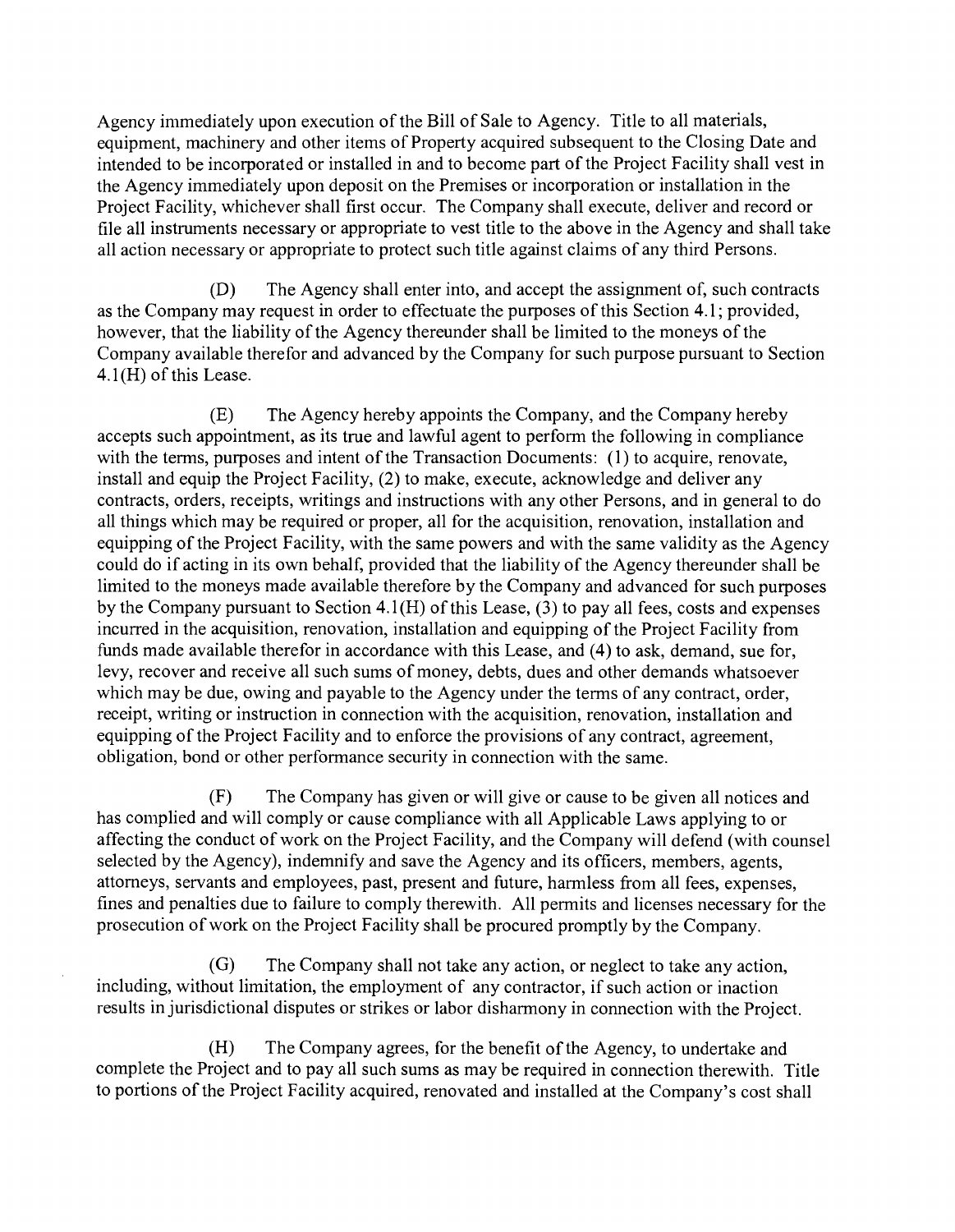Agency immediately upon execution of the Bill of Sale to Agency. Title to all materials, equipment, machinery and other items of Property acquired subsequent to the Closing Date and intended to be incorporated or installed in and to become part of the Project Facility shall vest in the Agency immediately upon deposit on the Premises or incorporation or installation in the Project Facility, whichever shall first occur. The Company shall execute, deliver and record or file all instruments necessary or appropriate to vest title to the above in the Agency and shall take all action necessary or appropriate to protect such title against claims of any third Persons.

(D) The Agency shall enter into, and accept the assignment of, such contracts as the Company may request in order to effectuate the purposes of this Section 4.1; provided, however, that the liability of the Agency thereunder shall be limited to the moneys of the Company available therefor and advanced by the Company for such purpose pursuant to Section 4.1(H) of this Lease.

(E) The Agency hereby appoints the Company, and the Company hereby accepts such appointment, as its true and lawful agent to perform the following in compliance with the terms, purposes and intent of the Transaction Documents: (1) to acquire, renovate, install and equip the Project Facility, (2) to make, execute, acknowledge and deliver any contracts, orders, receipts, writings and instructions with any other Persons, and in general to do all things which may be required or proper, all for the acquisition, renovation, installation and equipping of the Project Facility, with the same powers and with the same validity as the Agency could do if acting in its own behalf, provided that the liability of the Agency thereunder shall be limited to the moneys made available therefore by the Company and advanced for such purposes by the Company pursuant to Section 4.1(H) of this Lease, (3) to pay all fees, costs and expenses incurred in the acquisition, renovation, installation and equipping of the Project Facility from funds made available therefor in accordance with this Lease, and (4) to ask, demand, sue for, levy, recover and receive all such sums of money, debts, dues and other demands whatsoever which may be due, owing and payable to the Agency under the terms of any contract, order, receipt, writing or instruction in connection with the acquisition, renovation, installation and equipping of the Project Facility and to enforce the provisions of any contract, agreement, obligation, bond or other performance security in connection with the same.

(F) The Company has given or will give or cause to be given all notices and has complied and will comply or cause compliance with all Applicable Laws applying to or affecting the conduct of work on the Project Facility, and the Company will defend (with counsel selected by the Agency), indemnify and save the Agency and its officers, members, agents, attorneys, servants and employees, past, present and future, harmless from all fees, expenses, fines and penalties due to failure to comply therewith. All permits and licenses necessary for the prosecution of work on the Project Facility shall be procured promptly by the Company.

(G) The Company shall not take any action, or neglect to take any action, including, without limitation, the employment of any contractor, if such action or inaction results in jurisdictional disputes or strikes or labor disharmony in connection with the Project.

(H) The Company agrees, for the benefit of the Agency, to undertake and complete the Project and to pay all such sums as may be required in connection therewith. Title to portions of the Project Facility acquired, renovated and installed at the Company's cost shall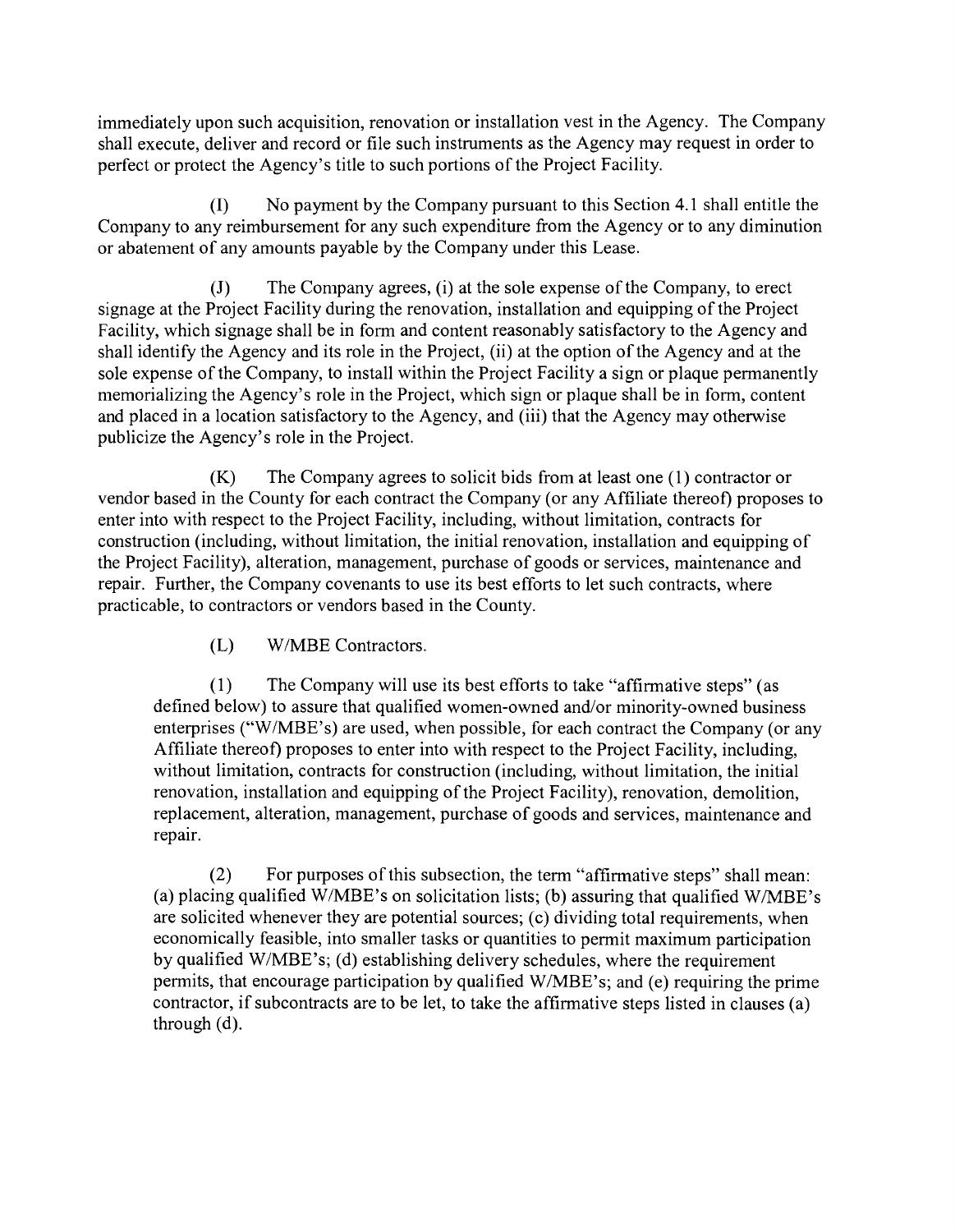immediately upon such acquisition, renovation or installation vest in the Agency. The Company shall execute, deliver and record or file such instruments as the Agency may request in order to perfect or protect the Agency's title to such portions of the Project Facility.

(I) No payment by the Company pursuant to this Section 4.1 shall entitle the Company to any reimbursement for any such expenditure from the Agency or to any diminution or abatement of any amounts payable by the Company under this Lease.

(J) The Company agrees, (i) at the sole expense of the Company, to erect signage at the Project Facility during the renovation, installation and equipping of the Project Facility, which signage shall be in form and content reasonably satisfactory to the Agency and shall identify the Agency and its role in the Project, (ii) at the option of the Agency and at the sole expense of the Company, to install within the Project Facility a sign or plaque permanently memorializing the Agency's role in the Project, which sign or plaque shall be in form, content and placed in a location satisfactory to the Agency, and (iii) that the Agency may otherwise publicize the Agency's role in the Project.

(K) The Company agrees to solicit bids from at least one (1) contractor or vendor based in the County for each contract the Company (or any Affiliate thereof) proposes to enter into with respect to the Project Facility, including, without limitation, contracts for construction (including, without limitation, the initial renovation, installation and equipping of the Project Facility), alteration, management, purchase of goods or services, maintenance and repair. Further, the Company covenants to use its best efforts to let such contracts, where practicable, to contractors or vendors based in the County.

(L) W/MBE Contractors.

(1) The Company will use its best efforts to take "affirmative steps" (as defined below) to assure that qualified women-owned and/or minority-owned business enterprises ("W/MBE's) are used, when possible, for each contract the Company (or any Affiliate thereof) proposes to enter into with respect to the Project Facility, including, without limitation, contracts for construction (including, without limitation, the initial renovation, installation and equipping of the Project Facility), renovation, demolition, replacement, alteration, management, purchase of goods and services, maintenance and repair.

(2) For purposes of this subsection, the term "affirmative steps" shall mean: (a) placing qualified W/MBE's on solicitation lists; (b) assuring that qualified W/MBE's are solicited whenever they are potential sources; (c) dividing total requirements, when economically feasible, into smaller tasks or quantities to permit maximum participation by qualified W/MBE's; (d) establishing delivery schedules, where the requirement permits, that encourage participation by qualified W/MBE's; and (e) requiring the prime contractor, if subcontracts are to be let, to take the affirmative steps listed in clauses (a) through (d).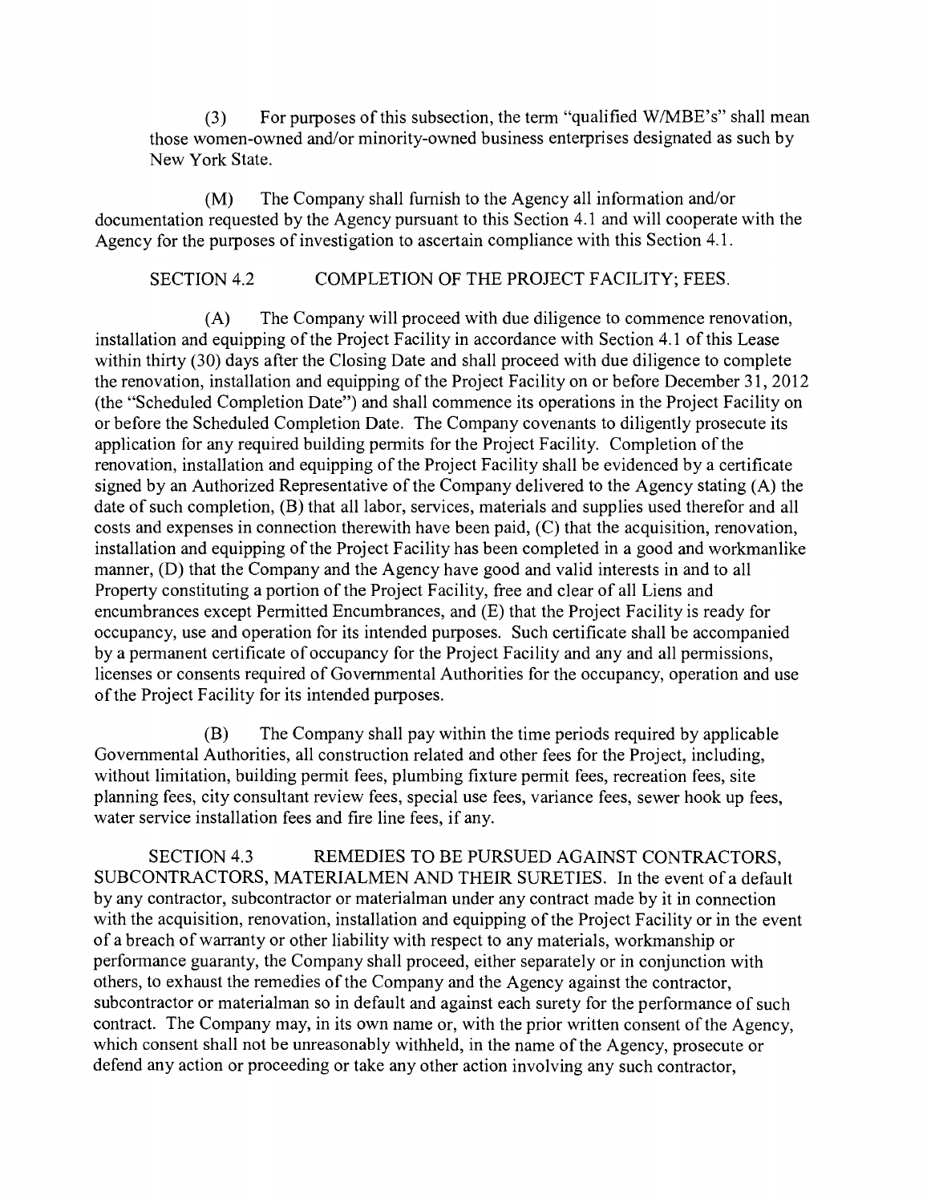(3) For purposes of this subsection, the term "qualified W/MBE's" shall mean those women-owned and/or minority-owned business enterprises designated as such by New York State.

(M) The Company shall furnish to the Agency all information and/or documentation requested by the Agency pursuant to this Section 4.1 and will cooperate with the Agency for the purposes of investigation to ascertain compliance with this Section 4.1.

SECTION 4.2 COMPLETION OF THE PROJECT FACILITY; FEES.

(A) The Company will proceed with due diligence to commence renovation, installation and equipping of the Project Facility in accordance with Section 4.1 of this Lease within thirty (30) days after the Closing Date and shall proceed with due diligence to complete the renovation, installation and equipping of the Project Facility on or before December 31, 2012 (the "Scheduled Completion Date") and shall commence its operations in the Project Facility on or before the Scheduled Completion Date. The Company covenants to diligently prosecute its application for any required building permits for the Project Facility. Completion of the renovation, installation and equipping of the Project Facility shall be evidenced by a certificate signed by an Authorized Representative of the Company delivered to the Agency stating (A) the date of such completion, (B) that all labor, services, materials and supplies used therefor and all costs and expenses in connection therewith have been paid, (C) that the acquisition, renovation, installation and equipping of the Project Facility has been completed in a good and workmanlike manner, (D) that the Company and the Agency have good and valid interests in and to all Property constituting a portion of the Project Facility, free and clear of all Liens and encumbrances except Permitted Encumbrances, and (E) that the Project Facility is ready for occupancy, use and operation for its intended purposes. Such certificate shall be accompanied by a permanent certificate of occupancy for the Project Facility and any and all permissions, licenses or consents required of Governmental Authorities for the occupancy, operation and use of the Project Facility for its intended purposes.

(B) The Company shall pay within the time periods required by applicable Governmental Authorities, all construction related and other fees for the Project, including, without limitation, building permit fees, plumbing fixture permit fees, recreation fees, site planning fees, city consultant review fees, special use fees, variance fees, sewer hook up fees, water service installation fees and fire line fees, if any.

SECTION 4.3 REMEDIES TO BE PURSUED AGAINST CONTRACTORS, SUBCONTRACTORS, MATERIALMEN AND THEIR SURETIES. In the event of a default by any contractor, subcontractor or materialman under any contract made by it in connection with the acquisition, renovation, installation and equipping of the Project Facility or in the event of a breach of warranty or other liability with respect to any materials, workmanship or performance guaranty, the Company shall proceed, either separately or in conjunction with others, to exhaust the remedies of the Company and the Agency against the contractor, subcontractor or materialman so in default and against each surety for the performance of such contract. The Company may, in its own name or, with the prior written consent of the Agency, which consent shall not be unreasonably withheld, in the name of the Agency, prosecute or defend any action or proceeding or take any other action involving any such contractor,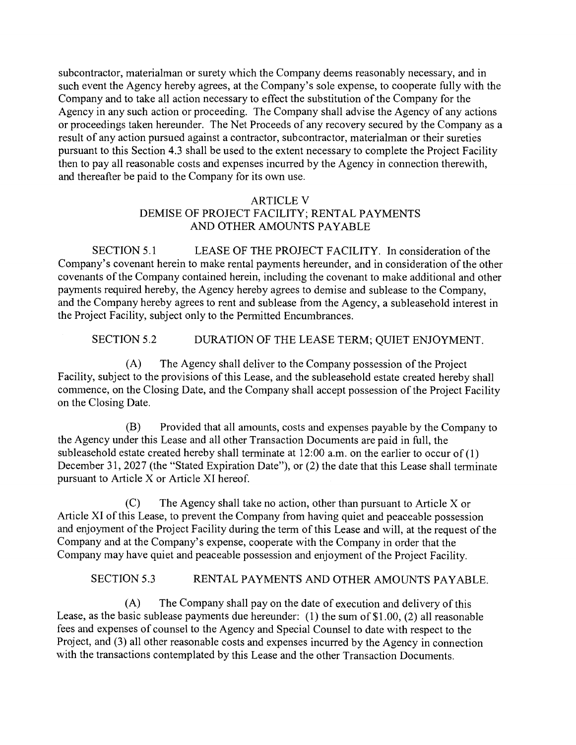subcontractor, materialman or surety which the Company deems reasonably necessary, and in such event the Agency hereby agrees, at the Company's sole expense, to cooperate fully with the Company and to take all action necessary to effect the substitution of the Company for the Agency in any such action or proceeding. The Company shall advise the Agency of any actions or proceedings taken hereunder. The Net Proceeds of any recovery secured by the Company as a result of any action pursued against a contractor, subcontractor, materialman or their sureties pursuant to this Section 4.3 shall be used to the extent necessary to complete the Project Facility then to pay all reasonable costs and expenses incurred by the Agency in connection therewith, and thereafter be paid to the Company for its own use.

## ARTICLE V
## DEMISE OF PROJECT FACILITY; RENTAL PAYMENTS AND OTHER AMOUNTS PAYABLE

SECTION 5.1 LEASE OF THE PROJECT FACILITY. In consideration of the Company's covenant herein to make rental payments hereunder, and in consideration of the other covenants of the Company contained herein, including the covenant to make additional and other payments required hereby, the Agency hereby agrees to demise and sublease to the Company, and the Company hereby agrees to rent and sublease from the Agency, a subleasehold interest in the Project Facility, subject only to the Permitted Encumbrances.

SECTION 5.2 DURATION OF THE LEASE TERM; QUIET ENJOYMENT.

(A) The Agency shall deliver to the Company possession of the Project Facility, subject to the provisions of this Lease, and the subleasehold estate created hereby shall commence, on the Closing Date, and the Company shall accept possession of the Project Facility on the Closing Date.

(B) Provided that all amounts, costs and expenses payable by the Company to the Agency under this Lease and all other Transaction Documents are paid in full, the subleasehold estate created hereby shall terminate at 12:00 a.m. on the earlier to occur of (1) December 31, 2027 (the "Stated Expiration Date"), or (2) the date that this Lease shall terminate pursuant to Article X or Article XI hereof.

(C) The Agency shall take no action, other than pursuant to Article X or Article XI of this Lease, to prevent the Company from having quiet and peaceable possession and enjoyment of the Project Facility during the term of this Lease and will, at the request of the Company and at the Company's expense, cooperate with the Company in order that the Company may have quiet and peaceable possession and enjoyment of the Project Facility.

SECTION 5.3 RENTAL PAYMENTS AND OTHER AMOUNTS PAYABLE.

(A) The Company shall pay on the date of execution and delivery of this Lease, as the basic sublease payments due hereunder: (1) the sum of $1.00, (2) all reasonable fees and expenses of counsel to the Agency and Special Counsel to date with respect to the Project, and (3) all other reasonable costs and expenses incurred by the Agency in connection with the transactions contemplated by this Lease and the other Transaction Documents.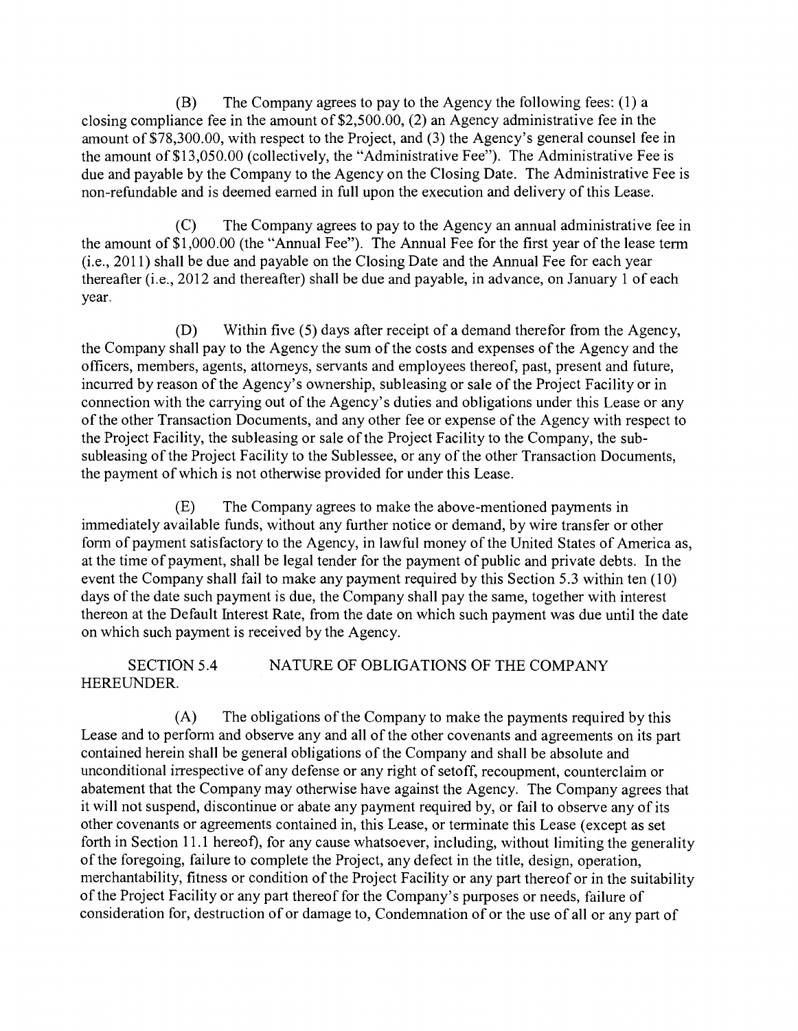(B) The Company agrees to pay to the Agency the following fees: (1) a closing compliance fee in the amount of $2,500.00, (2) an Agency administrative fee in the amount of $78,300.00, with respect to the Project, and (3) the Agency's general counsel fee in the amount of $13,050.00 (collectively, the "Administrative Fee"). The Administrative Fee is due and payable by the Company to the Agency on the Closing Date. The Administrative Fee is non-refundable and is deemed earned in full upon the execution and delivery of this Lease.

(C) The Company agrees to pay to the Agency an annual administrative fee in the amount of $1,000.00 (the "Annual Fee"). The Annual Fee for the first year of the lease term (i.e., 2011) shall be due and payable on the Closing Date and the Annual Fee for each year thereafter (i.e., 2012 and thereafter) shall be due and payable, in advance, on January 1 of each year.

(D) Within five (5) days after receipt of a demand therefor from the Agency, the Company shall pay to the Agency the sum of the costs and expenses of the Agency and the officers, members, agents, attorneys, servants and employees thereof, past, present and future, incurred by reason of the Agency's ownership, subleasing or sale of the Project Facility or in connection with the carrying out of the Agency's duties and obligations under this Lease or any of the other Transaction Documents, and any other fee or expense of the Agency with respect to the Project Facility, the subleasing or sale of the Project Facility to the Company, the sub-subleasing of the Project Facility to the Sublessee, or any of the other Transaction Documents, the payment of which is not otherwise provided for under this Lease.

(E) The Company agrees to make the above-mentioned payments in immediately available funds, without any further notice or demand, by wire transfer or other form of payment satisfactory to the Agency, in lawful money of the United States of America as, at the time of payment, shall be legal tender for the payment of public and private debts. In the event the Company shall fail to make any payment required by this Section 5.3 within ten (10) days of the date such payment is due, the Company shall pay the same, together with interest thereon at the Default Interest Rate, from the date on which such payment was due until the date on which such payment is received by the Agency.

SECTION 5.4 NATURE OF OBLIGATIONS OF THE COMPANY HEREUNDER.

(A) The obligations of the Company to make the payments required by this Lease and to perform and observe any and all of the other covenants and agreements on its part contained herein shall be general obligations of the Company and shall be absolute and unconditional irrespective of any defense or any right of setoff, recoupment, counterclaim or abatement that the Company may otherwise have against the Agency. The Company agrees that it will not suspend, discontinue or abate any payment required by, or fail to observe any of its other covenants or agreements contained in, this Lease, or terminate this Lease (except as set forth in Section 11.1 hereof), for any cause whatsoever, including, without limiting the generality of the foregoing, failure to complete the Project, any defect in the title, design, operation, merchantability, fitness or condition of the Project Facility or any part thereof or in the suitability of the Project Facility or any part thereof for the Company's purposes or needs, failure of consideration for, destruction of or damage to, Condemnation of or the use of all or any part of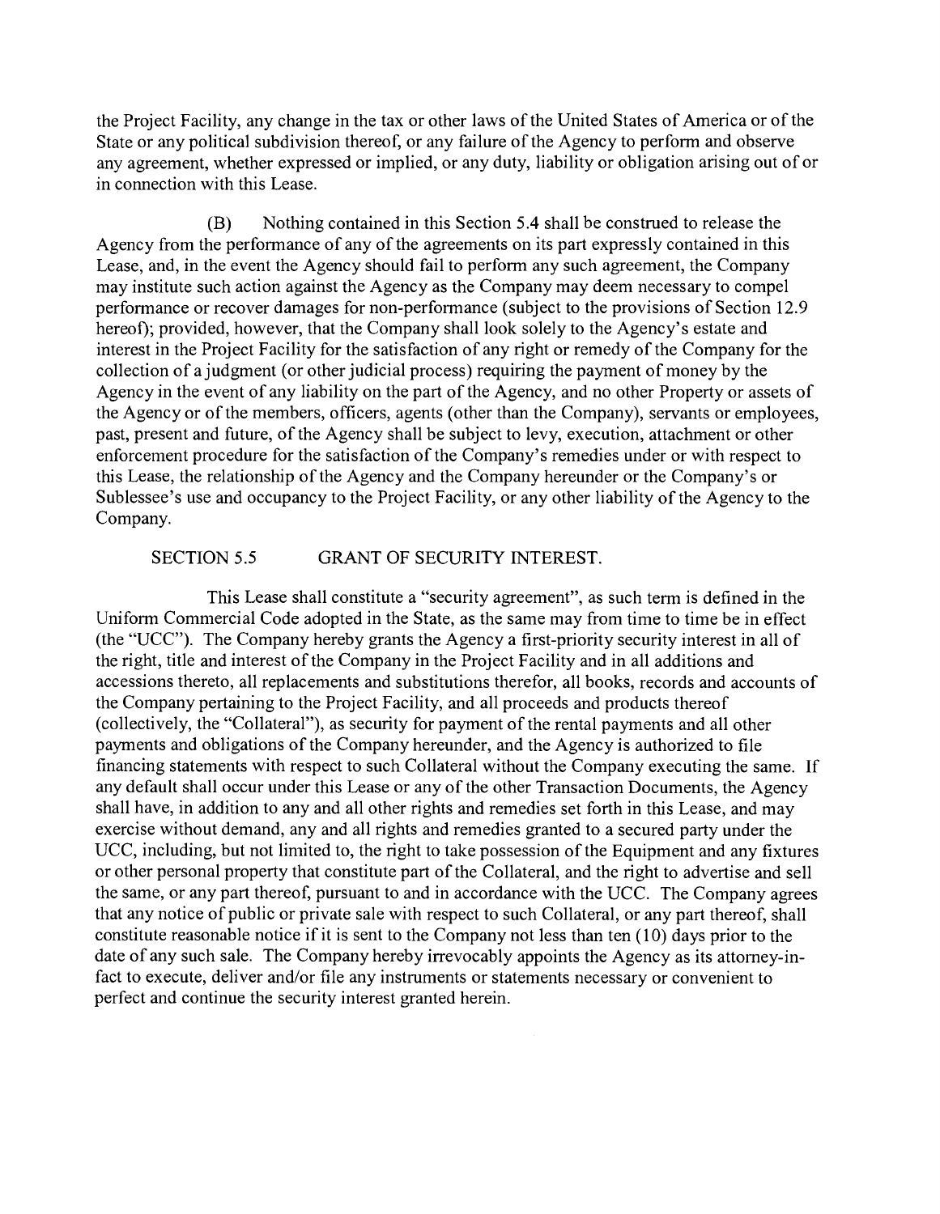the Project Facility, any change in the tax or other laws of the United States of America or of the State or any political subdivision thereof, or any failure of the Agency to perform and observe any agreement, whether expressed or implied, or any duty, liability or obligation arising out of or in connection with this Lease.

(B) Nothing contained in this Section 5.4 shall be construed to release the Agency from the performance of any of the agreements on its part expressly contained in this Lease, and, in the event the Agency should fail to perform any such agreement, the Company may institute such action against the Agency as the Company may deem necessary to compel performance or recover damages for non-performance (subject to the provisions of Section 12.9 hereof); provided, however, that the Company shall look solely to the Agency's estate and interest in the Project Facility for the satisfaction of any right or remedy of the Company for the collection of a judgment (or other judicial process) requiring the payment of money by the Agency in the event of any liability on the part of the Agency, and no other Property or assets of the Agency or of the members, officers, agents (other than the Company), servants or employees, past, present and future, of the Agency shall be subject to levy, execution, attachment or other enforcement procedure for the satisfaction of the Company's remedies under or with respect to this Lease, the relationship of the Agency and the Company hereunder or the Company's or Sublessee's use and occupancy to the Project Facility, or any other liability of the Agency to the Company.

## SECTION 5.5 GRANT OF SECURITY INTEREST.

This Lease shall constitute a "security agreement", as such term is defined in the Uniform Commercial Code adopted in the State, as the same may from time to time be in effect (the "UCC"). The Company hereby grants the Agency a first-priority security interest in all of the right, title and interest of the Company in the Project Facility and in all additions and accessions thereto, all replacements and substitutions therefor, all books, records and accounts of the Company pertaining to the Project Facility, and all proceeds and products thereof (collectively, the "Collateral"), as security for payment of the rental payments and all other payments and obligations of the Company hereunder, and the Agency is authorized to file financing statements with respect to such Collateral without the Company executing the same. If any default shall occur under this Lease or any of the other Transaction Documents, the Agency shall have, in addition to any and all other rights and remedies set forth in this Lease, and may exercise without demand, any and all rights and remedies granted to a secured party under the UCC, including, but not limited to, the right to take possession of the Equipment and any fixtures or other personal property that constitute part of the Collateral, and the right to advertise and sell the same, or any part thereof, pursuant to and in accordance with the UCC. The Company agrees that any notice of public or private sale with respect to such Collateral, or any part thereof, shall constitute reasonable notice if it is sent to the Company not less than ten (10) days prior to the date of any such sale. The Company hereby irrevocably appoints the Agency as its attorney-in-fact to execute, deliver and/or file any instruments or statements necessary or convenient to perfect and continue the security interest granted herein.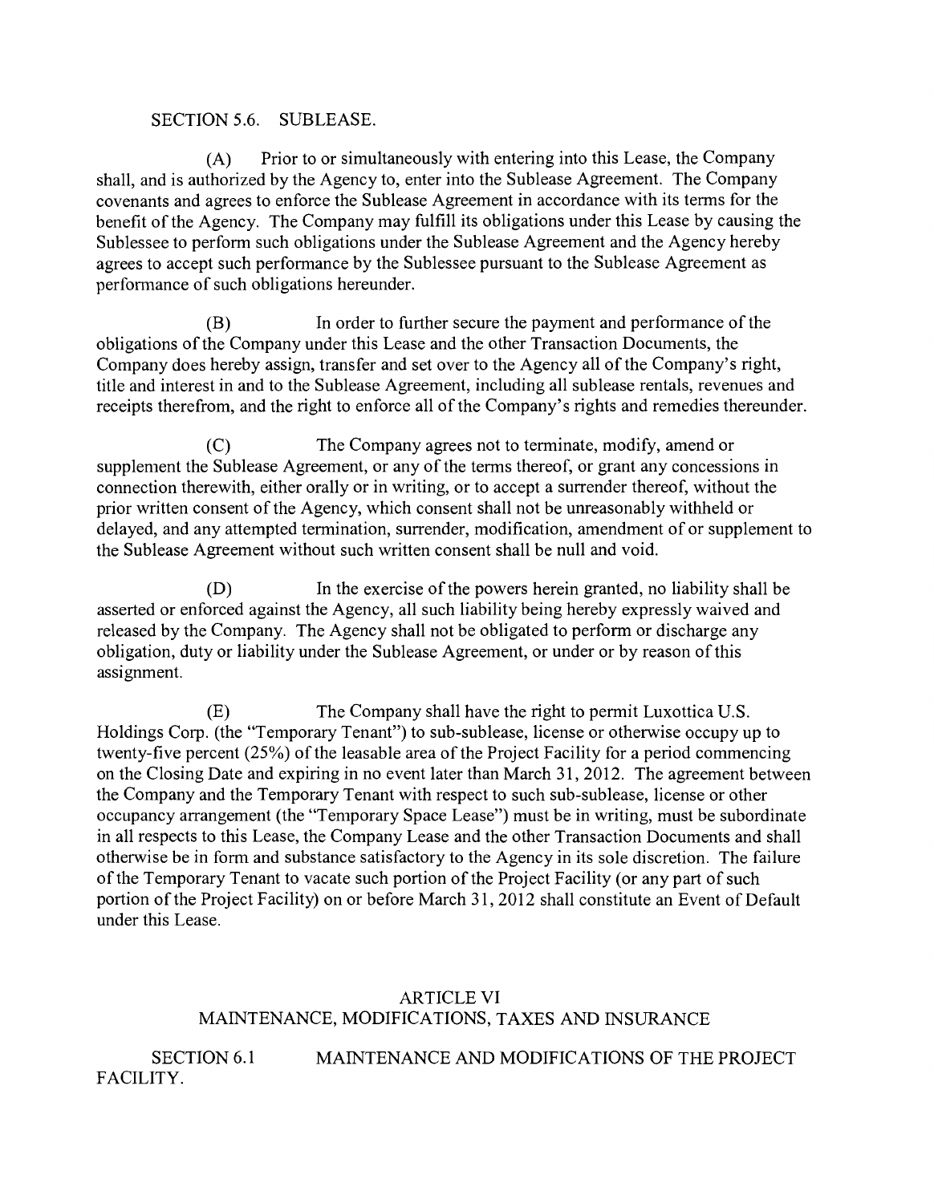SECTION 5.6. SUBLEASE.

(A) Prior to or simultaneously with entering into this Lease, the Company shall, and is authorized by the Agency to, enter into the Sublease Agreement. The Company covenants and agrees to enforce the Sublease Agreement in accordance with its terms for the benefit of the Agency. The Company may fulfill its obligations under this Lease by causing the Sublessee to perform such obligations under the Sublease Agreement and the Agency hereby agrees to accept such performance by the Sublessee pursuant to the Sublease Agreement as performance of such obligations hereunder.

(B) In order to further secure the payment and performance of the obligations of the Company under this Lease and the other Transaction Documents, the Company does hereby assign, transfer and set over to the Agency all of the Company's right, title and interest in and to the Sublease Agreement, including all sublease rentals, revenues and receipts therefrom, and the right to enforce all of the Company's rights and remedies thereunder.

(C) The Company agrees not to terminate, modify, amend or supplement the Sublease Agreement, or any of the terms thereof, or grant any concessions in connection therewith, either orally or in writing, or to accept a surrender thereof, without the prior written consent of the Agency, which consent shall not be unreasonably withheld or delayed, and any attempted termination, surrender, modification, amendment of or supplement to the Sublease Agreement without such written consent shall be null and void.

(D) In the exercise of the powers herein granted, no liability shall be asserted or enforced against the Agency, all such liability being hereby expressly waived and released by the Company. The Agency shall not be obligated to perform or discharge any obligation, duty or liability under the Sublease Agreement, or under or by reason of this assignment.

(E) The Company shall have the right to permit Luxottica U.S. Holdings Corp. (the "Temporary Tenant") to sub-sublease, license or otherwise occupy up to twenty-five percent (25%) of the leasable area of the Project Facility for a period commencing on the Closing Date and expiring in no event later than March 31, 2012. The agreement between the Company and the Temporary Tenant with respect to such sub-sublease, license or other occupancy arrangement (the "Temporary Space Lease") must be in writing, must be subordinate in all respects to this Lease, the Company Lease and the other Transaction Documents and shall otherwise be in form and substance satisfactory to the Agency in its sole discretion. The failure of the Temporary Tenant to vacate such portion of the Project Facility (or any part of such portion of the Project Facility) on or before March 31, 2012 shall constitute an Event of Default under this Lease.

## ARTICLE VI
## MAINTENANCE, MODIFICATIONS, TAXES AND INSURANCE

SECTION 6.1 MAINTENANCE AND MODIFICATIONS OF THE PROJECT FACILITY.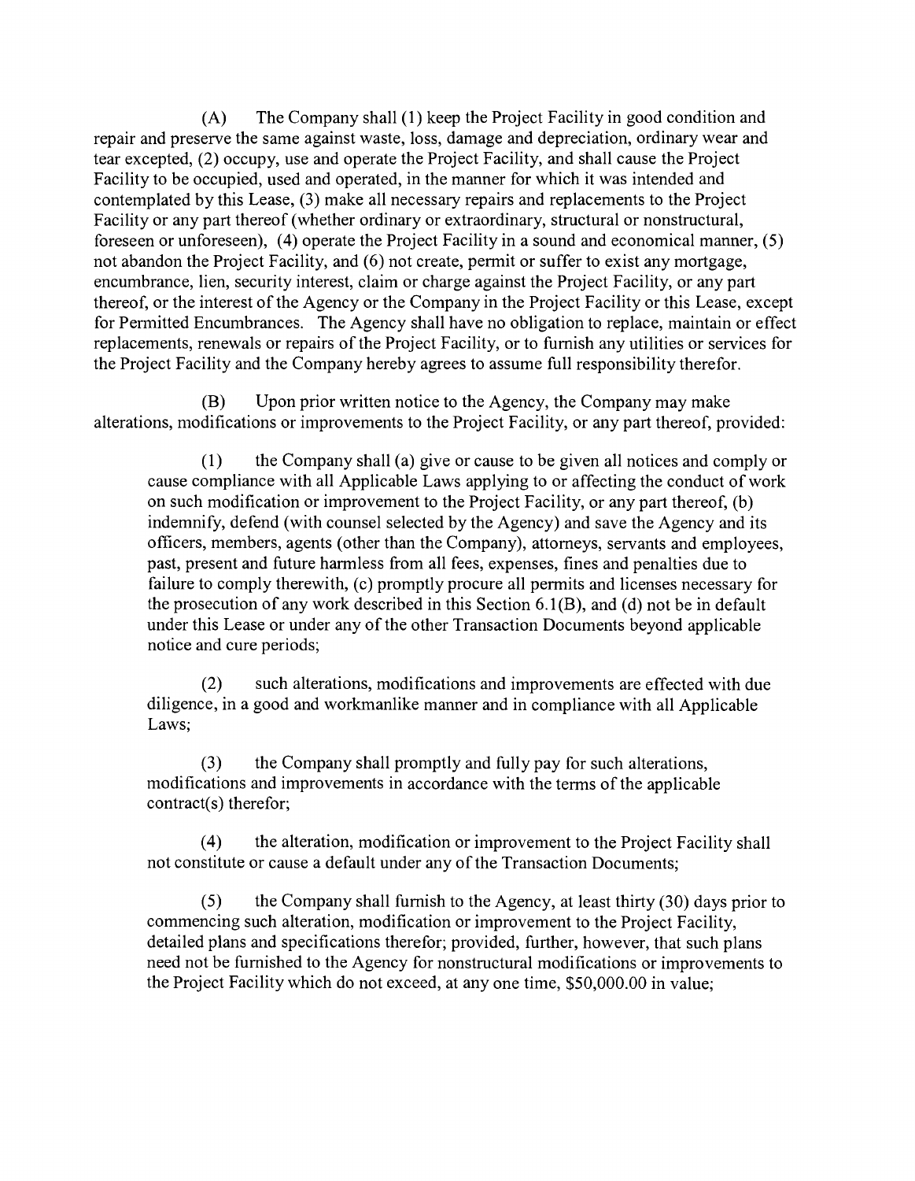(A) The Company shall (1) keep the Project Facility in good condition and repair and preserve the same against waste, loss, damage and depreciation, ordinary wear and tear excepted, (2) occupy, use and operate the Project Facility, and shall cause the Project Facility to be occupied, used and operated, in the manner for which it was intended and contemplated by this Lease, (3) make all necessary repairs and replacements to the Project Facility or any part thereof (whether ordinary or extraordinary, structural or nonstructural, foreseen or unforeseen), (4) operate the Project Facility in a sound and economical manner, (5) not abandon the Project Facility, and (6) not create, permit or suffer to exist any mortgage, encumbrance, lien, security interest, claim or charge against the Project Facility, or any part thereof, or the interest of the Agency or the Company in the Project Facility or this Lease, except for Permitted Encumbrances. The Agency shall have no obligation to replace, maintain or effect replacements, renewals or repairs of the Project Facility, or to furnish any utilities or services for the Project Facility and the Company hereby agrees to assume full responsibility therefor.

(B) Upon prior written notice to the Agency, the Company may make alterations, modifications or improvements to the Project Facility, or any part thereof, provided:

(1) the Company shall (a) give or cause to be given all notices and comply or cause compliance with all Applicable Laws applying to or affecting the conduct of work on such modification or improvement to the Project Facility, or any part thereof, (b) indemnify, defend (with counsel selected by the Agency) and save the Agency and its officers, members, agents (other than the Company), attorneys, servants and employees, past, present and future harmless from all fees, expenses, fines and penalties due to failure to comply therewith, (c) promptly procure all permits and licenses necessary for the prosecution of any work described in this Section 6.1(B), and (d) not be in default under this Lease or under any of the other Transaction Documents beyond applicable notice and cure periods;

(2) such alterations, modifications and improvements are effected with due diligence, in a good and workmanlike manner and in compliance with all Applicable Laws;

(3) the Company shall promptly and fully pay for such alterations, modifications and improvements in accordance with the terms of the applicable contract(s) therefor;

(4) the alteration, modification or improvement to the Project Facility shall not constitute or cause a default under any of the Transaction Documents;

(5) the Company shall furnish to the Agency, at least thirty (30) days prior to commencing such alteration, modification or improvement to the Project Facility, detailed plans and specifications therefor; provided, further, however, that such plans need not be furnished to the Agency for nonstructural modifications or improvements to the Project Facility which do not exceed, at any one time, $50,000.00 in value;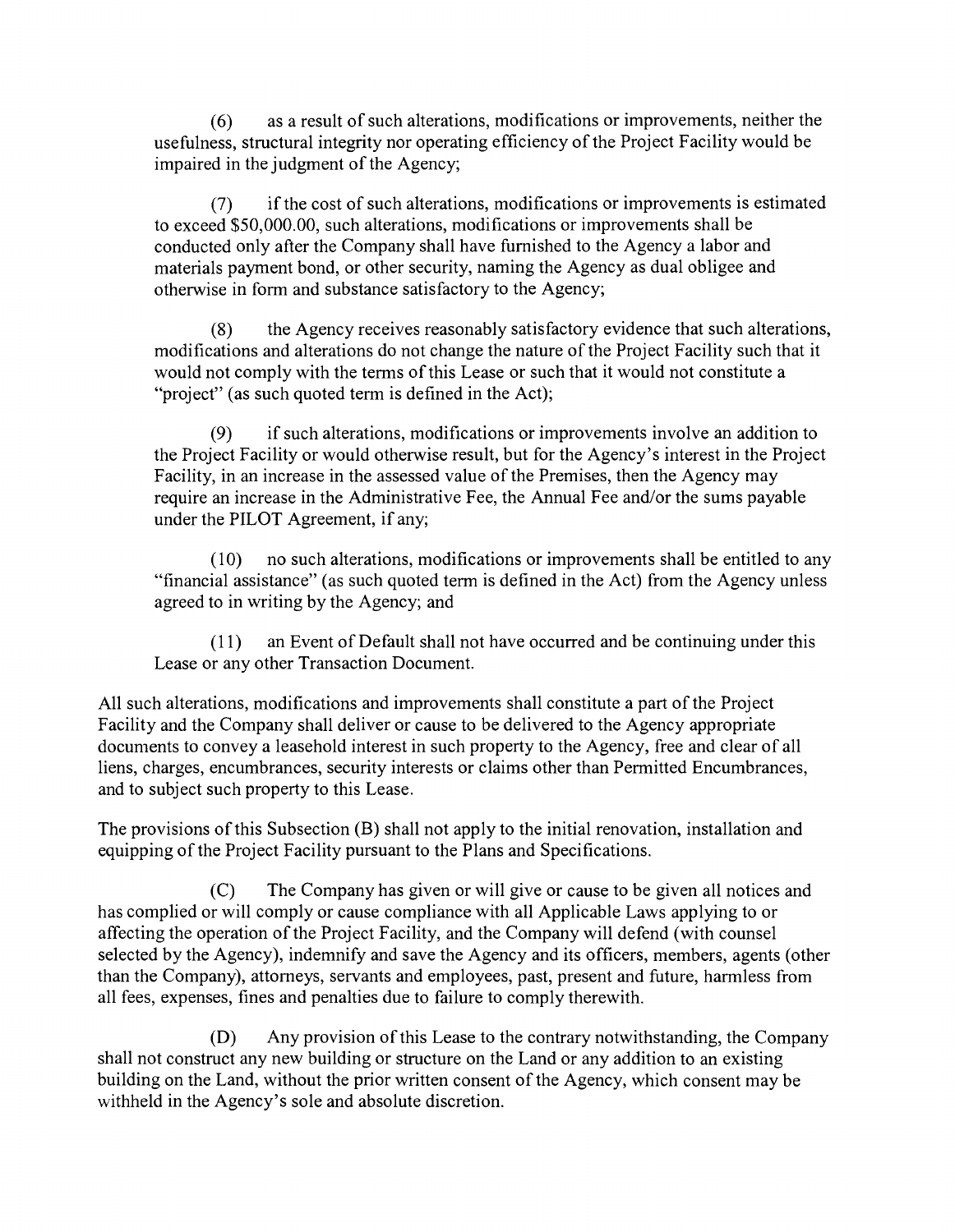(6) as a result of such alterations, modifications or improvements, neither the usefulness, structural integrity nor operating efficiency of the Project Facility would be impaired in the judgment of the Agency;

(7) if the cost of such alterations, modifications or improvements is estimated to exceed $50,000.00, such alterations, modifications or improvements shall be conducted only after the Company shall have furnished to the Agency a labor and materials payment bond, or other security, naming the Agency as dual obligee and otherwise in form and substance satisfactory to the Agency;

(8) the Agency receives reasonably satisfactory evidence that such alterations, modifications and alterations do not change the nature of the Project Facility such that it would not comply with the terms of this Lease or such that it would not constitute a "project" (as such quoted term is defined in the Act);

(9) if such alterations, modifications or improvements involve an addition to the Project Facility or would otherwise result, but for the Agency's interest in the Project Facility, in an increase in the assessed value of the Premises, then the Agency may require an increase in the Administrative Fee, the Annual Fee and/or the sums payable under the PILOT Agreement, if any;

(10) no such alterations, modifications or improvements shall be entitled to any "financial assistance" (as such quoted term is defined in the Act) from the Agency unless agreed to in writing by the Agency; and

(11) an Event of Default shall not have occurred and be continuing under this Lease or any other Transaction Document.

All such alterations, modifications and improvements shall constitute a part of the Project Facility and the Company shall deliver or cause to be delivered to the Agency appropriate documents to convey a leasehold interest in such property to the Agency, free and clear of all liens, charges, encumbrances, security interests or claims other than Permitted Encumbrances, and to subject such property to this Lease.

The provisions of this Subsection (B) shall not apply to the initial renovation, installation and equipping of the Project Facility pursuant to the Plans and Specifications.

(C) The Company has given or will give or cause to be given all notices and has complied or will comply or cause compliance with all Applicable Laws applying to or affecting the operation of the Project Facility, and the Company will defend (with counsel selected by the Agency), indemnify and save the Agency and its officers, members, agents (other than the Company), attorneys, servants and employees, past, present and future, harmless from all fees, expenses, fines and penalties due to failure to comply therewith.

(D) Any provision of this Lease to the contrary notwithstanding, the Company shall not construct any new building or structure on the Land or any addition to an existing building on the Land, without the prior written consent of the Agency, which consent may be withheld in the Agency's sole and absolute discretion.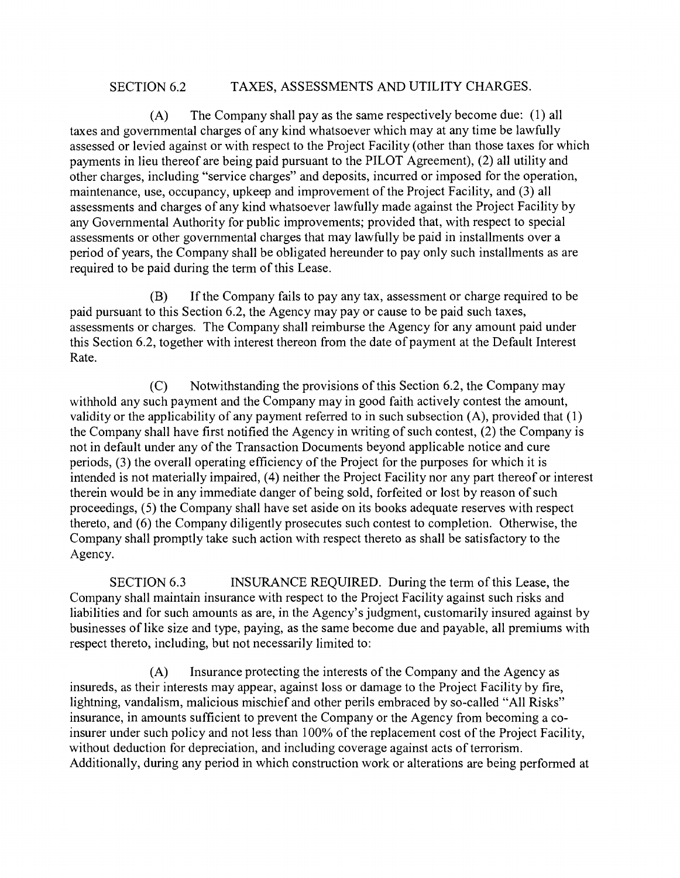SECTION 6.2 TAXES, ASSESSMENTS AND UTILITY CHARGES.

(A) The Company shall pay as the same respectively become due: (1) all taxes and governmental charges of any kind whatsoever which may at any time be lawfully assessed or levied against or with respect to the Project Facility (other than those taxes for which payments in lieu thereof are being paid pursuant to the PILOT Agreement), (2) all utility and other charges, including "service charges" and deposits, incurred or imposed for the operation, maintenance, use, occupancy, upkeep and improvement of the Project Facility, and (3) all assessments and charges of any kind whatsoever lawfully made against the Project Facility by any Governmental Authority for public improvements; provided that, with respect to special assessments or other governmental charges that may lawfully be paid in installments over a period of years, the Company shall be obligated hereunder to pay only such installments as are required to be paid during the term of this Lease.

(B) If the Company fails to pay any tax, assessment or charge required to be paid pursuant to this Section 6.2, the Agency may pay or cause to be paid such taxes, assessments or charges. The Company shall reimburse the Agency for any amount paid under this Section 6.2, together with interest thereon from the date of payment at the Default Interest Rate.

(C) Notwithstanding the provisions of this Section 6.2, the Company may withhold any such payment and the Company may in good faith actively contest the amount, validity or the applicability of any payment referred to in such subsection (A), provided that (1) the Company shall have first notified the Agency in writing of such contest, (2) the Company is not in default under any of the Transaction Documents beyond applicable notice and cure periods, (3) the overall operating efficiency of the Project for the purposes for which it is intended is not materially impaired, (4) neither the Project Facility nor any part thereof or interest therein would be in any immediate danger of being sold, forfeited or lost by reason of such proceedings, (5) the Company shall have set aside on its books adequate reserves with respect thereto, and (6) the Company diligently prosecutes such contest to completion. Otherwise, the Company shall promptly take such action with respect thereto as shall be satisfactory to the Agency.

SECTION 6.3 INSURANCE REQUIRED. During the term of this Lease, the Company shall maintain insurance with respect to the Project Facility against such risks and liabilities and for such amounts as are, in the Agency's judgment, customarily insured against by businesses of like size and type, paying, as the same become due and payable, all premiums with respect thereto, including, but not necessarily limited to:

(A) Insurance protecting the interests of the Company and the Agency as insureds, as their interests may appear, against loss or damage to the Project Facility by fire, lightning, vandalism, malicious mischief and other perils embraced by so-called "All Risks" insurance, in amounts sufficient to prevent the Company or the Agency from becoming a co-insurer under such policy and not less than 100% of the replacement cost of the Project Facility, without deduction for depreciation, and including coverage against acts of terrorism. Additionally, during any period in which construction work or alterations are being performed at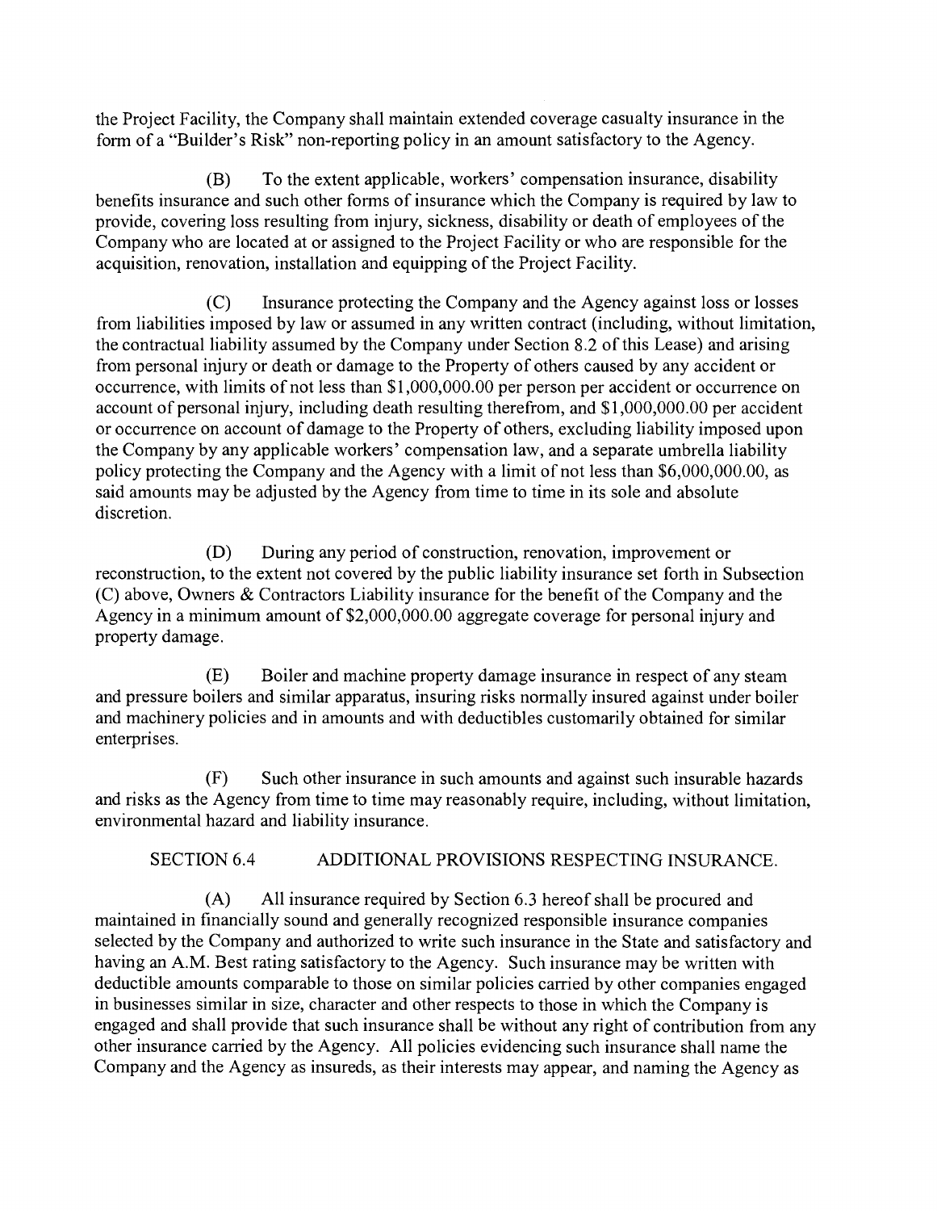the Project Facility, the Company shall maintain extended coverage casualty insurance in the form of a "Builder's Risk" non-reporting policy in an amount satisfactory to the Agency.

(B) To the extent applicable, workers' compensation insurance, disability benefits insurance and such other forms of insurance which the Company is required by law to provide, covering loss resulting from injury, sickness, disability or death of employees of the Company who are located at or assigned to the Project Facility or who are responsible for the acquisition, renovation, installation and equipping of the Project Facility.

(C) Insurance protecting the Company and the Agency against loss or losses from liabilities imposed by law or assumed in any written contract (including, without limitation, the contractual liability assumed by the Company under Section 8.2 of this Lease) and arising from personal injury or death or damage to the Property of others caused by any accident or occurrence, with limits of not less than $1,000,000.00 per person per accident or occurrence on account of personal injury, including death resulting therefrom, and $1,000,000.00 per accident or occurrence on account of damage to the Property of others, excluding liability imposed upon the Company by any applicable workers' compensation law, and a separate umbrella liability policy protecting the Company and the Agency with a limit of not less than $6,000,000.00, as said amounts may be adjusted by the Agency from time to time in its sole and absolute discretion.

(D) During any period of construction, renovation, improvement or reconstruction, to the extent not covered by the public liability insurance set forth in Subsection (C) above, Owners & Contractors Liability insurance for the benefit of the Company and the Agency in a minimum amount of $2,000,000.00 aggregate coverage for personal injury and property damage.

(E) Boiler and machine property damage insurance in respect of any steam and pressure boilers and similar apparatus, insuring risks normally insured against under boiler and machinery policies and in amounts and with deductibles customarily obtained for similar enterprises.

(F) Such other insurance in such amounts and against such insurable hazards and risks as the Agency from time to time may reasonably require, including, without limitation, environmental hazard and liability insurance.

SECTION 6.4 ADDITIONAL PROVISIONS RESPECTING INSURANCE.

(A) All insurance required by Section 6.3 hereof shall be procured and maintained in financially sound and generally recognized responsible insurance companies selected by the Company and authorized to write such insurance in the State and satisfactory and having an A.M. Best rating satisfactory to the Agency. Such insurance may be written with deductible amounts comparable to those on similar policies carried by other companies engaged in businesses similar in size, character and other respects to those in which the Company is engaged and shall provide that such insurance shall be without any right of contribution from any other insurance carried by the Agency. All policies evidencing such insurance shall name the Company and the Agency as insureds, as their interests may appear, and naming the Agency as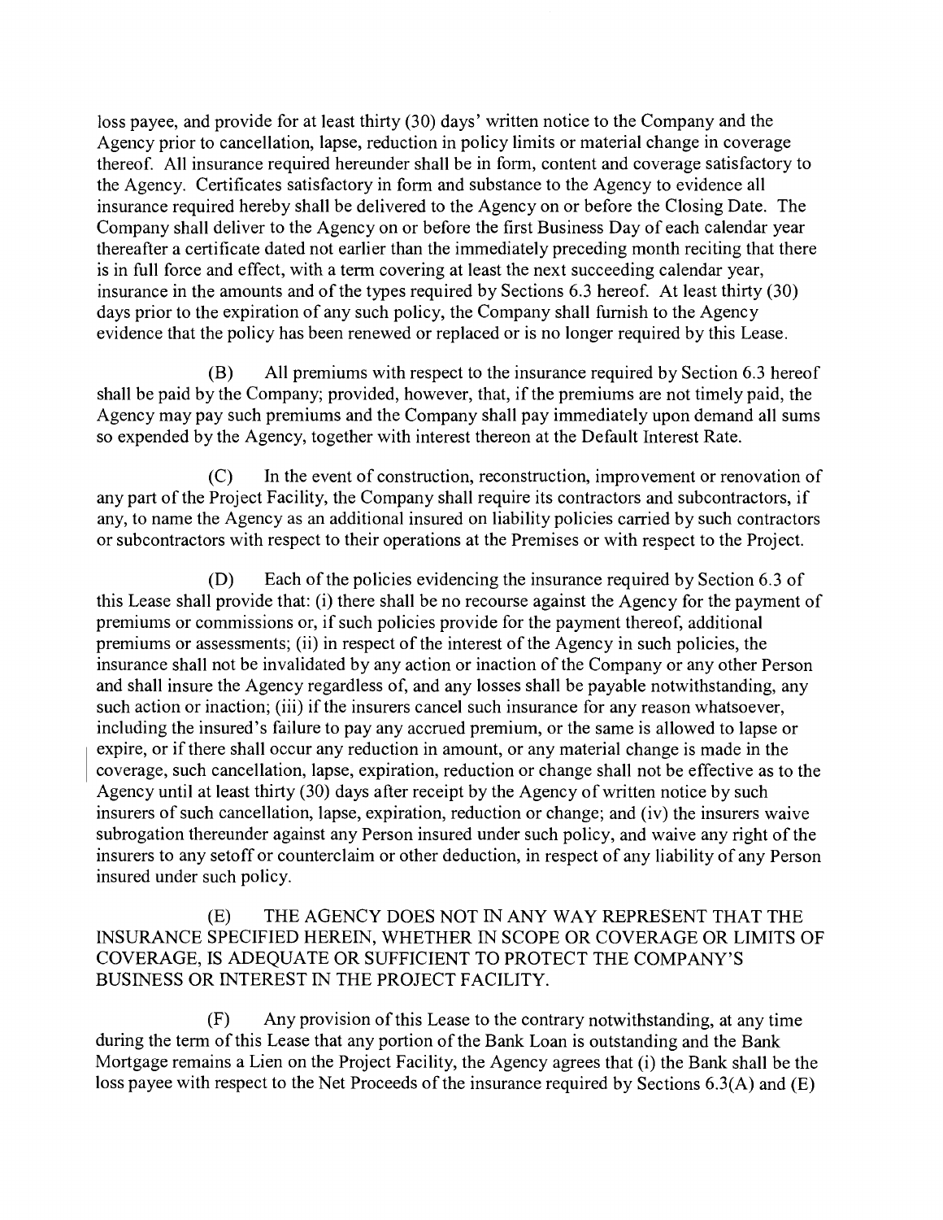loss payee, and provide for at least thirty (30) days' written notice to the Company and the Agency prior to cancellation, lapse, reduction in policy limits or material change in coverage thereof. All insurance required hereunder shall be in form, content and coverage satisfactory to the Agency. Certificates satisfactory in form and substance to the Agency to evidence all insurance required hereby shall be delivered to the Agency on or before the Closing Date. The Company shall deliver to the Agency on or before the first Business Day of each calendar year thereafter a certificate dated not earlier than the immediately preceding month reciting that there is in full force and effect, with a term covering at least the next succeeding calendar year, insurance in the amounts and of the types required by Sections 6.3 hereof. At least thirty (30) days prior to the expiration of any such policy, the Company shall furnish to the Agency evidence that the policy has been renewed or replaced or is no longer required by this Lease.

(B) All premiums with respect to the insurance required by Section 6.3 hereof shall be paid by the Company; provided, however, that, if the premiums are not timely paid, the Agency may pay such premiums and the Company shall pay immediately upon demand all sums so expended by the Agency, together with interest thereon at the Default Interest Rate.

(C) In the event of construction, reconstruction, improvement or renovation of any part of the Project Facility, the Company shall require its contractors and subcontractors, if any, to name the Agency as an additional insured on liability policies carried by such contractors or subcontractors with respect to their operations at the Premises or with respect to the Project.

(D) Each of the policies evidencing the insurance required by Section 6.3 of this Lease shall provide that: (i) there shall be no recourse against the Agency for the payment of premiums or commissions or, if such policies provide for the payment thereof, additional premiums or assessments; (ii) in respect of the interest of the Agency in such policies, the insurance shall not be invalidated by any action or inaction of the Company or any other Person and shall insure the Agency regardless of, and any losses shall be payable notwithstanding, any such action or inaction; (iii) if the insurers cancel such insurance for any reason whatsoever, including the insured's failure to pay any accrued premium, or the same is allowed to lapse or expire, or if there shall occur any reduction in amount, or any material change is made in the coverage, such cancellation, lapse, expiration, reduction or change shall not be effective as to the Agency until at least thirty (30) days after receipt by the Agency of written notice by such insurers of such cancellation, lapse, expiration, reduction or change; and (iv) the insurers waive subrogation thereunder against any Person insured under such policy, and waive any right of the insurers to any setoff or counterclaim or other deduction, in respect of any liability of any Person insured under such policy.

(E) THE AGENCY DOES NOT IN ANY WAY REPRESENT THAT THE INSURANCE SPECIFIED HEREIN, WHETHER IN SCOPE OR COVERAGE OR LIMITS OF COVERAGE, IS ADEQUATE OR SUFFICIENT TO PROTECT THE COMPANY'S BUSINESS OR INTEREST IN THE PROJECT FACILITY.

(F) Any provision of this Lease to the contrary notwithstanding, at any time during the term of this Lease that any portion of the Bank Loan is outstanding and the Bank Mortgage remains a Lien on the Project Facility, the Agency agrees that (i) the Bank shall be the loss payee with respect to the Net Proceeds of the insurance required by Sections 6.3(A) and (E)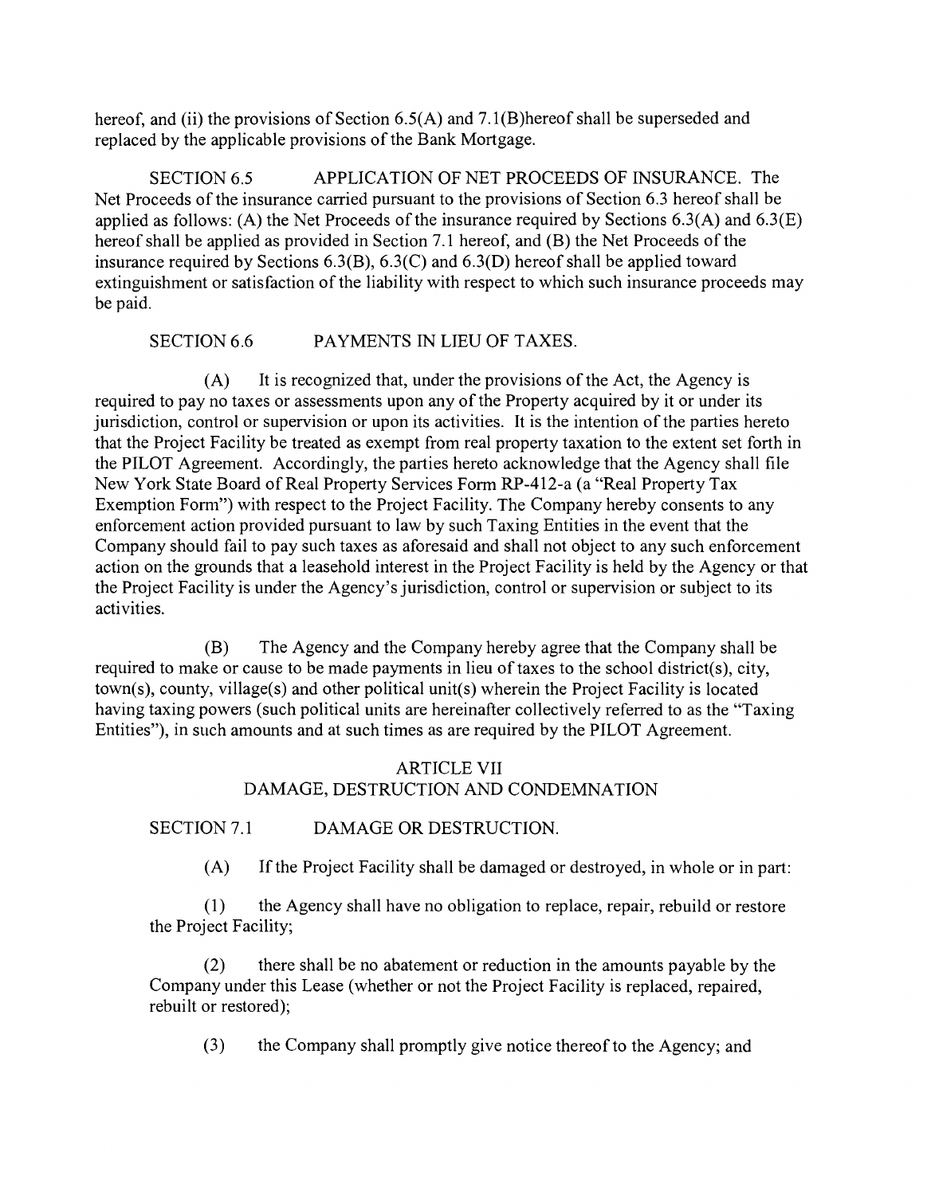hereof, and (ii) the provisions of Section 6.5(A) and 7.1(B)hereof shall be superseded and replaced by the applicable provisions of the Bank Mortgage.

SECTION 6.5 APPLICATION OF NET PROCEEDS OF INSURANCE. The Net Proceeds of the insurance carried pursuant to the provisions of Section 6.3 hereof shall be applied as follows: (A) the Net Proceeds of the insurance required by Sections 6.3(A) and 6.3(E) hereof shall be applied as provided in Section 7.1 hereof, and (B) the Net Proceeds of the insurance required by Sections 6.3(B), 6.3(C) and 6.3(D) hereof shall be applied toward extinguishment or satisfaction of the liability with respect to which such insurance proceeds may be paid.

SECTION 6.6 PAYMENTS IN LIEU OF TAXES.

(A) It is recognized that, under the provisions of the Act, the Agency is required to pay no taxes or assessments upon any of the Property acquired by it or under its jurisdiction, control or supervision or upon its activities. It is the intention of the parties hereto that the Project Facility be treated as exempt from real property taxation to the extent set forth in the PILOT Agreement. Accordingly, the parties hereto acknowledge that the Agency shall file New York State Board of Real Property Services Form RP-412-a (a "Real Property Tax Exemption Form") with respect to the Project Facility. The Company hereby consents to any enforcement action provided pursuant to law by such Taxing Entities in the event that the Company should fail to pay such taxes as aforesaid and shall not object to any such enforcement action on the grounds that a leasehold interest in the Project Facility is held by the Agency or that the Project Facility is under the Agency's jurisdiction, control or supervision or subject to its activities.

(B) The Agency and the Company hereby agree that the Company shall be required to make or cause to be made payments in lieu of taxes to the school district(s), city, town(s), county, village(s) and other political unit(s) wherein the Project Facility is located having taxing powers (such political units are hereinafter collectively referred to as the "Taxing Entities"), in such amounts and at such times as are required by the PILOT Agreement.

## ARTICLE VII
## DAMAGE, DESTRUCTION AND CONDEMNATION

SECTION 7.1 DAMAGE OR DESTRUCTION.

(A) If the Project Facility shall be damaged or destroyed, in whole or in part:

(1) the Agency shall have no obligation to replace, repair, rebuild or restore the Project Facility;

(2) there shall be no abatement or reduction in the amounts payable by the Company under this Lease (whether or not the Project Facility is replaced, repaired, rebuilt or restored);

(3) the Company shall promptly give notice thereof to the Agency; and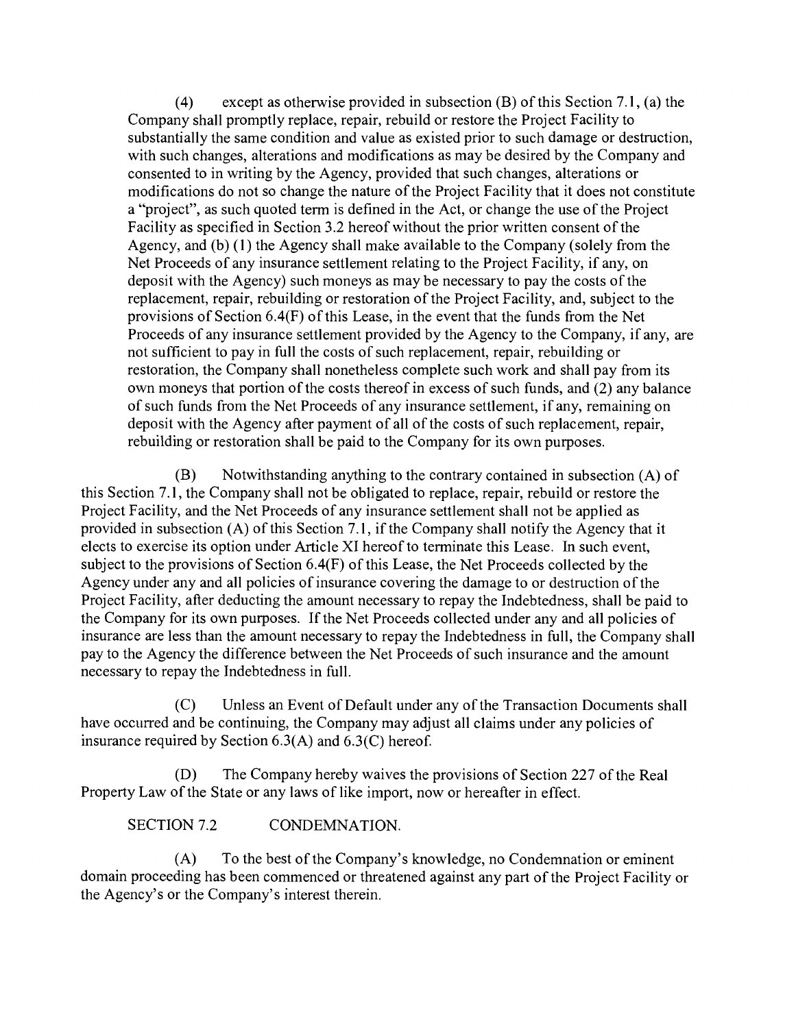(4) except as otherwise provided in subsection (B) of this Section 7.1, (a) the Company shall promptly replace, repair, rebuild or restore the Project Facility to substantially the same condition and value as existed prior to such damage or destruction, with such changes, alterations and modifications as may be desired by the Company and consented to in writing by the Agency, provided that such changes, alterations or modifications do not so change the nature of the Project Facility that it does not constitute a "project", as such quoted term is defined in the Act, or change the use of the Project Facility as specified in Section 3.2 hereof without the prior written consent of the Agency, and (b) (1) the Agency shall make available to the Company (solely from the Net Proceeds of any insurance settlement relating to the Project Facility, if any, on deposit with the Agency) such moneys as may be necessary to pay the costs of the replacement, repair, rebuilding or restoration of the Project Facility, and, subject to the provisions of Section 6.4(F) of this Lease, in the event that the funds from the Net Proceeds of any insurance settlement provided by the Agency to the Company, if any, are not sufficient to pay in full the costs of such replacement, repair, rebuilding or restoration, the Company shall nonetheless complete such work and shall pay from its own moneys that portion of the costs thereof in excess of such funds, and (2) any balance of such funds from the Net Proceeds of any insurance settlement, if any, remaining on deposit with the Agency after payment of all of the costs of such replacement, repair, rebuilding or restoration shall be paid to the Company for its own purposes.

(B) Notwithstanding anything to the contrary contained in subsection (A) of this Section 7.1, the Company shall not be obligated to replace, repair, rebuild or restore the Project Facility, and the Net Proceeds of any insurance settlement shall not be applied as provided in subsection (A) of this Section 7.1, if the Company shall notify the Agency that it elects to exercise its option under Article XI hereof to terminate this Lease. In such event, subject to the provisions of Section 6.4(F) of this Lease, the Net Proceeds collected by the Agency under any and all policies of insurance covering the damage to or destruction of the Project Facility, after deducting the amount necessary to repay the Indebtedness, shall be paid to the Company for its own purposes. If the Net Proceeds collected under any and all policies of insurance are less than the amount necessary to repay the Indebtedness in full, the Company shall pay to the Agency the difference between the Net Proceeds of such insurance and the amount necessary to repay the Indebtedness in full.

(C) Unless an Event of Default under any of the Transaction Documents shall have occurred and be continuing, the Company may adjust all claims under any policies of insurance required by Section 6.3(A) and 6.3(C) hereof.

(D) The Company hereby waives the provisions of Section 227 of the Real Property Law of the State or any laws of like import, now or hereafter in effect.

SECTION 7.2 CONDEMNATION.

(A) To the best of the Company's knowledge, no Condemnation or eminent domain proceeding has been commenced or threatened against any part of the Project Facility or the Agency's or the Company's interest therein.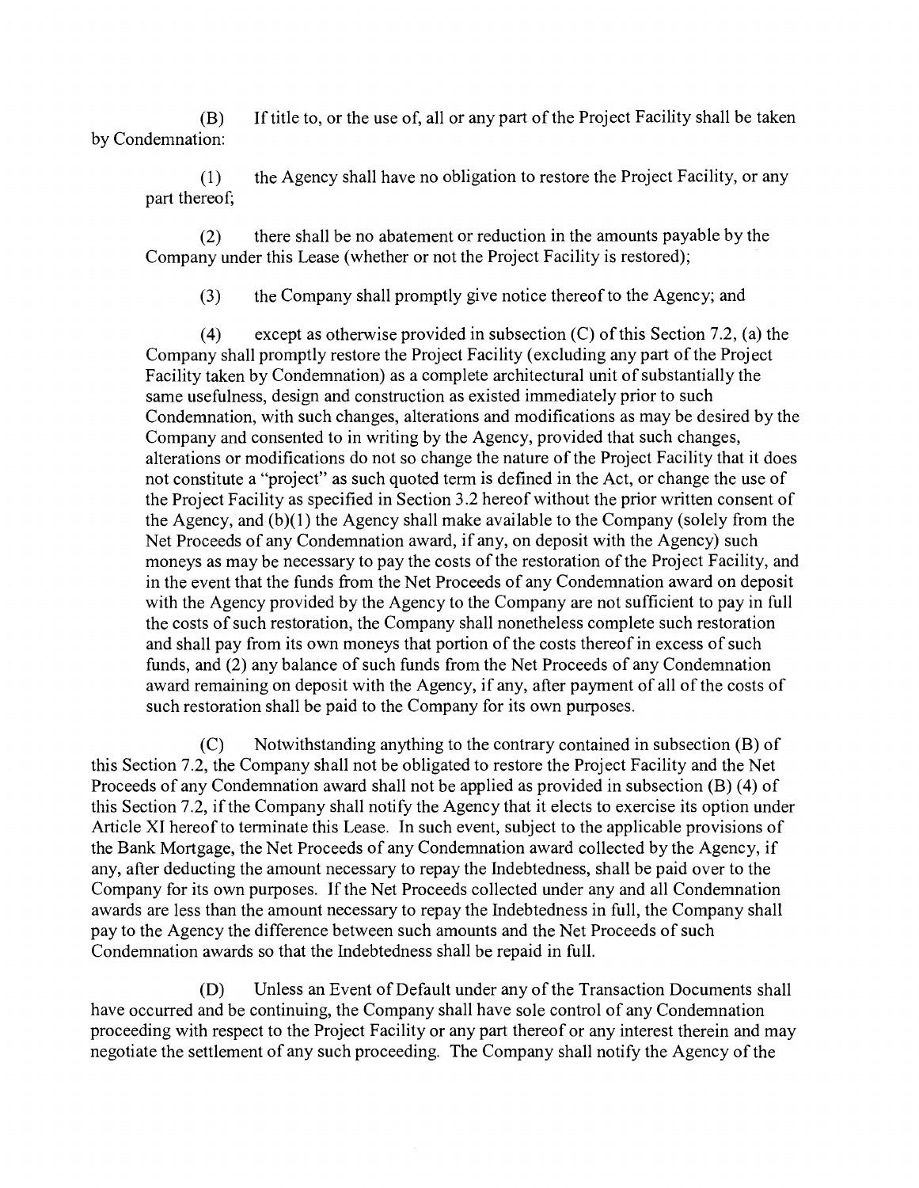(B) If title to, or the use of, all or any part of the Project Facility shall be taken by Condemnation:

(1) the Agency shall have no obligation to restore the Project Facility, or any part thereof;

(2) there shall be no abatement or reduction in the amounts payable by the Company under this Lease (whether or not the Project Facility is restored);

(3) the Company shall promptly give notice thereof to the Agency; and

(4) except as otherwise provided in subsection (C) of this Section 7.2, (a) the Company shall promptly restore the Project Facility (excluding any part of the Project Facility taken by Condemnation) as a complete architectural unit of substantially the same usefulness, design and construction as existed immediately prior to such Condemnation, with such changes, alterations and modifications as may be desired by the Company and consented to in writing by the Agency, provided that such changes, alterations or modifications do not so change the nature of the Project Facility that it does not constitute a "project" as such quoted term is defined in the Act, or change the use of the Project Facility as specified in Section 3.2 hereof without the prior written consent of the Agency, and (b)(1) the Agency shall make available to the Company (solely from the Net Proceeds of any Condemnation award, if any, on deposit with the Agency) such moneys as may be necessary to pay the costs of the restoration of the Project Facility, and in the event that the funds from the Net Proceeds of any Condemnation award on deposit with the Agency provided by the Agency to the Company are not sufficient to pay in full the costs of such restoration, the Company shall nonetheless complete such restoration and shall pay from its own moneys that portion of the costs thereof in excess of such funds, and (2) any balance of such funds from the Net Proceeds of any Condemnation award remaining on deposit with the Agency, if any, after payment of all of the costs of such restoration shall be paid to the Company for its own purposes.

(C) Notwithstanding anything to the contrary contained in subsection (B) of this Section 7.2, the Company shall not be obligated to restore the Project Facility and the Net Proceeds of any Condemnation award shall not be applied as provided in subsection (B) (4) of this Section 7.2, if the Company shall notify the Agency that it elects to exercise its option under Article XI hereof to terminate this Lease. In such event, subject to the applicable provisions of the Bank Mortgage, the Net Proceeds of any Condemnation award collected by the Agency, if any, after deducting the amount necessary to repay the Indebtedness, shall be paid over to the Company for its own purposes. If the Net Proceeds collected under any and all Condemnation awards are less than the amount necessary to repay the Indebtedness in full, the Company shall pay to the Agency the difference between such amounts and the Net Proceeds of such Condemnation awards so that the Indebtedness shall be repaid in full.

(D) Unless an Event of Default under any of the Transaction Documents shall have occurred and be continuing, the Company shall have sole control of any Condemnation proceeding with respect to the Project Facility or any part thereof or any interest therein and may negotiate the settlement of any such proceeding. The Company shall notify the Agency of the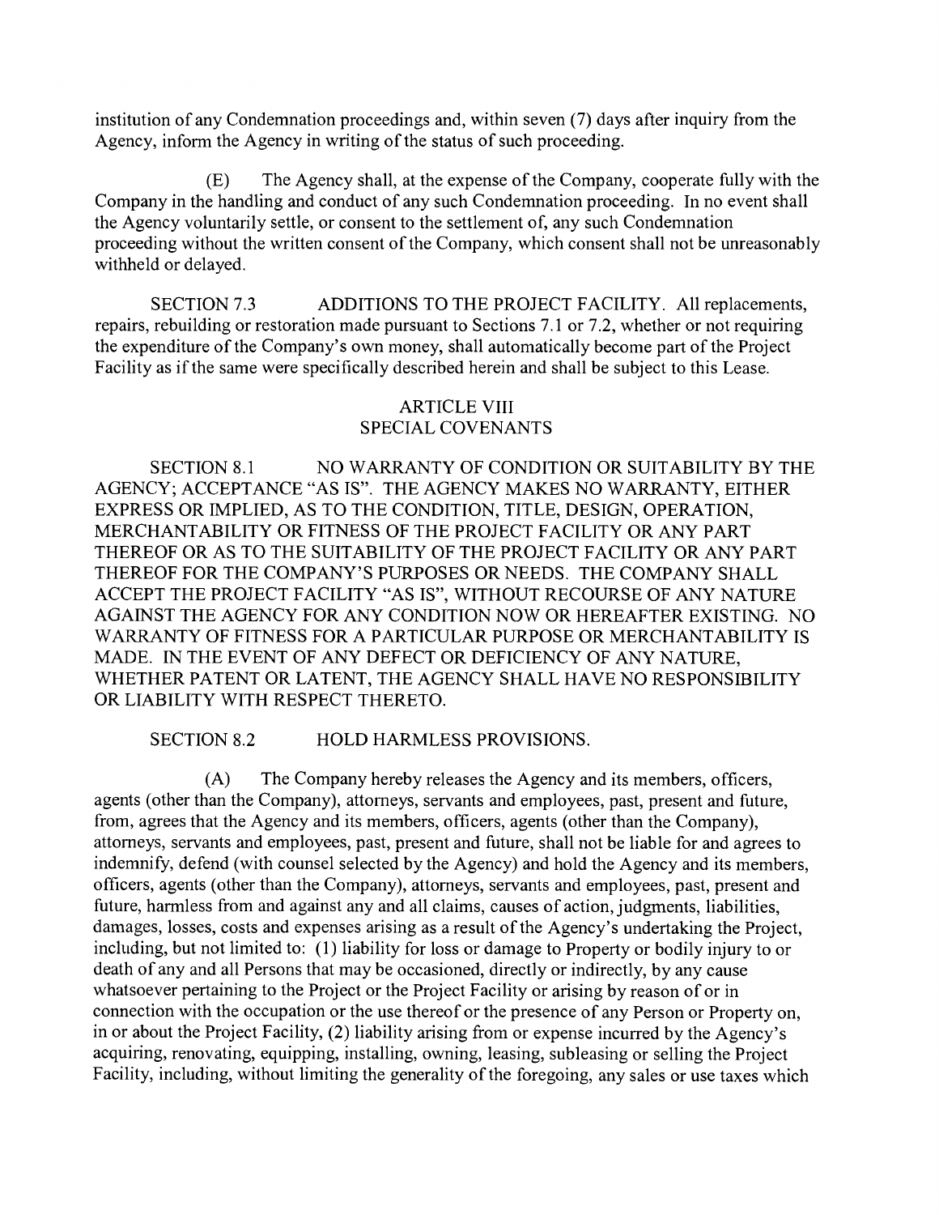institution of any Condemnation proceedings and, within seven (7) days after inquiry from the Agency, inform the Agency in writing of the status of such proceeding.

(E) The Agency shall, at the expense of the Company, cooperate fully with the Company in the handling and conduct of any such Condemnation proceeding. In no event shall the Agency voluntarily settle, or consent to the settlement of, any such Condemnation proceeding without the written consent of the Company, which consent shall not be unreasonably withheld or delayed.

SECTION 7.3 ADDITIONS TO THE PROJECT FACILITY. All replacements, repairs, rebuilding or restoration made pursuant to Sections 7.1 or 7.2, whether or not requiring the expenditure of the Company's own money, shall automatically become part of the Project Facility as if the same were specifically described herein and shall be subject to this Lease.

## ARTICLE VIII
## SPECIAL COVENANTS

SECTION 8.1 NO WARRANTY OF CONDITION OR SUITABILITY BY THE AGENCY; ACCEPTANCE "AS IS". THE AGENCY MAKES NO WARRANTY, EITHER EXPRESS OR IMPLIED, AS TO THE CONDITION, TITLE, DESIGN, OPERATION, MERCHANTABILITY OR FITNESS OF THE PROJECT FACILITY OR ANY PART THEREOF OR AS TO THE SUITABILITY OF THE PROJECT FACILITY OR ANY PART THEREOF FOR THE COMPANY'S PURPOSES OR NEEDS. THE COMPANY SHALL ACCEPT THE PROJECT FACILITY "AS IS", WITHOUT RECOURSE OF ANY NATURE AGAINST THE AGENCY FOR ANY CONDITION NOW OR HEREAFTER EXISTING. NO WARRANTY OF FITNESS FOR A PARTICULAR PURPOSE OR MERCHANTABILITY IS MADE. IN THE EVENT OF ANY DEFECT OR DEFICIENCY OF ANY NATURE, WHETHER PATENT OR LATENT, THE AGENCY SHALL HAVE NO RESPONSIBILITY OR LIABILITY WITH RESPECT THERETO.

SECTION 8.2 HOLD HARMLESS PROVISIONS.

(A) The Company hereby releases the Agency and its members, officers, agents (other than the Company), attorneys, servants and employees, past, present and future, from, agrees that the Agency and its members, officers, agents (other than the Company), attorneys, servants and employees, past, present and future, shall not be liable for and agrees to indemnify, defend (with counsel selected by the Agency) and hold the Agency and its members, officers, agents (other than the Company), attorneys, servants and employees, past, present and future, harmless from and against any and all claims, causes of action, judgments, liabilities, damages, losses, costs and expenses arising as a result of the Agency's undertaking the Project, including, but not limited to: (1) liability for loss or damage to Property or bodily injury to or death of any and all Persons that may be occasioned, directly or indirectly, by any cause whatsoever pertaining to the Project or the Project Facility or arising by reason of or in connection with the occupation or the use thereof or the presence of any Person or Property on, in or about the Project Facility, (2) liability arising from or expense incurred by the Agency's acquiring, renovating, equipping, installing, owning, leasing, subleasing or selling the Project Facility, including, without limiting the generality of the foregoing, any sales or use taxes which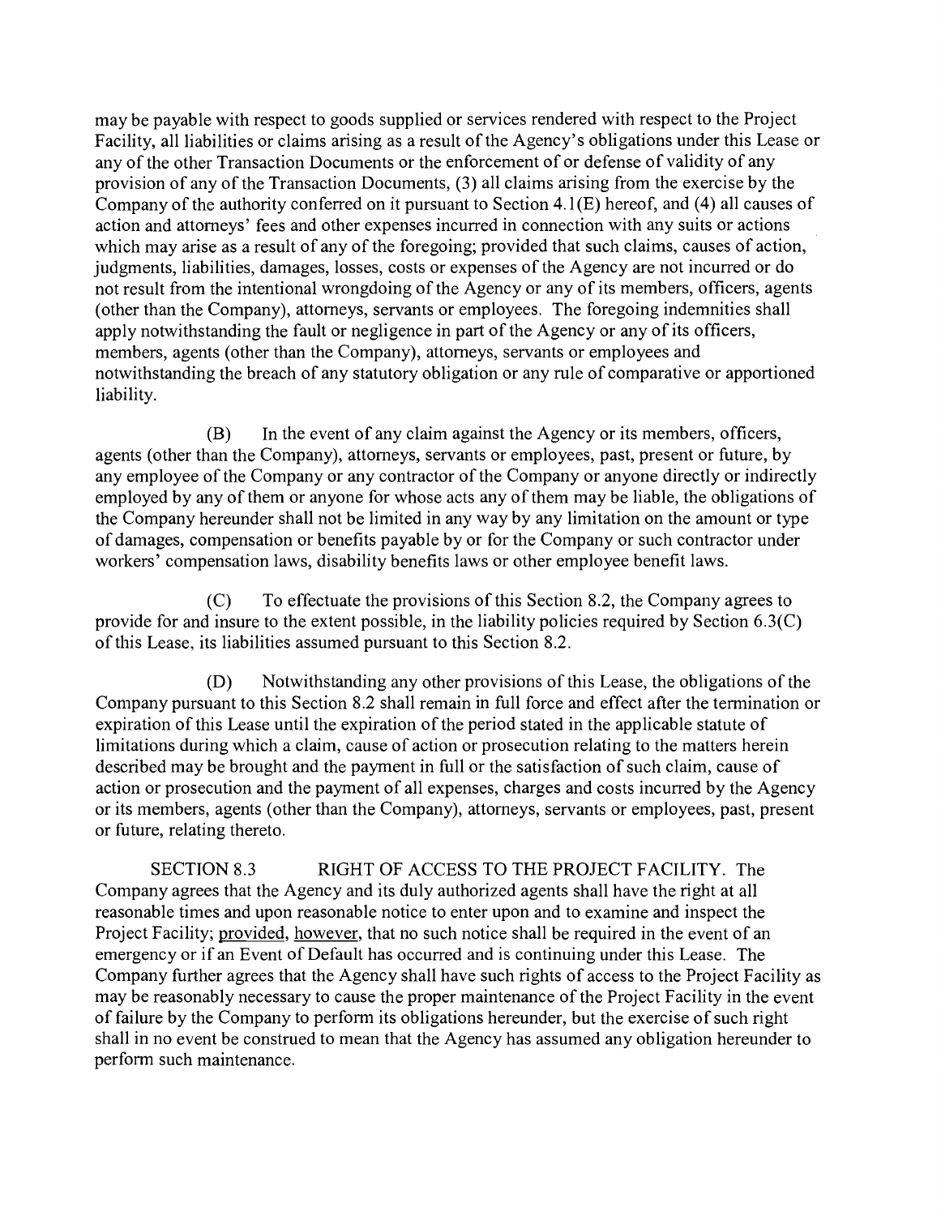may be payable with respect to goods supplied or services rendered with respect to the Project Facility, all liabilities or claims arising as a result of the Agency's obligations under this Lease or any of the other Transaction Documents or the enforcement of or defense of validity of any provision of any of the Transaction Documents, (3) all claims arising from the exercise by the Company of the authority conferred on it pursuant to Section 4.1(E) hereof, and (4) all causes of action and attorneys' fees and other expenses incurred in connection with any suits or actions which may arise as a result of any of the foregoing; provided that such claims, causes of action, judgments, liabilities, damages, losses, costs or expenses of the Agency are not incurred or do not result from the intentional wrongdoing of the Agency or any of its members, officers, agents (other than the Company), attorneys, servants or employees. The foregoing indemnities shall apply notwithstanding the fault or negligence in part of the Agency or any of its officers, members, agents (other than the Company), attorneys, servants or employees and notwithstanding the breach of any statutory obligation or any rule of comparative or apportioned liability.

(B) In the event of any claim against the Agency or its members, officers, agents (other than the Company), attorneys, servants or employees, past, present or future, by any employee of the Company or any contractor of the Company or anyone directly or indirectly employed by any of them or anyone for whose acts any of them may be liable, the obligations of the Company hereunder shall not be limited in any way by any limitation on the amount or type of damages, compensation or benefits payable by or for the Company or such contractor under workers' compensation laws, disability benefits laws or other employee benefit laws.

(C) To effectuate the provisions of this Section 8.2, the Company agrees to provide for and insure to the extent possible, in the liability policies required by Section 6.3(C) of this Lease, its liabilities assumed pursuant to this Section 8.2.

(D) Notwithstanding any other provisions of this Lease, the obligations of the Company pursuant to this Section 8.2 shall remain in full force and effect after the termination or expiration of this Lease until the expiration of the period stated in the applicable statute of limitations during which a claim, cause of action or prosecution relating to the matters herein described may be brought and the payment in full or the satisfaction of such claim, cause of action or prosecution and the payment of all expenses, charges and costs incurred by the Agency or its members, agents (other than the Company), attorneys, servants or employees, past, present or future, relating thereto.

SECTION 8.3 RIGHT OF ACCESS TO THE PROJECT FACILITY. The Company agrees that the Agency and its duly authorized agents shall have the right at all reasonable times and upon reasonable notice to enter upon and to examine and inspect the Project Facility; provided, however, that no such notice shall be required in the event of an emergency or if an Event of Default has occurred and is continuing under this Lease. The Company further agrees that the Agency shall have such rights of access to the Project Facility as may be reasonably necessary to cause the proper maintenance of the Project Facility in the event of failure by the Company to perform its obligations hereunder, but the exercise of such right shall in no event be construed to mean that the Agency has assumed any obligation hereunder to perform such maintenance.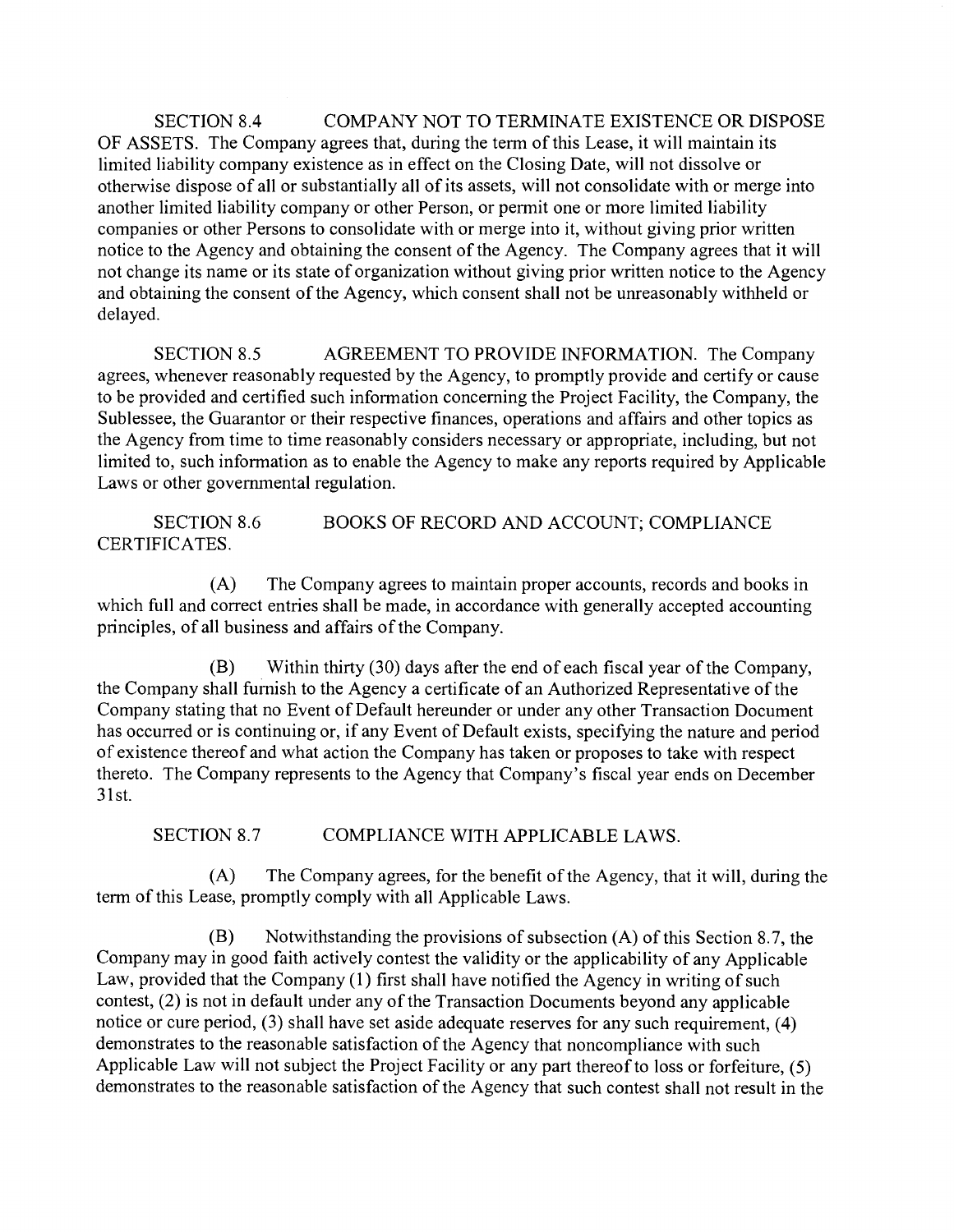SECTION 8.4 COMPANY NOT TO TERMINATE EXISTENCE OR DISPOSE OF ASSETS. The Company agrees that, during the term of this Lease, it will maintain its limited liability company existence as in effect on the Closing Date, will not dissolve or otherwise dispose of all or substantially all of its assets, will not consolidate with or merge into another limited liability company or other Person, or permit one or more limited liability companies or other Persons to consolidate with or merge into it, without giving prior written notice to the Agency and obtaining the consent of the Agency. The Company agrees that it will not change its name or its state of organization without giving prior written notice to the Agency and obtaining the consent of the Agency, which consent shall not be unreasonably withheld or delayed.

SECTION 8.5 AGREEMENT TO PROVIDE INFORMATION. The Company agrees, whenever reasonably requested by the Agency, to promptly provide and certify or cause to be provided and certified such information concerning the Project Facility, the Company, the Sublessee, the Guarantor or their respective finances, operations and affairs and other topics as the Agency from time to time reasonably considers necessary or appropriate, including, but not limited to, such information as to enable the Agency to make any reports required by Applicable Laws or other governmental regulation.

SECTION 8.6 BOOKS OF RECORD AND ACCOUNT; COMPLIANCE CERTIFICATES.

(A) The Company agrees to maintain proper accounts, records and books in which full and correct entries shall be made, in accordance with generally accepted accounting principles, of all business and affairs of the Company.

(B) Within thirty (30) days after the end of each fiscal year of the Company, the Company shall furnish to the Agency a certificate of an Authorized Representative of the Company stating that no Event of Default hereunder or under any other Transaction Document has occurred or is continuing or, if any Event of Default exists, specifying the nature and period of existence thereof and what action the Company has taken or proposes to take with respect thereto. The Company represents to the Agency that Company's fiscal year ends on December 31st.

SECTION 8.7 COMPLIANCE WITH APPLICABLE LAWS.

(A) The Company agrees, for the benefit of the Agency, that it will, during the term of this Lease, promptly comply with all Applicable Laws.

(B) Notwithstanding the provisions of subsection (A) of this Section 8.7, the Company may in good faith actively contest the validity or the applicability of any Applicable Law, provided that the Company (1) first shall have notified the Agency in writing of such contest, (2) is not in default under any of the Transaction Documents beyond any applicable notice or cure period, (3) shall have set aside adequate reserves for any such requirement, (4) demonstrates to the reasonable satisfaction of the Agency that noncompliance with such Applicable Law will not subject the Project Facility or any part thereof to loss or forfeiture, (5) demonstrates to the reasonable satisfaction of the Agency that such contest shall not result in the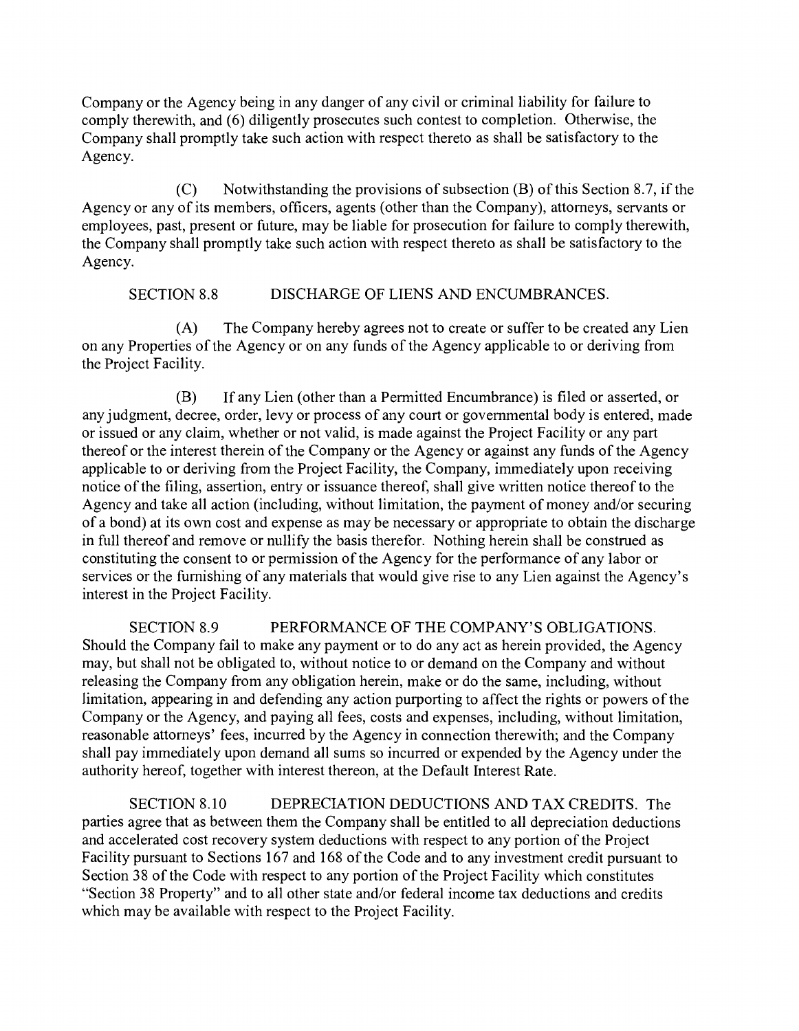Company or the Agency being in any danger of any civil or criminal liability for failure to comply therewith, and (6) diligently prosecutes such contest to completion. Otherwise, the Company shall promptly take such action with respect thereto as shall be satisfactory to the Agency.

(C) Notwithstanding the provisions of subsection (B) of this Section 8.7, if the Agency or any of its members, officers, agents (other than the Company), attorneys, servants or employees, past, present or future, may be liable for prosecution for failure to comply therewith, the Company shall promptly take such action with respect thereto as shall be satisfactory to the Agency.

SECTION 8.8 DISCHARGE OF LIENS AND ENCUMBRANCES.

(A) The Company hereby agrees not to create or suffer to be created any Lien on any Properties of the Agency or on any funds of the Agency applicable to or deriving from the Project Facility.

(B) If any Lien (other than a Permitted Encumbrance) is filed or asserted, or any judgment, decree, order, levy or process of any court or governmental body is entered, made or issued or any claim, whether or not valid, is made against the Project Facility or any part thereof or the interest therein of the Company or the Agency or against any funds of the Agency applicable to or deriving from the Project Facility, the Company, immediately upon receiving notice of the filing, assertion, entry or issuance thereof, shall give written notice thereof to the Agency and take all action (including, without limitation, the payment of money and/or securing of a bond) at its own cost and expense as may be necessary or appropriate to obtain the discharge in full thereof and remove or nullify the basis therefor. Nothing herein shall be construed as constituting the consent to or permission of the Agency for the performance of any labor or services or the furnishing of any materials that would give rise to any Lien against the Agency's interest in the Project Facility.

SECTION 8.9 PERFORMANCE OF THE COMPANY'S OBLIGATIONS. Should the Company fail to make any payment or to do any act as herein provided, the Agency may, but shall not be obligated to, without notice to or demand on the Company and without releasing the Company from any obligation herein, make or do the same, including, without limitation, appearing in and defending any action purporting to affect the rights or powers of the Company or the Agency, and paying all fees, costs and expenses, including, without limitation, reasonable attorneys' fees, incurred by the Agency in connection therewith; and the Company shall pay immediately upon demand all sums so incurred or expended by the Agency under the authority hereof, together with interest thereon, at the Default Interest Rate.

SECTION 8.10 DEPRECIATION DEDUCTIONS AND TAX CREDITS. The parties agree that as between them the Company shall be entitled to all depreciation deductions and accelerated cost recovery system deductions with respect to any portion of the Project Facility pursuant to Sections 167 and 168 of the Code and to any investment credit pursuant to Section 38 of the Code with respect to any portion of the Project Facility which constitutes "Section 38 Property" and to all other state and/or federal income tax deductions and credits which may be available with respect to the Project Facility.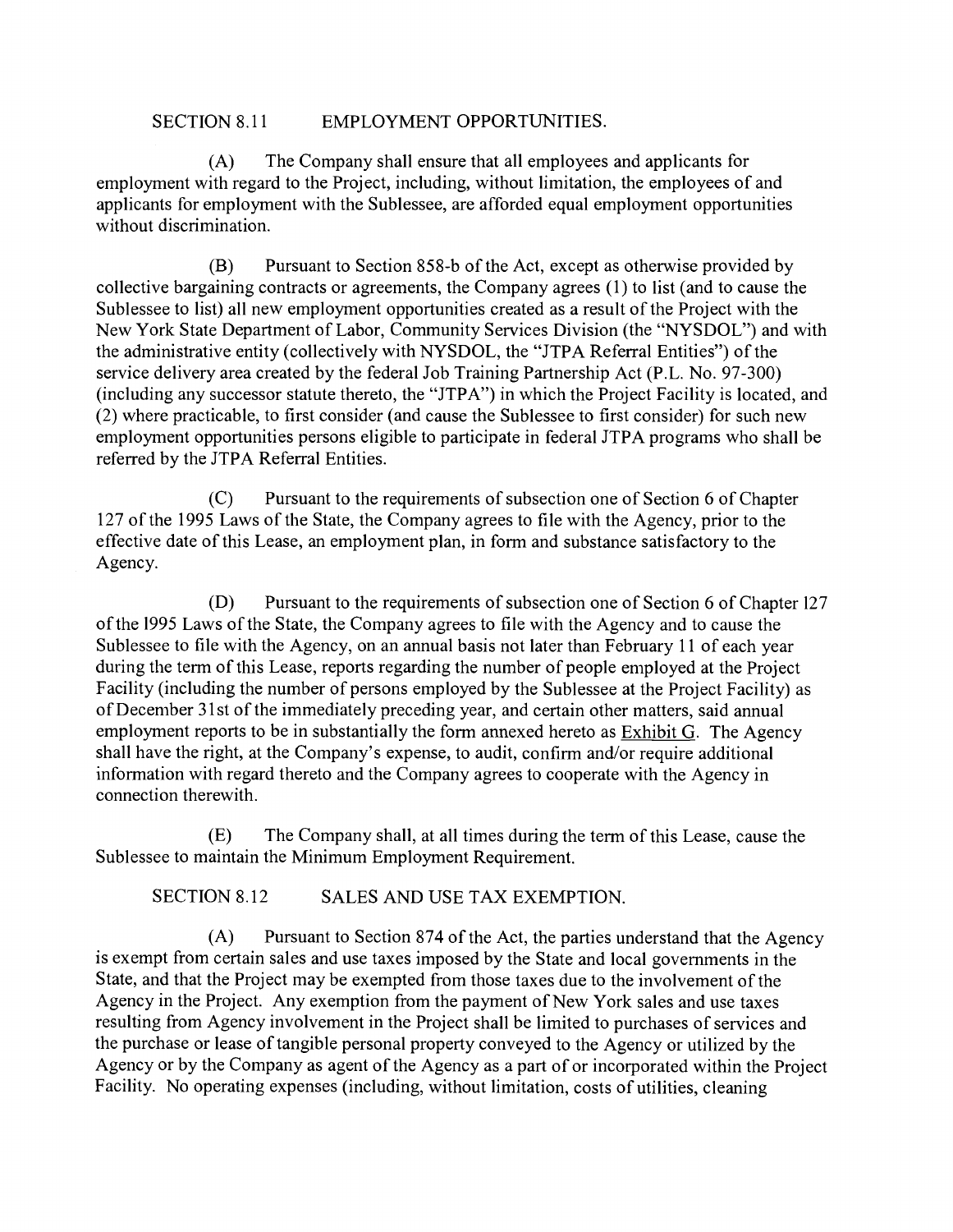## SECTION 8.11 EMPLOYMENT OPPORTUNITIES.

(A) The Company shall ensure that all employees and applicants for employment with regard to the Project, including, without limitation, the employees of and applicants for employment with the Sublessee, are afforded equal employment opportunities without discrimination.

(B) Pursuant to Section 858-b of the Act, except as otherwise provided by collective bargaining contracts or agreements, the Company agrees (1) to list (and to cause the Sublessee to list) all new employment opportunities created as a result of the Project with the New York State Department of Labor, Community Services Division (the "NYSDOL") and with the administrative entity (collectively with NYSDOL, the "JTPA Referral Entities") of the service delivery area created by the federal Job Training Partnership Act (P.L. No. 97-300) (including any successor statute thereto, the "JTPA") in which the Project Facility is located, and (2) where practicable, to first consider (and cause the Sublessee to first consider) for such new employment opportunities persons eligible to participate in federal JTPA programs who shall be referred by the JTPA Referral Entities.

(C) Pursuant to the requirements of subsection one of Section 6 of Chapter 127 of the 1995 Laws of the State, the Company agrees to file with the Agency, prior to the effective date of this Lease, an employment plan, in form and substance satisfactory to the Agency.

(D) Pursuant to the requirements of subsection one of Section 6 of Chapter 127 of the 1995 Laws of the State, the Company agrees to file with the Agency and to cause the Sublessee to file with the Agency, on an annual basis not later than February 11 of each year during the term of this Lease, reports regarding the number of people employed at the Project Facility (including the number of persons employed by the Sublessee at the Project Facility) as of December 31st of the immediately preceding year, and certain other matters, said annual employment reports to be in substantially the form annexed hereto as Exhibit G. The Agency shall have the right, at the Company's expense, to audit, confirm and/or require additional information with regard thereto and the Company agrees to cooperate with the Agency in connection therewith.

(E) The Company shall, at all times during the term of this Lease, cause the Sublessee to maintain the Minimum Employment Requirement.

## SECTION 8.12 SALES AND USE TAX EXEMPTION.

(A) Pursuant to Section 874 of the Act, the parties understand that the Agency is exempt from certain sales and use taxes imposed by the State and local governments in the State, and that the Project may be exempted from those taxes due to the involvement of the Agency in the Project. Any exemption from the payment of New York sales and use taxes resulting from Agency involvement in the Project shall be limited to purchases of services and the purchase or lease of tangible personal property conveyed to the Agency or utilized by the Agency or by the Company as agent of the Agency as a part of or incorporated within the Project Facility. No operating expenses (including, without limitation, costs of utilities, cleaning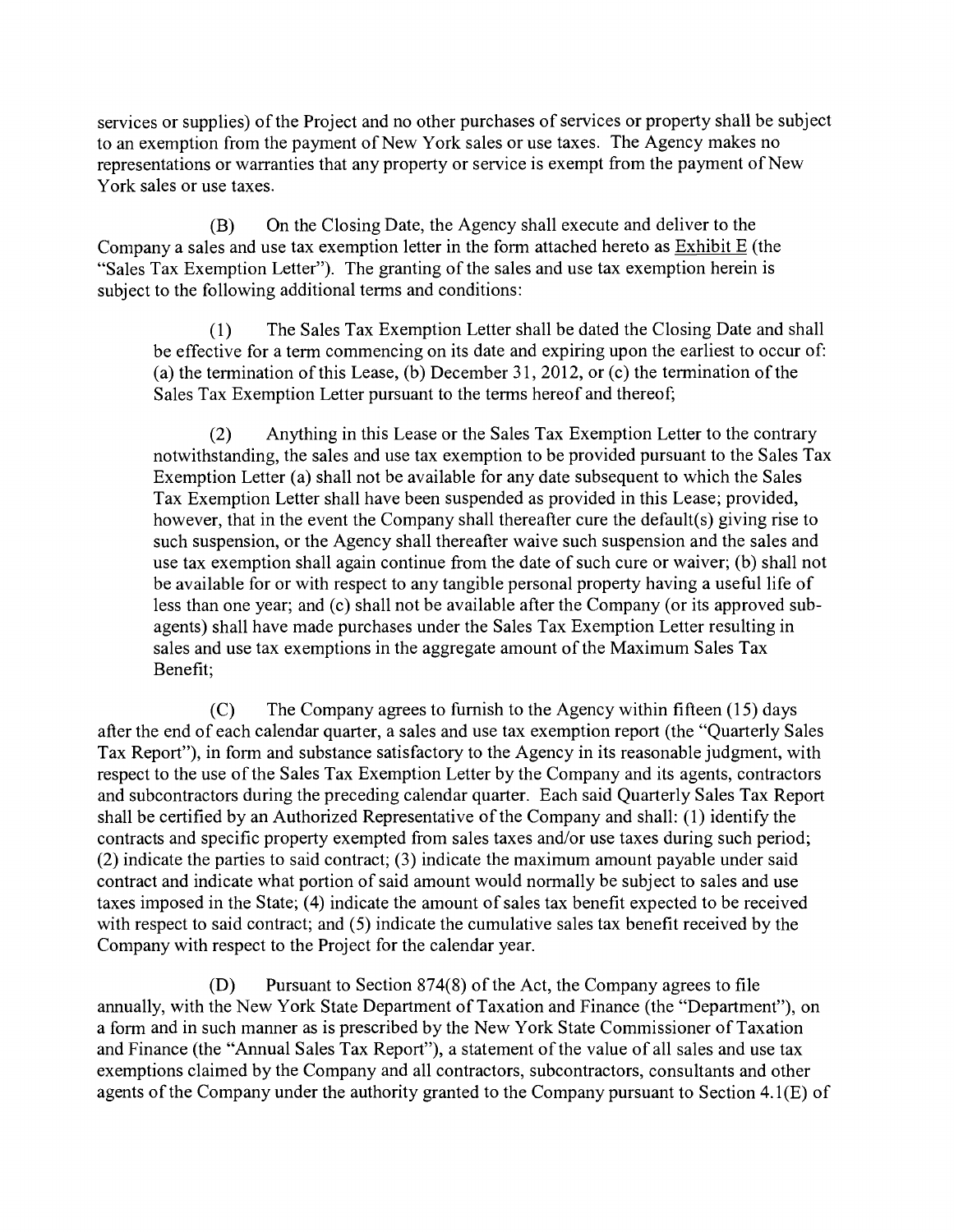services or supplies) of the Project and no other purchases of services or property shall be subject to an exemption from the payment of New York sales or use taxes. The Agency makes no representations or warranties that any property or service is exempt from the payment of New York sales or use taxes.

(B) On the Closing Date, the Agency shall execute and deliver to the Company a sales and use tax exemption letter in the form attached hereto as Exhibit E (the "Sales Tax Exemption Letter"). The granting of the sales and use tax exemption herein is subject to the following additional terms and conditions:

(1) The Sales Tax Exemption Letter shall be dated the Closing Date and shall be effective for a term commencing on its date and expiring upon the earliest to occur of: (a) the termination of this Lease, (b) December 31, 2012, or (c) the termination of the Sales Tax Exemption Letter pursuant to the terms hereof and thereof;

(2) Anything in this Lease or the Sales Tax Exemption Letter to the contrary notwithstanding, the sales and use tax exemption to be provided pursuant to the Sales Tax Exemption Letter (a) shall not be available for any date subsequent to which the Sales Tax Exemption Letter shall have been suspended as provided in this Lease; provided, however, that in the event the Company shall thereafter cure the default(s) giving rise to such suspension, or the Agency shall thereafter waive such suspension and the sales and use tax exemption shall again continue from the date of such cure or waiver; (b) shall not be available for or with respect to any tangible personal property having a useful life of less than one year; and (c) shall not be available after the Company (or its approved sub-agents) shall have made purchases under the Sales Tax Exemption Letter resulting in sales and use tax exemptions in the aggregate amount of the Maximum Sales Tax Benefit;

(C) The Company agrees to furnish to the Agency within fifteen (15) days after the end of each calendar quarter, a sales and use tax exemption report (the "Quarterly Sales Tax Report"), in form and substance satisfactory to the Agency in its reasonable judgment, with respect to the use of the Sales Tax Exemption Letter by the Company and its agents, contractors and subcontractors during the preceding calendar quarter. Each said Quarterly Sales Tax Report shall be certified by an Authorized Representative of the Company and shall: (1) identify the contracts and specific property exempted from sales taxes and/or use taxes during such period; (2) indicate the parties to said contract; (3) indicate the maximum amount payable under said contract and indicate what portion of said amount would normally be subject to sales and use taxes imposed in the State; (4) indicate the amount of sales tax benefit expected to be received with respect to said contract; and (5) indicate the cumulative sales tax benefit received by the Company with respect to the Project for the calendar year.

(D) Pursuant to Section 874(8) of the Act, the Company agrees to file annually, with the New York State Department of Taxation and Finance (the "Department"), on a form and in such manner as is prescribed by the New York State Commissioner of Taxation and Finance (the "Annual Sales Tax Report"), a statement of the value of all sales and use tax exemptions claimed by the Company and all contractors, subcontractors, consultants and other agents of the Company under the authority granted to the Company pursuant to Section 4.1(E) of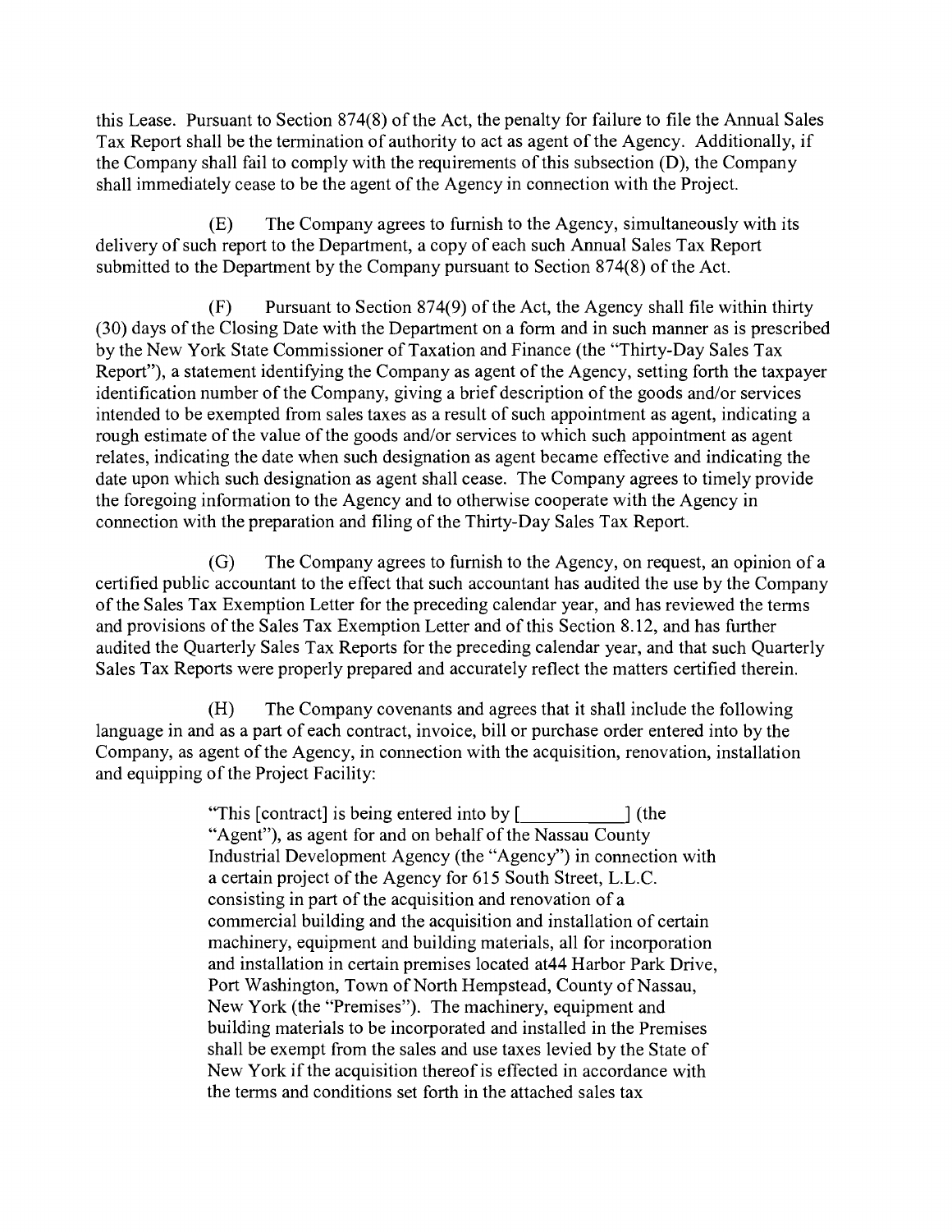this Lease. Pursuant to Section 874(8) of the Act, the penalty for failure to file the Annual Sales Tax Report shall be the termination of authority to act as agent of the Agency. Additionally, if the Company shall fail to comply with the requirements of this subsection (D), the Company shall immediately cease to be the agent of the Agency in connection with the Project.

(E) The Company agrees to furnish to the Agency, simultaneously with its delivery of such report to the Department, a copy of each such Annual Sales Tax Report submitted to the Department by the Company pursuant to Section 874(8) of the Act.

(F) Pursuant to Section 874(9) of the Act, the Agency shall file within thirty (30) days of the Closing Date with the Department on a form and in such manner as is prescribed by the New York State Commissioner of Taxation and Finance (the "Thirty-Day Sales Tax Report"), a statement identifying the Company as agent of the Agency, setting forth the taxpayer identification number of the Company, giving a brief description of the goods and/or services intended to be exempted from sales taxes as a result of such appointment as agent, indicating a rough estimate of the value of the goods and/or services to which such appointment as agent relates, indicating the date when such designation as agent became effective and indicating the date upon which such designation as agent shall cease. The Company agrees to timely provide the foregoing information to the Agency and to otherwise cooperate with the Agency in connection with the preparation and filing of the Thirty-Day Sales Tax Report.

(G) The Company agrees to furnish to the Agency, on request, an opinion of a certified public accountant to the effect that such accountant has audited the use by the Company of the Sales Tax Exemption Letter for the preceding calendar year, and has reviewed the terms and provisions of the Sales Tax Exemption Letter and of this Section 8.12, and has further audited the Quarterly Sales Tax Reports for the preceding calendar year, and that such Quarterly Sales Tax Reports were properly prepared and accurately reflect the matters certified therein.

(H) The Company covenants and agrees that it shall include the following language in and as a part of each contract, invoice, bill or purchase order entered into by the Company, as agent of the Agency, in connection with the acquisition, renovation, installation and equipping of the Project Facility:

> "This [contract] is being entered into by [\_\_\_\_\_\_\_\_\_\_\_] (the "Agent"), as agent for and on behalf of the Nassau County Industrial Development Agency (the "Agency") in connection with a certain project of the Agency for 615 South Street, L.L.C. consisting in part of the acquisition and renovation of a commercial building and the acquisition and installation of certain machinery, equipment and building materials, all for incorporation and installation in certain premises located at44 Harbor Park Drive, Port Washington, Town of North Hempstead, County of Nassau, New York (the "Premises"). The machinery, equipment and building materials to be incorporated and installed in the Premises shall be exempt from the sales and use taxes levied by the State of New York if the acquisition thereof is effected in accordance with the terms and conditions set forth in the attached sales tax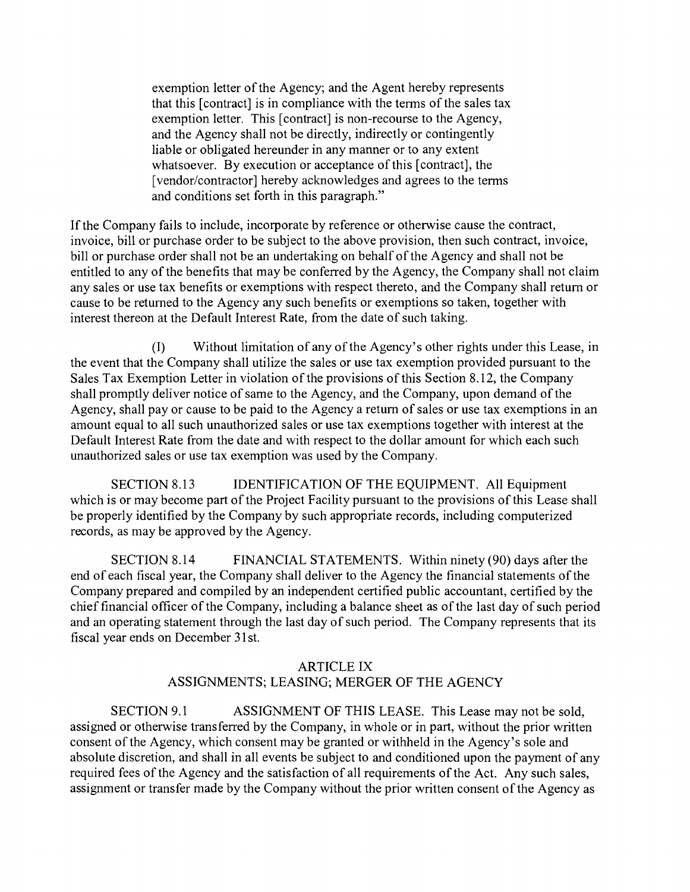exemption letter of the Agency; and the Agent hereby represents that this [contract] is in compliance with the terms of the sales tax exemption letter. This [contract] is non-recourse to the Agency, and the Agency shall not be directly, indirectly or contingently liable or obligated hereunder in any manner or to any extent whatsoever. By execution or acceptance of this [contract], the [vendor/contractor] hereby acknowledges and agrees to the terms and conditions set forth in this paragraph."

If the Company fails to include, incorporate by reference or otherwise cause the contract, invoice, bill or purchase order to be subject to the above provision, then such contract, invoice, bill or purchase order shall not be an undertaking on behalf of the Agency and shall not be entitled to any of the benefits that may be conferred by the Agency, the Company shall not claim any sales or use tax benefits or exemptions with respect thereto, and the Company shall return or cause to be returned to the Agency any such benefits or exemptions so taken, together with interest thereon at the Default Interest Rate, from the date of such taking.

(I) Without limitation of any of the Agency's other rights under this Lease, in the event that the Company shall utilize the sales or use tax exemption provided pursuant to the Sales Tax Exemption Letter in violation of the provisions of this Section 8.12, the Company shall promptly deliver notice of same to the Agency, and the Company, upon demand of the Agency, shall pay or cause to be paid to the Agency a return of sales or use tax exemptions in an amount equal to all such unauthorized sales or use tax exemptions together with interest at the Default Interest Rate from the date and with respect to the dollar amount for which each such unauthorized sales or use tax exemption was used by the Company.

SECTION 8.13 IDENTIFICATION OF THE EQUIPMENT. All Equipment which is or may become part of the Project Facility pursuant to the provisions of this Lease shall be properly identified by the Company by such appropriate records, including computerized records, as may be approved by the Agency.

SECTION 8.14 FINANCIAL STATEMENTS. Within ninety (90) days after the end of each fiscal year, the Company shall deliver to the Agency the financial statements of the Company prepared and compiled by an independent certified public accountant, certified by the chief financial officer of the Company, including a balance sheet as of the last day of such period and an operating statement through the last day of such period. The Company represents that its fiscal year ends on December 31st.

## ARTICLE IX
## ASSIGNMENTS; LEASING; MERGER OF THE AGENCY

SECTION 9.1 ASSIGNMENT OF THIS LEASE. This Lease may not be sold, assigned or otherwise transferred by the Company, in whole or in part, without the prior written consent of the Agency, which consent may be granted or withheld in the Agency's sole and absolute discretion, and shall in all events be subject to and conditioned upon the payment of any required fees of the Agency and the satisfaction of all requirements of the Act. Any such sales, assignment or transfer made by the Company without the prior written consent of the Agency as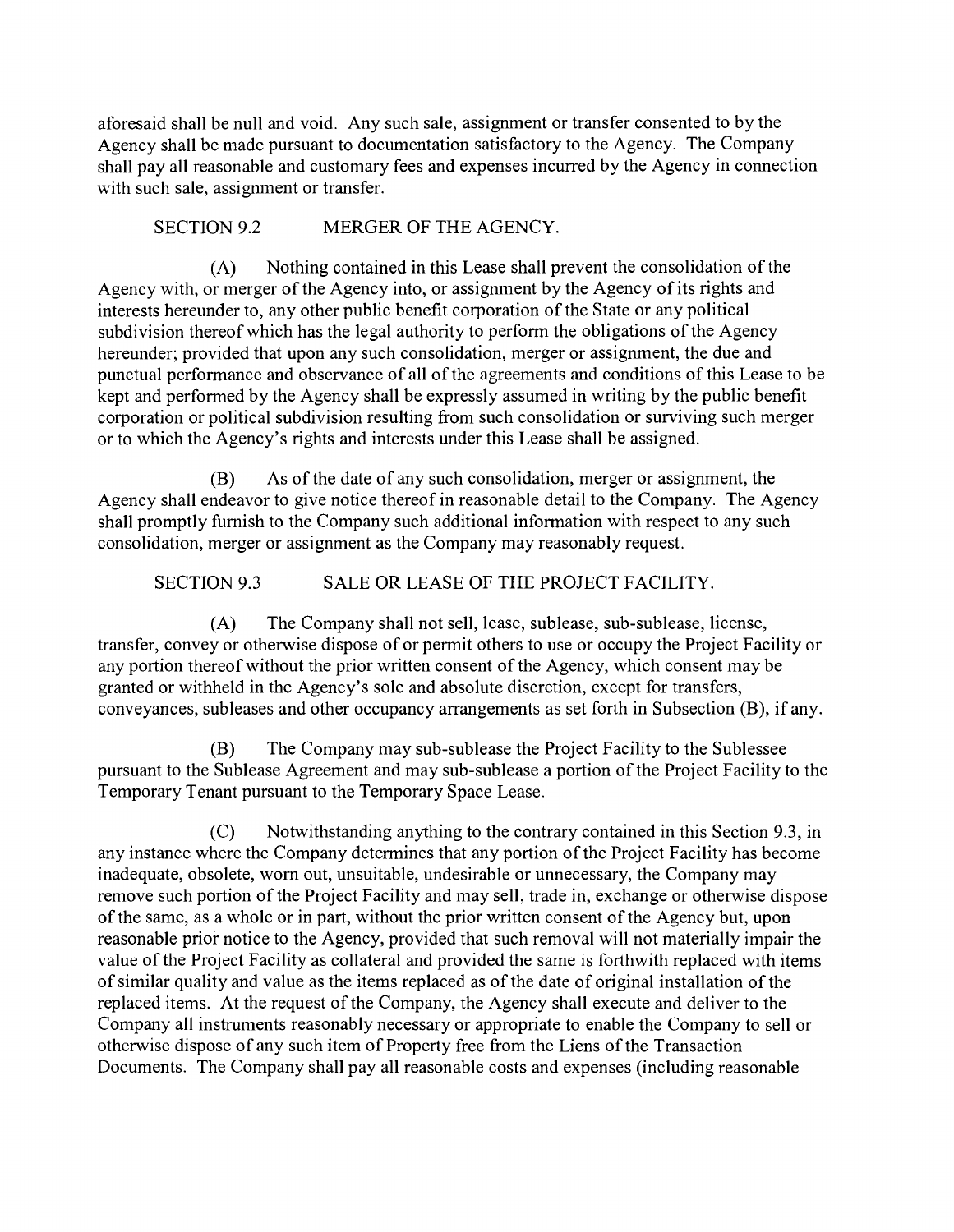aforesaid shall be null and void. Any such sale, assignment or transfer consented to by the Agency shall be made pursuant to documentation satisfactory to the Agency. The Company shall pay all reasonable and customary fees and expenses incurred by the Agency in connection with such sale, assignment or transfer.

SECTION 9.2 MERGER OF THE AGENCY.

(A) Nothing contained in this Lease shall prevent the consolidation of the Agency with, or merger of the Agency into, or assignment by the Agency of its rights and interests hereunder to, any other public benefit corporation of the State or any political subdivision thereof which has the legal authority to perform the obligations of the Agency hereunder; provided that upon any such consolidation, merger or assignment, the due and punctual performance and observance of all of the agreements and conditions of this Lease to be kept and performed by the Agency shall be expressly assumed in writing by the public benefit corporation or political subdivision resulting from such consolidation or surviving such merger or to which the Agency's rights and interests under this Lease shall be assigned.

(B) As of the date of any such consolidation, merger or assignment, the Agency shall endeavor to give notice thereof in reasonable detail to the Company. The Agency shall promptly furnish to the Company such additional information with respect to any such consolidation, merger or assignment as the Company may reasonably request.

SECTION 9.3 SALE OR LEASE OF THE PROJECT FACILITY.

(A) The Company shall not sell, lease, sublease, sub-sublease, license, transfer, convey or otherwise dispose of or permit others to use or occupy the Project Facility or any portion thereof without the prior written consent of the Agency, which consent may be granted or withheld in the Agency's sole and absolute discretion, except for transfers, conveyances, subleases and other occupancy arrangements as set forth in Subsection (B), if any.

(B) The Company may sub-sublease the Project Facility to the Sublessee pursuant to the Sublease Agreement and may sub-sublease a portion of the Project Facility to the Temporary Tenant pursuant to the Temporary Space Lease.

(C) Notwithstanding anything to the contrary contained in this Section 9.3, in any instance where the Company determines that any portion of the Project Facility has become inadequate, obsolete, worn out, unsuitable, undesirable or unnecessary, the Company may remove such portion of the Project Facility and may sell, trade in, exchange or otherwise dispose of the same, as a whole or in part, without the prior written consent of the Agency but, upon reasonable prior notice to the Agency, provided that such removal will not materially impair the value of the Project Facility as collateral and provided the same is forthwith replaced with items of similar quality and value as the items replaced as of the date of original installation of the replaced items. At the request of the Company, the Agency shall execute and deliver to the Company all instruments reasonably necessary or appropriate to enable the Company to sell or otherwise dispose of any such item of Property free from the Liens of the Transaction Documents. The Company shall pay all reasonable costs and expenses (including reasonable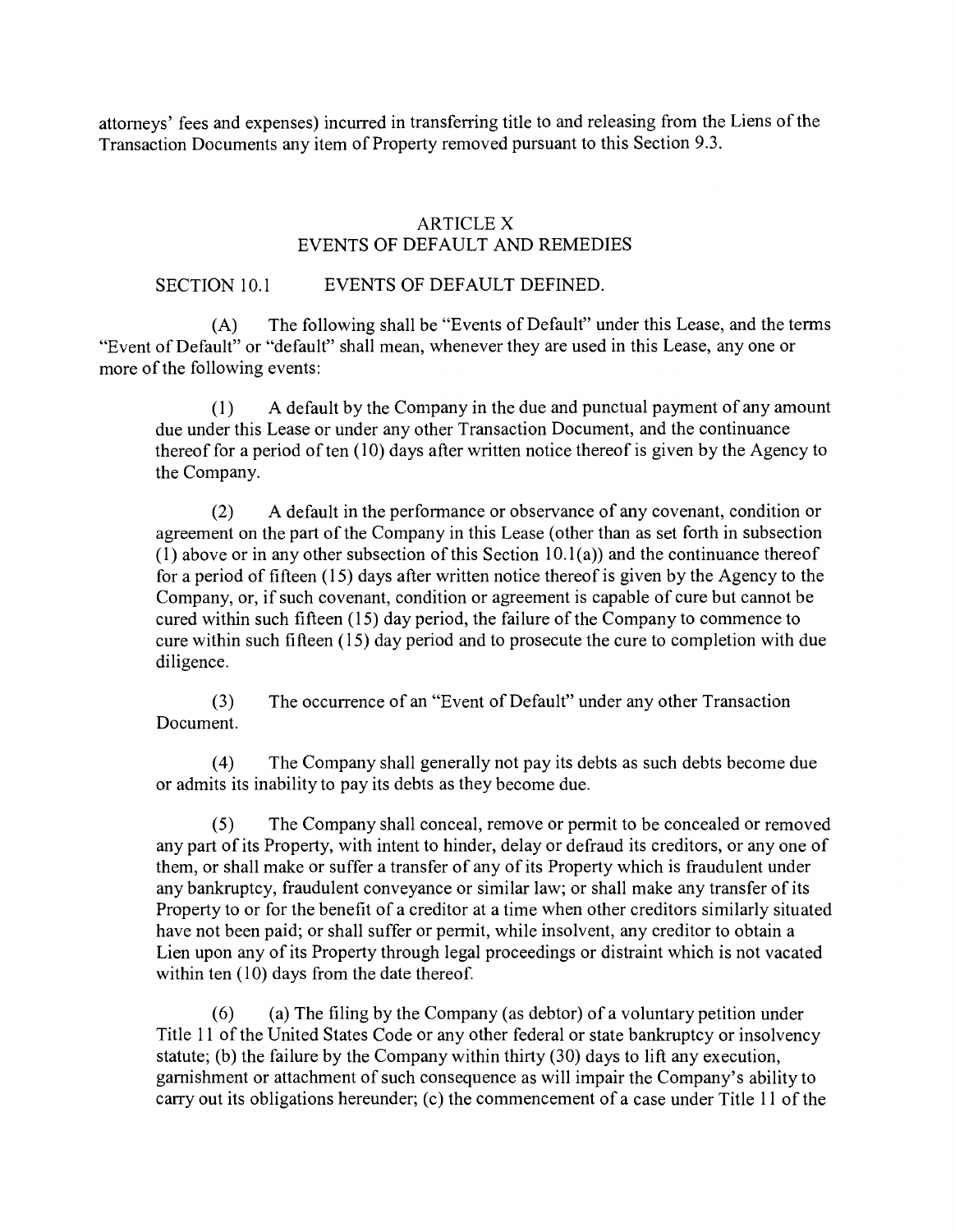attorneys' fees and expenses) incurred in transferring title to and releasing from the Liens of the Transaction Documents any item of Property removed pursuant to this Section 9.3.

## ARTICLE X
## EVENTS OF DEFAULT AND REMEDIES

### SECTION 10.1 EVENTS OF DEFAULT DEFINED.

(A) The following shall be "Events of Default" under this Lease, and the terms "Event of Default" or "default" shall mean, whenever they are used in this Lease, any one or more of the following events:

(1) A default by the Company in the due and punctual payment of any amount due under this Lease or under any other Transaction Document, and the continuance thereof for a period of ten (10) days after written notice thereof is given by the Agency to the Company.

(2) A default in the performance or observance of any covenant, condition or agreement on the part of the Company in this Lease (other than as set forth in subsection (1) above or in any other subsection of this Section 10.1(a)) and the continuance thereof for a period of fifteen (15) days after written notice thereof is given by the Agency to the Company, or, if such covenant, condition or agreement is capable of cure but cannot be cured within such fifteen (15) day period, the failure of the Company to commence to cure within such fifteen (15) day period and to prosecute the cure to completion with due diligence.

(3) The occurrence of an "Event of Default" under any other Transaction Document.

(4) The Company shall generally not pay its debts as such debts become due or admits its inability to pay its debts as they become due.

(5) The Company shall conceal, remove or permit to be concealed or removed any part of its Property, with intent to hinder, delay or defraud its creditors, or any one of them, or shall make or suffer a transfer of any of its Property which is fraudulent under any bankruptcy, fraudulent conveyance or similar law; or shall make any transfer of its Property to or for the benefit of a creditor at a time when other creditors similarly situated have not been paid; or shall suffer or permit, while insolvent, any creditor to obtain a Lien upon any of its Property through legal proceedings or distraint which is not vacated within ten (10) days from the date thereof.

(6) (a) The filing by the Company (as debtor) of a voluntary petition under Title 11 of the United States Code or any other federal or state bankruptcy or insolvency statute; (b) the failure by the Company within thirty (30) days to lift any execution, garnishment or attachment of such consequence as will impair the Company's ability to carry out its obligations hereunder; (c) the commencement of a case under Title 11 of the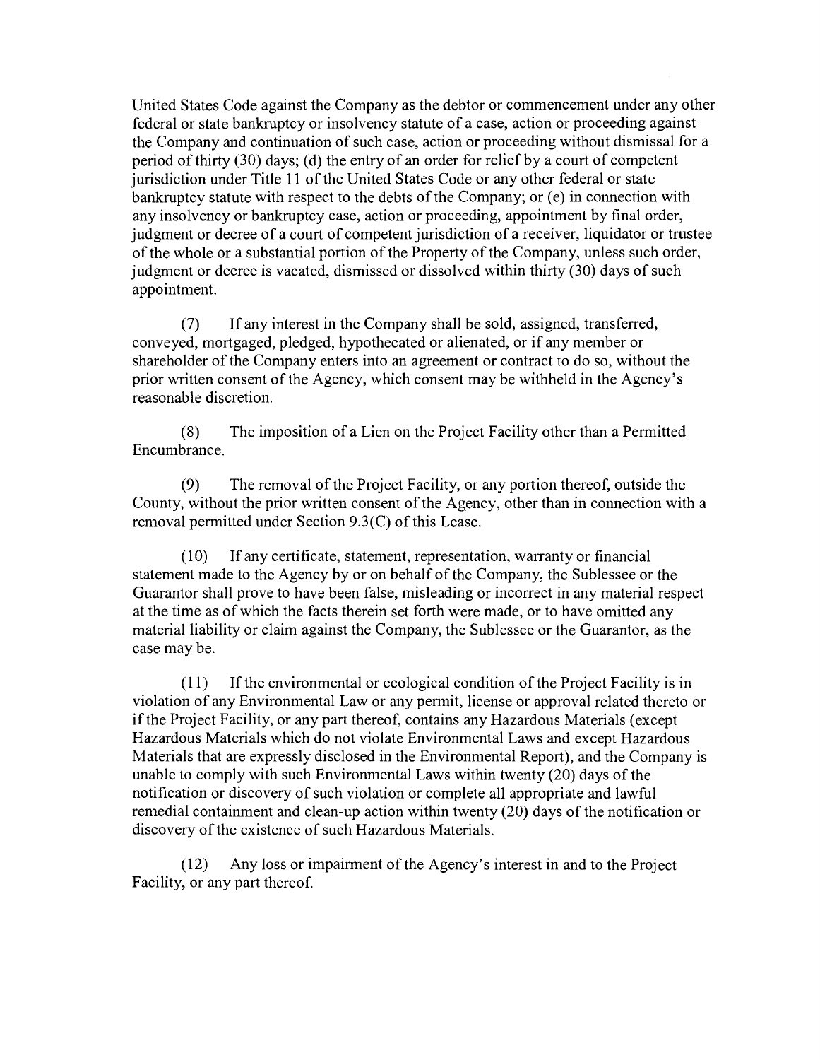United States Code against the Company as the debtor or commencement under any other federal or state bankruptcy or insolvency statute of a case, action or proceeding against the Company and continuation of such case, action or proceeding without dismissal for a period of thirty (30) days; (d) the entry of an order for relief by a court of competent jurisdiction under Title 11 of the United States Code or any other federal or state bankruptcy statute with respect to the debts of the Company; or (e) in connection with any insolvency or bankruptcy case, action or proceeding, appointment by final order, judgment or decree of a court of competent jurisdiction of a receiver, liquidator or trustee of the whole or a substantial portion of the Property of the Company, unless such order, judgment or decree is vacated, dismissed or dissolved within thirty (30) days of such appointment.

(7) If any interest in the Company shall be sold, assigned, transferred, conveyed, mortgaged, pledged, hypothecated or alienated, or if any member or shareholder of the Company enters into an agreement or contract to do so, without the prior written consent of the Agency, which consent may be withheld in the Agency's reasonable discretion.

(8) The imposition of a Lien on the Project Facility other than a Permitted Encumbrance.

(9) The removal of the Project Facility, or any portion thereof, outside the County, without the prior written consent of the Agency, other than in connection with a removal permitted under Section 9.3(C) of this Lease.

(10) If any certificate, statement, representation, warranty or financial statement made to the Agency by or on behalf of the Company, the Sublessee or the Guarantor shall prove to have been false, misleading or incorrect in any material respect at the time as of which the facts therein set forth were made, or to have omitted any material liability or claim against the Company, the Sublessee or the Guarantor, as the case may be.

(11) If the environmental or ecological condition of the Project Facility is in violation of any Environmental Law or any permit, license or approval related thereto or if the Project Facility, or any part thereof, contains any Hazardous Materials (except Hazardous Materials which do not violate Environmental Laws and except Hazardous Materials that are expressly disclosed in the Environmental Report), and the Company is unable to comply with such Environmental Laws within twenty (20) days of the notification or discovery of such violation or complete all appropriate and lawful remedial containment and clean-up action within twenty (20) days of the notification or discovery of the existence of such Hazardous Materials.

(12) Any loss or impairment of the Agency's interest in and to the Project Facility, or any part thereof.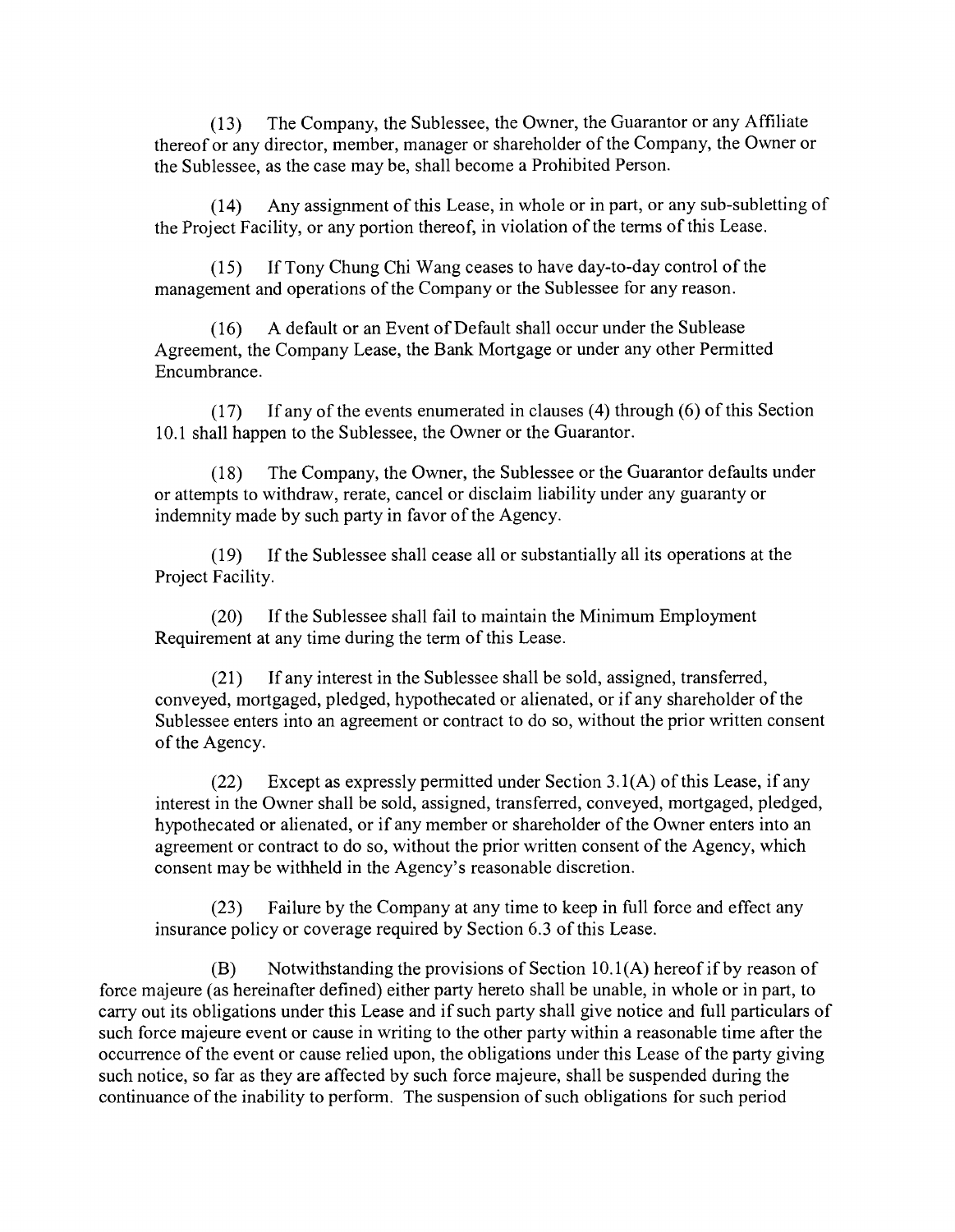(13) The Company, the Sublessee, the Owner, the Guarantor or any Affiliate thereof or any director, member, manager or shareholder of the Company, the Owner or the Sublessee, as the case may be, shall become a Prohibited Person.

(14) Any assignment of this Lease, in whole or in part, or any sub-subletting of the Project Facility, or any portion thereof, in violation of the terms of this Lease.

(15) If Tony Chung Chi Wang ceases to have day-to-day control of the management and operations of the Company or the Sublessee for any reason.

(16) A default or an Event of Default shall occur under the Sublease Agreement, the Company Lease, the Bank Mortgage or under any other Permitted Encumbrance.

(17) If any of the events enumerated in clauses (4) through (6) of this Section 10.1 shall happen to the Sublessee, the Owner or the Guarantor.

(18) The Company, the Owner, the Sublessee or the Guarantor defaults under or attempts to withdraw, rerate, cancel or disclaim liability under any guaranty or indemnity made by such party in favor of the Agency.

(19) If the Sublessee shall cease all or substantially all its operations at the Project Facility.

(20) If the Sublessee shall fail to maintain the Minimum Employment Requirement at any time during the term of this Lease.

(21) If any interest in the Sublessee shall be sold, assigned, transferred, conveyed, mortgaged, pledged, hypothecated or alienated, or if any shareholder of the Sublessee enters into an agreement or contract to do so, without the prior written consent of the Agency.

(22) Except as expressly permitted under Section 3.1(A) of this Lease, if any interest in the Owner shall be sold, assigned, transferred, conveyed, mortgaged, pledged, hypothecated or alienated, or if any member or shareholder of the Owner enters into an agreement or contract to do so, without the prior written consent of the Agency, which consent may be withheld in the Agency's reasonable discretion.

(23) Failure by the Company at any time to keep in full force and effect any insurance policy or coverage required by Section 6.3 of this Lease.

(B) Notwithstanding the provisions of Section 10.1(A) hereof if by reason of force majeure (as hereinafter defined) either party hereto shall be unable, in whole or in part, to carry out its obligations under this Lease and if such party shall give notice and full particulars of such force majeure event or cause in writing to the other party within a reasonable time after the occurrence of the event or cause relied upon, the obligations under this Lease of the party giving such notice, so far as they are affected by such force majeure, shall be suspended during the continuance of the inability to perform. The suspension of such obligations for such period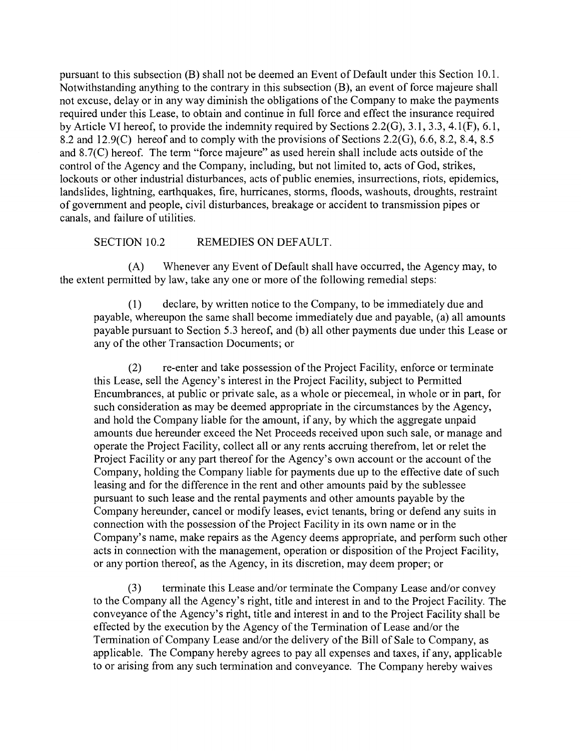pursuant to this subsection (B) shall not be deemed an Event of Default under this Section 10.1. Notwithstanding anything to the contrary in this subsection (B), an event of force majeure shall not excuse, delay or in any way diminish the obligations of the Company to make the payments required under this Lease, to obtain and continue in full force and effect the insurance required by Article VI hereof, to provide the indemnity required by Sections 2.2(G), 3.1, 3.3, 4.1(F), 6.1, 8.2 and 12.9(C) hereof and to comply with the provisions of Sections 2.2(G), 6.6, 8.2, 8.4, 8.5 and 8.7(C) hereof. The term "force majeure" as used herein shall include acts outside of the control of the Agency and the Company, including, but not limited to, acts of God, strikes, lockouts or other industrial disturbances, acts of public enemies, insurrections, riots, epidemics, landslides, lightning, earthquakes, fire, hurricanes, storms, floods, washouts, droughts, restraint of government and people, civil disturbances, breakage or accident to transmission pipes or canals, and failure of utilities.

SECTION 10.2 REMEDIES ON DEFAULT.

(A) Whenever any Event of Default shall have occurred, the Agency may, to the extent permitted by law, take any one or more of the following remedial steps:

(1) declare, by written notice to the Company, to be immediately due and payable, whereupon the same shall become immediately due and payable, (a) all amounts payable pursuant to Section 5.3 hereof, and (b) all other payments due under this Lease or any of the other Transaction Documents; or

(2) re-enter and take possession of the Project Facility, enforce or terminate this Lease, sell the Agency's interest in the Project Facility, subject to Permitted Encumbrances, at public or private sale, as a whole or piecemeal, in whole or in part, for such consideration as may be deemed appropriate in the circumstances by the Agency, and hold the Company liable for the amount, if any, by which the aggregate unpaid amounts due hereunder exceed the Net Proceeds received upon such sale, or manage and operate the Project Facility, collect all or any rents accruing therefrom, let or relet the Project Facility or any part thereof for the Agency's own account or the account of the Company, holding the Company liable for payments due up to the effective date of such leasing and for the difference in the rent and other amounts paid by the sublessee pursuant to such lease and the rental payments and other amounts payable by the Company hereunder, cancel or modify leases, evict tenants, bring or defend any suits in connection with the possession of the Project Facility in its own name or in the Company's name, make repairs as the Agency deems appropriate, and perform such other acts in connection with the management, operation or disposition of the Project Facility, or any portion thereof, as the Agency, in its discretion, may deem proper; or

(3) terminate this Lease and/or terminate the Company Lease and/or convey to the Company all the Agency's right, title and interest in and to the Project Facility. The conveyance of the Agency's right, title and interest in and to the Project Facility shall be effected by the execution by the Agency of the Termination of Lease and/or the Termination of Company Lease and/or the delivery of the Bill of Sale to Company, as applicable. The Company hereby agrees to pay all expenses and taxes, if any, applicable to or arising from any such termination and conveyance. The Company hereby waives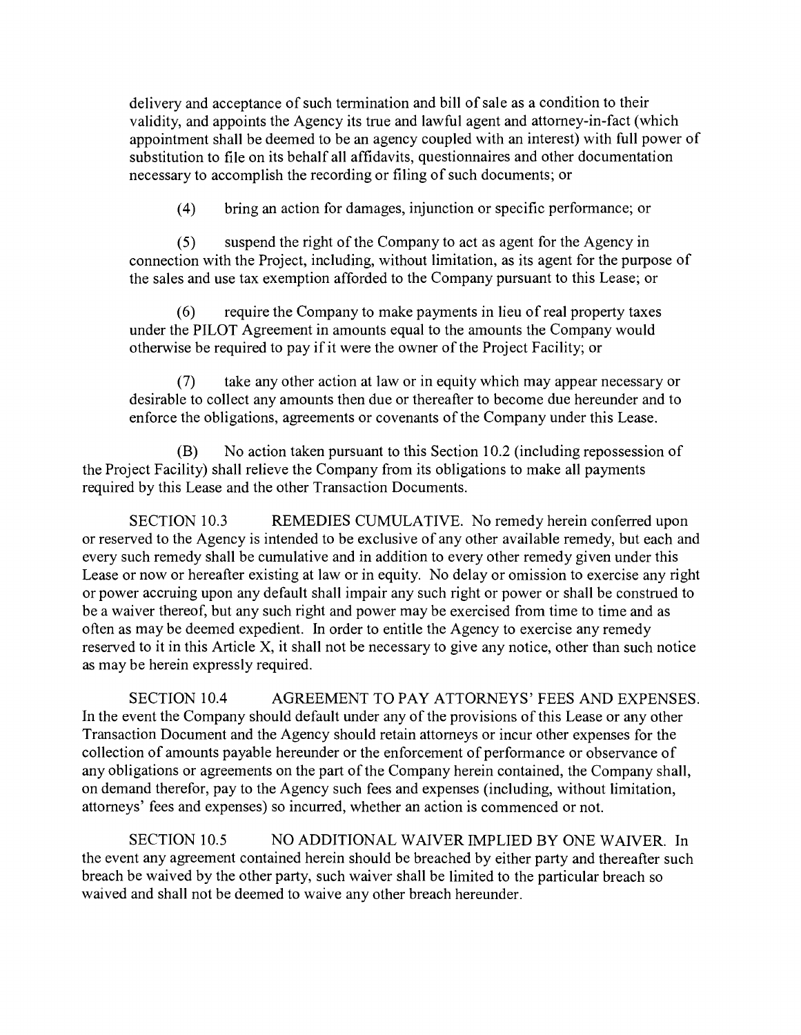delivery and acceptance of such termination and bill of sale as a condition to their validity, and appoints the Agency its true and lawful agent and attorney-in-fact (which appointment shall be deemed to be an agency coupled with an interest) with full power of substitution to file on its behalf all affidavits, questionnaires and other documentation necessary to accomplish the recording or filing of such documents; or

(4) bring an action for damages, injunction or specific performance; or

(5) suspend the right of the Company to act as agent for the Agency in connection with the Project, including, without limitation, as its agent for the purpose of the sales and use tax exemption afforded to the Company pursuant to this Lease; or

(6) require the Company to make payments in lieu of real property taxes under the PILOT Agreement in amounts equal to the amounts the Company would otherwise be required to pay if it were the owner of the Project Facility; or

(7) take any other action at law or in equity which may appear necessary or desirable to collect any amounts then due or thereafter to become due hereunder and to enforce the obligations, agreements or covenants of the Company under this Lease.

(B) No action taken pursuant to this Section 10.2 (including repossession of the Project Facility) shall relieve the Company from its obligations to make all payments required by this Lease and the other Transaction Documents.

SECTION 10.3 REMEDIES CUMULATIVE. No remedy herein conferred upon or reserved to the Agency is intended to be exclusive of any other available remedy, but each and every such remedy shall be cumulative and in addition to every other remedy given under this Lease or now or hereafter existing at law or in equity. No delay or omission to exercise any right or power accruing upon any default shall impair any such right or power or shall be construed to be a waiver thereof, but any such right and power may be exercised from time to time and as often as may be deemed expedient. In order to entitle the Agency to exercise any remedy reserved to it in this Article X, it shall not be necessary to give any notice, other than such notice as may be herein expressly required.

SECTION 10.4 AGREEMENT TO PAY ATTORNEYS' FEES AND EXPENSES. In the event the Company should default under any of the provisions of this Lease or any other Transaction Document and the Agency should retain attorneys or incur other expenses for the collection of amounts payable hereunder or the enforcement of performance or observance of any obligations or agreements on the part of the Company herein contained, the Company shall, on demand therefor, pay to the Agency such fees and expenses (including, without limitation, attorneys' fees and expenses) so incurred, whether an action is commenced or not.

SECTION 10.5 NO ADDITIONAL WAIVER IMPLIED BY ONE WAIVER. In the event any agreement contained herein should be breached by either party and thereafter such breach be waived by the other party, such waiver shall be limited to the particular breach so waived and shall not be deemed to waive any other breach hereunder.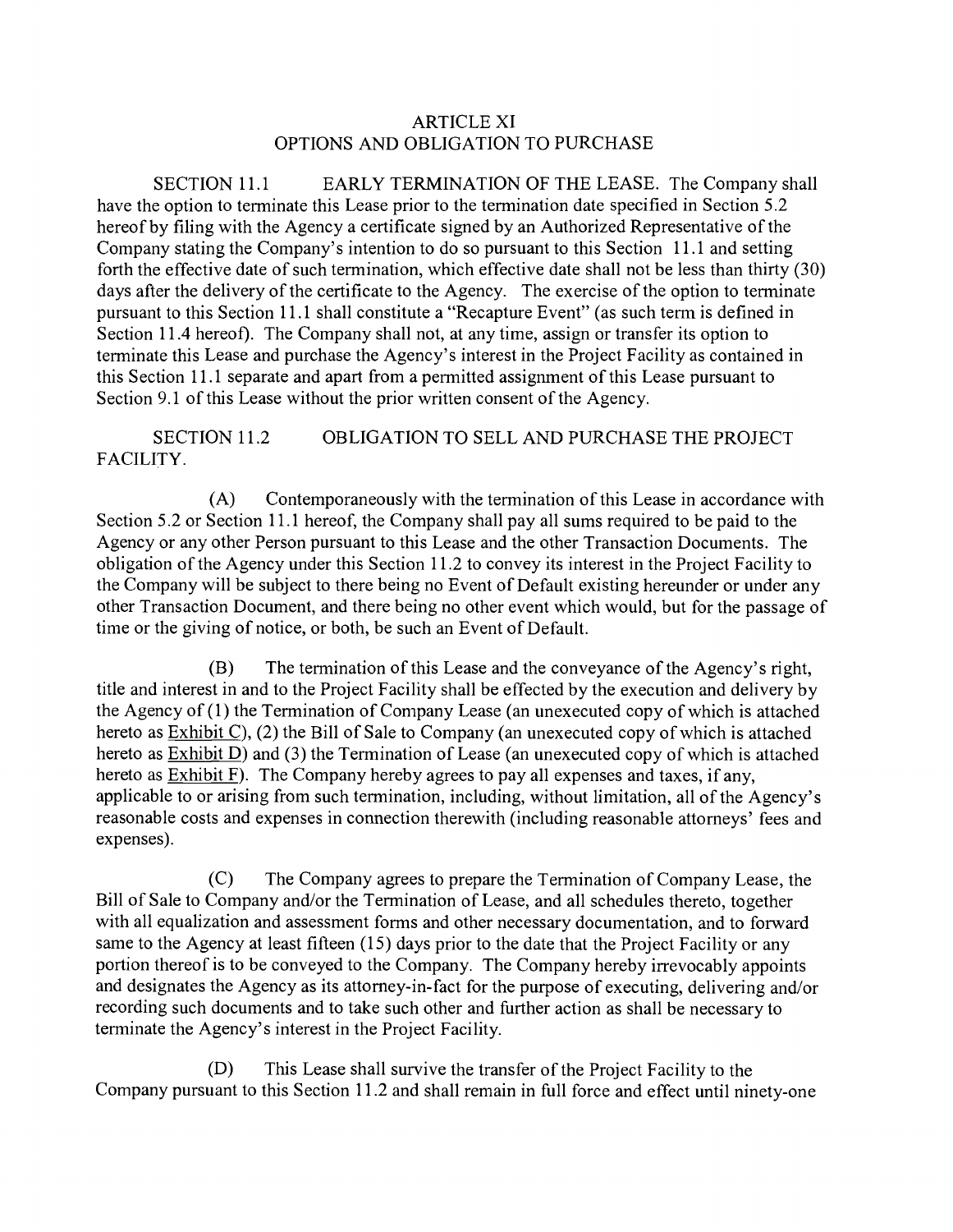## ARTICLE XI
## OPTIONS AND OBLIGATION TO PURCHASE

SECTION 11.1 EARLY TERMINATION OF THE LEASE. The Company shall have the option to terminate this Lease prior to the termination date specified in Section 5.2 hereof by filing with the Agency a certificate signed by an Authorized Representative of the Company stating the Company's intention to do so pursuant to this Section 11.1 and setting forth the effective date of such termination, which effective date shall not be less than thirty (30) days after the delivery of the certificate to the Agency. The exercise of the option to terminate pursuant to this Section 11.1 shall constitute a "Recapture Event" (as such term is defined in Section 11.4 hereof). The Company shall not, at any time, assign or transfer its option to terminate this Lease and purchase the Agency's interest in the Project Facility as contained in this Section 11.1 separate and apart from a permitted assignment of this Lease pursuant to Section 9.1 of this Lease without the prior written consent of the Agency.

SECTION 11.2 OBLIGATION TO SELL AND PURCHASE THE PROJECT FACILITY.

(A) Contemporaneously with the termination of this Lease in accordance with Section 5.2 or Section 11.1 hereof, the Company shall pay all sums required to be paid to the Agency or any other Person pursuant to this Lease and the other Transaction Documents. The obligation of the Agency under this Section 11.2 to convey its interest in the Project Facility to the Company will be subject to there being no Event of Default existing hereunder or under any other Transaction Document, and there being no other event which would, but for the passage of time or the giving of notice, or both, be such an Event of Default.

(B) The termination of this Lease and the conveyance of the Agency's right, title and interest in and to the Project Facility shall be effected by the execution and delivery by the Agency of (1) the Termination of Company Lease (an unexecuted copy of which is attached hereto as Exhibit C), (2) the Bill of Sale to Company (an unexecuted copy of which is attached hereto as Exhibit D) and (3) the Termination of Lease (an unexecuted copy of which is attached hereto as Exhibit F). The Company hereby agrees to pay all expenses and taxes, if any, applicable to or arising from such termination, including, without limitation, all of the Agency's reasonable costs and expenses in connection therewith (including reasonable attorneys' fees and expenses).

(C) The Company agrees to prepare the Termination of Company Lease, the Bill of Sale to Company and/or the Termination of Lease, and all schedules thereto, together with all equalization and assessment forms and other necessary documentation, and to forward same to the Agency at least fifteen (15) days prior to the date that the Project Facility or any portion thereof is to be conveyed to the Company. The Company hereby irrevocably appoints and designates the Agency as its attorney-in-fact for the purpose of executing, delivering and/or recording such documents and to take such other and further action as shall be necessary to terminate the Agency's interest in the Project Facility.

(D) This Lease shall survive the transfer of the Project Facility to the Company pursuant to this Section 11.2 and shall remain in full force and effect until ninety-one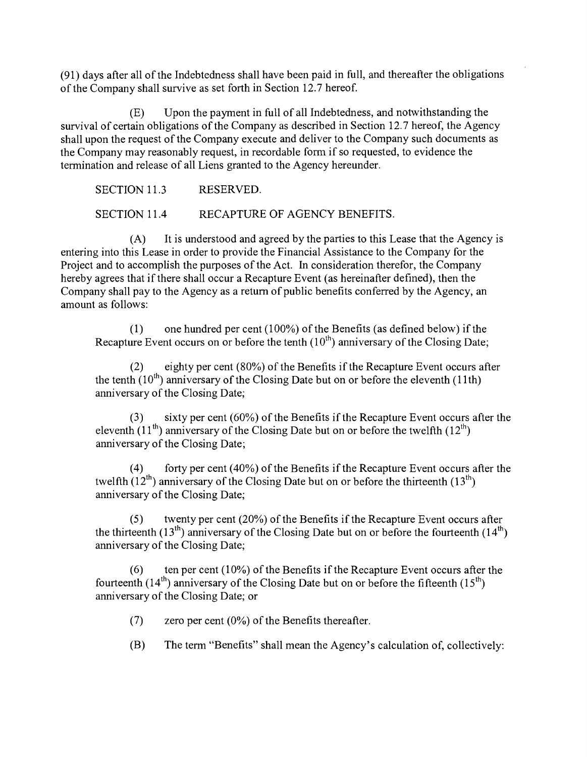(91) days after all of the Indebtedness shall have been paid in full, and thereafter the obligations of the Company shall survive as set forth in Section 12.7 hereof.

(E) Upon the payment in full of all Indebtedness, and notwithstanding the survival of certain obligations of the Company as described in Section 12.7 hereof, the Agency shall upon the request of the Company execute and deliver to the Company such documents as the Company may reasonably request, in recordable form if so requested, to evidence the termination and release of all Liens granted to the Agency hereunder.

SECTION 11.3 RESERVED.

SECTION 11.4 RECAPTURE OF AGENCY BENEFITS.

(A) It is understood and agreed by the parties to this Lease that the Agency is entering into this Lease in order to provide the Financial Assistance to the Company for the Project and to accomplish the purposes of the Act. In consideration therefor, the Company hereby agrees that if there shall occur a Recapture Event (as hereinafter defined), then the Company shall pay to the Agency as a return of public benefits conferred by the Agency, an amount as follows:

(1) one hundred per cent (100%) of the Benefits (as defined below) if the Recapture Event occurs on or before the tenth (10th) anniversary of the Closing Date;

(2) eighty per cent (80%) of the Benefits if the Recapture Event occurs after the tenth (10th) anniversary of the Closing Date but on or before the eleventh (11th) anniversary of the Closing Date;

(3) sixty per cent (60%) of the Benefits if the Recapture Event occurs after the eleventh (11th) anniversary of the Closing Date but on or before the twelfth (12th) anniversary of the Closing Date;

(4) forty per cent (40%) of the Benefits if the Recapture Event occurs after the twelfth (12th) anniversary of the Closing Date but on or before the thirteenth (13th) anniversary of the Closing Date;

(5) twenty per cent (20%) of the Benefits if the Recapture Event occurs after the thirteenth (13th) anniversary of the Closing Date but on or before the fourteenth (14th) anniversary of the Closing Date;

(6) ten per cent (10%) of the Benefits if the Recapture Event occurs after the fourteenth (14th) anniversary of the Closing Date but on or before the fifteenth (15th) anniversary of the Closing Date; or

(7) zero per cent (0%) of the Benefits thereafter.

(B) The term "Benefits" shall mean the Agency's calculation of, collectively: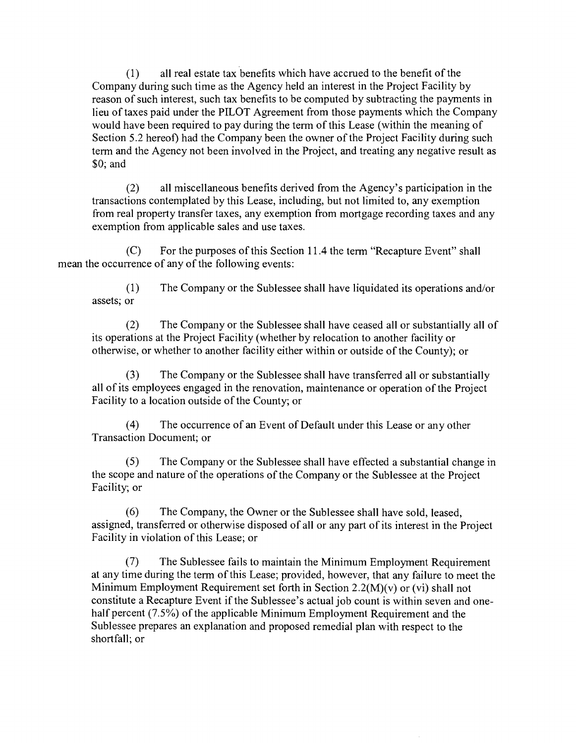(1) all real estate tax benefits which have accrued to the benefit of the Company during such time as the Agency held an interest in the Project Facility by reason of such interest, such tax benefits to be computed by subtracting the payments in lieu of taxes paid under the PILOT Agreement from those payments which the Company would have been required to pay during the term of this Lease (within the meaning of Section 5.2 hereof) had the Company been the owner of the Project Facility during such term and the Agency not been involved in the Project, and treating any negative result as $0; and

(2) all miscellaneous benefits derived from the Agency's participation in the transactions contemplated by this Lease, including, but not limited to, any exemption from real property transfer taxes, any exemption from mortgage recording taxes and any exemption from applicable sales and use taxes.

(C) For the purposes of this Section 11.4 the term "Recapture Event" shall mean the occurrence of any of the following events:

(1) The Company or the Sublessee shall have liquidated its operations and/or assets; or

(2) The Company or the Sublessee shall have ceased all or substantially all of its operations at the Project Facility (whether by relocation to another facility or otherwise, or whether to another facility either within or outside of the County); or

(3) The Company or the Sublessee shall have transferred all or substantially all of its employees engaged in the renovation, maintenance or operation of the Project Facility to a location outside of the County; or

(4) The occurrence of an Event of Default under this Lease or any other Transaction Document; or

(5) The Company or the Sublessee shall have effected a substantial change in the scope and nature of the operations of the Company or the Sublessee at the Project Facility; or

(6) The Company, the Owner or the Sublessee shall have sold, leased, assigned, transferred or otherwise disposed of all or any part of its interest in the Project Facility in violation of this Lease; or

(7) The Sublessee fails to maintain the Minimum Employment Requirement at any time during the term of this Lease; provided, however, that any failure to meet the Minimum Employment Requirement set forth in Section 2.2(M)(v) or (vi) shall not constitute a Recapture Event if the Sublessee's actual job count is within seven and one-half percent (7.5%) of the applicable Minimum Employment Requirement and the Sublessee prepares an explanation and proposed remedial plan with respect to the shortfall; or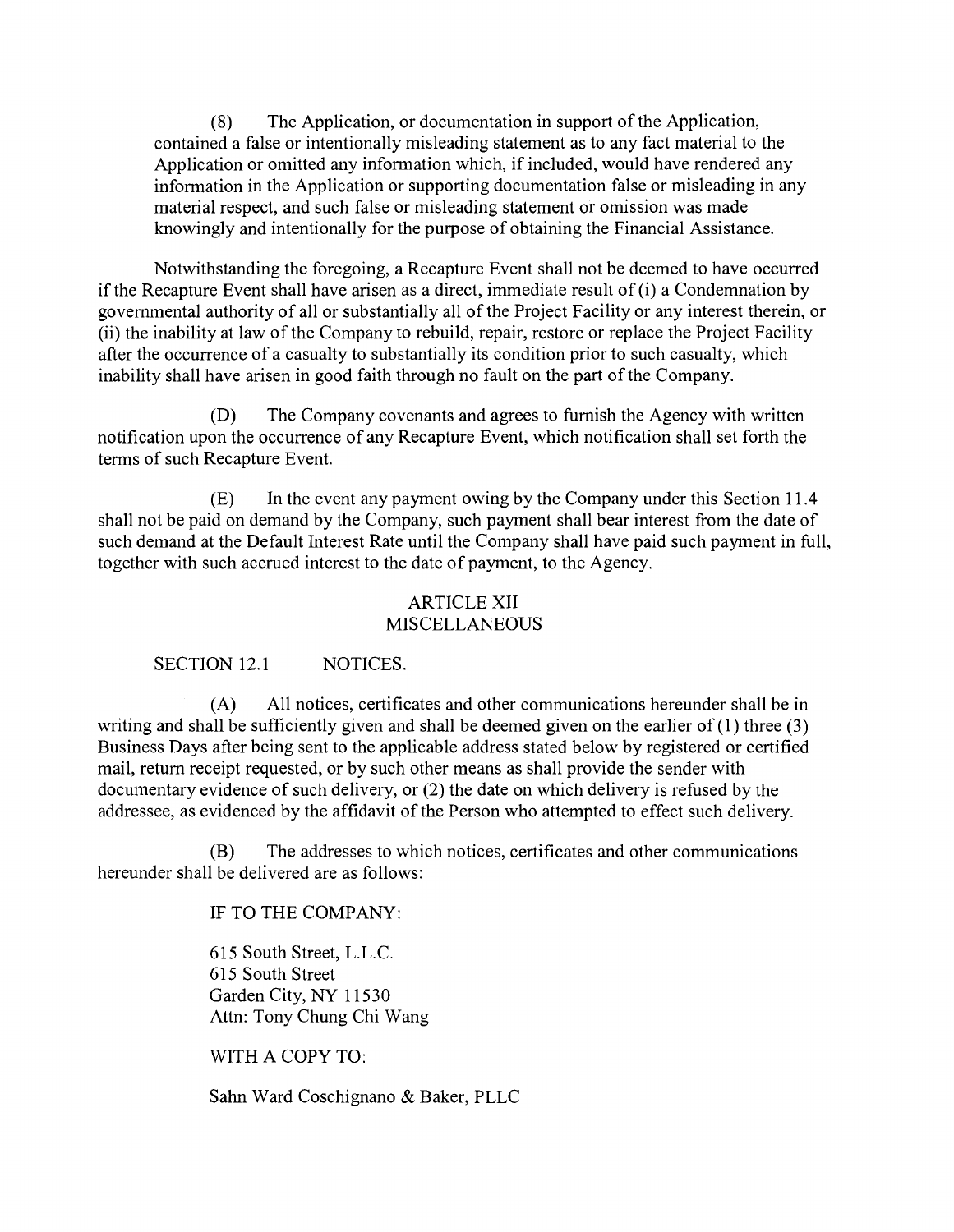(8) The Application, or documentation in support of the Application, contained a false or intentionally misleading statement as to any fact material to the Application or omitted any information which, if included, would have rendered any information in the Application or supporting documentation false or misleading in any material respect, and such false or misleading statement or omission was made knowingly and intentionally for the purpose of obtaining the Financial Assistance.

Notwithstanding the foregoing, a Recapture Event shall not be deemed to have occurred if the Recapture Event shall have arisen as a direct, immediate result of (i) a Condemnation by governmental authority of all or substantially all of the Project Facility or any interest therein, or (ii) the inability at law of the Company to rebuild, repair, restore or replace the Project Facility after the occurrence of a casualty to substantially its condition prior to such casualty, which inability shall have arisen in good faith through no fault on the part of the Company.

(D) The Company covenants and agrees to furnish the Agency with written notification upon the occurrence of any Recapture Event, which notification shall set forth the terms of such Recapture Event.

(E) In the event any payment owing by the Company under this Section 11.4 shall not be paid on demand by the Company, such payment shall bear interest from the date of such demand at the Default Interest Rate until the Company shall have paid such payment in full, together with such accrued interest to the date of payment, to the Agency.

## ARTICLE XII
## MISCELLANEOUS

### SECTION 12.1 NOTICES.

(A) All notices, certificates and other communications hereunder shall be in writing and shall be sufficiently given and shall be deemed given on the earlier of (1) three (3) Business Days after being sent to the applicable address stated below by registered or certified mail, return receipt requested, or by such other means as shall provide the sender with documentary evidence of such delivery, or (2) the date on which delivery is refused by the addressee, as evidenced by the affidavit of the Person who attempted to effect such delivery.

(B) The addresses to which notices, certificates and other communications hereunder shall be delivered are as follows:

IF TO THE COMPANY:

615 South Street, L.L.C.
615 South Street
Garden City, NY 11530
Attn: Tony Chung Chi Wang

WITH A COPY TO:

Sahn Ward Coschignano & Baker, PLLC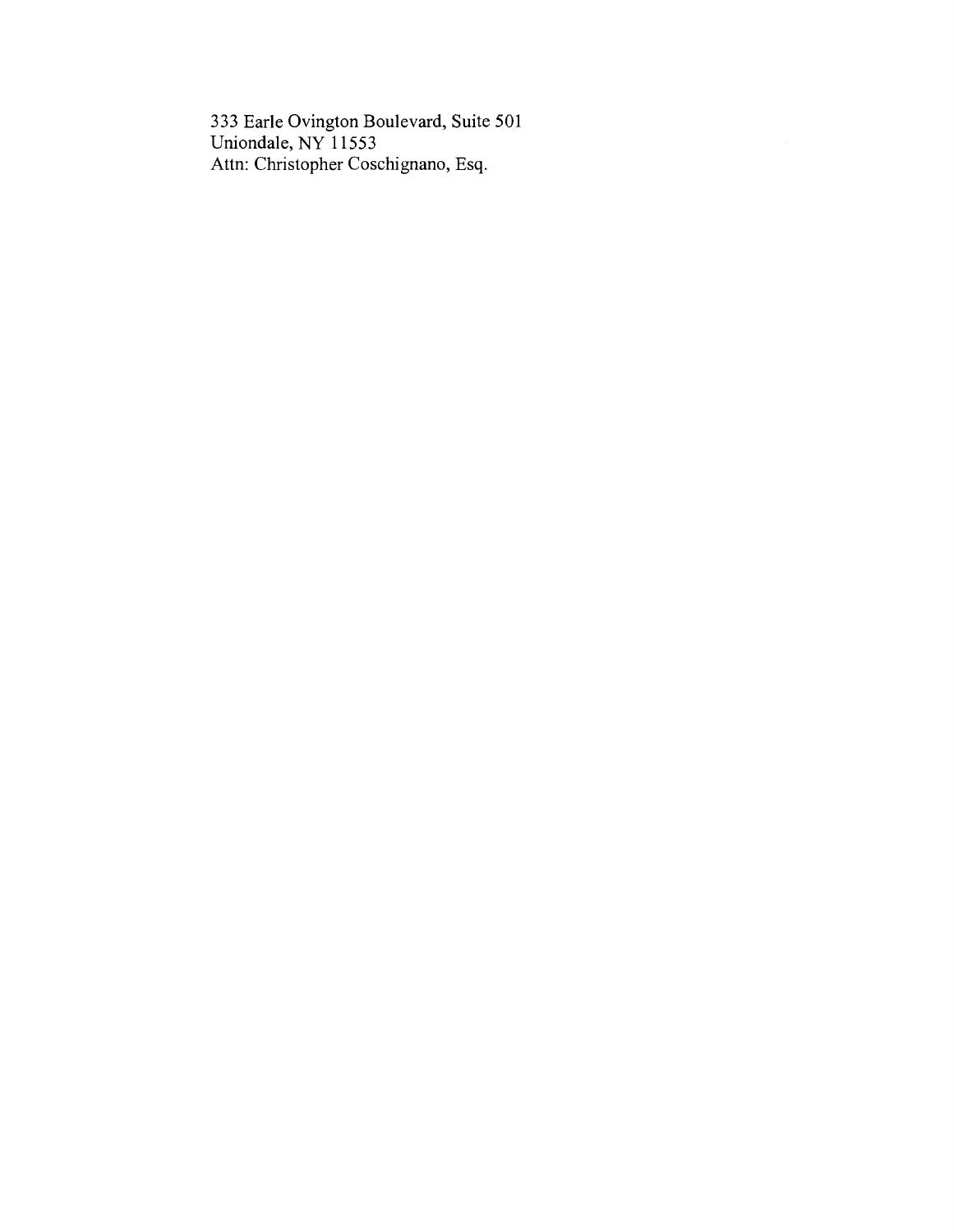333 Earle Ovington Boulevard, Suite 501
Uniondale, NY 11553
Attn: Christopher Coschignano, Esq.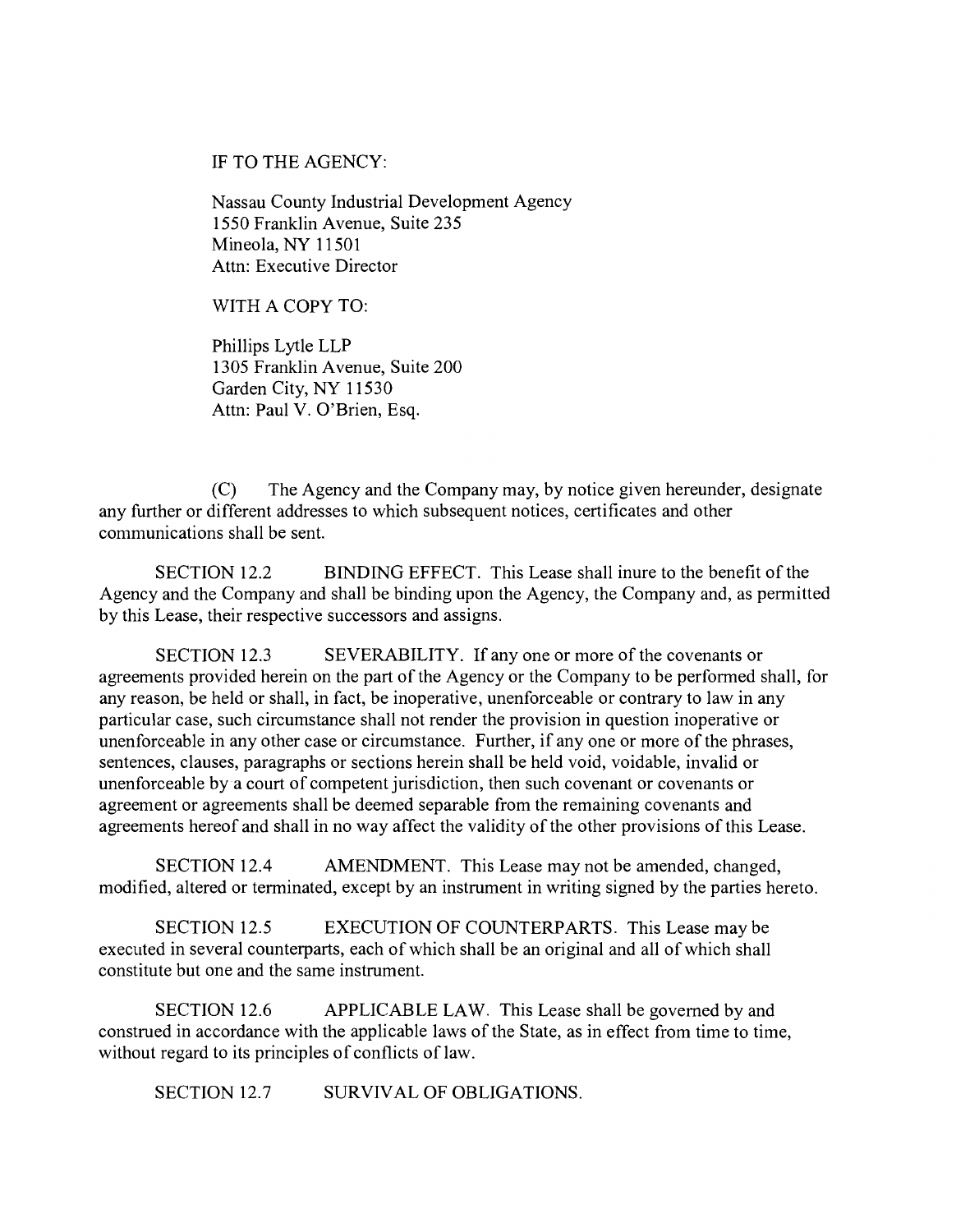IF TO THE AGENCY:

Nassau County Industrial Development Agency
1550 Franklin Avenue, Suite 235
Mineola, NY 11501
Attn: Executive Director

WITH A COPY TO:

Phillips Lytle LLP
1305 Franklin Avenue, Suite 200
Garden City, NY 11530
Attn: Paul V. O'Brien, Esq.

(C) The Agency and the Company may, by notice given hereunder, designate any further or different addresses to which subsequent notices, certificates and other communications shall be sent.

SECTION 12.2 BINDING EFFECT. This Lease shall inure to the benefit of the Agency and the Company and shall be binding upon the Agency, the Company and, as permitted by this Lease, their respective successors and assigns.

SECTION 12.3 SEVERABILITY. If any one or more of the covenants or agreements provided herein on the part of the Agency or the Company to be performed shall, for any reason, be held or shall, in fact, be inoperative, unenforceable or contrary to law in any particular case, such circumstance shall not render the provision in question inoperative or unenforceable in any other case or circumstance. Further, if any one or more of the phrases, sentences, clauses, paragraphs or sections herein shall be held void, voidable, invalid or unenforceable by a court of competent jurisdiction, then such covenant or covenants or agreement or agreements shall be deemed separable from the remaining covenants and agreements hereof and shall in no way affect the validity of the other provisions of this Lease.

SECTION 12.4 AMENDMENT. This Lease may not be amended, changed, modified, altered or terminated, except by an instrument in writing signed by the parties hereto.

SECTION 12.5 EXECUTION OF COUNTERPARTS. This Lease may be executed in several counterparts, each of which shall be an original and all of which shall constitute but one and the same instrument.

SECTION 12.6 APPLICABLE LAW. This Lease shall be governed by and construed in accordance with the applicable laws of the State, as in effect from time to time, without regard to its principles of conflicts of law.

SECTION 12.7 SURVIVAL OF OBLIGATIONS.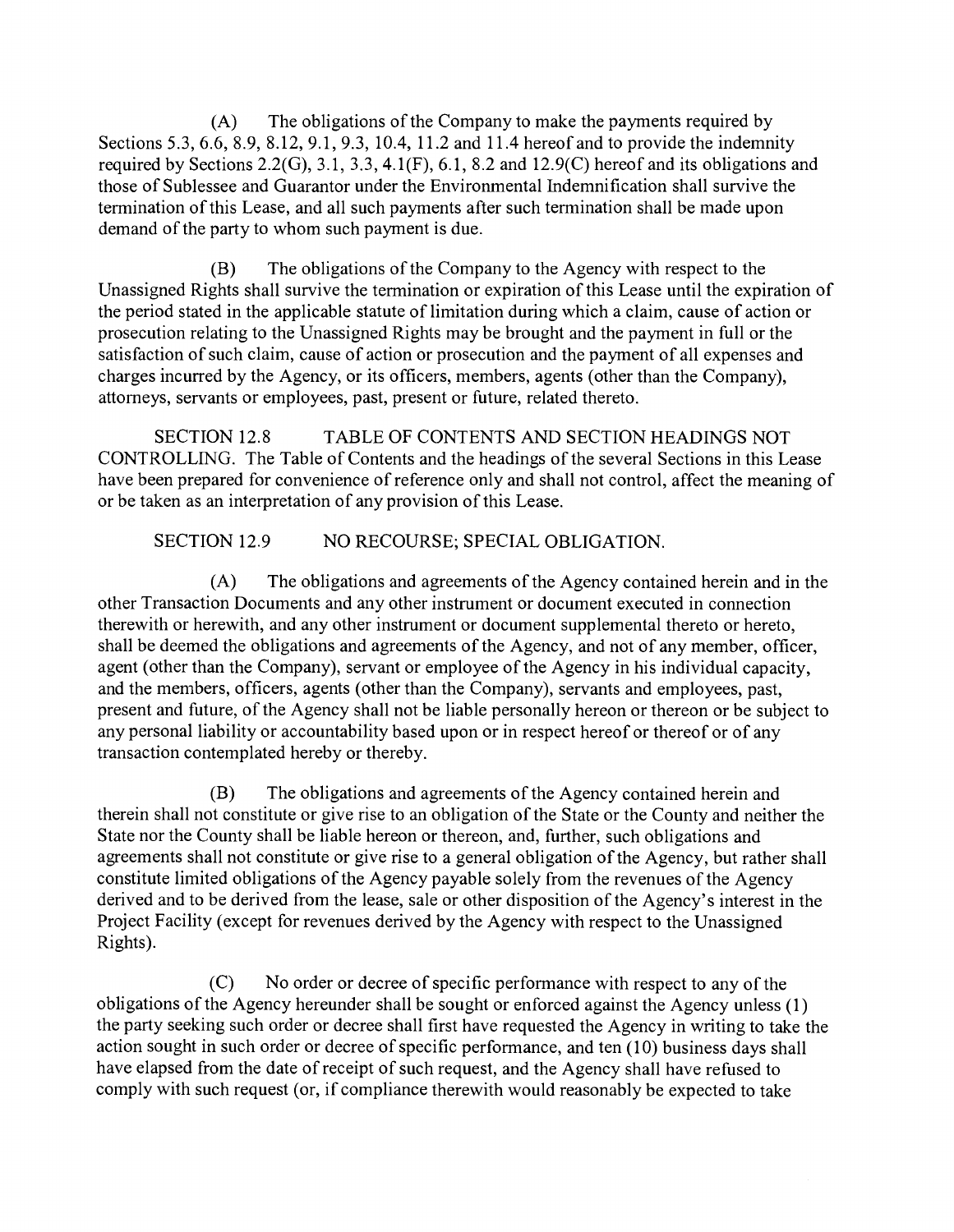(A) The obligations of the Company to make the payments required by Sections 5.3, 6.6, 8.9, 8.12, 9.1, 9.3, 10.4, 11.2 and 11.4 hereof and to provide the indemnity required by Sections 2.2(G), 3.1, 3.3, 4.1(F), 6.1, 8.2 and 12.9(C) hereof and its obligations and those of Sublessee and Guarantor under the Environmental Indemnification shall survive the termination of this Lease, and all such payments after such termination shall be made upon demand of the party to whom such payment is due.

(B) The obligations of the Company to the Agency with respect to the Unassigned Rights shall survive the termination or expiration of this Lease until the expiration of the period stated in the applicable statute of limitation during which a claim, cause of action or prosecution relating to the Unassigned Rights may be brought and the payment in full or the satisfaction of such claim, cause of action or prosecution and the payment of all expenses and charges incurred by the Agency, or its officers, members, agents (other than the Company), attorneys, servants or employees, past, present or future, related thereto.

SECTION 12.8 TABLE OF CONTENTS AND SECTION HEADINGS NOT CONTROLLING. The Table of Contents and the headings of the several Sections in this Lease have been prepared for convenience of reference only and shall not control, affect the meaning of or be taken as an interpretation of any provision of this Lease.

SECTION 12.9 NO RECOURSE; SPECIAL OBLIGATION.

(A) The obligations and agreements of the Agency contained herein and in the other Transaction Documents and any other instrument or document executed in connection therewith or herewith, and any other instrument or document supplemental thereto or hereto, shall be deemed the obligations and agreements of the Agency, and not of any member, officer, agent (other than the Company), servant or employee of the Agency in his individual capacity, and the members, officers, agents (other than the Company), servants and employees, past, present and future, of the Agency shall not be liable personally hereon or thereon or be subject to any personal liability or accountability based upon or in respect hereof or thereof or of any transaction contemplated hereby or thereby.

(B) The obligations and agreements of the Agency contained herein and therein shall not constitute or give rise to an obligation of the State or the County and neither the State nor the County shall be liable hereon or thereon, and, further, such obligations and agreements shall not constitute or give rise to a general obligation of the Agency, but rather shall constitute limited obligations of the Agency payable solely from the revenues of the Agency derived and to be derived from the lease, sale or other disposition of the Agency's interest in the Project Facility (except for revenues derived by the Agency with respect to the Unassigned Rights).

(C) No order or decree of specific performance with respect to any of the obligations of the Agency hereunder shall be sought or enforced against the Agency unless (1) the party seeking such order or decree shall first have requested the Agency in writing to take the action sought in such order or decree of specific performance, and ten (10) business days shall have elapsed from the date of receipt of such request, and the Agency shall have refused to comply with such request (or, if compliance therewith would reasonably be expected to take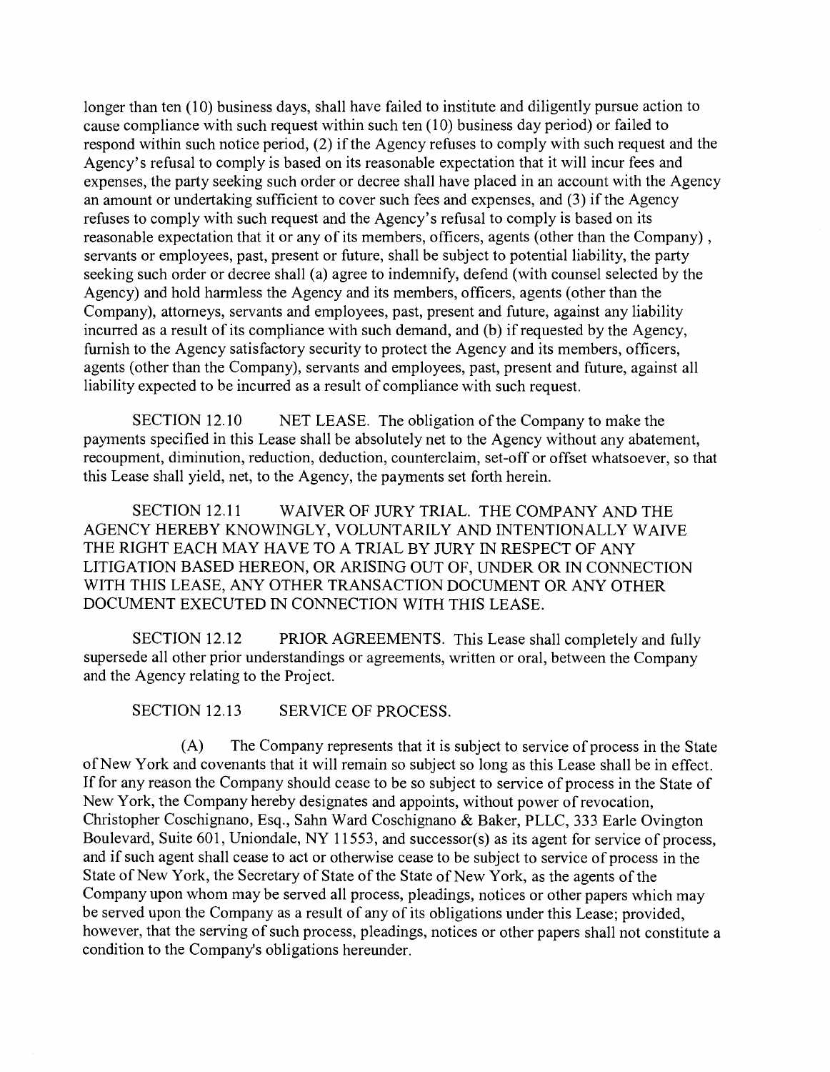longer than ten (10) business days, shall have failed to institute and diligently pursue action to cause compliance with such request within such ten (10) business day period) or failed to respond within such notice period, (2) if the Agency refuses to comply with such request and the Agency's refusal to comply is based on its reasonable expectation that it will incur fees and expenses, the party seeking such order or decree shall have placed in an account with the Agency an amount or undertaking sufficient to cover such fees and expenses, and (3) if the Agency refuses to comply with such request and the Agency's refusal to comply is based on its reasonable expectation that it or any of its members, officers, agents (other than the Company) , servants or employees, past, present or future, shall be subject to potential liability, the party seeking such order or decree shall (a) agree to indemnify, defend (with counsel selected by the Agency) and hold harmless the Agency and its members, officers, agents (other than the Company), attorneys, servants and employees, past, present and future, against any liability incurred as a result of its compliance with such demand, and (b) if requested by the Agency, furnish to the Agency satisfactory security to protect the Agency and its members, officers, agents (other than the Company), servants and employees, past, present and future, against all liability expected to be incurred as a result of compliance with such request.

SECTION 12.10 NET LEASE. The obligation of the Company to make the payments specified in this Lease shall be absolutely net to the Agency without any abatement, recoupment, diminution, reduction, deduction, counterclaim, set-off or offset whatsoever, so that this Lease shall yield, net, to the Agency, the payments set forth herein.

SECTION 12.11 WAIVER OF JURY TRIAL. THE COMPANY AND THE AGENCY HEREBY KNOWINGLY, VOLUNTARILY AND INTENTIONALLY WAIVE THE RIGHT EACH MAY HAVE TO A TRIAL BY JURY IN RESPECT OF ANY LITIGATION BASED HEREON, OR ARISING OUT OF, UNDER OR IN CONNECTION WITH THIS LEASE, ANY OTHER TRANSACTION DOCUMENT OR ANY OTHER DOCUMENT EXECUTED IN CONNECTION WITH THIS LEASE.

SECTION 12.12 PRIOR AGREEMENTS. This Lease shall completely and fully supersede all other prior understandings or agreements, written or oral, between the Company and the Agency relating to the Project.

SECTION 12.13 SERVICE OF PROCESS.

(A) The Company represents that it is subject to service of process in the State of New York and covenants that it will remain so subject so long as this Lease shall be in effect. If for any reason the Company should cease to be so subject to service of process in the State of New York, the Company hereby designates and appoints, without power of revocation, Christopher Coschignano, Esq., Sahn Ward Coschignano & Baker, PLLC, 333 Earle Ovington Boulevard, Suite 601, Uniondale, NY 11553, and successor(s) as its agent for service of process, and if such agent shall cease to act or otherwise cease to be subject to service of process in the State of New York, the Secretary of State of the State of New York, as the agents of the Company upon whom may be served all process, pleadings, notices or other papers which may be served upon the Company as a result of any of its obligations under this Lease; provided, however, that the serving of such process, pleadings, notices or other papers shall not constitute a condition to the Company's obligations hereunder.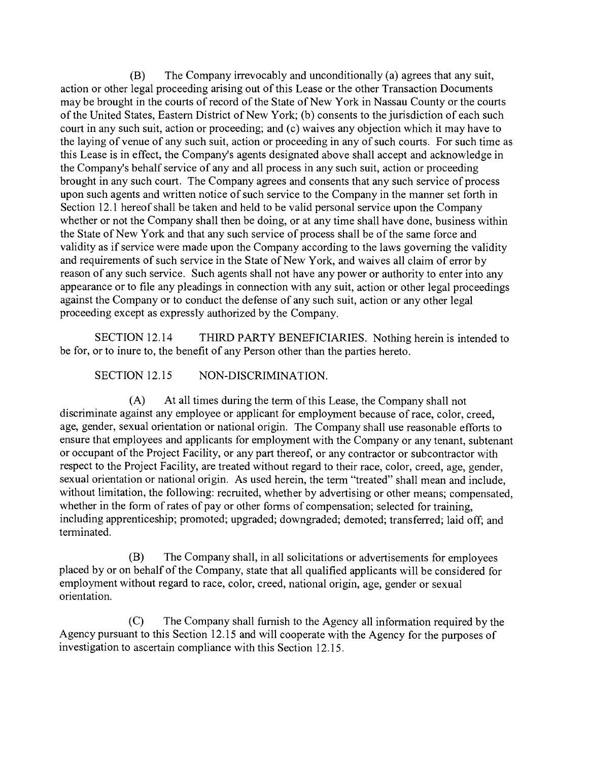(B) The Company irrevocably and unconditionally (a) agrees that any suit, action or other legal proceeding arising out of this Lease or the other Transaction Documents may be brought in the courts of record of the State of New York in Nassau County or the courts of the United States, Eastern District of New York; (b) consents to the jurisdiction of each such court in any such suit, action or proceeding; and (c) waives any objection which it may have to the laying of venue of any such suit, action or proceeding in any of such courts. For such time as this Lease is in effect, the Company's agents designated above shall accept and acknowledge in the Company's behalf service of any and all process in any such suit, action or proceeding brought in any such court. The Company agrees and consents that any such service of process upon such agents and written notice of such service to the Company in the manner set forth in Section 12.1 hereof shall be taken and held to be valid personal service upon the Company whether or not the Company shall then be doing, or at any time shall have done, business within the State of New York and that any such service of process shall be of the same force and validity as if service were made upon the Company according to the laws governing the validity and requirements of such service in the State of New York, and waives all claim of error by reason of any such service. Such agents shall not have any power or authority to enter into any appearance or to file any pleadings in connection with any suit, action or other legal proceedings against the Company or to conduct the defense of any such suit, action or any other legal proceeding except as expressly authorized by the Company.

SECTION 12.14 THIRD PARTY BENEFICIARIES. Nothing herein is intended to be for, or to inure to, the benefit of any Person other than the parties hereto.

SECTION 12.15 NON-DISCRIMINATION.

(A) At all times during the term of this Lease, the Company shall not discriminate against any employee or applicant for employment because of race, color, creed, age, gender, sexual orientation or national origin. The Company shall use reasonable efforts to ensure that employees and applicants for employment with the Company or any tenant, subtenant or occupant of the Project Facility, or any part thereof, or any contractor or subcontractor with respect to the Project Facility, are treated without regard to their race, color, creed, age, gender, sexual orientation or national origin. As used herein, the term "treated" shall mean and include, without limitation, the following: recruited, whether by advertising or other means; compensated, whether in the form of rates of pay or other forms of compensation; selected for training, including apprenticeship; promoted; upgraded; downgraded; demoted; transferred; laid off; and terminated.

(B) The Company shall, in all solicitations or advertisements for employees placed by or on behalf of the Company, state that all qualified applicants will be considered for employment without regard to race, color, creed, national origin, age, gender or sexual orientation.

(C) The Company shall furnish to the Agency all information required by the Agency pursuant to this Section 12.15 and will cooperate with the Agency for the purposes of investigation to ascertain compliance with this Section 12.15.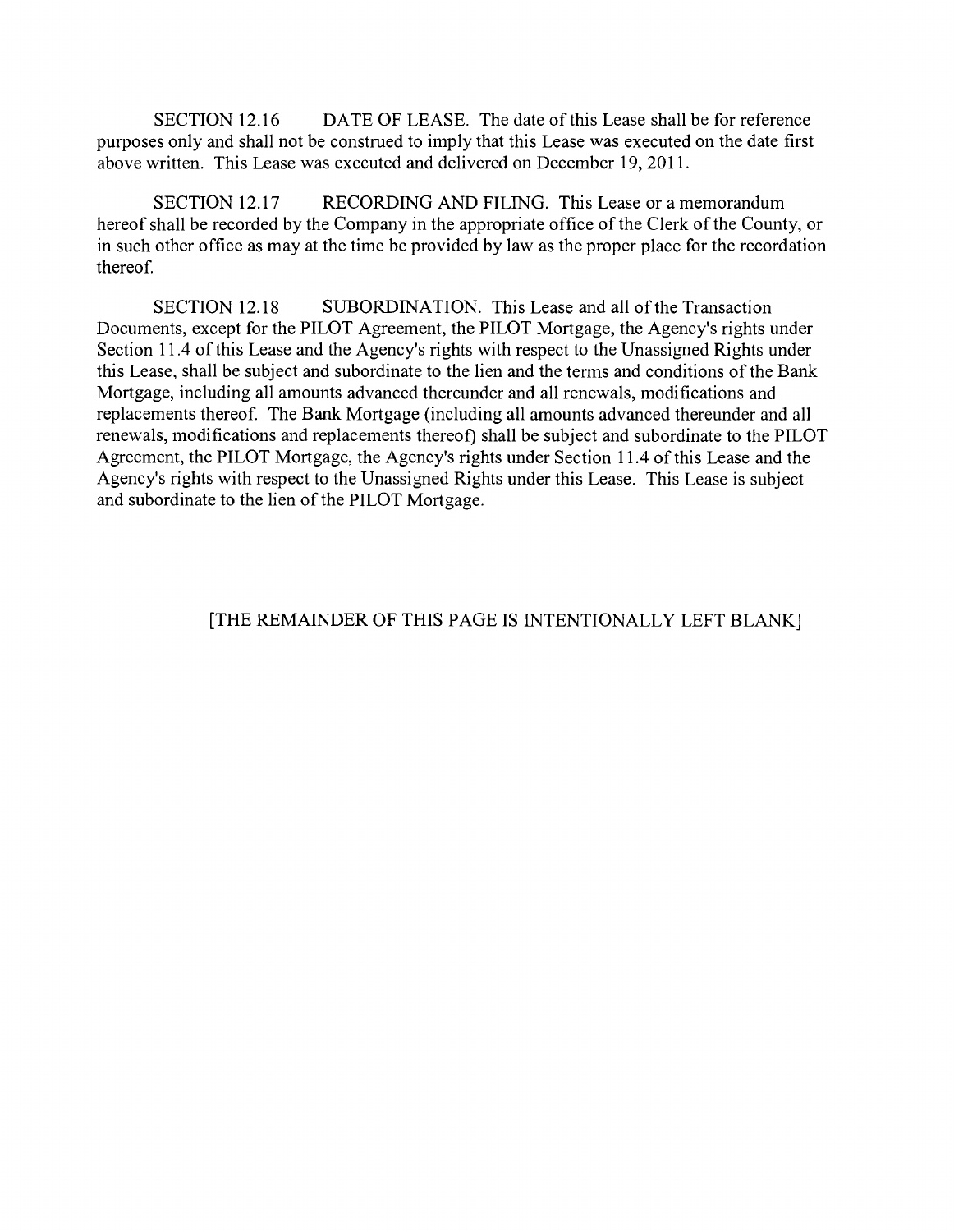SECTION 12.16 DATE OF LEASE. The date of this Lease shall be for reference purposes only and shall not be construed to imply that this Lease was executed on the date first above written. This Lease was executed and delivered on December 19, 2011.

SECTION 12.17 RECORDING AND FILING. This Lease or a memorandum hereof shall be recorded by the Company in the appropriate office of the Clerk of the County, or in such other office as may at the time be provided by law as the proper place for the recordation thereof.

SECTION 12.18 SUBORDINATION. This Lease and all of the Transaction Documents, except for the PILOT Agreement, the PILOT Mortgage, the Agency's rights under Section 11.4 of this Lease and the Agency's rights with respect to the Unassigned Rights under this Lease, shall be subject and subordinate to the lien and the terms and conditions of the Bank Mortgage, including all amounts advanced thereunder and all renewals, modifications and replacements thereof. The Bank Mortgage (including all amounts advanced thereunder and all renewals, modifications and replacements thereof) shall be subject and subordinate to the PILOT Agreement, the PILOT Mortgage, the Agency's rights under Section 11.4 of this Lease and the Agency's rights with respect to the Unassigned Rights under this Lease. This Lease is subject and subordinate to the lien of the PILOT Mortgage.

[THE REMAINDER OF THIS PAGE IS INTENTIONALLY LEFT BLANK]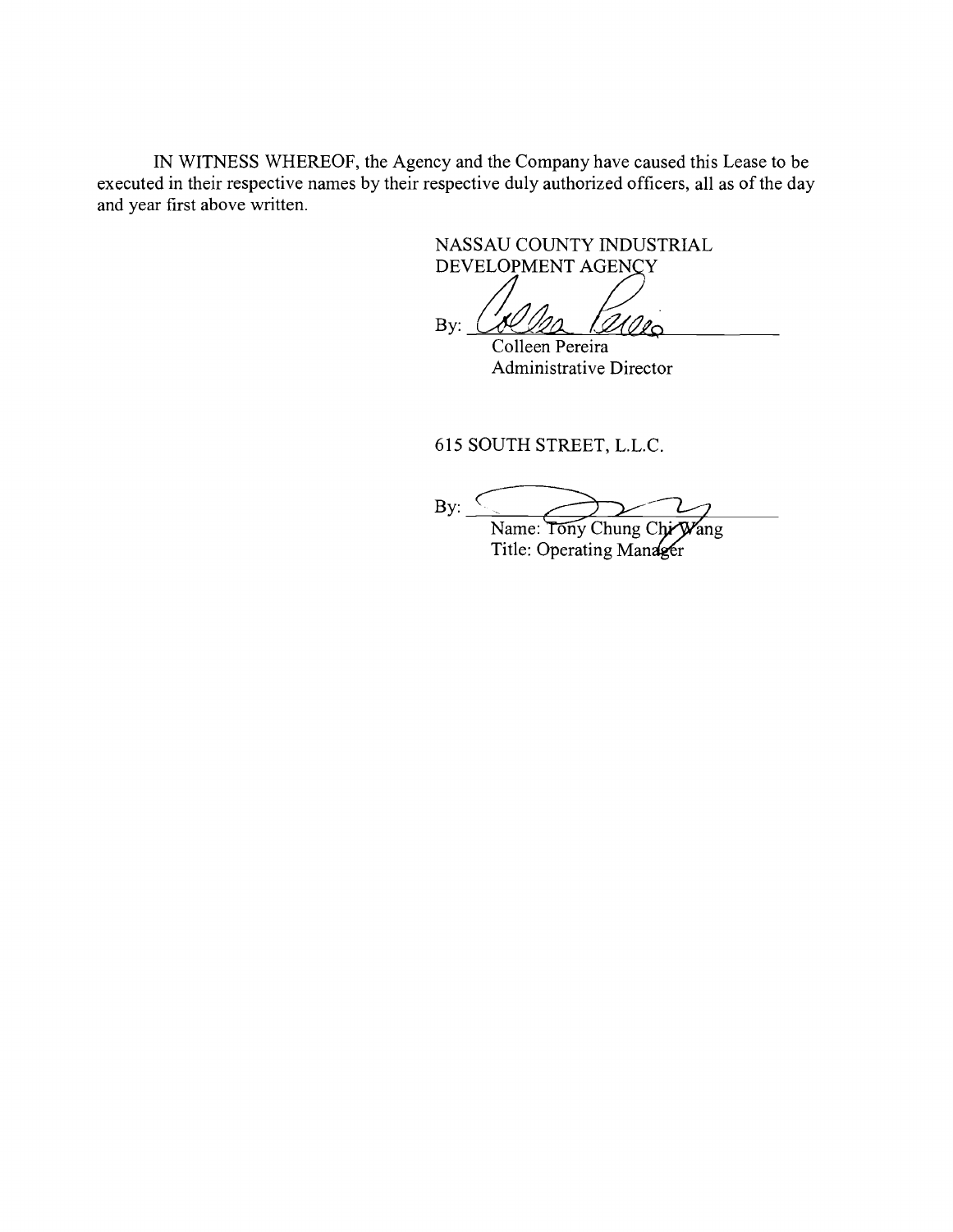IN WITNESS WHEREOF, the Agency and the Company have caused this Lease to be executed in their respective names by their respective duly authorized officers, all as of the day and year first above written.

NASSAU COUNTY INDUSTRIAL DEVELOPMENT AGENCY

By: ______________________
Colleen Pereira
Administrative Director

615 SOUTH STREET, L.L.C.

By: ______________________
Name: Tony Chung Chi Wang
Title: Operating Manager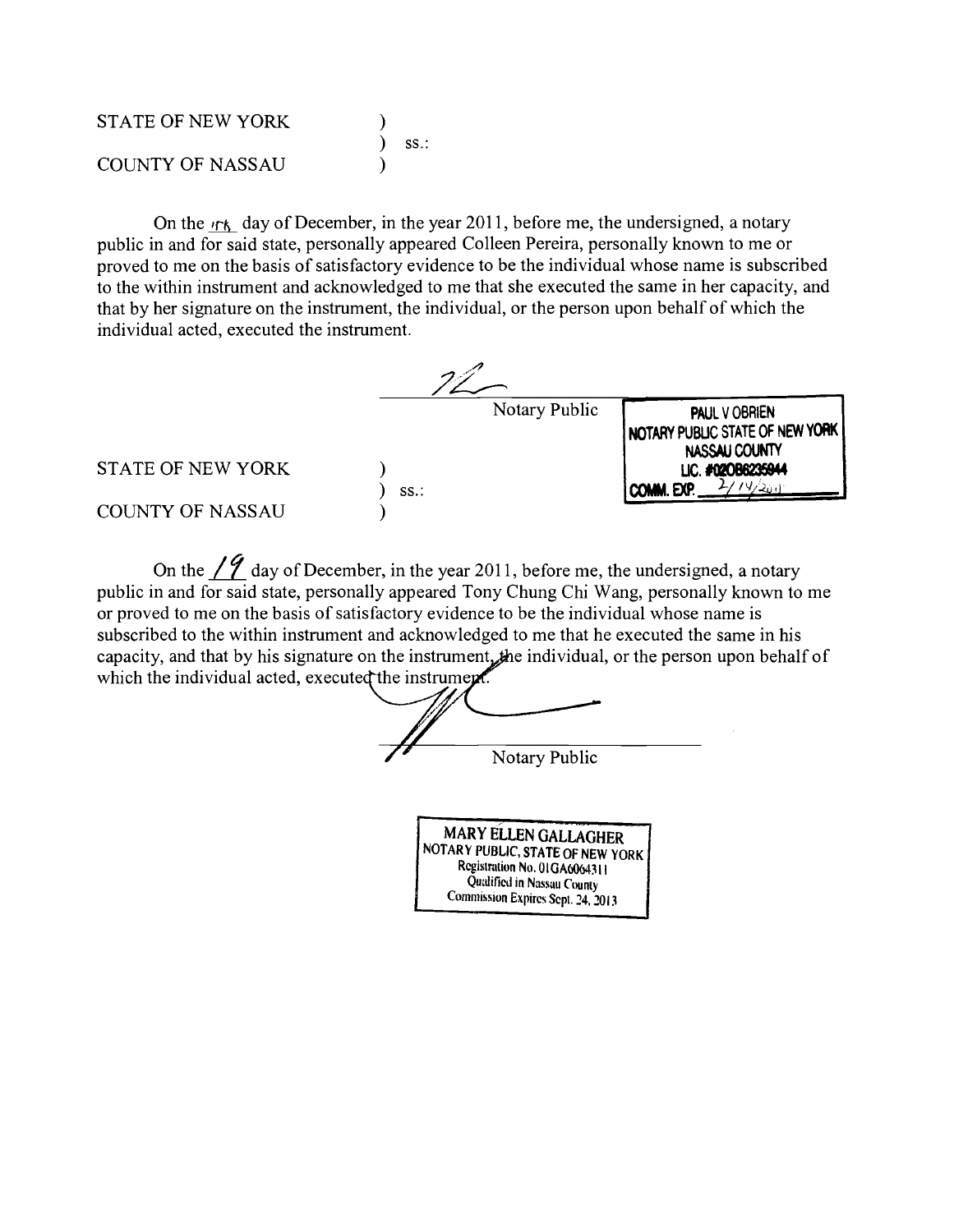STATE OF NEW YORK )
) ss.:
COUNTY OF NASSAU )

On the 19th day of December, in the year 2011, before me, the undersigned, a notary public in and for said state, personally appeared Colleen Pereira, personally known to me or proved to me on the basis of satisfactory evidence to be the individual whose name is subscribed to the within instrument and acknowledged to me that she executed the same in her capacity, and that by her signature on the instrument, the individual, or the person upon behalf of which the individual acted, executed the instrument.

Notary Public

PAUL V OBRIEN
NOTARY PUBLIC STATE OF NEW YORK
NASSAU COUNTY
LIC. #02OB6235944
COMM. EXP. 2/14/2015

STATE OF NEW YORK )
) ss.:
COUNTY OF NASSAU )

On the 19 day of December, in the year 2011, before me, the undersigned, a notary public in and for said state, personally appeared Tony Chung Chi Wang, personally known to me or proved to me on the basis of satisfactory evidence to be the individual whose name is subscribed to the within instrument and acknowledged to me that he executed the same in his capacity, and that by his signature on the instrument, the individual, or the person upon behalf of which the individual acted, executed the instrument.

Notary Public

MARY ELLEN GALLAGHER
NOTARY PUBLIC, STATE OF NEW YORK
Registration No. 01GA6064311
Qualified in Nassau County
Commission Expires Sept. 24, 2013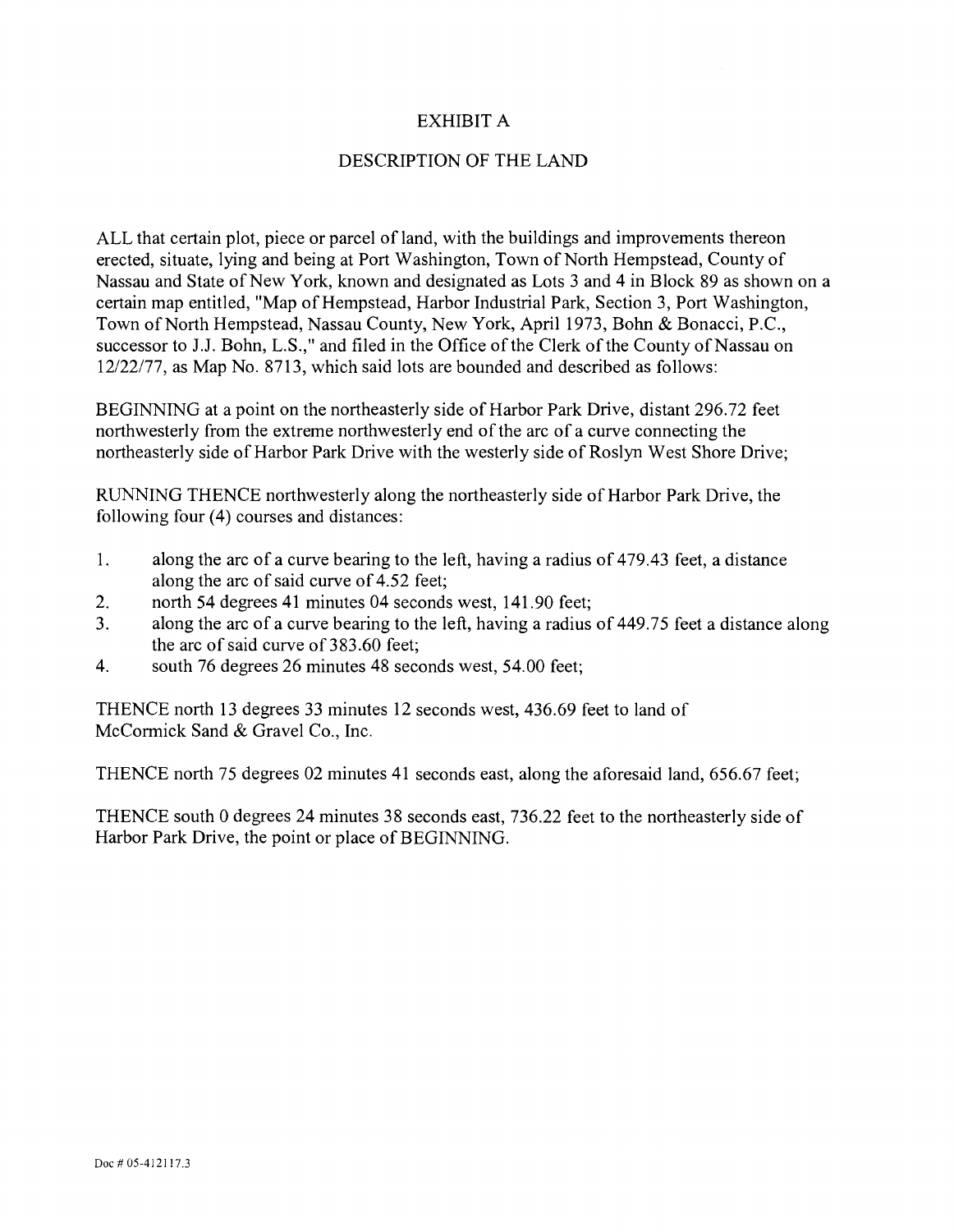# EXHIBIT A

## DESCRIPTION OF THE LAND

ALL that certain plot, piece or parcel of land, with the buildings and improvements thereon erected, situate, lying and being at Port Washington, Town of North Hempstead, County of Nassau and State of New York, known and designated as Lots 3 and 4 in Block 89 as shown on a certain map entitled, "Map of Hempstead, Harbor Industrial Park, Section 3, Port Washington, Town of North Hempstead, Nassau County, New York, April 1973, Bohn & Bonacci, P.C., successor to J.J. Bohn, L.S.," and filed in the Office of the Clerk of the County of Nassau on 12/22/77, as Map No. 8713, which said lots are bounded and described as follows:

BEGINNING at a point on the northeasterly side of Harbor Park Drive, distant 296.72 feet northwesterly from the extreme northwesterly end of the arc of a curve connecting the northeasterly side of Harbor Park Drive with the westerly side of Roslyn West Shore Drive;

RUNNING THENCE northwesterly along the northeasterly side of Harbor Park Drive, the following four (4) courses and distances:

1. along the arc of a curve bearing to the left, having a radius of 479.43 feet, a distance along the arc of said curve of 4.52 feet;
2. north 54 degrees 41 minutes 04 seconds west, 141.90 feet;
3. along the arc of a curve bearing to the left, having a radius of 449.75 feet a distance along the arc of said curve of 383.60 feet;
4. south 76 degrees 26 minutes 48 seconds west, 54.00 feet;

THENCE north 13 degrees 33 minutes 12 seconds west, 436.69 feet to land of McCormick Sand & Gravel Co., Inc.

THENCE north 75 degrees 02 minutes 41 seconds east, along the aforesaid land, 656.67 feet;

THENCE south 0 degrees 24 minutes 38 seconds east, 736.22 feet to the northeasterly side of Harbor Park Drive, the point or place of BEGINNING.

Doc # 05-412117.3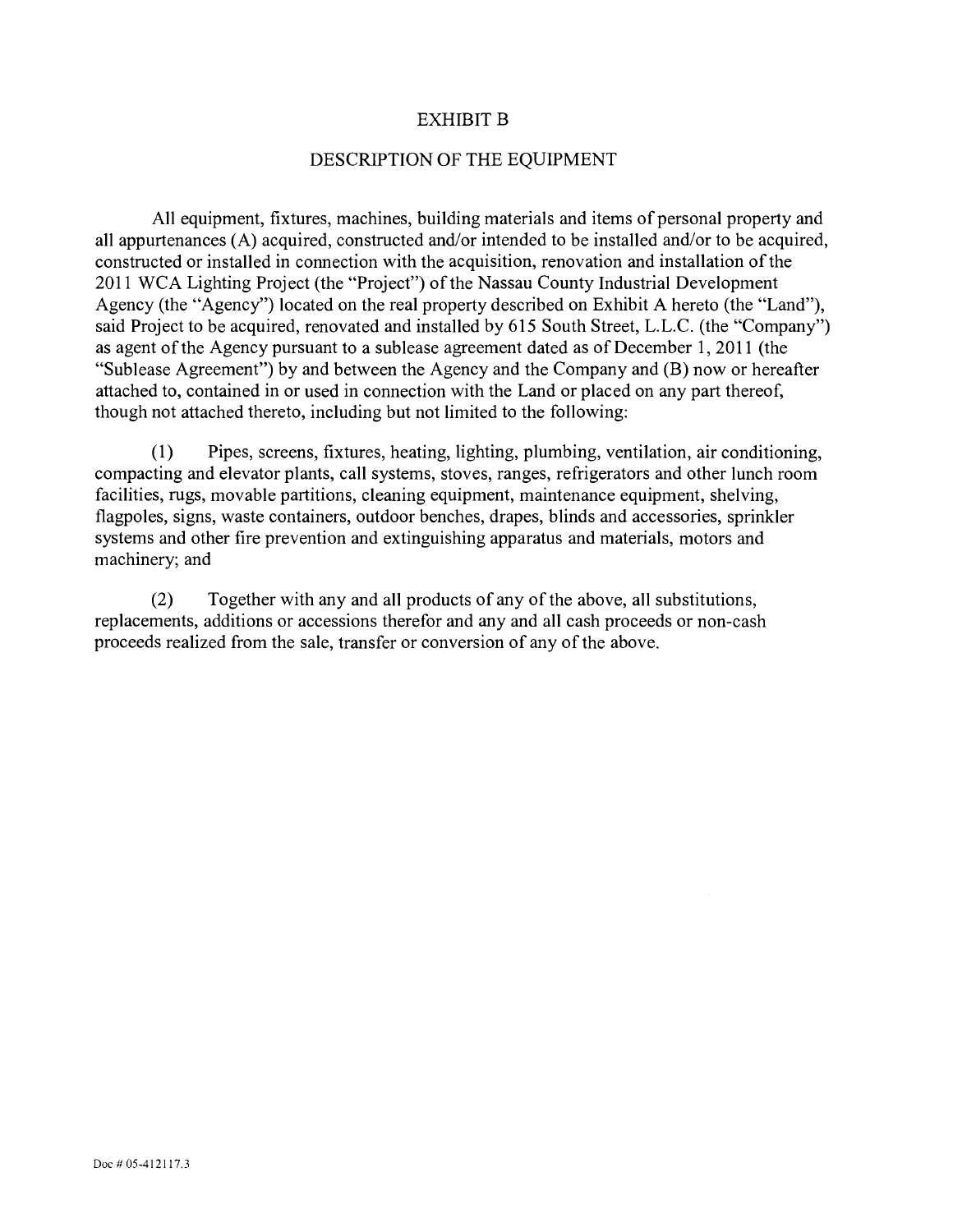# EXHIBIT B

## DESCRIPTION OF THE EQUIPMENT

All equipment, fixtures, machines, building materials and items of personal property and all appurtenances (A) acquired, constructed and/or intended to be installed and/or to be acquired, constructed or installed in connection with the acquisition, renovation and installation of the 2011 WCA Lighting Project (the "Project") of the Nassau County Industrial Development Agency (the "Agency") located on the real property described on Exhibit A hereto (the "Land"), said Project to be acquired, renovated and installed by 615 South Street, L.L.C. (the "Company") as agent of the Agency pursuant to a sublease agreement dated as of December 1, 2011 (the "Sublease Agreement") by and between the Agency and the Company and (B) now or hereafter attached to, contained in or used in connection with the Land or placed on any part thereof, though not attached thereto, including but not limited to the following:

(1) Pipes, screens, fixtures, heating, lighting, plumbing, ventilation, air conditioning, compacting and elevator plants, call systems, stoves, ranges, refrigerators and other lunch room facilities, rugs, movable partitions, cleaning equipment, maintenance equipment, shelving, flagpoles, signs, waste containers, outdoor benches, drapes, blinds and accessories, sprinkler systems and other fire prevention and extinguishing apparatus and materials, motors and machinery; and

(2) Together with any and all products of any of the above, all substitutions, replacements, additions or accessions therefor and any and all cash proceeds or non-cash proceeds realized from the sale, transfer or conversion of any of the above.

Doc # 05-412117.3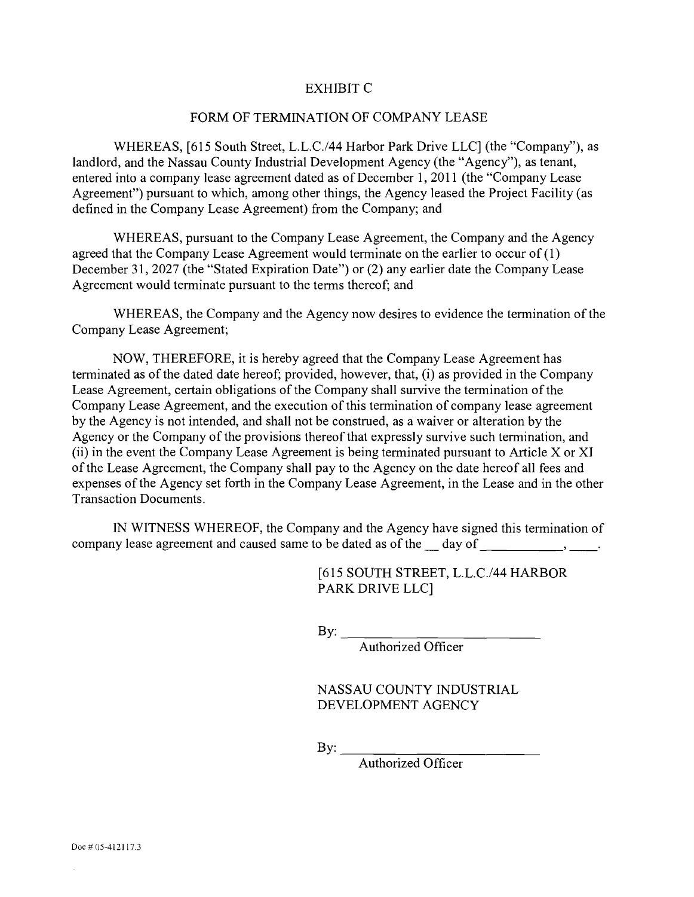# EXHIBIT C

## FORM OF TERMINATION OF COMPANY LEASE

WHEREAS, [615 South Street, L.L.C./44 Harbor Park Drive LLC] (the "Company"), as landlord, and the Nassau County Industrial Development Agency (the "Agency"), as tenant, entered into a company lease agreement dated as of December 1, 2011 (the "Company Lease Agreement") pursuant to which, among other things, the Agency leased the Project Facility (as defined in the Company Lease Agreement) from the Company; and

WHEREAS, pursuant to the Company Lease Agreement, the Company and the Agency agreed that the Company Lease Agreement would terminate on the earlier to occur of (1) December 31, 2027 (the "Stated Expiration Date") or (2) any earlier date the Company Lease Agreement would terminate pursuant to the terms thereof; and

WHEREAS, the Company and the Agency now desires to evidence the termination of the Company Lease Agreement;

NOW, THEREFORE, it is hereby agreed that the Company Lease Agreement has terminated as of the dated date hereof; provided, however, that, (i) as provided in the Company Lease Agreement, certain obligations of the Company shall survive the termination of the Company Lease Agreement, and the execution of this termination of company lease agreement by the Agency is not intended, and shall not be construed, as a waiver or alteration by the Agency or the Company of the provisions thereof that expressly survive such termination, and (ii) in the event the Company Lease Agreement is being terminated pursuant to Article X or XI of the Lease Agreement, the Company shall pay to the Agency on the date hereof all fees and expenses of the Agency set forth in the Company Lease Agreement, in the Lease and in the other Transaction Documents.

IN WITNESS WHEREOF, the Company and the Agency have signed this termination of company lease agreement and caused same to be dated as of the __ day of ___________, ____.

[615 SOUTH STREET, L.L.C./44 HARBOR PARK DRIVE LLC]

By: ______________________________
Authorized Officer

NASSAU COUNTY INDUSTRIAL DEVELOPMENT AGENCY

By: ______________________________
Authorized Officer

Doc # 05-412117.3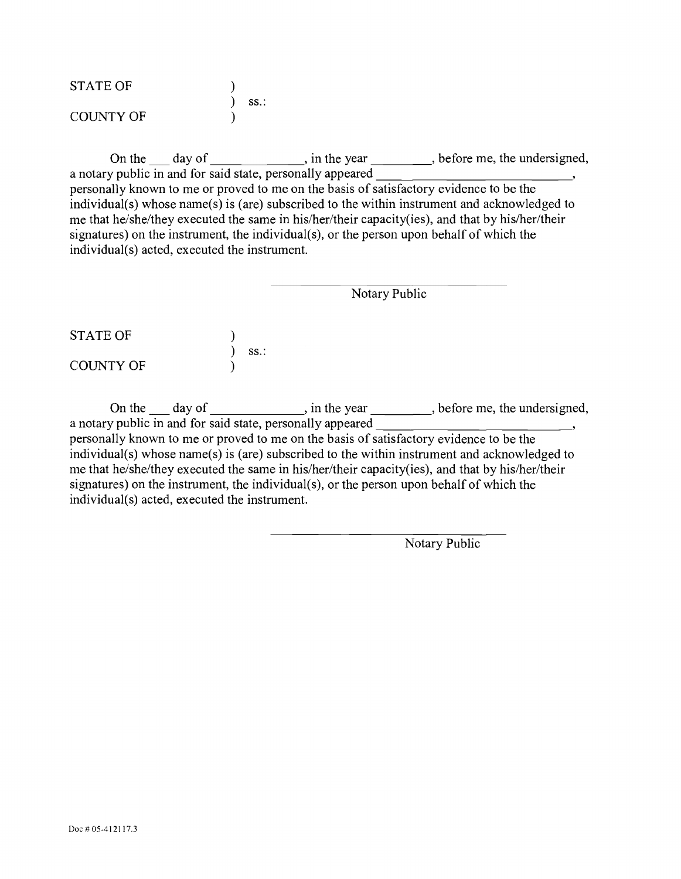STATE OF )
) ss.:
COUNTY OF )

On the ___ day of _____________, in the year ________, before me, the undersigned, a notary public in and for said state, personally appeared ____________________________, personally known to me or proved to me on the basis of satisfactory evidence to be the individual(s) whose name(s) is (are) subscribed to the within instrument and acknowledged to me that he/she/they executed the same in his/her/their capacity(ies), and that by his/her/their signatures) on the instrument, the individual(s), or the person upon behalf of which the individual(s) acted, executed the instrument.

______________________________
Notary Public

STATE OF )
) ss.:
COUNTY OF )

On the ___ day of _____________, in the year ________, before me, the undersigned, a notary public in and for said state, personally appeared ____________________________, personally known to me or proved to me on the basis of satisfactory evidence to be the individual(s) whose name(s) is (are) subscribed to the within instrument and acknowledged to me that he/she/they executed the same in his/her/their capacity(ies), and that by his/her/their signatures) on the instrument, the individual(s), or the person upon behalf of which the individual(s) acted, executed the instrument.

______________________________
Notary Public

Doc # 05-412117.3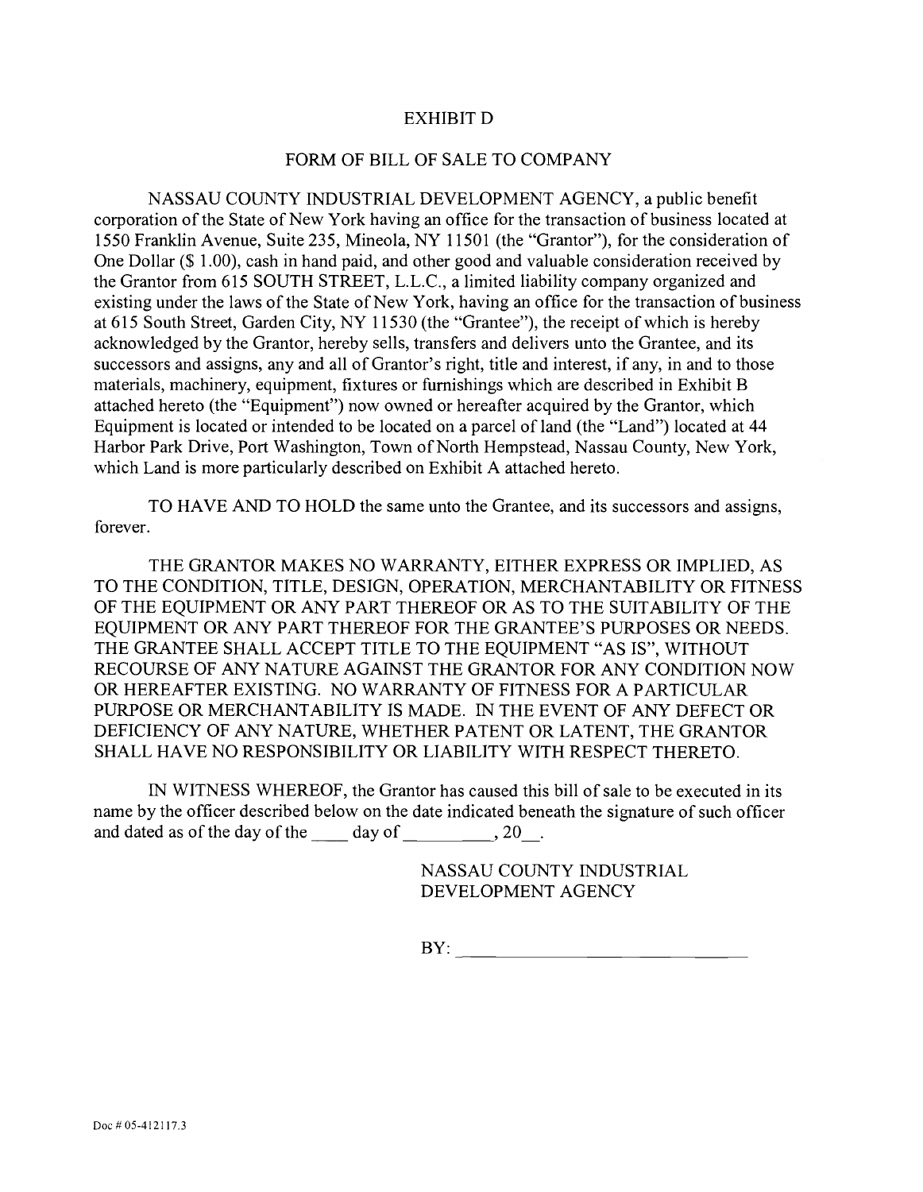# EXHIBIT D

## FORM OF BILL OF SALE TO COMPANY

NASSAU COUNTY INDUSTRIAL DEVELOPMENT AGENCY, a public benefit corporation of the State of New York having an office for the transaction of business located at 1550 Franklin Avenue, Suite 235, Mineola, NY 11501 (the "Grantor"), for the consideration of One Dollar ($ 1.00), cash in hand paid, and other good and valuable consideration received by the Grantor from 615 SOUTH STREET, L.L.C., a limited liability company organized and existing under the laws of the State of New York, having an office for the transaction of business at 615 South Street, Garden City, NY 11530 (the "Grantee"), the receipt of which is hereby acknowledged by the Grantor, hereby sells, transfers and delivers unto the Grantee, and its successors and assigns, any and all of Grantor's right, title and interest, if any, in and to those materials, machinery, equipment, fixtures or furnishings which are described in Exhibit B attached hereto (the "Equipment") now owned or hereafter acquired by the Grantor, which Equipment is located or intended to be located on a parcel of land (the "Land") located at 44 Harbor Park Drive, Port Washington, Town of North Hempstead, Nassau County, New York, which Land is more particularly described on Exhibit A attached hereto.

TO HAVE AND TO HOLD the same unto the Grantee, and its successors and assigns, forever.

THE GRANTOR MAKES NO WARRANTY, EITHER EXPRESS OR IMPLIED, AS TO THE CONDITION, TITLE, DESIGN, OPERATION, MERCHANTABILITY OR FITNESS OF THE EQUIPMENT OR ANY PART THEREOF OR AS TO THE SUITABILITY OF THE EQUIPMENT OR ANY PART THEREOF FOR THE GRANTEE'S PURPOSES OR NEEDS. THE GRANTEE SHALL ACCEPT TITLE TO THE EQUIPMENT "AS IS", WITHOUT RECOURSE OF ANY NATURE AGAINST THE GRANTOR FOR ANY CONDITION NOW OR HEREAFTER EXISTING. NO WARRANTY OF FITNESS FOR A PARTICULAR PURPOSE OR MERCHANTABILITY IS MADE. IN THE EVENT OF ANY DEFECT OR DEFICIENCY OF ANY NATURE, WHETHER PATENT OR LATENT, THE GRANTOR SHALL HAVE NO RESPONSIBILITY OR LIABILITY WITH RESPECT THERETO.

IN WITNESS WHEREOF, the Grantor has caused this bill of sale to be executed in its name by the officer described below on the date indicated beneath the signature of such officer and dated as of the day of the ____ day of _________, 20__.

NASSAU COUNTY INDUSTRIAL DEVELOPMENT AGENCY

BY: ______________________________

Doc # 05-412117.3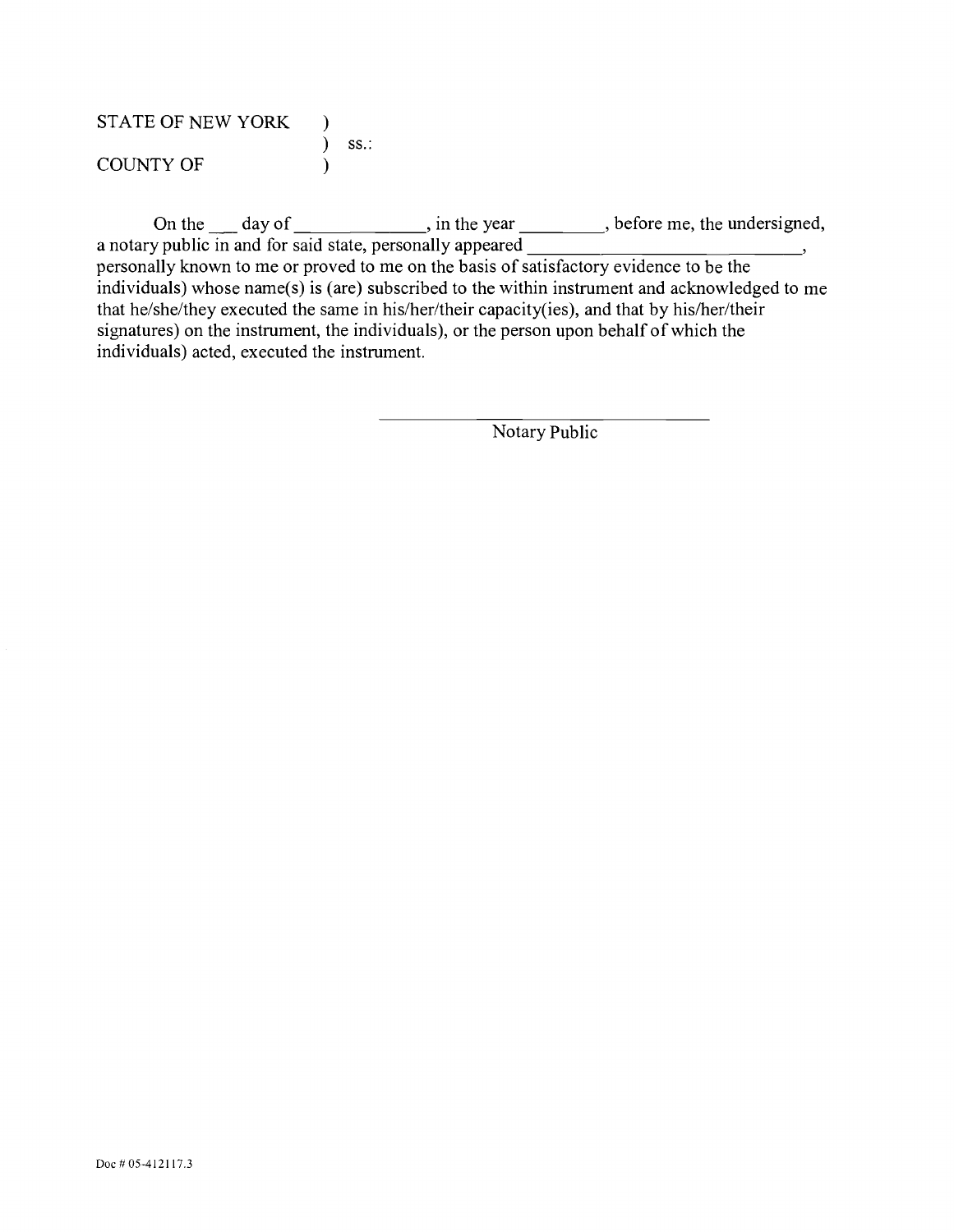STATE OF NEW YORK )
) ss.:
COUNTY OF )

On the ___ day of _____________, in the year ________, before me, the undersigned, a notary public in and for said state, personally appeared ____________________________, personally known to me or proved to me on the basis of satisfactory evidence to be the individuals) whose name(s) is (are) subscribed to the within instrument and acknowledged to me that he/she/they executed the same in his/her/their capacity(ies), and that by his/her/their signatures) on the instrument, the individuals), or the person upon behalf of which the individuals) acted, executed the instrument.

______________________________
Notary Public

Doc # 05-412117.3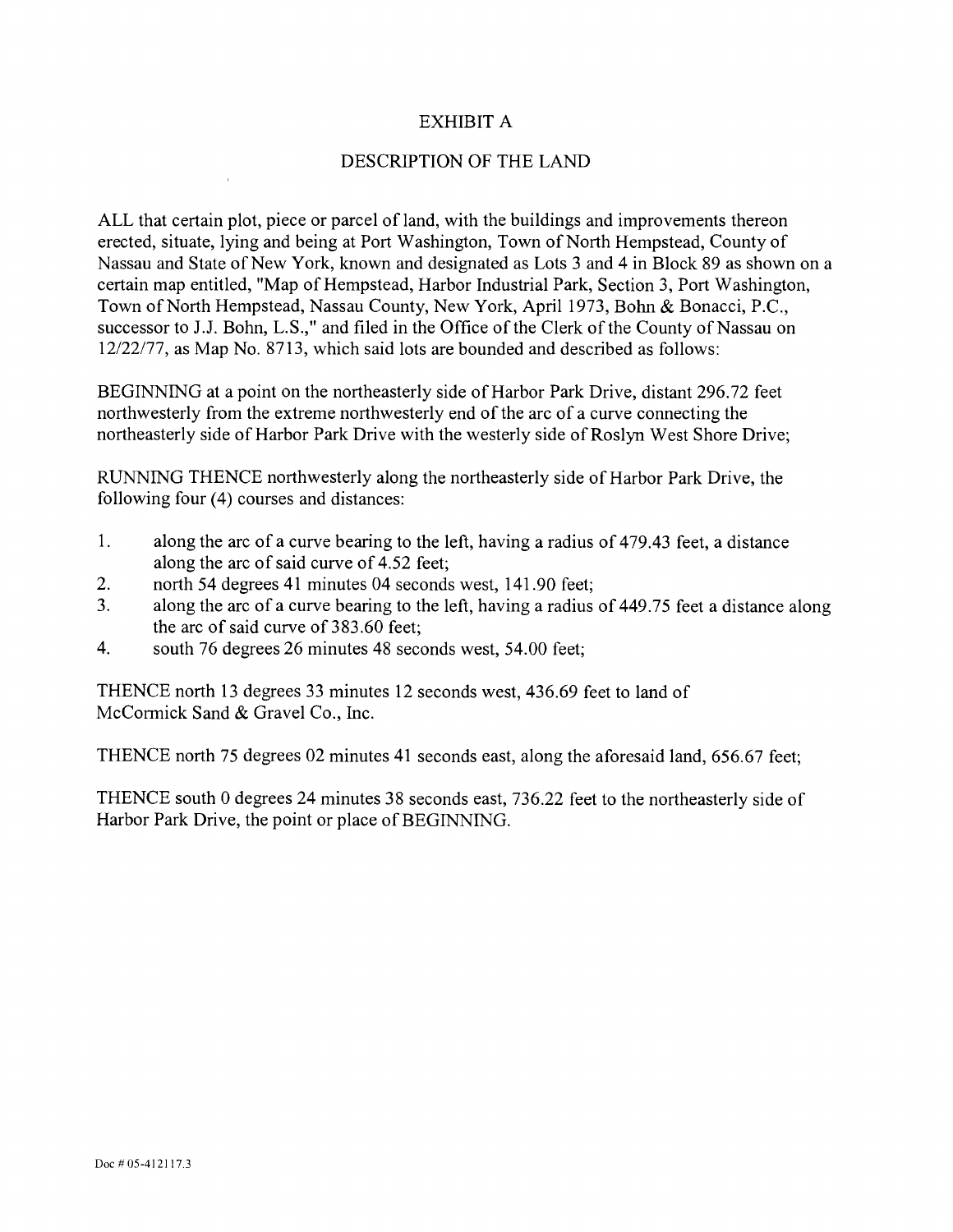# EXHIBIT A

## DESCRIPTION OF THE LAND

ALL that certain plot, piece or parcel of land, with the buildings and improvements thereon erected, situate, lying and being at Port Washington, Town of North Hempstead, County of Nassau and State of New York, known and designated as Lots 3 and 4 in Block 89 as shown on a certain map entitled, "Map of Hempstead, Harbor Industrial Park, Section 3, Port Washington, Town of North Hempstead, Nassau County, New York, April 1973, Bohn & Bonacci, P.C., successor to J.J. Bohn, L.S.," and filed in the Office of the Clerk of the County of Nassau on 12/22/77, as Map No. 8713, which said lots are bounded and described as follows:

BEGINNING at a point on the northeasterly side of Harbor Park Drive, distant 296.72 feet northwesterly from the extreme northwesterly end of the arc of a curve connecting the northeasterly side of Harbor Park Drive with the westerly side of Roslyn West Shore Drive;

RUNNING THENCE northwesterly along the northeasterly side of Harbor Park Drive, the following four (4) courses and distances:

1. along the arc of a curve bearing to the left, having a radius of 479.43 feet, a distance along the arc of said curve of 4.52 feet;
2. north 54 degrees 41 minutes 04 seconds west, 141.90 feet;
3. along the arc of a curve bearing to the left, having a radius of 449.75 feet a distance along the arc of said curve of 383.60 feet;
4. south 76 degrees 26 minutes 48 seconds west, 54.00 feet;

THENCE north 13 degrees 33 minutes 12 seconds west, 436.69 feet to land of McCormick Sand & Gravel Co., Inc.

THENCE north 75 degrees 02 minutes 41 seconds east, along the aforesaid land, 656.67 feet;

THENCE south 0 degrees 24 minutes 38 seconds east, 736.22 feet to the northeasterly side of Harbor Park Drive, the point or place of BEGINNING.

Doc # 05-412117.3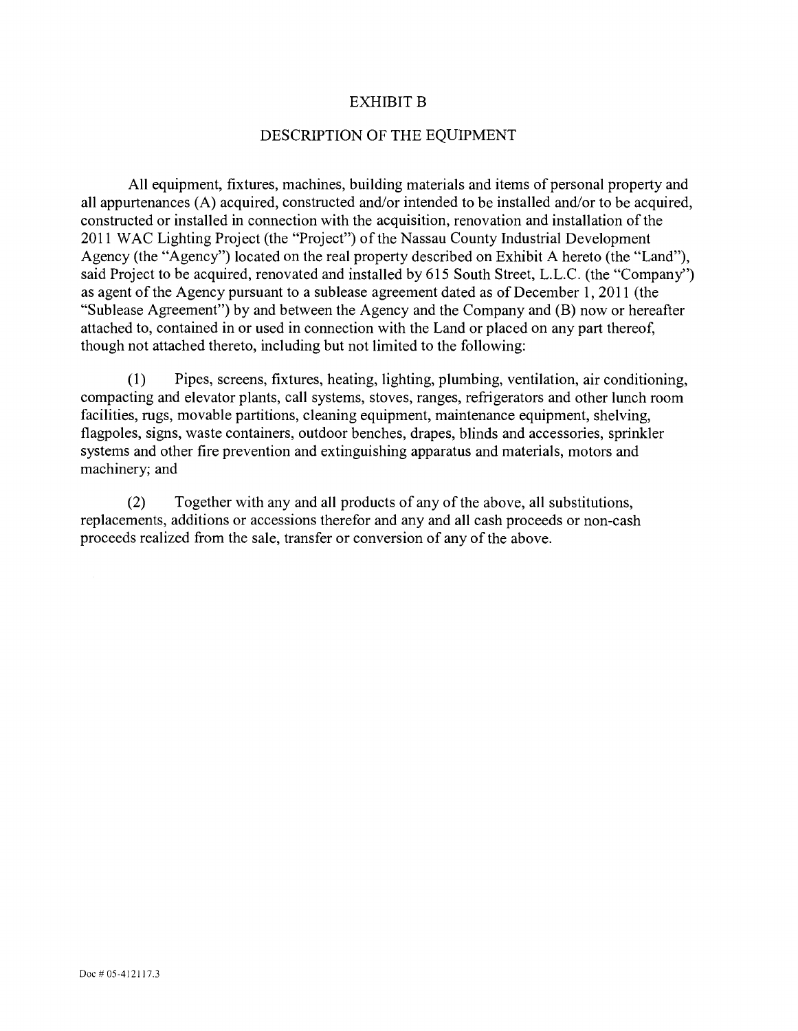# EXHIBIT B

## DESCRIPTION OF THE EQUIPMENT

All equipment, fixtures, machines, building materials and items of personal property and all appurtenances (A) acquired, constructed and/or intended to be installed and/or to be acquired, constructed or installed in connection with the acquisition, renovation and installation of the 2011 WAC Lighting Project (the "Project") of the Nassau County Industrial Development Agency (the "Agency") located on the real property described on Exhibit A hereto (the "Land"), said Project to be acquired, renovated and installed by 615 South Street, L.L.C. (the "Company") as agent of the Agency pursuant to a sublease agreement dated as of December 1, 2011 (the "Sublease Agreement") by and between the Agency and the Company and (B) now or hereafter attached to, contained in or used in connection with the Land or placed on any part thereof, though not attached thereto, including but not limited to the following:

(1) Pipes, screens, fixtures, heating, lighting, plumbing, ventilation, air conditioning, compacting and elevator plants, call systems, stoves, ranges, refrigerators and other lunch room facilities, rugs, movable partitions, cleaning equipment, maintenance equipment, shelving, flagpoles, signs, waste containers, outdoor benches, drapes, blinds and accessories, sprinkler systems and other fire prevention and extinguishing apparatus and materials, motors and machinery; and

(2) Together with any and all products of any of the above, all substitutions, replacements, additions or accessions therefor and any and all cash proceeds or non-cash proceeds realized from the sale, transfer or conversion of any of the above.

Doc # 05-412117.3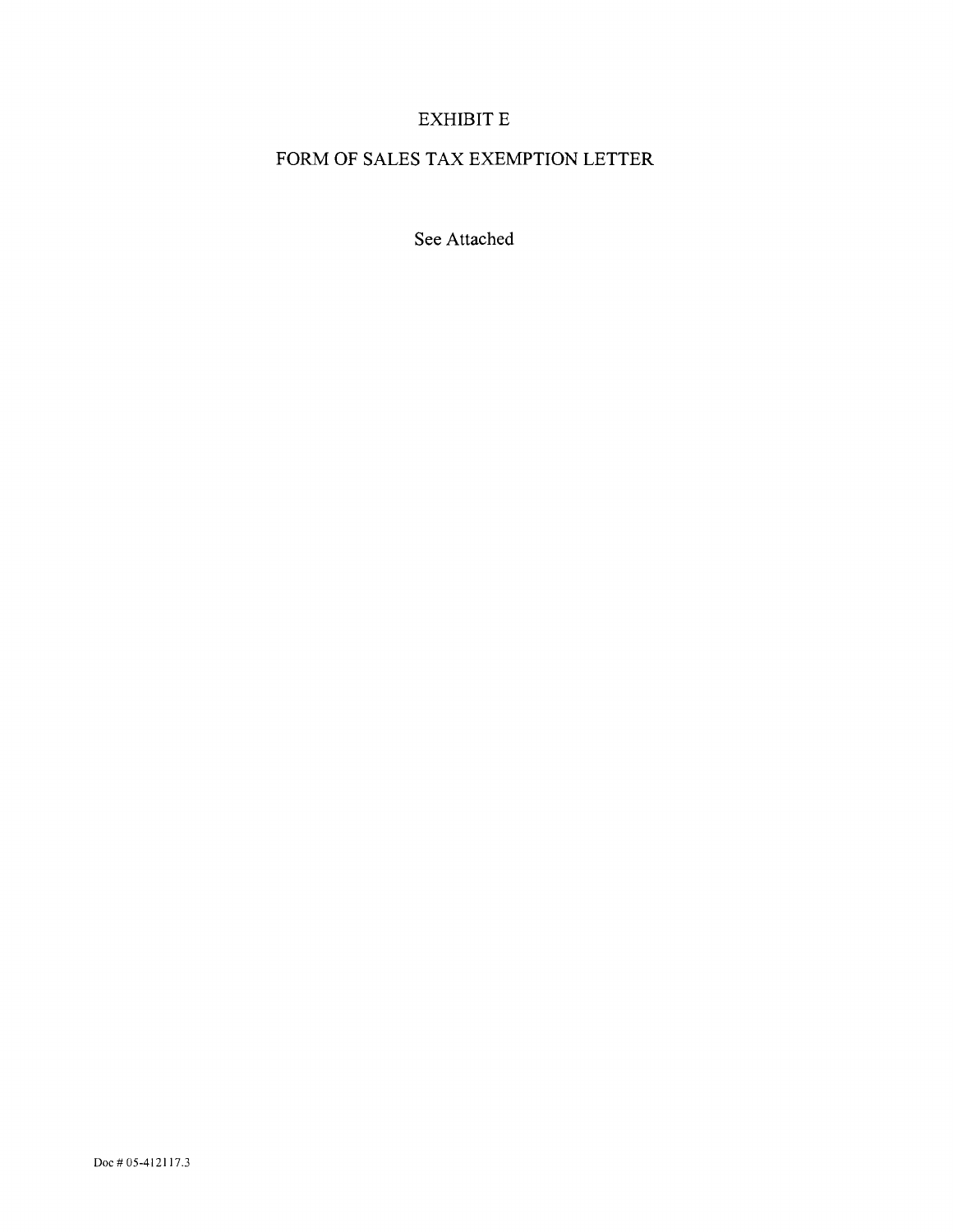# EXHIBIT E

# FORM OF SALES TAX EXEMPTION LETTER

See Attached

Doc # 05-412117.3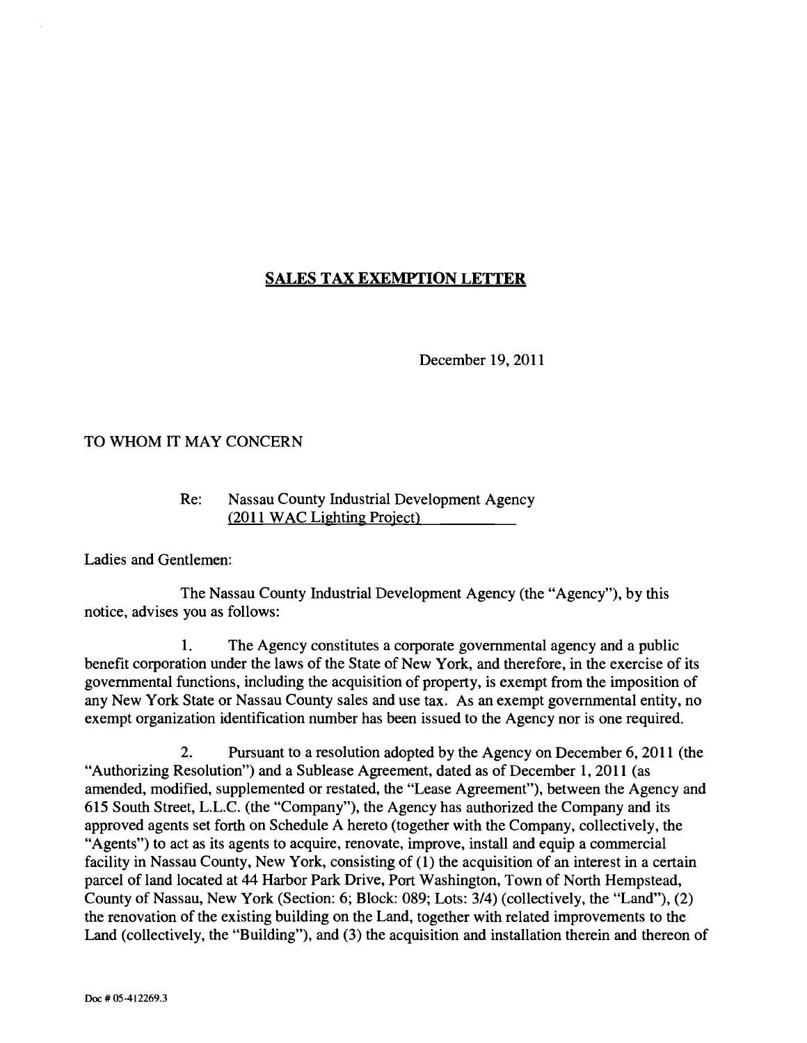## **SALES TAX EXEMPTION LETTER**

December 19, 2011

TO WHOM IT MAY CONCERN

Re: Nassau County Industrial Development Agency
(2011 WAC Lighting Project)

Ladies and Gentlemen:

The Nassau County Industrial Development Agency (the "Agency"), by this notice, advises you as follows:

1. The Agency constitutes a corporate governmental agency and a public benefit corporation under the laws of the State of New York, and therefore, in the exercise of its governmental functions, including the acquisition of property, is exempt from the imposition of any New York State or Nassau County sales and use tax. As an exempt governmental entity, no exempt organization identification number has been issued to the Agency nor is one required.

2. Pursuant to a resolution adopted by the Agency on December 6, 2011 (the "Authorizing Resolution") and a Sublease Agreement, dated as of December 1, 2011 (as amended, modified, supplemented or restated, the "Lease Agreement"), between the Agency and 615 South Street, L.L.C. (the "Company"), the Agency has authorized the Company and its approved agents set forth on Schedule A hereto (together with the Company, collectively, the "Agents") to act as its agents to acquire, renovate, improve, install and equip a commercial facility in Nassau County, New York, consisting of (1) the acquisition of an interest in a certain parcel of land located at 44 Harbor Park Drive, Port Washington, Town of North Hempstead, County of Nassau, New York (Section: 6; Block: 089; Lots: 3/4) (collectively, the "Land"), (2) the renovation of the existing building on the Land, together with related improvements to the Land (collectively, the "Building"), and (3) the acquisition and installation therein and thereon of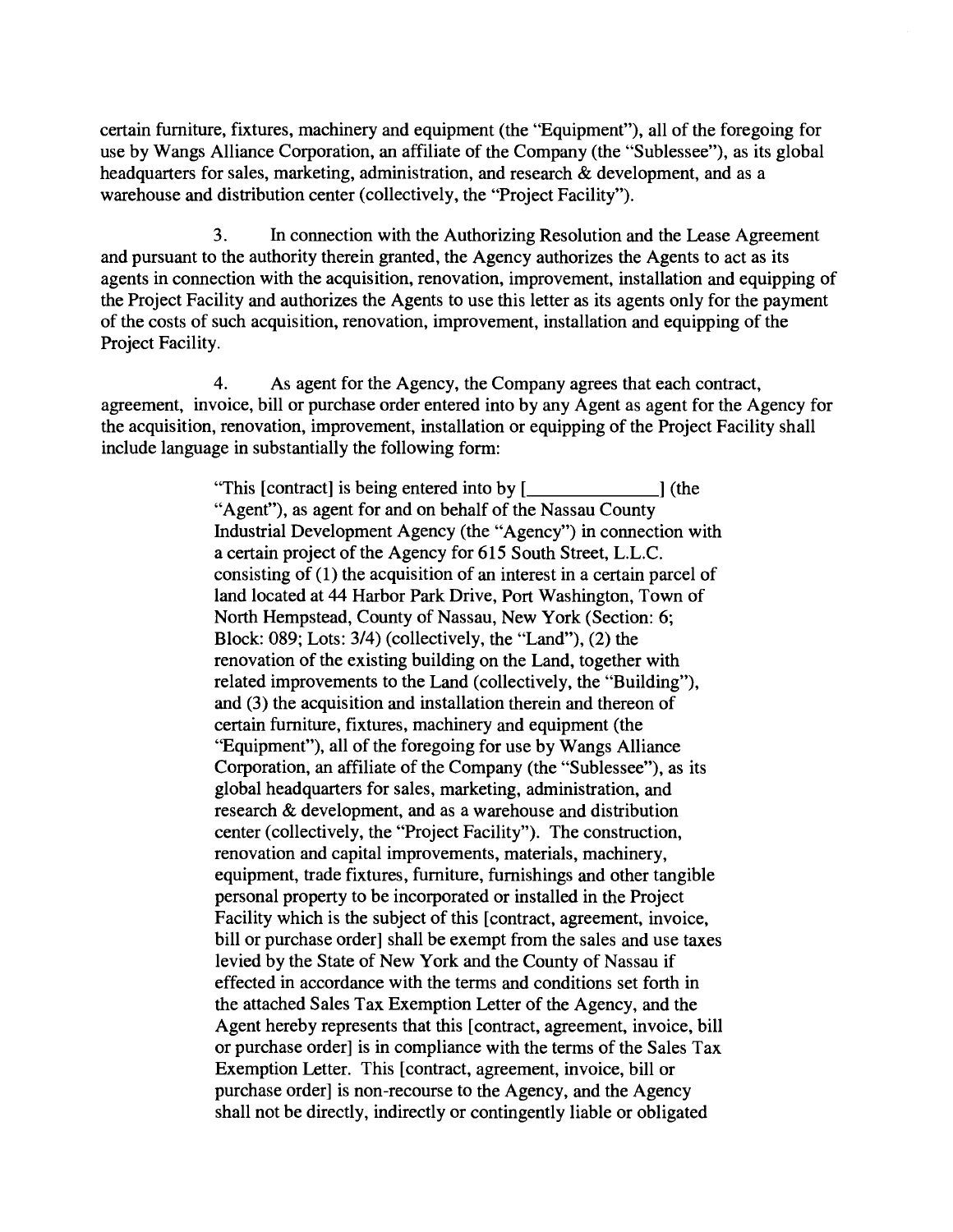certain furniture, fixtures, machinery and equipment (the "Equipment"), all of the foregoing for use by Wangs Alliance Corporation, an affiliate of the Company (the "Sublessee"), as its global headquarters for sales, marketing, administration, and research & development, and as a warehouse and distribution center (collectively, the "Project Facility").

3. In connection with the Authorizing Resolution and the Lease Agreement and pursuant to the authority therein granted, the Agency authorizes the Agents to act as its agents in connection with the acquisition, renovation, improvement, installation and equipping of the Project Facility and authorizes the Agents to use this letter as its agents only for the payment of the costs of such acquisition, renovation, improvement, installation and equipping of the Project Facility.

4. As agent for the Agency, the Company agrees that each contract, agreement, invoice, bill or purchase order entered into by any Agent as agent for the Agency for the acquisition, renovation, improvement, installation or equipping of the Project Facility shall include language in substantially the following form:

> "This [contract] is being entered into by [______________] (the "Agent"), as agent for and on behalf of the Nassau County Industrial Development Agency (the "Agency") in connection with a certain project of the Agency for 615 South Street, L.L.C. consisting of (1) the acquisition of an interest in a certain parcel of land located at 44 Harbor Park Drive, Port Washington, Town of North Hempstead, County of Nassau, New York (Section: 6; Block: 089; Lots: 3/4) (collectively, the "Land"), (2) the renovation of the existing building on the Land, together with related improvements to the Land (collectively, the "Building"), and (3) the acquisition and installation therein and thereon of certain furniture, fixtures, machinery and equipment (the "Equipment"), all of the foregoing for use by Wangs Alliance Corporation, an affiliate of the Company (the "Sublessee"), as its global headquarters for sales, marketing, administration, and research & development, and as a warehouse and distribution center (collectively, the "Project Facility"). The construction, renovation and capital improvements, materials, machinery, equipment, trade fixtures, furniture, furnishings and other tangible personal property to be incorporated or installed in the Project Facility which is the subject of this [contract, agreement, invoice, bill or purchase order] shall be exempt from the sales and use taxes levied by the State of New York and the County of Nassau if effected in accordance with the terms and conditions set forth in the attached Sales Tax Exemption Letter of the Agency, and the Agent hereby represents that this [contract, agreement, invoice, bill or purchase order] is in compliance with the terms of the Sales Tax Exemption Letter. This [contract, agreement, invoice, bill or purchase order] is non-recourse to the Agency, and the Agency shall not be directly, indirectly or contingently liable or obligated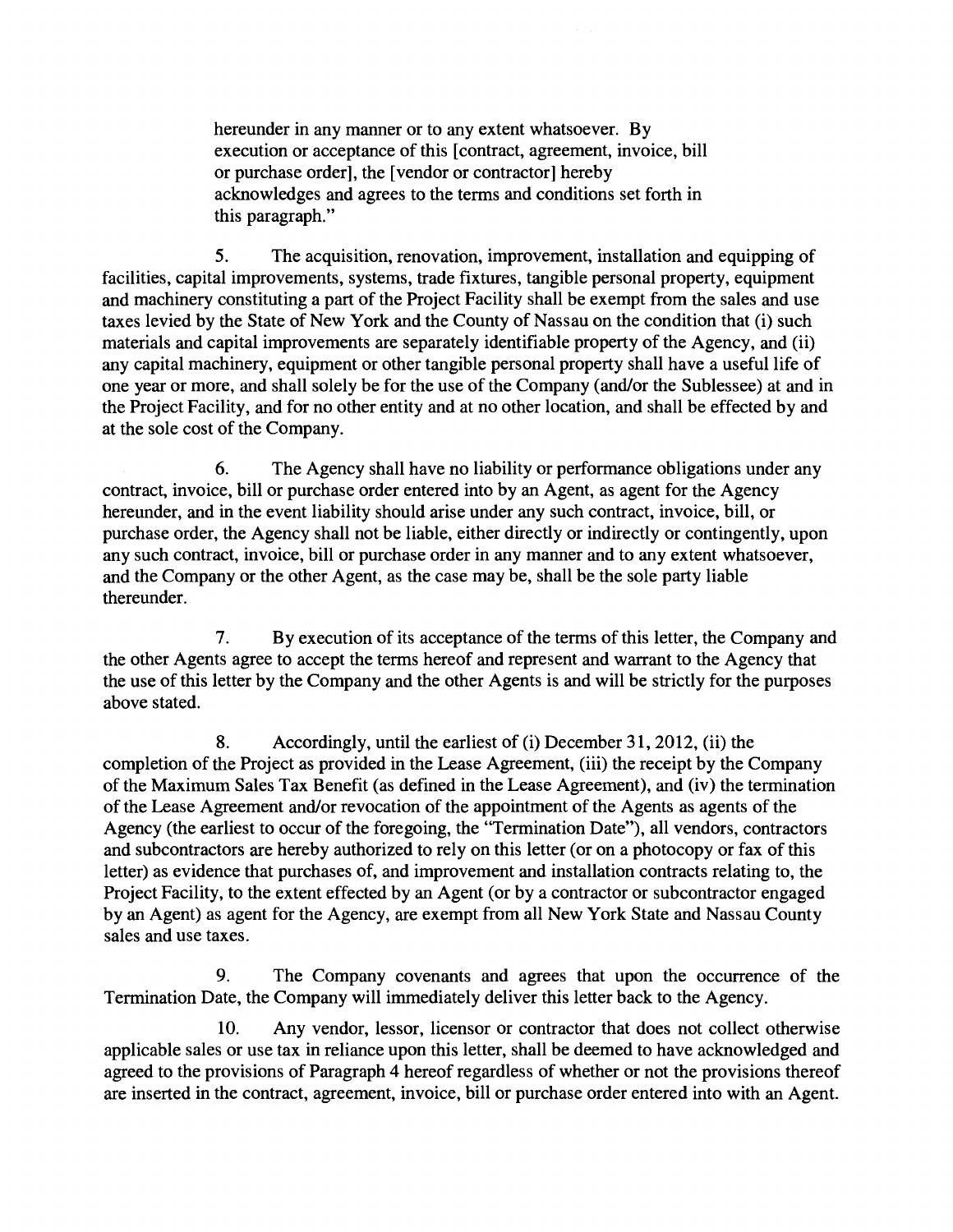hereunder in any manner or to any extent whatsoever. By execution or acceptance of this [contract, agreement, invoice, bill or purchase order], the [vendor or contractor] hereby acknowledges and agrees to the terms and conditions set forth in this paragraph."

5. The acquisition, renovation, improvement, installation and equipping of facilities, capital improvements, systems, trade fixtures, tangible personal property, equipment and machinery constituting a part of the Project Facility shall be exempt from the sales and use taxes levied by the State of New York and the County of Nassau on the condition that (i) such materials and capital improvements are separately identifiable property of the Agency, and (ii) any capital machinery, equipment or other tangible personal property shall have a useful life of one year or more, and shall solely be for the use of the Company (and/or the Sublessee) at and in the Project Facility, and for no other entity and at no other location, and shall be effected by and at the sole cost of the Company.

6. The Agency shall have no liability or performance obligations under any contract, invoice, bill or purchase order entered into by an Agent, as agent for the Agency hereunder, and in the event liability should arise under any such contract, invoice, bill, or purchase order, the Agency shall not be liable, either directly or indirectly or contingently, upon any such contract, invoice, bill or purchase order in any manner and to any extent whatsoever, and the Company or the other Agent, as the case may be, shall be the sole party liable thereunder.

7. By execution of its acceptance of the terms of this letter, the Company and the other Agents agree to accept the terms hereof and represent and warrant to the Agency that the use of this letter by the Company and the other Agents is and will be strictly for the purposes above stated.

8. Accordingly, until the earliest of (i) December 31, 2012, (ii) the completion of the Project as provided in the Lease Agreement, (iii) the receipt by the Company of the Maximum Sales Tax Benefit (as defined in the Lease Agreement), and (iv) the termination of the Lease Agreement and/or revocation of the appointment of the Agents as agents of the Agency (the earliest to occur of the foregoing, the "Termination Date"), all vendors, contractors and subcontractors are hereby authorized to rely on this letter (or on a photocopy or fax of this letter) as evidence that purchases of, and improvement and installation contracts relating to, the Project Facility, to the extent effected by an Agent (or by a contractor or subcontractor engaged by an Agent) as agent for the Agency, are exempt from all New York State and Nassau County sales and use taxes.

9. The Company covenants and agrees that upon the occurrence of the Termination Date, the Company will immediately deliver this letter back to the Agency.

10. Any vendor, lessor, licensor or contractor that does not collect otherwise applicable sales or use tax in reliance upon this letter, shall be deemed to have acknowledged and agreed to the provisions of Paragraph 4 hereof regardless of whether or not the provisions thereof are inserted in the contract, agreement, invoice, bill or purchase order entered into with an Agent.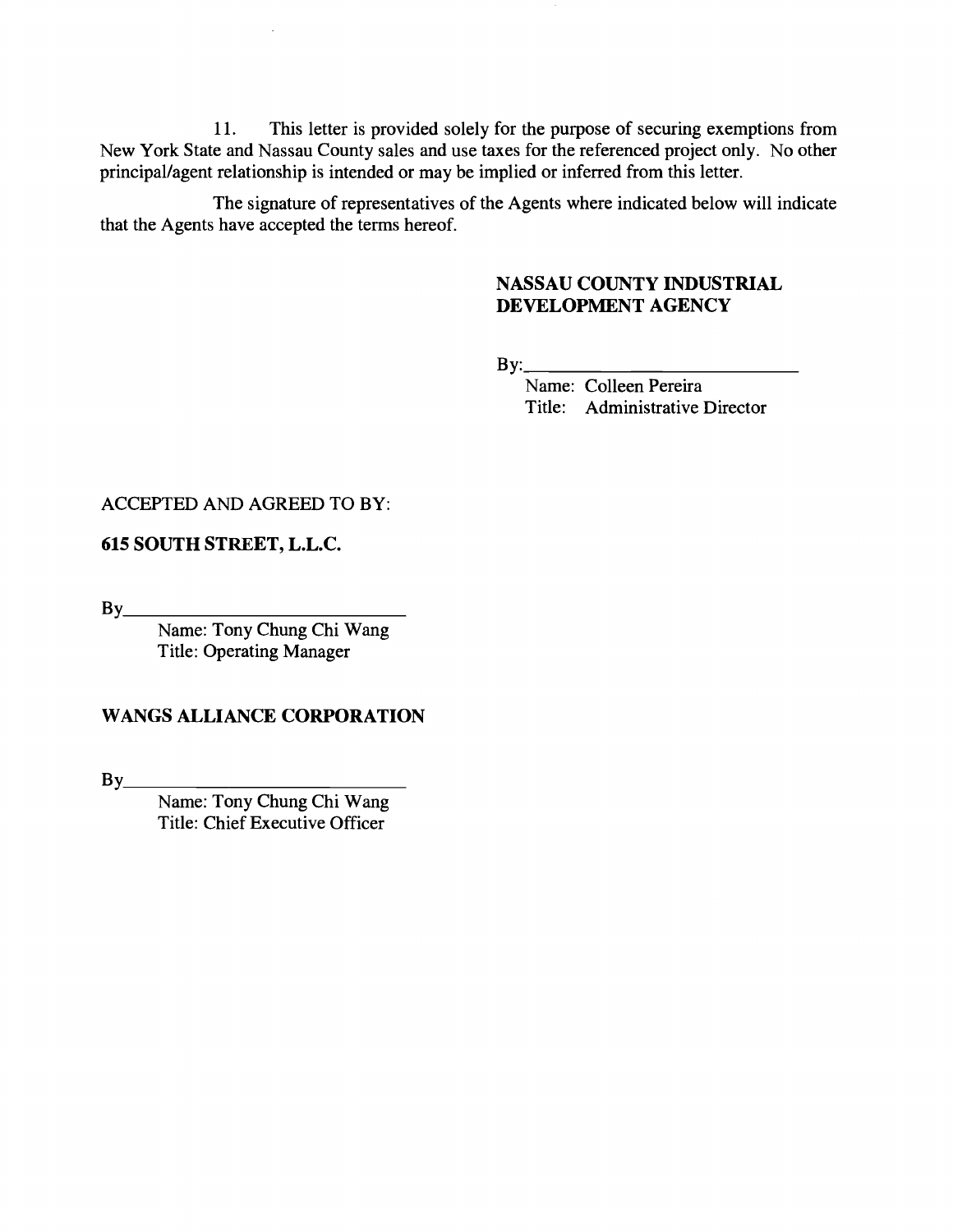11. This letter is provided solely for the purpose of securing exemptions from New York State and Nassau County sales and use taxes for the referenced project only. No other principal/agent relationship is intended or may be implied or inferred from this letter.

The signature of representatives of the Agents where indicated below will indicate that the Agents have accepted the terms hereof.

**NASSAU COUNTY INDUSTRIAL DEVELOPMENT AGENCY**

By:\_\_\_\_\_\_\_\_\_\_\_\_\_\_\_\_\_\_\_\_\_\_\_\_\_\_\_\_\_\_\_\_

Name: Colleen Pereira
Title: Administrative Director

ACCEPTED AND AGREED TO BY:

**615 SOUTH STREET, L.L.C.**

By\_\_\_\_\_\_\_\_\_\_\_\_\_\_\_\_\_\_\_\_\_\_\_\_\_\_\_\_\_\_\_\_

Name: Tony Chung Chi Wang
Title: Operating Manager

**WANGS ALLIANCE CORPORATION**

By\_\_\_\_\_\_\_\_\_\_\_\_\_\_\_\_\_\_\_\_\_\_\_\_\_\_\_\_\_\_\_\_

Name: Tony Chung Chi Wang
Title: Chief Executive Officer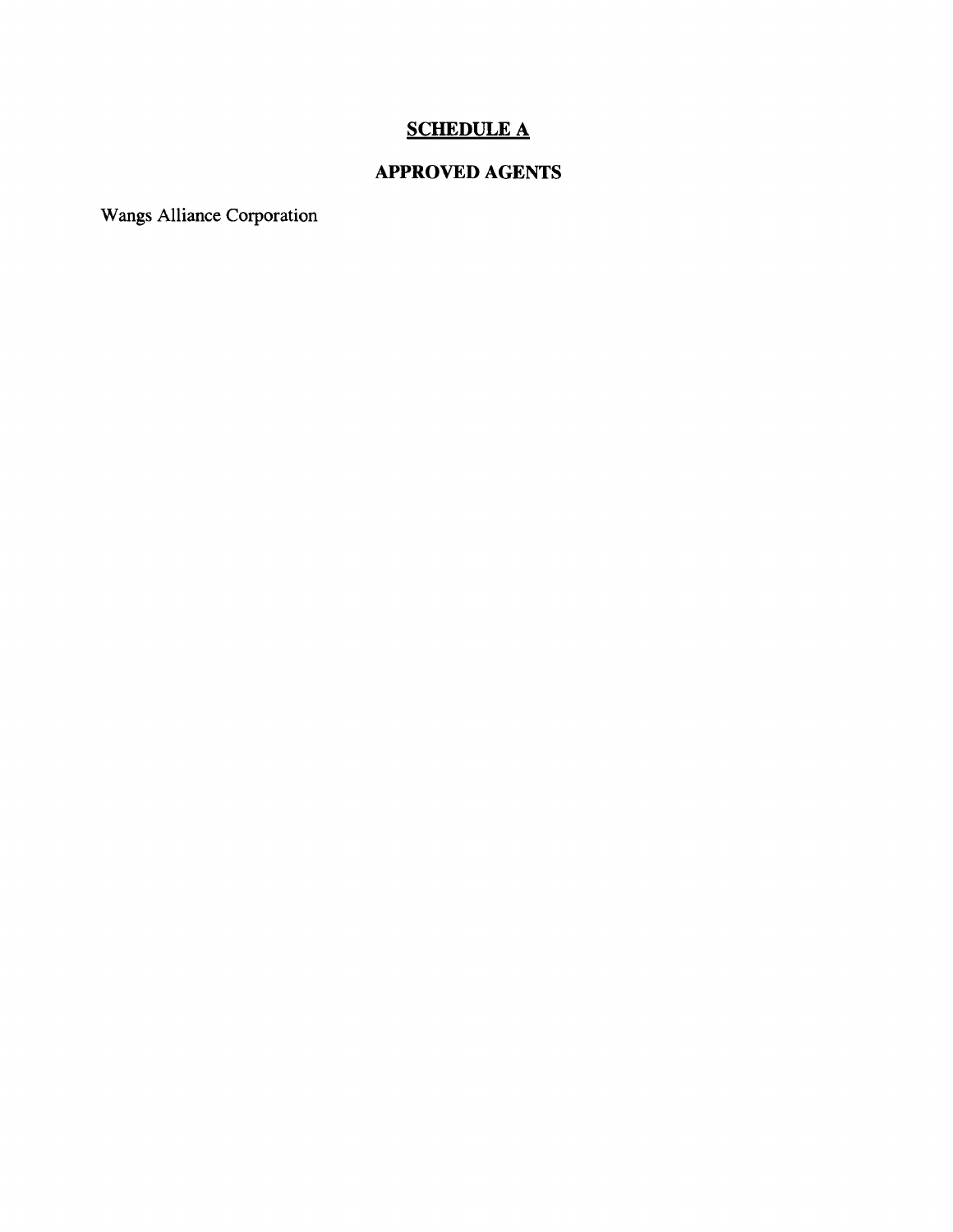## **SCHEDULE A**

## **APPROVED AGENTS**

Wangs Alliance Corporation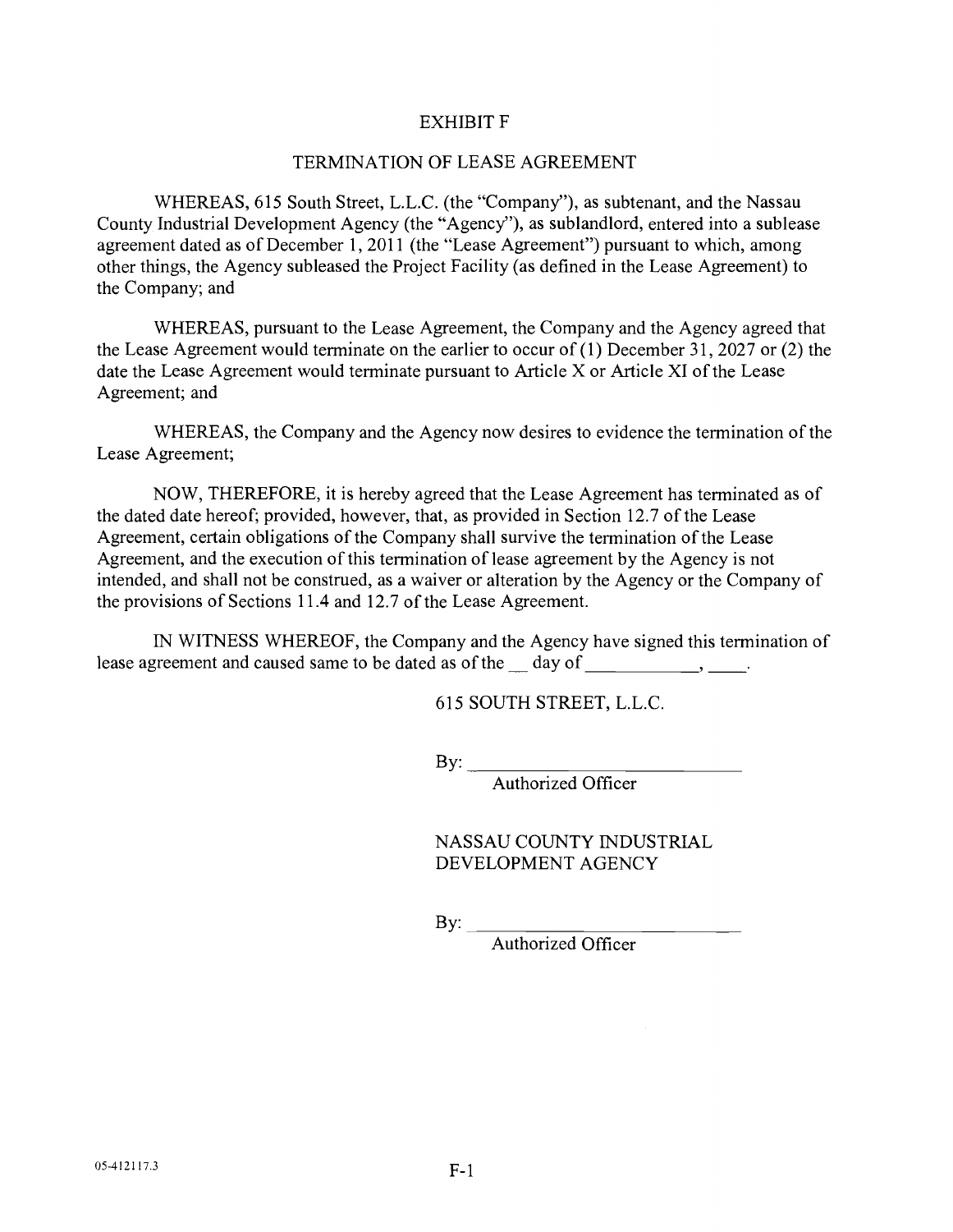# EXHIBIT F

## TERMINATION OF LEASE AGREEMENT

WHEREAS, 615 South Street, L.L.C. (the "Company"), as subtenant, and the Nassau County Industrial Development Agency (the "Agency"), as sublandlord, entered into a sublease agreement dated as of December 1, 2011 (the "Lease Agreement") pursuant to which, among other things, the Agency subleased the Project Facility (as defined in the Lease Agreement) to the Company; and

WHEREAS, pursuant to the Lease Agreement, the Company and the Agency agreed that the Lease Agreement would terminate on the earlier to occur of (1) December 31, 2027 or (2) the date the Lease Agreement would terminate pursuant to Article X or Article XI of the Lease Agreement; and

WHEREAS, the Company and the Agency now desires to evidence the termination of the Lease Agreement;

NOW, THEREFORE, it is hereby agreed that the Lease Agreement has terminated as of the dated date hereof; provided, however, that, as provided in Section 12.7 of the Lease Agreement, certain obligations of the Company shall survive the termination of the Lease Agreement, and the execution of this termination of lease agreement by the Agency is not intended, and shall not be construed, as a waiver or alteration by the Agency or the Company of the provisions of Sections 11.4 and 12.7 of the Lease Agreement.

IN WITNESS WHEREOF, the Company and the Agency have signed this termination of lease agreement and caused same to be dated as of the __ day of ___________, ____.

615 SOUTH STREET, L.L.C.

By: ____________________________
Authorized Officer

NASSAU COUNTY INDUSTRIAL DEVELOPMENT AGENCY

By: ____________________________
Authorized Officer

05-412117.3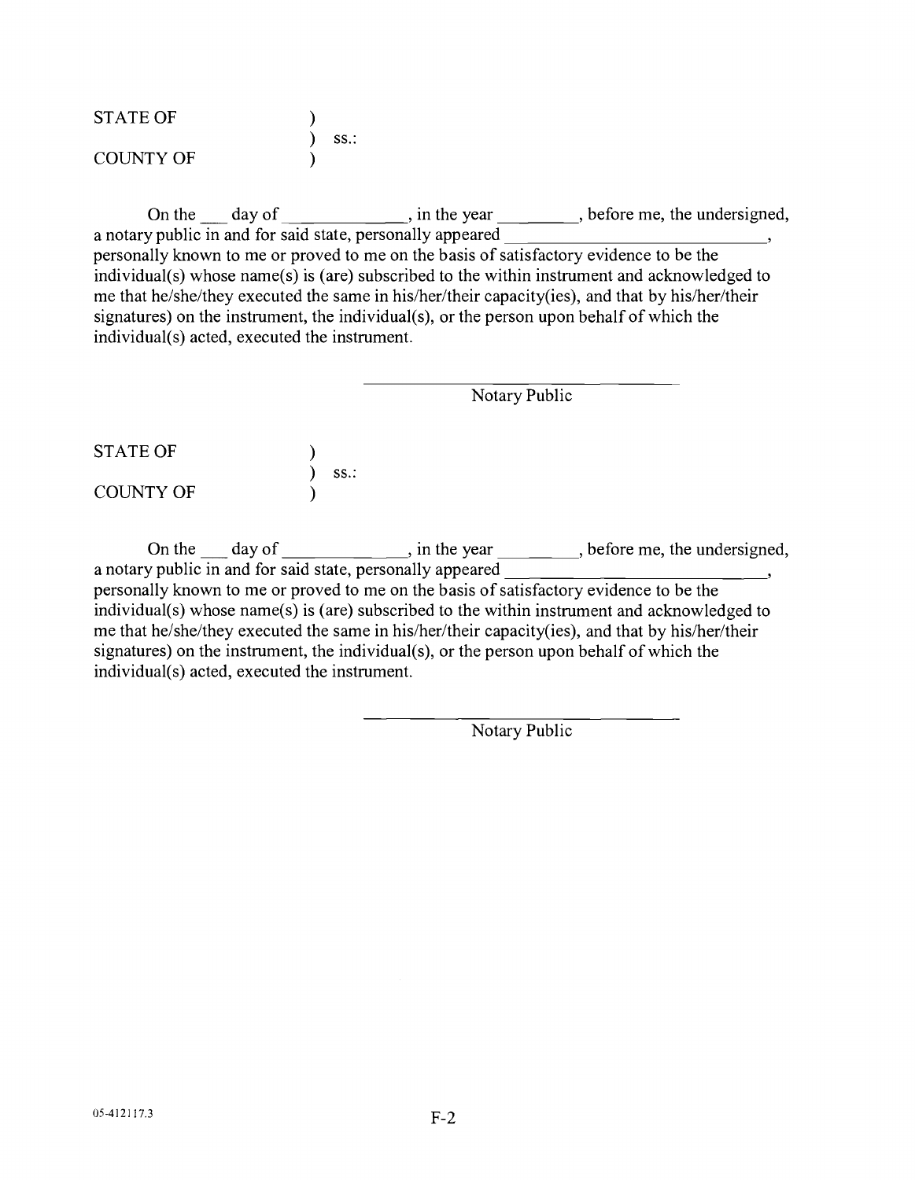STATE OF )
) ss.:
COUNTY OF )

On the ___ day of _____________, in the year ________, before me, the undersigned, a notary public in and for said state, personally appeared ____________________________, personally known to me or proved to me on the basis of satisfactory evidence to be the individual(s) whose name(s) is (are) subscribed to the within instrument and acknowledged to me that he/she/they executed the same in his/her/their capacity(ies), and that by his/her/their signatures) on the instrument, the individual(s), or the person upon behalf of which the individual(s) acted, executed the instrument.

_______________________________
Notary Public

STATE OF )
) ss.:
COUNTY OF )

On the ___ day of _____________, in the year ________, before me, the undersigned, a notary public in and for said state, personally appeared ____________________________, personally known to me or proved to me on the basis of satisfactory evidence to be the individual(s) whose name(s) is (are) subscribed to the within instrument and acknowledged to me that he/she/they executed the same in his/her/their capacity(ies), and that by his/her/their signatures) on the instrument, the individual(s), or the person upon behalf of which the individual(s) acted, executed the instrument.

_______________________________
Notary Public

05-412117.3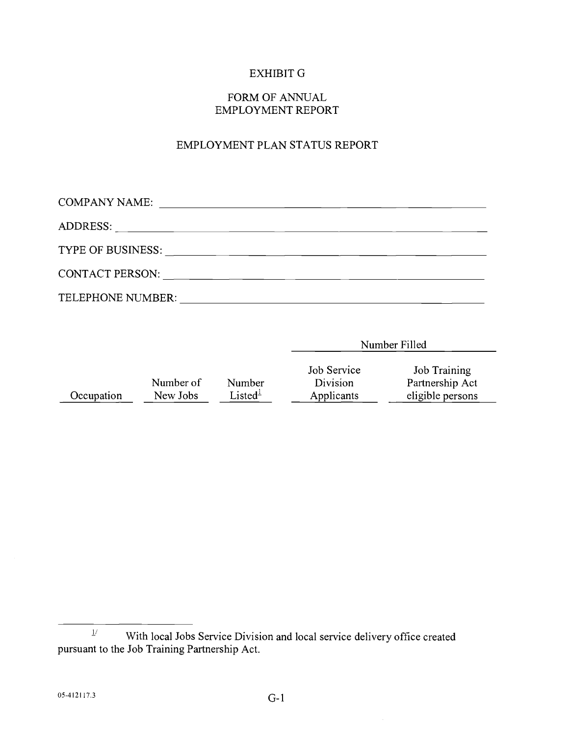# EXHIBIT G

## FORM OF ANNUAL EMPLOYMENT REPORT

## EMPLOYMENT PLAN STATUS REPORT

COMPANY NAME: ______________________________________________

ADDRESS: ______________________________________________

TYPE OF BUSINESS: ______________________________________________

CONTACT PERSON: ______________________________________________

TELEPHONE NUMBER: ______________________________________________

| | | | Number Filled | |
|---|---|---|---|---|
| Occupation | Number of New Jobs | Number Listed[1/] | Job Service Division Applicants | Job Training Partnership Act eligible persons |

---

[1/] With local Jobs Service Division and local service delivery office created pursuant to the Job Training Partnership Act.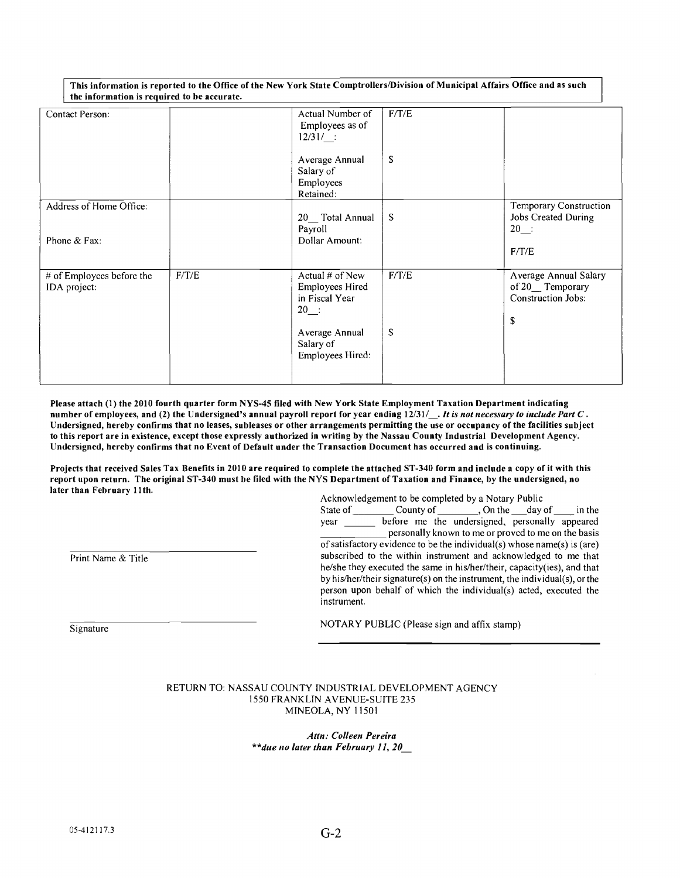**This information is reported to the Office of the New York State Comptrollers/Division of Municipal Affairs Office and as such the information is required to be accurate.**

| | | | | |
|---|---|---|---|---|
| Contact Person: | | Actual Number of Employees as of 12/31/__:<br><br>Average Annual Salary of Employees Retained: | F/T/E<br><br>$ | |
| Address of Home Office:<br><br>Phone & Fax: | | 20__ Total Annual Payroll Dollar Amount: | $ | Temporary Construction Jobs Created During 20__:<br><br>F/T/E |
| # of Employees before the IDA project: | F/T/E | Actual # of New Employees Hired in Fiscal Year 20__:<br><br>Average Annual Salary of Employees Hired: | F/T/E<br><br>$ | Average Annual Salary of 20__ Temporary Construction Jobs:<br><br>$ |

**Please attach (1) the 2010 fourth quarter form NYS-45 filed with New York State Employment Taxation Department indicating number of employees, and (2) the Undersigned's annual payroll report for year ending 12/31/__. *It is not necessary to include Part C*. Undersigned, hereby confirms that no leases, subleases or other arrangements permitting the use or occupancy of the facilities subject to this report are in existence, except those expressly authorized in writing by the Nassau County Industrial Development Agency. Undersigned, hereby confirms that no Event of Default under the Transaction Document has occurred and is continuing.**

**Projects that received Sales Tax Benefits in 2010 are required to complete the attached ST-340 form and include a copy of it with this report upon return. The original ST-340 must be filed with the NYS Department of Taxation and Finance, by the undersigned, no later than February 11th.**

Acknowledgement to be completed by a Notary Public
State of ________ County of ________, On the ___day of ____ in the year ______ before me the undersigned, personally appeared ____________ personally known to me or proved to me on the basis of satisfactory evidence to be the individual(s) whose name(s) is (are) subscribed to the within instrument and acknowledged to me that he/she they executed the same in his/her/their, capacity(ies), and that by his/her/their signature(s) on the instrument, the individual(s), or the person upon behalf of which the individual(s) acted, executed the instrument.

______________________________
Print Name & Title

______________________________
Signature

NOTARY PUBLIC (Please sign and affix stamp)

______________________________

RETURN TO: NASSAU COUNTY INDUSTRIAL DEVELOPMENT AGENCY
1550 FRANKLIN AVENUE-SUITE 235
MINEOLA, NY 11501

***Attn: Colleen Pereira***
***\*\*due no later than February 11, 20__***

05-412117.3